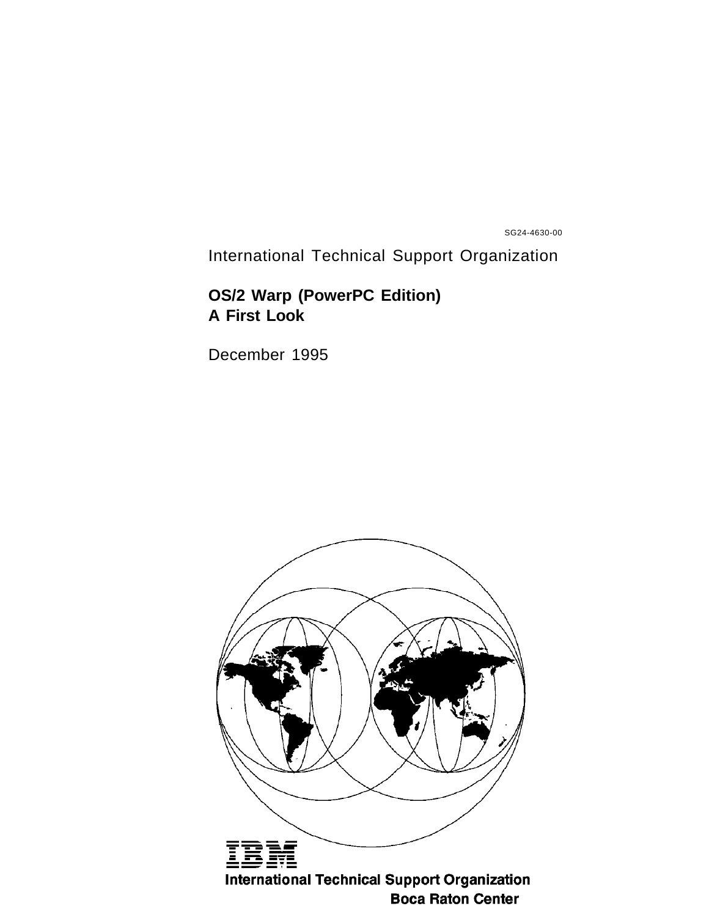SG24-4630-00

International Technical Support Organization

# OS/2 Warp (PowerPC Edition) A First Look

December 1995

**International Technical Support Organization**

**Boca Raton Center**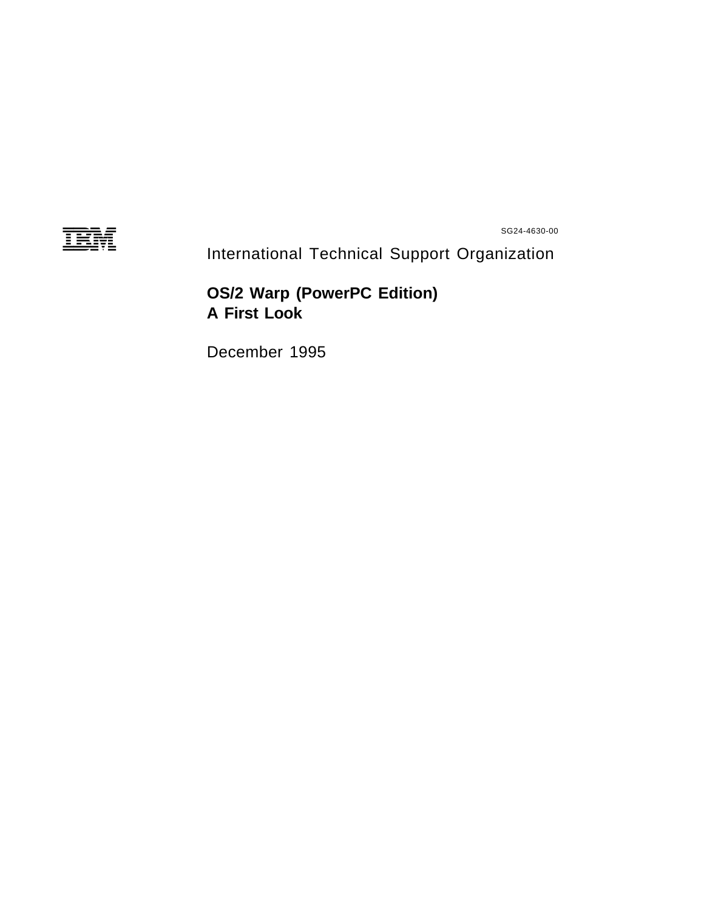SG24-4630-00

International Technical Support Organization

# OS/2 Warp (PowerPC Edition) A First Look

December 1995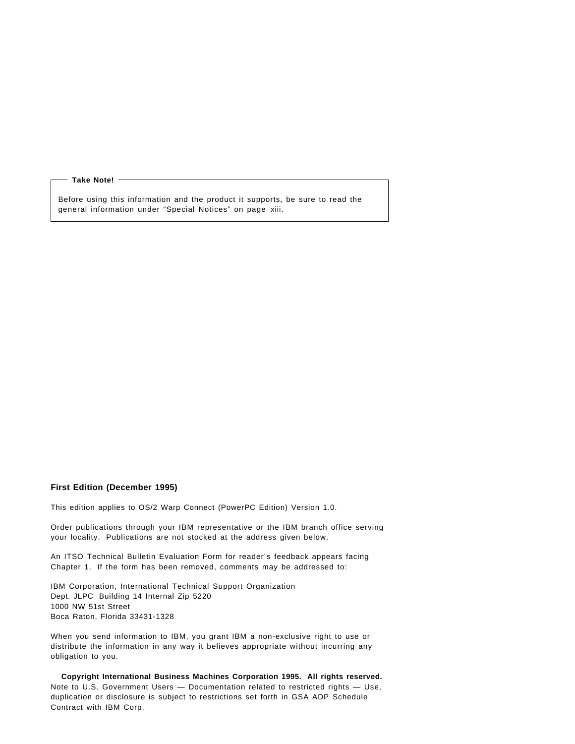**Take Note!**

Before using this information and the product it supports, be sure to read the general information under “Special Notices” on page xiii.

**First Edition (December 1995)**

This edition applies to OS/2 Warp Connect (PowerPC Edition) Version 1.0.

Order publications through your IBM representative or the IBM branch office serving your locality. Publications are not stocked at the address given below.

An ITSO Technical Bulletin Evaluation Form for reader´s feedback appears facing Chapter 1. If the form has been removed, comments may be addressed to:

IBM Corporation, International Technical Support Organization
Dept. JLPC Building 14 Internal Zip 5220
1000 NW 51st Street
Boca Raton, Florida 33431-1328

When you send information to IBM, you grant IBM a non-exclusive right to use or distribute the information in any way it believes appropriate without incurring any obligation to you.

**Copyright International Business Machines Corporation 1995. All rights reserved.**
Note to U.S. Government Users — Documentation related to restricted rights — Use, duplication or disclosure is subject to restrictions set forth in GSA ADP Schedule Contract with IBM Corp.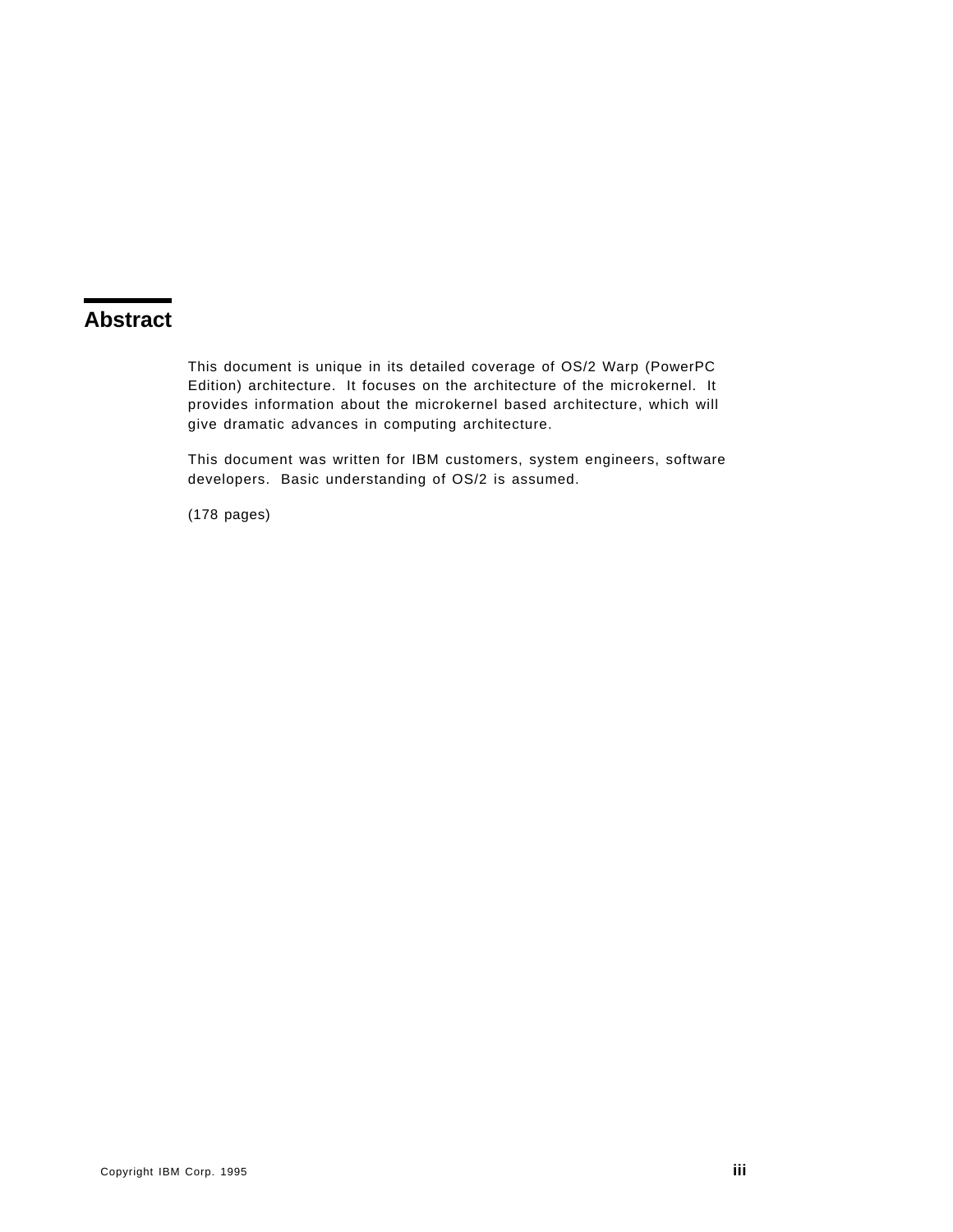# Abstract

This document is unique in its detailed coverage of OS/2 Warp (PowerPC Edition) architecture. It focuses on the architecture of the microkernel. It provides information about the microkernel based architecture, which will give dramatic advances in computing architecture.

This document was written for IBM customers, system engineers, software developers. Basic understanding of OS/2 is assumed.

(178 pages)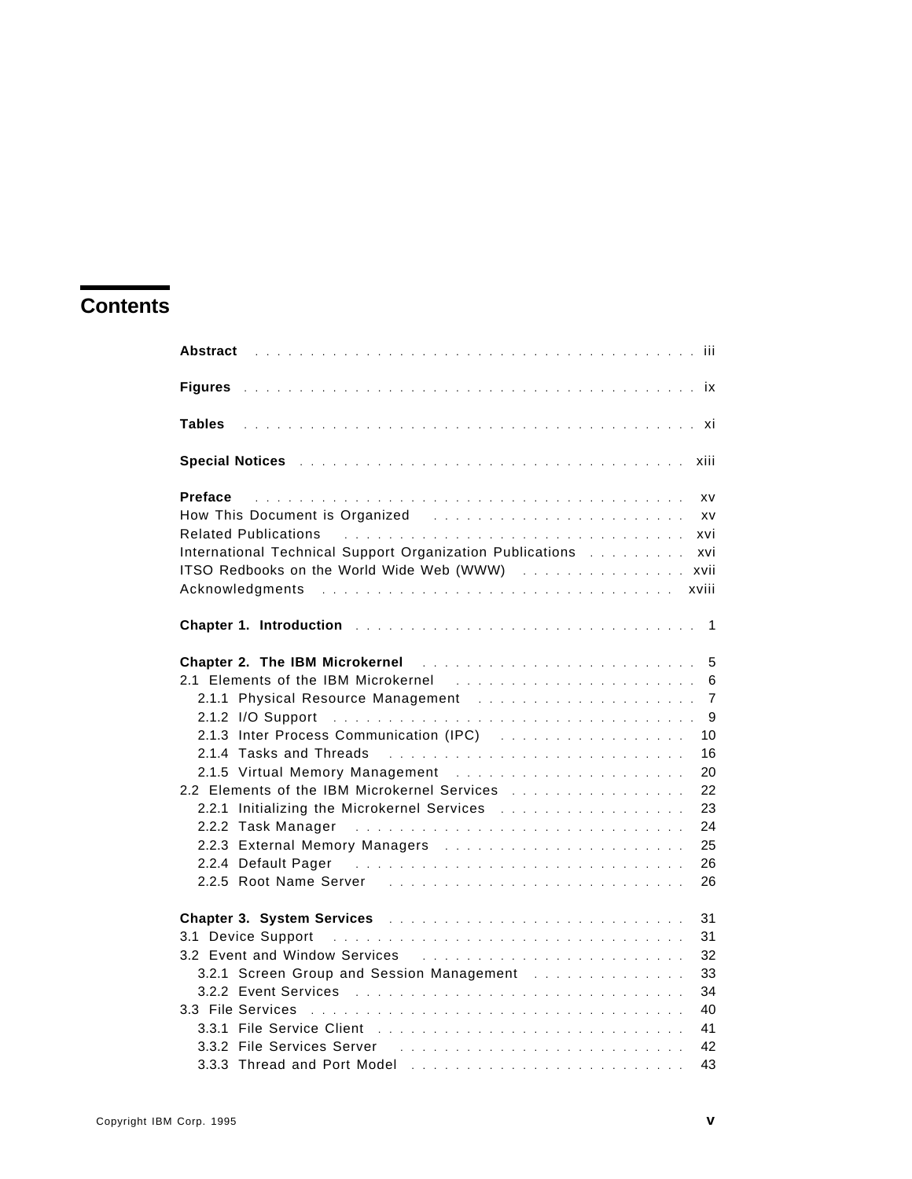# Contents

**Abstract** . . . iii

**Figures** . . . ix

**Tables** . . . xi

**Special Notices** . . . xiii

**Preface** . . . xv
How This Document is Organized . . . xv
Related Publications . . . xvi
International Technical Support Organization Publications . . . xvi
ITSO Redbooks on the World Wide Web (WWW) . . . xvii
Acknowledgments . . . xviii

**Chapter 1. Introduction** . . . 1

**Chapter 2. The IBM Microkernel** . . . 5
2.1 Elements of the IBM Microkernel . . . 6
  2.1.1 Physical Resource Management . . . 7
  2.1.2 I/O Support . . . 9
  2.1.3 Inter Process Communication (IPC) . . . 10
  2.1.4 Tasks and Threads . . . 16
  2.1.5 Virtual Memory Management . . . 20
2.2 Elements of the IBM Microkernel Services . . . 22
  2.2.1 Initializing the Microkernel Services . . . 23
  2.2.2 Task Manager . . . 24
  2.2.3 External Memory Managers . . . 25
  2.2.4 Default Pager . . . 26
  2.2.5 Root Name Server . . . 26

**Chapter 3. System Services** . . . 31
3.1 Device Support . . . 31
3.2 Event and Window Services . . . 32
  3.2.1 Screen Group and Session Management . . . 33
  3.2.2 Event Services . . . 34
3.3 File Services . . . 40
  3.3.1 File Service Client . . . 41
  3.3.2 File Services Server . . . 42
  3.3.3 Thread and Port Model . . . 43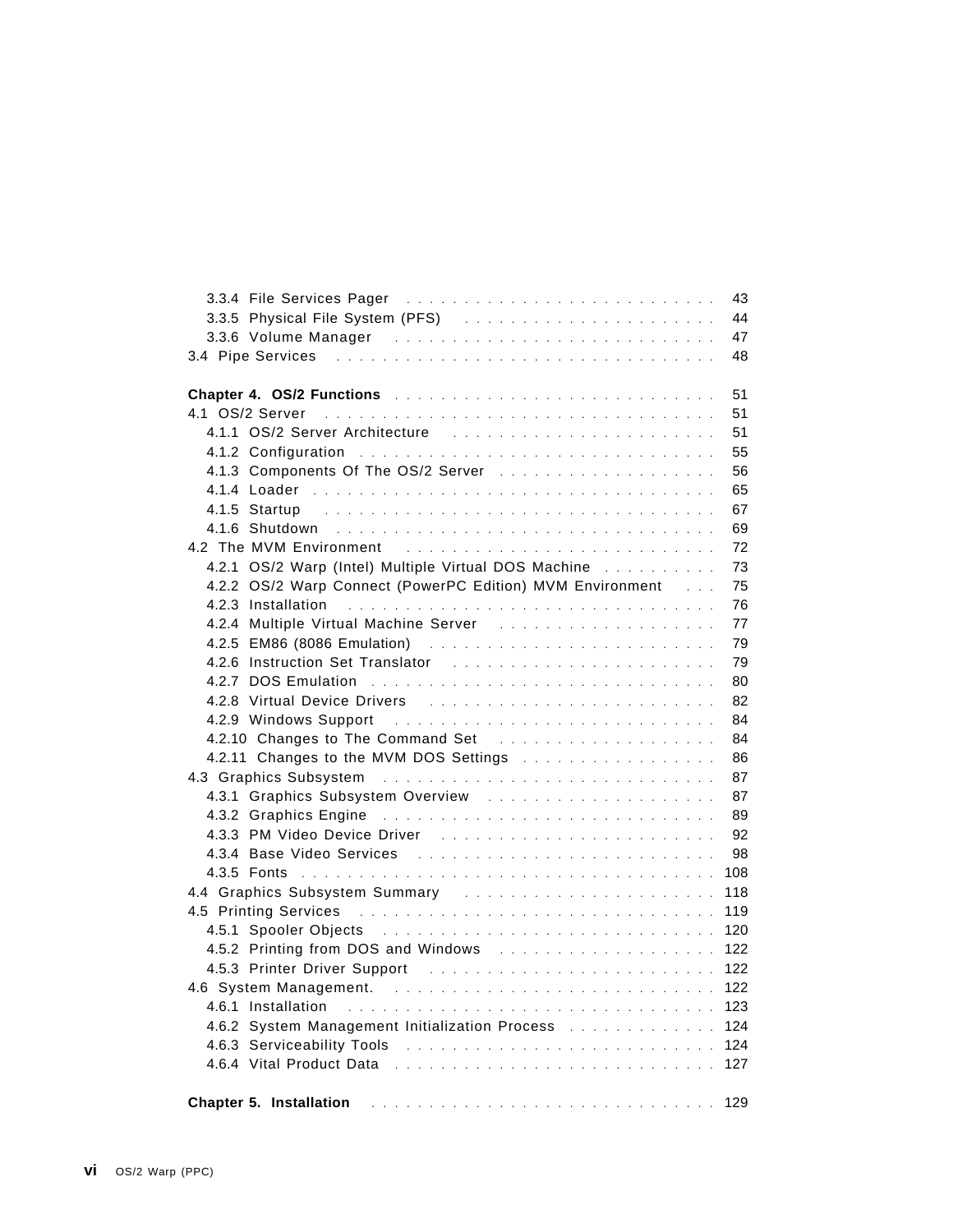3.3.4 File Services Pager . . . . . . . . . . . . . . . . . . . . . . . . . . . 43
3.3.5 Physical File System (PFS) . . . . . . . . . . . . . . . . . . . . . . 44
3.3.6 Volume Manager . . . . . . . . . . . . . . . . . . . . . . . . . . . . 47
3.4 Pipe Services . . . . . . . . . . . . . . . . . . . . . . . . . . . . . . . . . 48

**Chapter 4. OS/2 Functions** . . . . . . . . . . . . . . . . . . . . . . . . . . . 51
4.1 OS/2 Server . . . . . . . . . . . . . . . . . . . . . . . . . . . . . . . . . 51
4.1.1 OS/2 Server Architecture . . . . . . . . . . . . . . . . . . . . . . . . 51
4.1.2 Configuration . . . . . . . . . . . . . . . . . . . . . . . . . . . . . . . 55
4.1.3 Components Of The OS/2 Server . . . . . . . . . . . . . . . . . . . 56
4.1.4 Loader . . . . . . . . . . . . . . . . . . . . . . . . . . . . . . . . . . . 65
4.1.5 Startup . . . . . . . . . . . . . . . . . . . . . . . . . . . . . . . . . . . 67
4.1.6 Shutdown . . . . . . . . . . . . . . . . . . . . . . . . . . . . . . . . . 69
4.2 The MVM Environment . . . . . . . . . . . . . . . . . . . . . . . . . . . 72
4.2.1 OS/2 Warp (Intel) Multiple Virtual DOS Machine . . . . . . . . . . 73
4.2.2 OS/2 Warp Connect (PowerPC Edition) MVM Environment . . . 75
4.2.3 Installation . . . . . . . . . . . . . . . . . . . . . . . . . . . . . . . . 76
4.2.4 Multiple Virtual Machine Server . . . . . . . . . . . . . . . . . . . 77
4.2.5 EM86 (8086 Emulation) . . . . . . . . . . . . . . . . . . . . . . . . . 79
4.2.6 Instruction Set Translator . . . . . . . . . . . . . . . . . . . . . . . 79
4.2.7 DOS Emulation . . . . . . . . . . . . . . . . . . . . . . . . . . . . . . 80
4.2.8 Virtual Device Drivers . . . . . . . . . . . . . . . . . . . . . . . . . 82
4.2.9 Windows Support . . . . . . . . . . . . . . . . . . . . . . . . . . . . 84
4.2.10 Changes to The Command Set . . . . . . . . . . . . . . . . . . . 84
4.2.11 Changes to the MVM DOS Settings . . . . . . . . . . . . . . . . . 86
4.3 Graphics Subsystem . . . . . . . . . . . . . . . . . . . . . . . . . . . . . 87
4.3.1 Graphics Subsystem Overview . . . . . . . . . . . . . . . . . . . . 87
4.3.2 Graphics Engine . . . . . . . . . . . . . . . . . . . . . . . . . . . . . 89
4.3.3 PM Video Device Driver . . . . . . . . . . . . . . . . . . . . . . . . 92
4.3.4 Base Video Services . . . . . . . . . . . . . . . . . . . . . . . . . . 98
4.3.5 Fonts . . . . . . . . . . . . . . . . . . . . . . . . . . . . . . . . . . . . 108
4.4 Graphics Subsystem Summary . . . . . . . . . . . . . . . . . . . . . . . 118
4.5 Printing Services . . . . . . . . . . . . . . . . . . . . . . . . . . . . . . . 119
4.5.1 Spooler Objects . . . . . . . . . . . . . . . . . . . . . . . . . . . . . 120
4.5.2 Printing from DOS and Windows . . . . . . . . . . . . . . . . . . . 122
4.5.3 Printer Driver Support . . . . . . . . . . . . . . . . . . . . . . . . . 122
4.6 System Management. . . . . . . . . . . . . . . . . . . . . . . . . . . . . 122
4.6.1 Installation . . . . . . . . . . . . . . . . . . . . . . . . . . . . . . . . 123
4.6.2 System Management Initialization Process . . . . . . . . . . . . . 124
4.6.3 Serviceability Tools . . . . . . . . . . . . . . . . . . . . . . . . . . . 124
4.6.4 Vital Product Data . . . . . . . . . . . . . . . . . . . . . . . . . . . 127

**Chapter 5. Installation** . . . . . . . . . . . . . . . . . . . . . . . . . . . . . . 129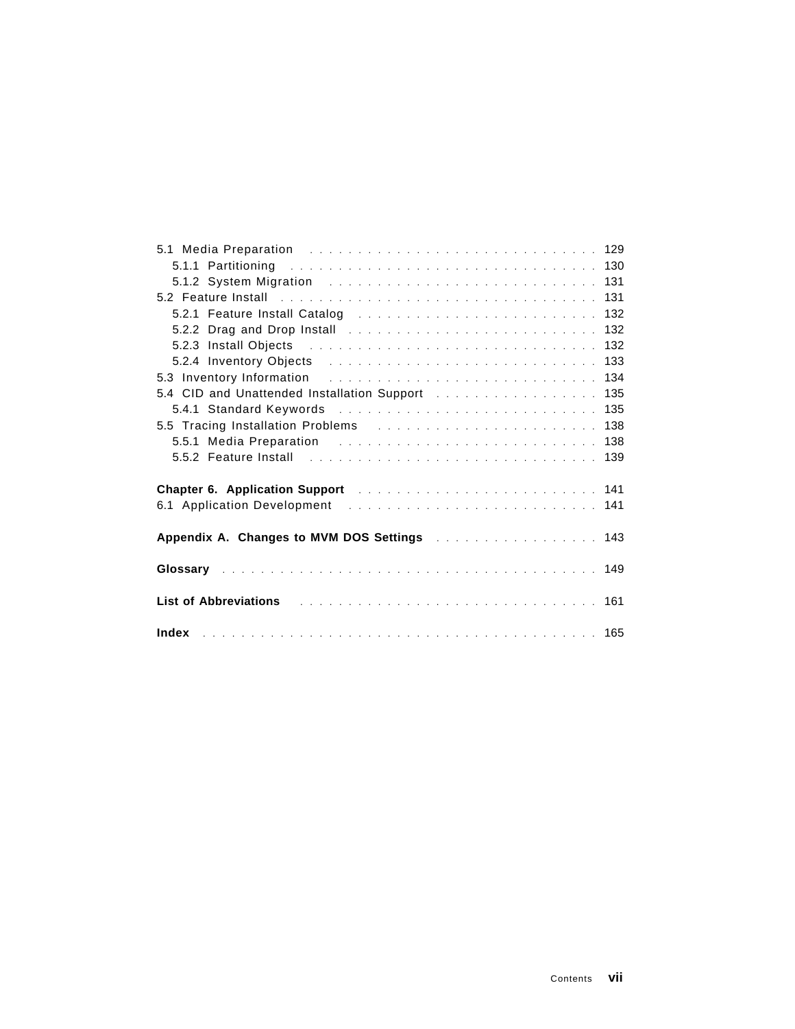5.1 Media Preparation . . . . . . . . . . . . . . . . . . . . . . . . . . . . . . 129
  5.1.1 Partitioning . . . . . . . . . . . . . . . . . . . . . . . . . . . . . . . 130
  5.1.2 System Migration . . . . . . . . . . . . . . . . . . . . . . . . . . . . 131
5.2 Feature Install . . . . . . . . . . . . . . . . . . . . . . . . . . . . . . . . 131
  5.2.1 Feature Install Catalog . . . . . . . . . . . . . . . . . . . . . . . . 132
  5.2.2 Drag and Drop Install . . . . . . . . . . . . . . . . . . . . . . . . . 132
  5.2.3 Install Objects . . . . . . . . . . . . . . . . . . . . . . . . . . . . . 132
  5.2.4 Inventory Objects . . . . . . . . . . . . . . . . . . . . . . . . . . . 133
5.3 Inventory Information . . . . . . . . . . . . . . . . . . . . . . . . . . . . 134
5.4 CID and Unattended Installation Support . . . . . . . . . . . . . . . . . 135
  5.4.1 Standard Keywords . . . . . . . . . . . . . . . . . . . . . . . . . . . 135
5.5 Tracing Installation Problems . . . . . . . . . . . . . . . . . . . . . . . 138
  5.5.1 Media Preparation . . . . . . . . . . . . . . . . . . . . . . . . . . . 138
  5.5.2 Feature Install . . . . . . . . . . . . . . . . . . . . . . . . . . . . . 139

**Chapter 6. Application Support** . . . . . . . . . . . . . . . . . . . . . . . . 141
6.1 Application Development . . . . . . . . . . . . . . . . . . . . . . . . . . 141

**Appendix A. Changes to MVM DOS Settings** . . . . . . . . . . . . . . . . . 143

**Glossary** . . . . . . . . . . . . . . . . . . . . . . . . . . . . . . . . . . . . . 149

**List of Abbreviations** . . . . . . . . . . . . . . . . . . . . . . . . . . . . . . 161

**Index** . . . . . . . . . . . . . . . . . . . . . . . . . . . . . . . . . . . . . . . 165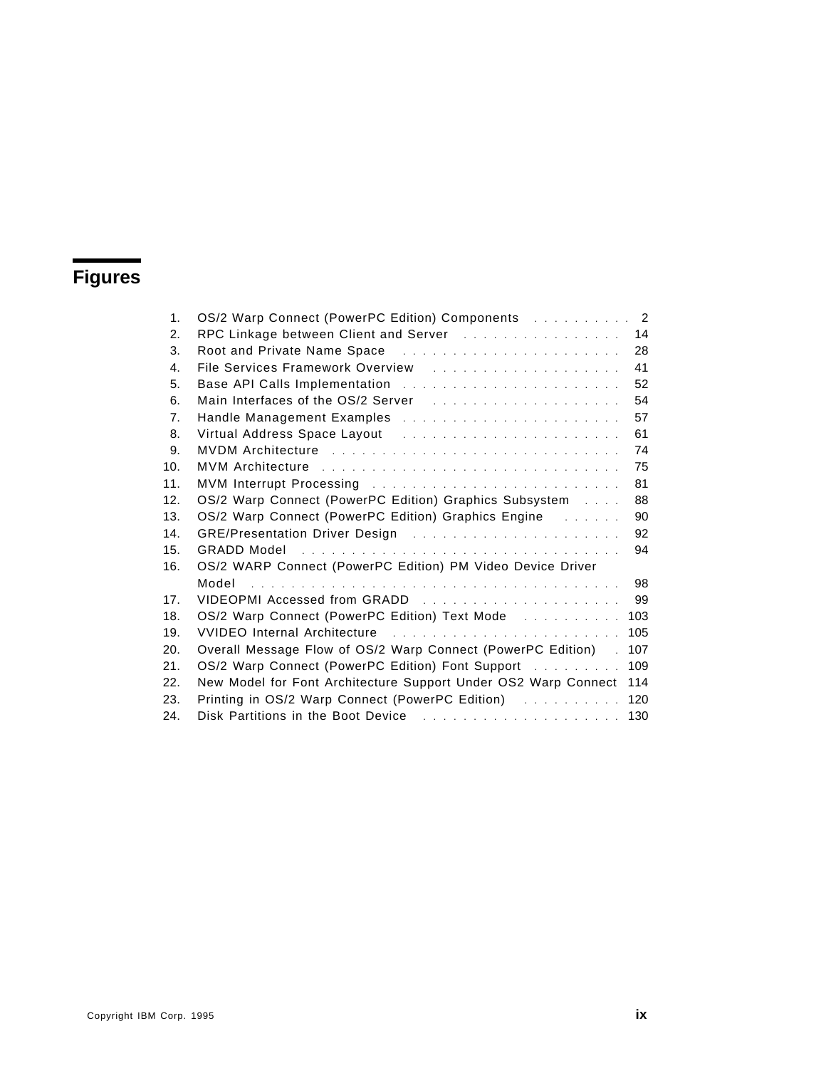# Figures

1. OS/2 Warp Connect (PowerPC Edition) Components . . . . . . . . . . 2
2. RPC Linkage between Client and Server . . . . . . . . . . . . . . . . 14
3. Root and Private Name Space . . . . . . . . . . . . . . . . . . . . . . 28
4. File Services Framework Overview . . . . . . . . . . . . . . . . . . . 41
5. Base API Calls Implementation . . . . . . . . . . . . . . . . . . . . . 52
6. Main Interfaces of the OS/2 Server . . . . . . . . . . . . . . . . . . . 54
7. Handle Management Examples . . . . . . . . . . . . . . . . . . . . . . 57
8. Virtual Address Space Layout . . . . . . . . . . . . . . . . . . . . . . 61
9. MVDM Architecture . . . . . . . . . . . . . . . . . . . . . . . . . . . . 74
10. MVM Architecture . . . . . . . . . . . . . . . . . . . . . . . . . . . . 75
11. MVM Interrupt Processing . . . . . . . . . . . . . . . . . . . . . . . . 81
12. OS/2 Warp Connect (PowerPC Edition) Graphics Subsystem . . . . 88
13. OS/2 Warp Connect (PowerPC Edition) Graphics Engine . . . . . . 90
14. GRE/Presentation Driver Design . . . . . . . . . . . . . . . . . . . . . 92
15. GRADD Model . . . . . . . . . . . . . . . . . . . . . . . . . . . . . . . 94
16. OS/2 WARP Connect (PowerPC Edition) PM Video Device Driver Model . . . . . . . . . . . . . . . . . . . . . . . . . . . . . . . . . . . . 98
17. VIDEOPMI Accessed from GRADD . . . . . . . . . . . . . . . . . . . 99
18. OS/2 Warp Connect (PowerPC Edition) Text Mode . . . . . . . . . . 103
19. VVIDEO Internal Architecture . . . . . . . . . . . . . . . . . . . . . . 105
20. Overall Message Flow of OS/2 Warp Connect (PowerPC Edition) . 107
21. OS/2 Warp Connect (PowerPC Edition) Font Support . . . . . . . . . 109
22. New Model for Font Architecture Support Under OS2 Warp Connect 114
23. Printing in OS/2 Warp Connect (PowerPC Edition) . . . . . . . . . . 120
24. Disk Partitions in the Boot Device . . . . . . . . . . . . . . . . . . . 130

Copyright IBM Corp. 1995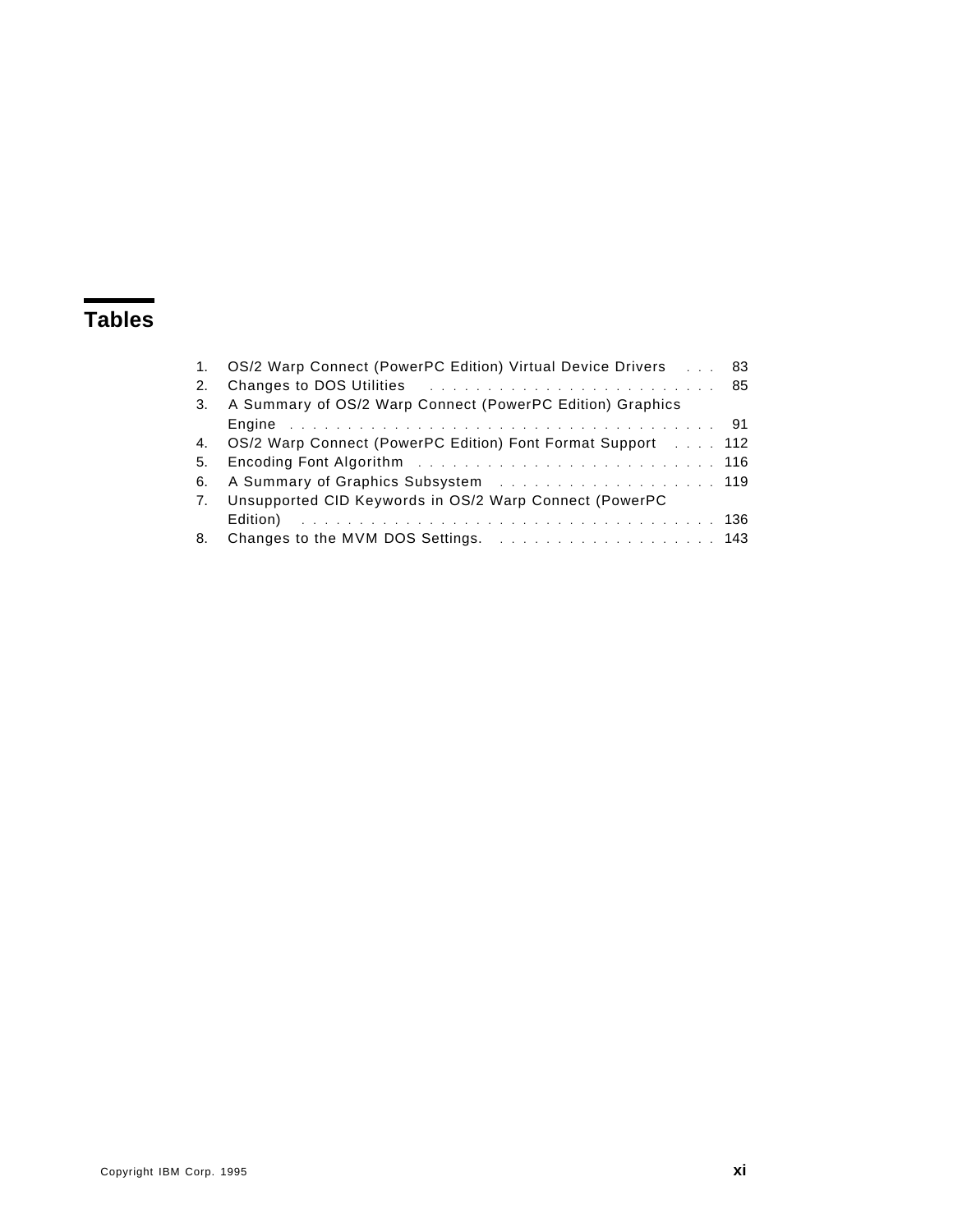# Tables

1. OS/2 Warp Connect (PowerPC Edition) Virtual Device Drivers . . . 83
2. Changes to DOS Utilities . . . . . . . . . . . . . . . . . . . . . . . . . 85
3. A Summary of OS/2 Warp Connect (PowerPC Edition) Graphics Engine . . . . . . . . . . . . . . . . . . . . . . . . . . . . . . . . . . . 91
4. OS/2 Warp Connect (PowerPC Edition) Font Format Support . . . . 112
5. Encoding Font Algorithm . . . . . . . . . . . . . . . . . . . . . . . . . 116
6. A Summary of Graphics Subsystem . . . . . . . . . . . . . . . . . . 119
7. Unsupported CID Keywords in OS/2 Warp Connect (PowerPC Edition) . . . . . . . . . . . . . . . . . . . . . . . . . . . . . . . . . . . 136
8. Changes to the MVM DOS Settings. . . . . . . . . . . . . . . . . . . 143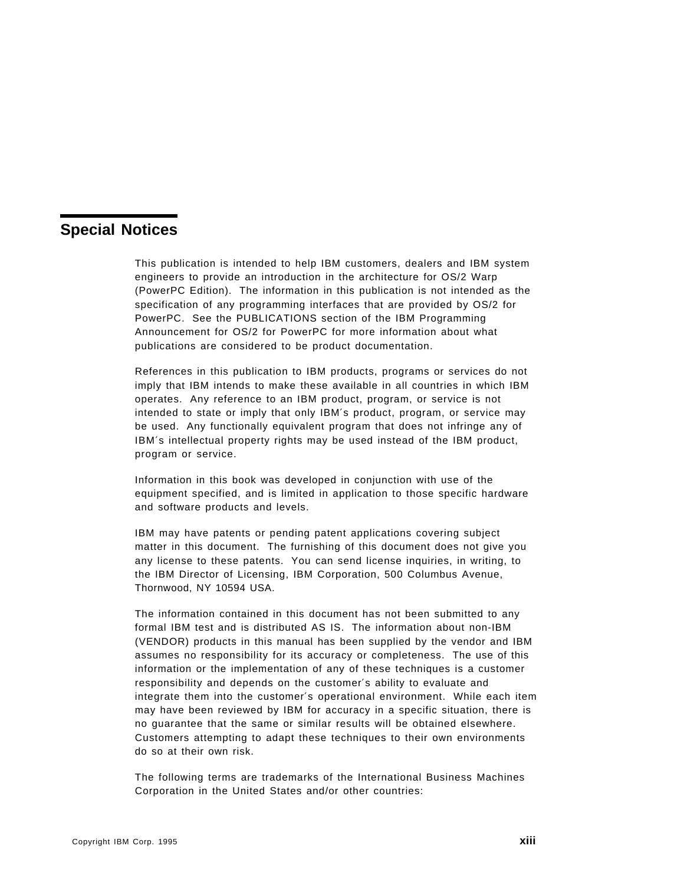# Special Notices

This publication is intended to help IBM customers, dealers and IBM system engineers to provide an introduction in the architecture for OS/2 Warp (PowerPC Edition). The information in this publication is not intended as the specification of any programming interfaces that are provided by OS/2 for PowerPC. See the PUBLICATIONS section of the IBM Programming Announcement for OS/2 for PowerPC for more information about what publications are considered to be product documentation.

References in this publication to IBM products, programs or services do not imply that IBM intends to make these available in all countries in which IBM operates. Any reference to an IBM product, program, or service is not intended to state or imply that only IBM′s product, program, or service may be used. Any functionally equivalent program that does not infringe any of IBM′s intellectual property rights may be used instead of the IBM product, program or service.

Information in this book was developed in conjunction with use of the equipment specified, and is limited in application to those specific hardware and software products and levels.

IBM may have patents or pending patent applications covering subject matter in this document. The furnishing of this document does not give you any license to these patents. You can send license inquiries, in writing, to the IBM Director of Licensing, IBM Corporation, 500 Columbus Avenue, Thornwood, NY 10594 USA.

The information contained in this document has not been submitted to any formal IBM test and is distributed AS IS. The information about non-IBM (VENDOR) products in this manual has been supplied by the vendor and IBM assumes no responsibility for its accuracy or completeness. The use of this information or the implementation of any of these techniques is a customer responsibility and depends on the customer′s ability to evaluate and integrate them into the customer′s operational environment. While each item may have been reviewed by IBM for accuracy in a specific situation, there is no guarantee that the same or similar results will be obtained elsewhere. Customers attempting to adapt these techniques to their own environments do so at their own risk.

The following terms are trademarks of the International Business Machines Corporation in the United States and/or other countries:

Copyright IBM Corp. 1995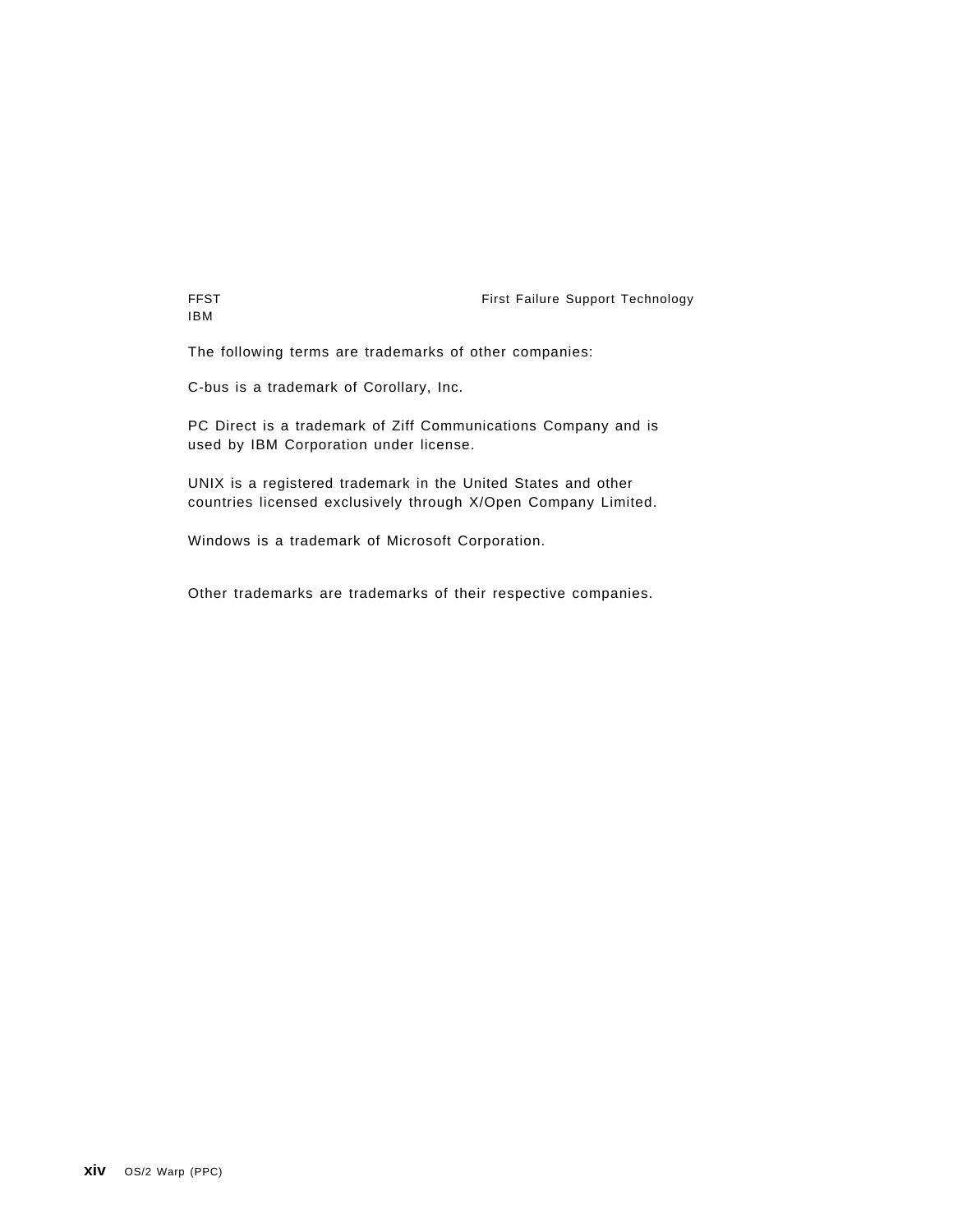| | |
|---|---|
| FFST | First Failure Support Technology |
| IBM | |

The following terms are trademarks of other companies:

C-bus is a trademark of Corollary, Inc.

PC Direct is a trademark of Ziff Communications Company and is used by IBM Corporation under license.

UNIX is a registered trademark in the United States and other countries licensed exclusively through X/Open Company Limited.

Windows is a trademark of Microsoft Corporation.

Other trademarks are trademarks of their respective companies.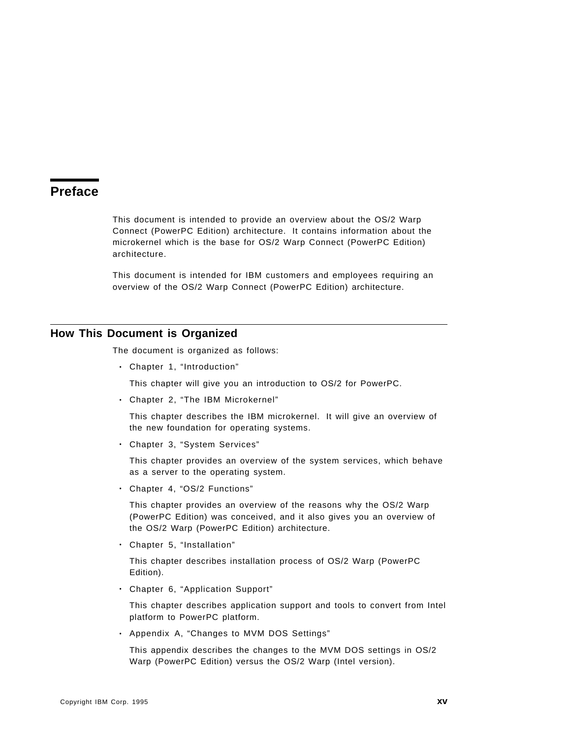# Preface

This document is intended to provide an overview about the OS/2 Warp Connect (PowerPC Edition) architecture. It contains information about the microkernel which is the base for OS/2 Warp Connect (PowerPC Edition) architecture.

This document is intended for IBM customers and employees requiring an overview of the OS/2 Warp Connect (PowerPC Edition) architecture.

## How This Document is Organized

The document is organized as follows:

- Chapter 1, "Introduction"

  This chapter will give you an introduction to OS/2 for PowerPC.

- Chapter 2, "The IBM Microkernel"

  This chapter describes the IBM microkernel. It will give an overview of the new foundation for operating systems.

- Chapter 3, "System Services"

  This chapter provides an overview of the system services, which behave as a server to the operating system.

- Chapter 4, "OS/2 Functions"

  This chapter provides an overview of the reasons why the OS/2 Warp (PowerPC Edition) was conceived, and it also gives you an overview of the OS/2 Warp (PowerPC Edition) architecture.

- Chapter 5, "Installation"

  This chapter describes installation process of OS/2 Warp (PowerPC Edition).

- Chapter 6, "Application Support"

  This chapter describes application support and tools to convert from Intel platform to PowerPC platform.

- Appendix A, "Changes to MVM DOS Settings"

  This appendix describes the changes to the MVM DOS settings in OS/2 Warp (PowerPC Edition) versus the OS/2 Warp (Intel version).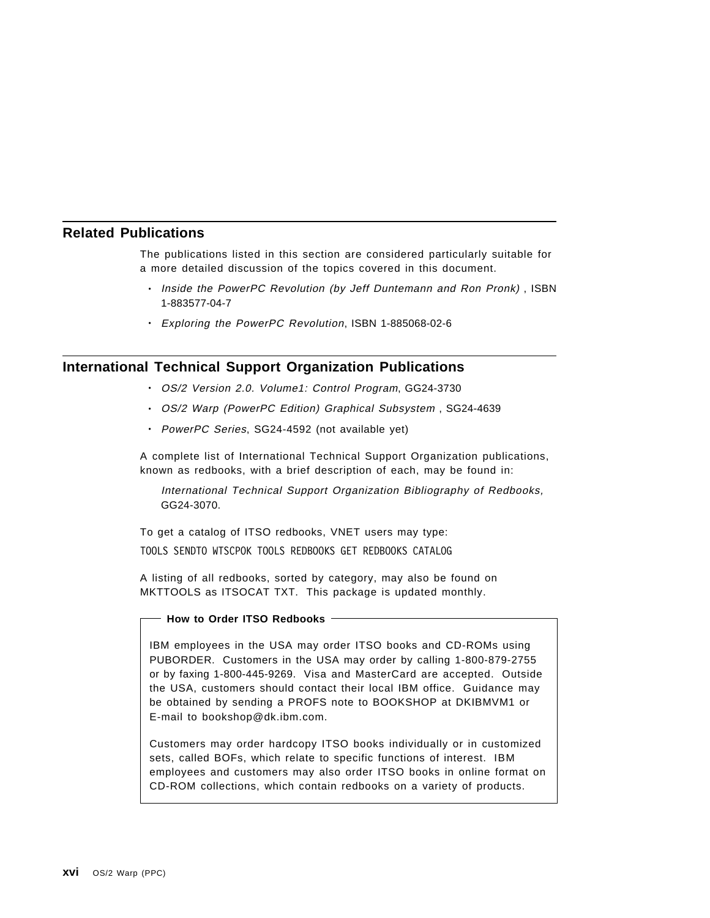## Related Publications

The publications listed in this section are considered particularly suitable for a more detailed discussion of the topics covered in this document.

- *Inside the PowerPC Revolution (by Jeff Duntemann and Ron Pronk)* , ISBN 1-883577-04-7
- *Exploring the PowerPC Revolution*, ISBN 1-885068-02-6

## International Technical Support Organization Publications

- *OS/2 Version 2.0. Volume1: Control Program*, GG24-3730
- *OS/2 Warp (PowerPC Edition) Graphical Subsystem* , SG24-4639
- *PowerPC Series*, SG24-4592 (not available yet)

A complete list of International Technical Support Organization publications, known as redbooks, with a brief description of each, may be found in:

> *International Technical Support Organization Bibliography of Redbooks,* GG24-3070.

To get a catalog of ITSO redbooks, VNET users may type:

```
TOOLS SENDTO WTSCPOK TOOLS REDBOOKS GET REDBOOKS CATALOG
```

A listing of all redbooks, sorted by category, may also be found on MKTTOOLS as ITSOCAT TXT. This package is updated monthly.

**How to Order ITSO Redbooks**

IBM employees in the USA may order ITSO books and CD-ROMs using PUBORDER. Customers in the USA may order by calling 1-800-879-2755 or by faxing 1-800-445-9269. Visa and MasterCard are accepted. Outside the USA, customers should contact their local IBM office. Guidance may be obtained by sending a PROFS note to BOOKSHOP at DKIBMVM1 or E-mail to bookshop@dk.ibm.com.

Customers may order hardcopy ITSO books individually or in customized sets, called BOFs, which relate to specific functions of interest. IBM employees and customers may also order ITSO books in online format on CD-ROM collections, which contain redbooks on a variety of products.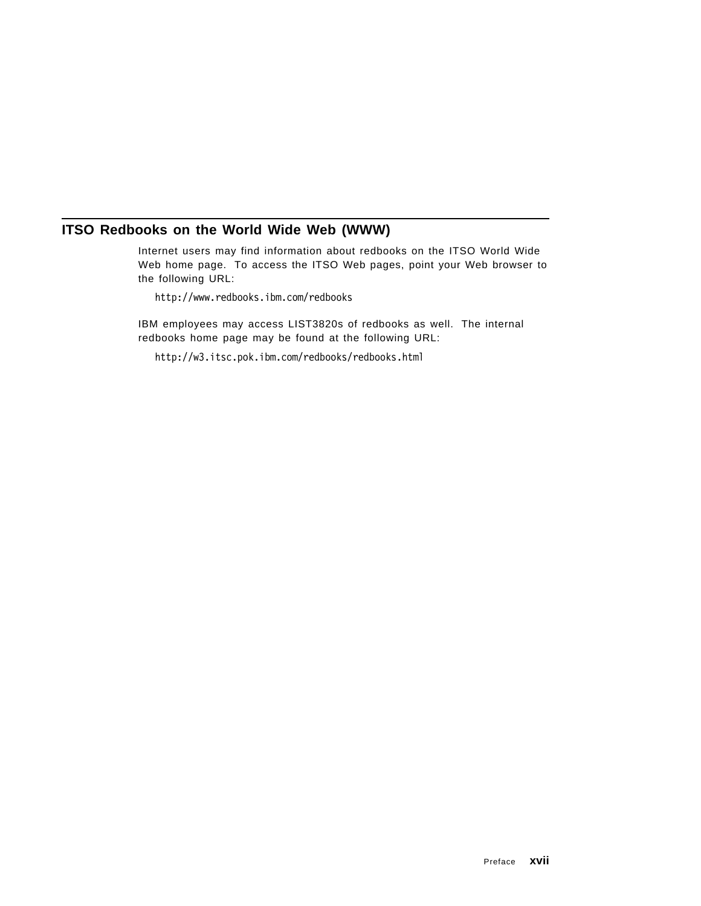## ITSO Redbooks on the World Wide Web (WWW)

Internet users may find information about redbooks on the ITSO World Wide Web home page. To access the ITSO Web pages, point your Web browser to the following URL:

```
http://www.redbooks.ibm.com/redbooks
```

IBM employees may access LIST3820s of redbooks as well. The internal redbooks home page may be found at the following URL:

```
http://w3.itsc.pok.ibm.com/redbooks/redbooks.html
```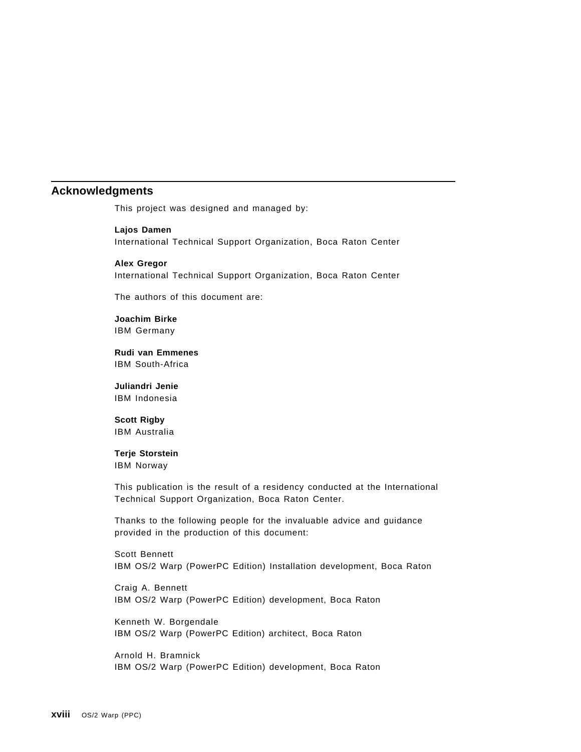## Acknowledgments

This project was designed and managed by:

**Lajos Damen**
International Technical Support Organization, Boca Raton Center

**Alex Gregor**
International Technical Support Organization, Boca Raton Center

The authors of this document are:

**Joachim Birke**
IBM Germany

**Rudi van Emmenes**
IBM South-Africa

**Juliandri Jenie**
IBM Indonesia

**Scott Rigby**
IBM Australia

**Terje Storstein**
IBM Norway

This publication is the result of a residency conducted at the International Technical Support Organization, Boca Raton Center.

Thanks to the following people for the invaluable advice and guidance provided in the production of this document:

Scott Bennett
IBM OS/2 Warp (PowerPC Edition) Installation development, Boca Raton

Craig A. Bennett
IBM OS/2 Warp (PowerPC Edition) development, Boca Raton

Kenneth W. Borgendale
IBM OS/2 Warp (PowerPC Edition) architect, Boca Raton

Arnold H. Bramnick
IBM OS/2 Warp (PowerPC Edition) development, Boca Raton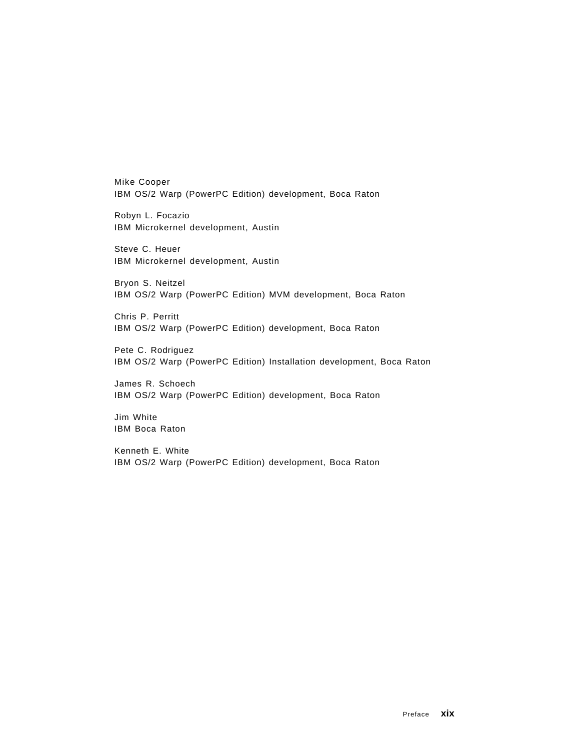Mike Cooper
IBM OS/2 Warp (PowerPC Edition) development, Boca Raton

Robyn L. Focazio
IBM Microkernel development, Austin

Steve C. Heuer
IBM Microkernel development, Austin

Bryon S. Neitzel
IBM OS/2 Warp (PowerPC Edition) MVM development, Boca Raton

Chris P. Perritt
IBM OS/2 Warp (PowerPC Edition) development, Boca Raton

Pete C. Rodriguez
IBM OS/2 Warp (PowerPC Edition) Installation development, Boca Raton

James R. Schoech
IBM OS/2 Warp (PowerPC Edition) development, Boca Raton

Jim White
IBM Boca Raton

Kenneth E. White
IBM OS/2 Warp (PowerPC Edition) development, Boca Raton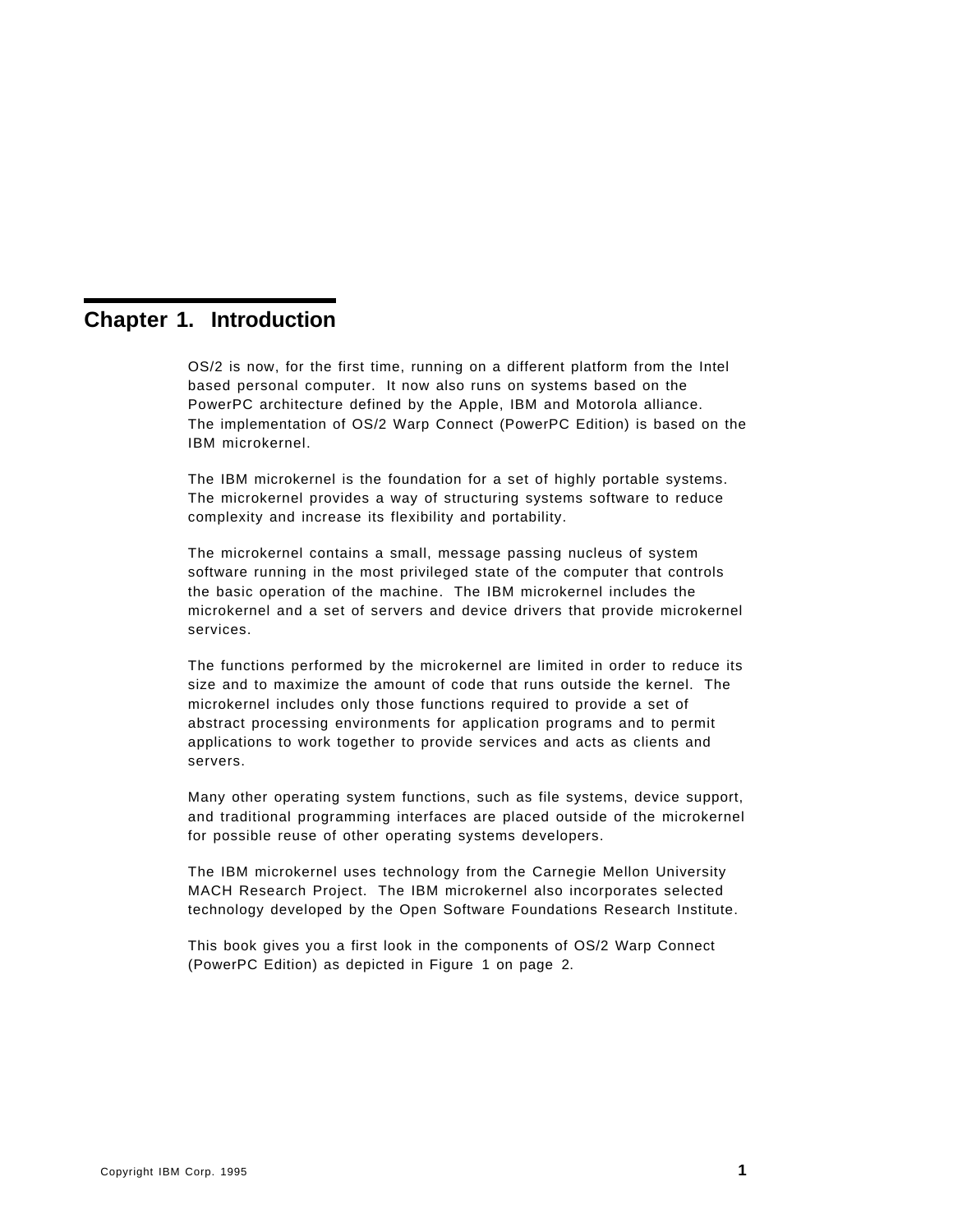# Chapter 1. Introduction

OS/2 is now, for the first time, running on a different platform from the Intel based personal computer. It now also runs on systems based on the PowerPC architecture defined by the Apple, IBM and Motorola alliance. The implementation of OS/2 Warp Connect (PowerPC Edition) is based on the IBM microkernel.

The IBM microkernel is the foundation for a set of highly portable systems. The microkernel provides a way of structuring systems software to reduce complexity and increase its flexibility and portability.

The microkernel contains a small, message passing nucleus of system software running in the most privileged state of the computer that controls the basic operation of the machine. The IBM microkernel includes the microkernel and a set of servers and device drivers that provide microkernel services.

The functions performed by the microkernel are limited in order to reduce its size and to maximize the amount of code that runs outside the kernel. The microkernel includes only those functions required to provide a set of abstract processing environments for application programs and to permit applications to work together to provide services and acts as clients and servers.

Many other operating system functions, such as file systems, device support, and traditional programming interfaces are placed outside of the microkernel for possible reuse of other operating systems developers.

The IBM microkernel uses technology from the Carnegie Mellon University MACH Research Project. The IBM microkernel also incorporates selected technology developed by the Open Software Foundations Research Institute.

This book gives you a first look in the components of OS/2 Warp Connect (PowerPC Edition) as depicted in Figure 1 on page 2.

Copyright IBM Corp. 1995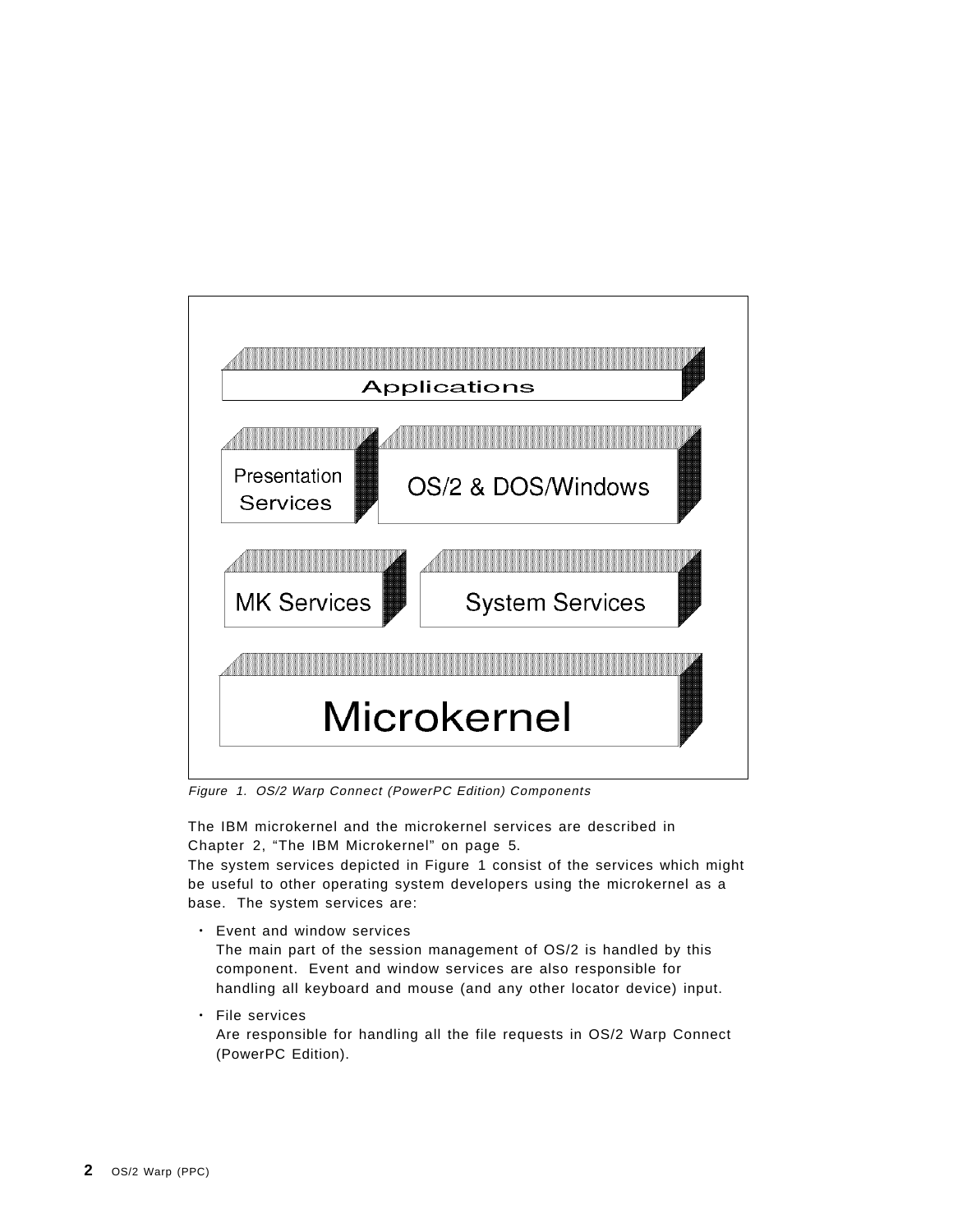Figure 1. OS/2 Warp Connect (PowerPC Edition) Components

The IBM microkernel and the microkernel services are described in Chapter 2, "The IBM Microkernel" on page 5.

The system services depicted in Figure 1 consist of the services which might be useful to other operating system developers using the microkernel as a base. The system services are:

- Event and window services
  The main part of the session management of OS/2 is handled by this component. Event and window services are also responsible for handling all keyboard and mouse (and any other locator device) input.
- File services
  Are responsible for handling all the file requests in OS/2 Warp Connect (PowerPC Edition).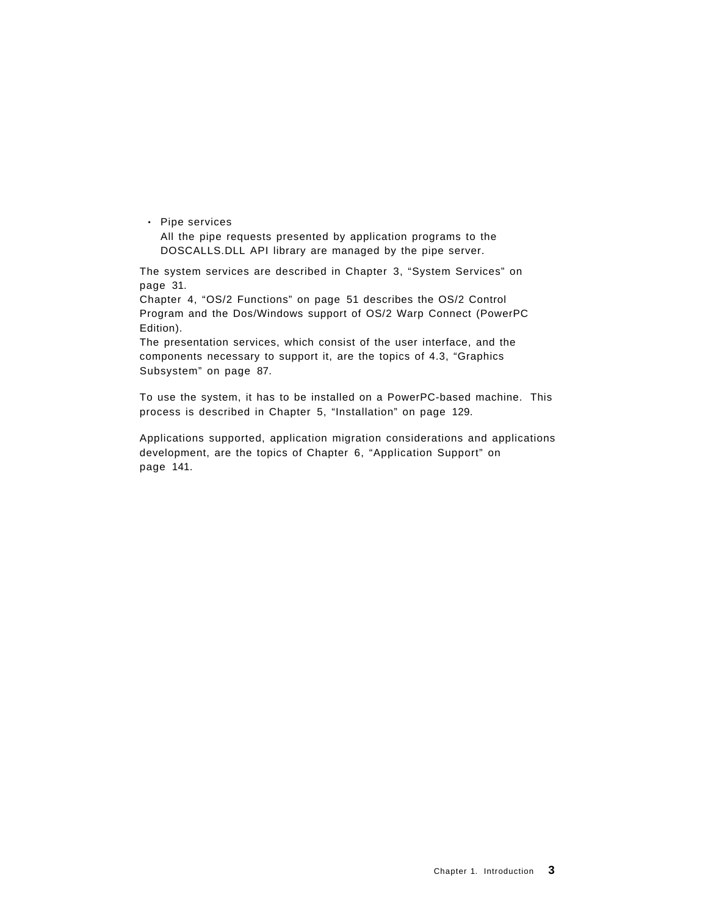- Pipe services
  All the pipe requests presented by application programs to the DOSCALLS.DLL API library are managed by the pipe server.

The system services are described in Chapter 3, "System Services" on page 31.
Chapter 4, "OS/2 Functions" on page 51 describes the OS/2 Control Program and the Dos/Windows support of OS/2 Warp Connect (PowerPC Edition).
The presentation services, which consist of the user interface, and the components necessary to support it, are the topics of 4.3, "Graphics Subsystem" on page 87.

To use the system, it has to be installed on a PowerPC-based machine. This process is described in Chapter 5, "Installation" on page 129.

Applications supported, application migration considerations and applications development, are the topics of Chapter 6, "Application Support" on page 141.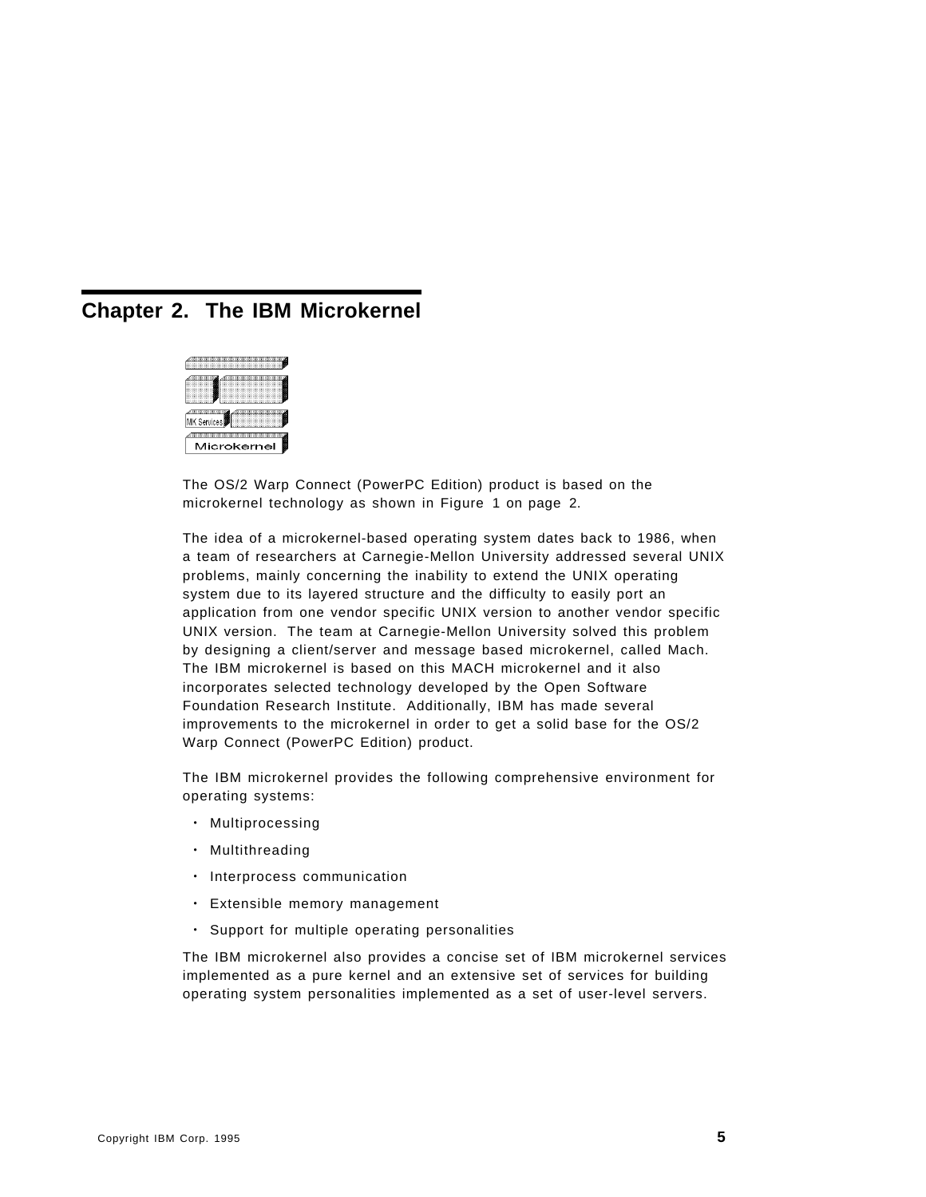# Chapter 2. The IBM Microkernel

The OS/2 Warp Connect (PowerPC Edition) product is based on the microkernel technology as shown in Figure 1 on page 2.

The idea of a microkernel-based operating system dates back to 1986, when a team of researchers at Carnegie-Mellon University addressed several UNIX problems, mainly concerning the inability to extend the UNIX operating system due to its layered structure and the difficulty to easily port an application from one vendor specific UNIX version to another vendor specific UNIX version. The team at Carnegie-Mellon University solved this problem by designing a client/server and message based microkernel, called Mach. The IBM microkernel is based on this MACH microkernel and it also incorporates selected technology developed by the Open Software Foundation Research Institute. Additionally, IBM has made several improvements to the microkernel in order to get a solid base for the OS/2 Warp Connect (PowerPC Edition) product.

The IBM microkernel provides the following comprehensive environment for operating systems:

- Multiprocessing
- Multithreading
- Interprocess communication
- Extensible memory management
- Support for multiple operating personalities

The IBM microkernel also provides a concise set of IBM microkernel services implemented as a pure kernel and an extensive set of services for building operating system personalities implemented as a set of user-level servers.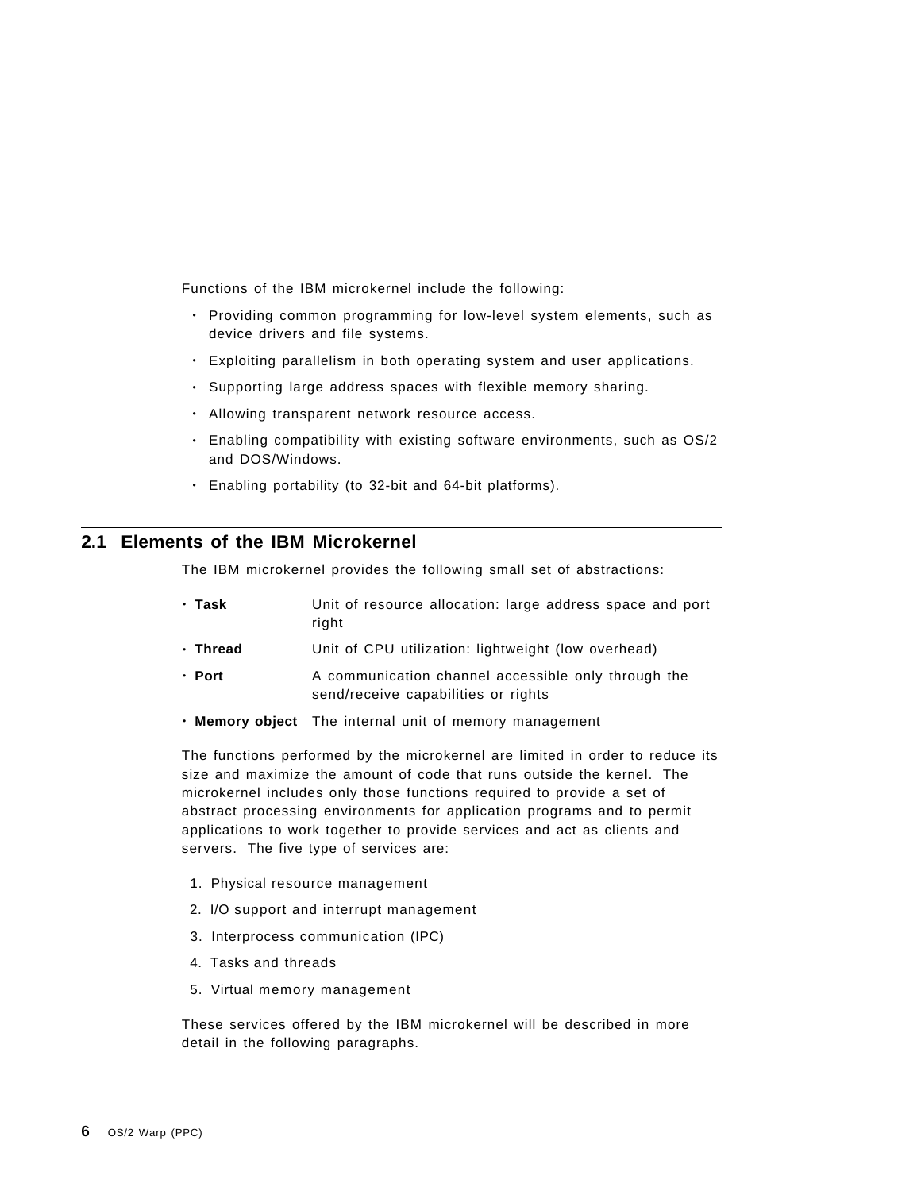Functions of the IBM microkernel include the following:

- Providing common programming for low-level system elements, such as device drivers and file systems.
- Exploiting parallelism in both operating system and user applications.
- Supporting large address spaces with flexible memory sharing.
- Allowing transparent network resource access.
- Enabling compatibility with existing software environments, such as OS/2 and DOS/Windows.
- Enabling portability (to 32-bit and 64-bit platforms).

## 2.1 Elements of the IBM Microkernel

The IBM microkernel provides the following small set of abstractions:

- **Task** Unit of resource allocation: large address space and port right
- **Thread** Unit of CPU utilization: lightweight (low overhead)
- **Port** A communication channel accessible only through the send/receive capabilities or rights
- **Memory object** The internal unit of memory management

The functions performed by the microkernel are limited in order to reduce its size and maximize the amount of code that runs outside the kernel. The microkernel includes only those functions required to provide a set of abstract processing environments for application programs and to permit applications to work together to provide services and act as clients and servers. The five type of services are:

1. Physical resource management
2. I/O support and interrupt management
3. Interprocess communication (IPC)
4. Tasks and threads
5. Virtual memory management

These services offered by the IBM microkernel will be described in more detail in the following paragraphs.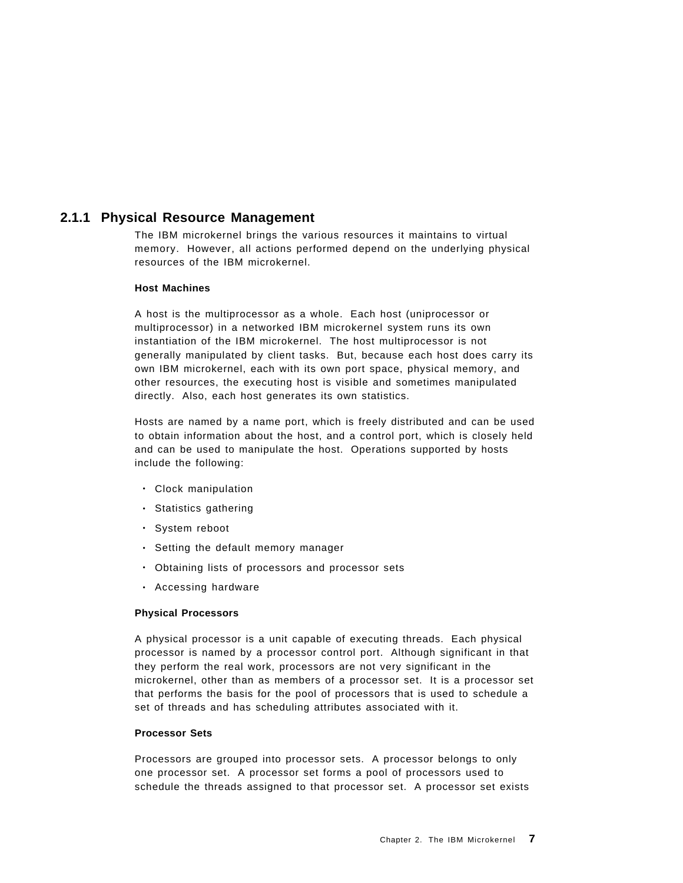### 2.1.1 Physical Resource Management

The IBM microkernel brings the various resources it maintains to virtual memory. However, all actions performed depend on the underlying physical resources of the IBM microkernel.

**Host Machines**

A host is the multiprocessor as a whole. Each host (uniprocessor or multiprocessor) in a networked IBM microkernel system runs its own instantiation of the IBM microkernel. The host multiprocessor is not generally manipulated by client tasks. But, because each host does carry its own IBM microkernel, each with its own port space, physical memory, and other resources, the executing host is visible and sometimes manipulated directly. Also, each host generates its own statistics.

Hosts are named by a name port, which is freely distributed and can be used to obtain information about the host, and a control port, which is closely held and can be used to manipulate the host. Operations supported by hosts include the following:

- Clock manipulation
- Statistics gathering
- System reboot
- Setting the default memory manager
- Obtaining lists of processors and processor sets
- Accessing hardware

**Physical Processors**

A physical processor is a unit capable of executing threads. Each physical processor is named by a processor control port. Although significant in that they perform the real work, processors are not very significant in the microkernel, other than as members of a processor set. It is a processor set that performs the basis for the pool of processors that is used to schedule a set of threads and has scheduling attributes associated with it.

**Processor Sets**

Processors are grouped into processor sets. A processor belongs to only one processor set. A processor set forms a pool of processors used to schedule the threads assigned to that processor set. A processor set exists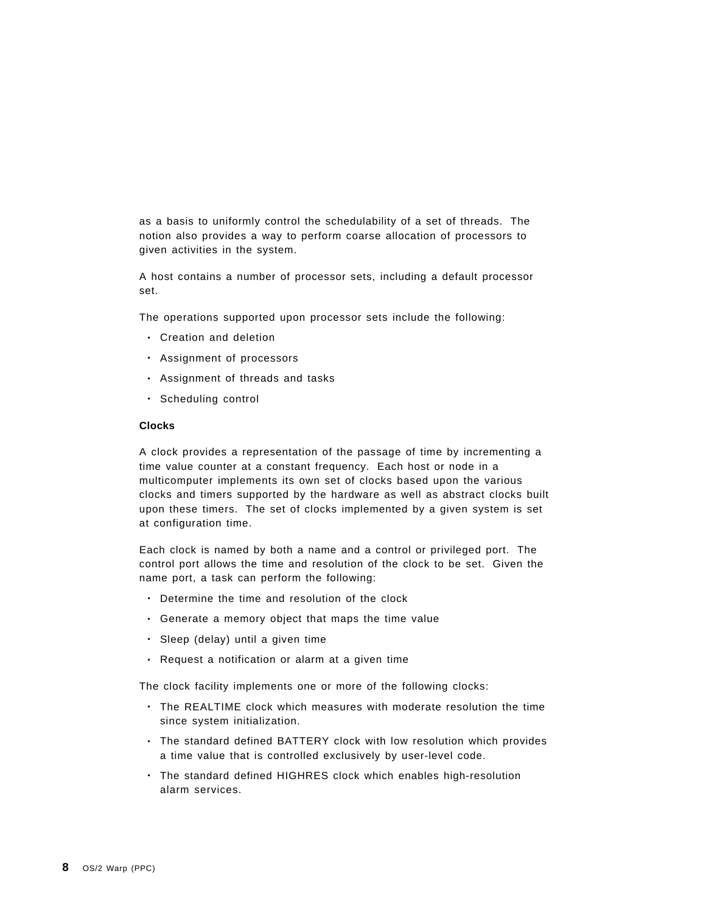as a basis to uniformly control the schedulability of a set of threads. The notion also provides a way to perform coarse allocation of processors to given activities in the system.

A host contains a number of processor sets, including a default processor set.

The operations supported upon processor sets include the following:

- Creation and deletion
- Assignment of processors
- Assignment of threads and tasks
- Scheduling control

**Clocks**

A clock provides a representation of the passage of time by incrementing a time value counter at a constant frequency. Each host or node in a multicomputer implements its own set of clocks based upon the various clocks and timers supported by the hardware as well as abstract clocks built upon these timers. The set of clocks implemented by a given system is set at configuration time.

Each clock is named by both a name and a control or privileged port. The control port allows the time and resolution of the clock to be set. Given the name port, a task can perform the following:

- Determine the time and resolution of the clock
- Generate a memory object that maps the time value
- Sleep (delay) until a given time
- Request a notification or alarm at a given time

The clock facility implements one or more of the following clocks:

- The REALTIME clock which measures with moderate resolution the time since system initialization.
- The standard defined BATTERY clock with low resolution which provides a time value that is controlled exclusively by user-level code.
- The standard defined HIGHRES clock which enables high-resolution alarm services.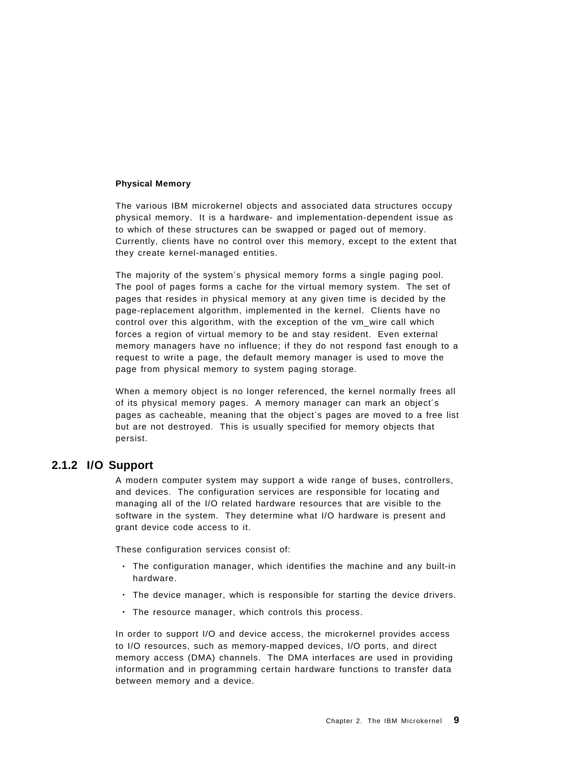**Physical Memory**

The various IBM microkernel objects and associated data structures occupy physical memory. It is a hardware- and implementation-dependent issue as to which of these structures can be swapped or paged out of memory. Currently, clients have no control over this memory, except to the extent that they create kernel-managed entities.

The majority of the system´s physical memory forms a single paging pool. The pool of pages forms a cache for the virtual memory system. The set of pages that resides in physical memory at any given time is decided by the page-replacement algorithm, implemented in the kernel. Clients have no control over this algorithm, with the exception of the vm_wire call which forces a region of virtual memory to be and stay resident. Even external memory managers have no influence; if they do not respond fast enough to a request to write a page, the default memory manager is used to move the page from physical memory to system paging storage.

When a memory object is no longer referenced, the kernel normally frees all of its physical memory pages. A memory manager can mark an object´s pages as cacheable, meaning that the object´s pages are moved to a free list but are not destroyed. This is usually specified for memory objects that persist.

### 2.1.2 I/O Support

A modern computer system may support a wide range of buses, controllers, and devices. The configuration services are responsible for locating and managing all of the I/O related hardware resources that are visible to the software in the system. They determine what I/O hardware is present and grant device code access to it.

These configuration services consist of:

- The configuration manager, which identifies the machine and any built-in hardware.
- The device manager, which is responsible for starting the device drivers.
- The resource manager, which controls this process.

In order to support I/O and device access, the microkernel provides access to I/O resources, such as memory-mapped devices, I/O ports, and direct memory access (DMA) channels. The DMA interfaces are used in providing information and in programming certain hardware functions to transfer data between memory and a device.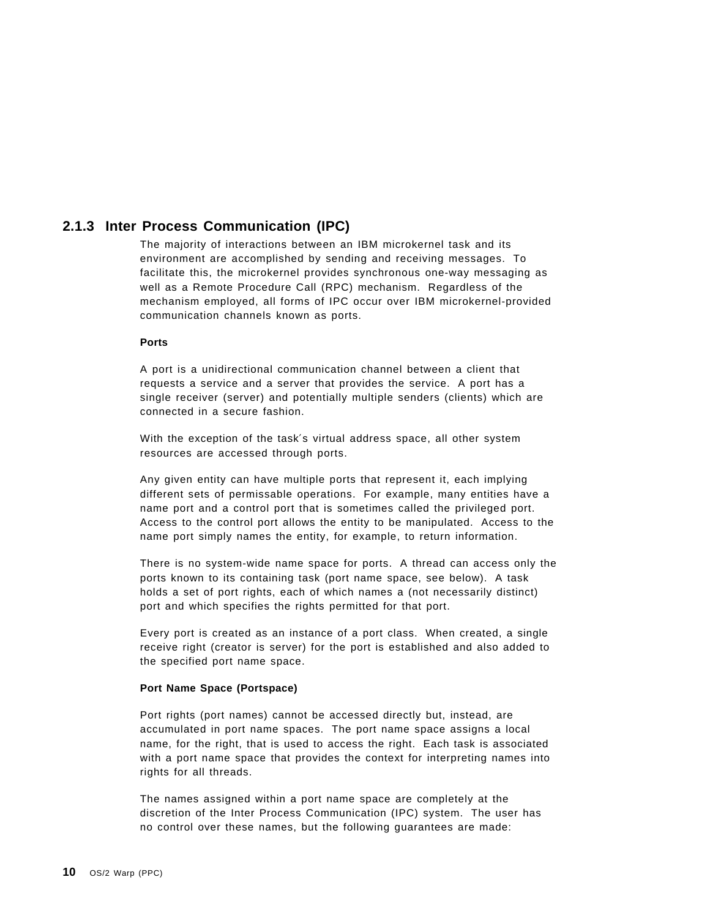### 2.1.3 Inter Process Communication (IPC)

The majority of interactions between an IBM microkernel task and its environment are accomplished by sending and receiving messages. To facilitate this, the microkernel provides synchronous one-way messaging as well as a Remote Procedure Call (RPC) mechanism. Regardless of the mechanism employed, all forms of IPC occur over IBM microkernel-provided communication channels known as ports.

**Ports**

A port is a unidirectional communication channel between a client that requests a service and a server that provides the service. A port has a single receiver (server) and potentially multiple senders (clients) which are connected in a secure fashion.

With the exception of the task′s virtual address space, all other system resources are accessed through ports.

Any given entity can have multiple ports that represent it, each implying different sets of permissable operations. For example, many entities have a name port and a control port that is sometimes called the privileged port. Access to the control port allows the entity to be manipulated. Access to the name port simply names the entity, for example, to return information.

There is no system-wide name space for ports. A thread can access only the ports known to its containing task (port name space, see below). A task holds a set of port rights, each of which names a (not necessarily distinct) port and which specifies the rights permitted for that port.

Every port is created as an instance of a port class. When created, a single receive right (creator is server) for the port is established and also added to the specified port name space.

**Port Name Space (Portspace)**

Port rights (port names) cannot be accessed directly but, instead, are accumulated in port name spaces. The port name space assigns a local name, for the right, that is used to access the right. Each task is associated with a port name space that provides the context for interpreting names into rights for all threads.

The names assigned within a port name space are completely at the discretion of the Inter Process Communication (IPC) system. The user has no control over these names, but the following guarantees are made: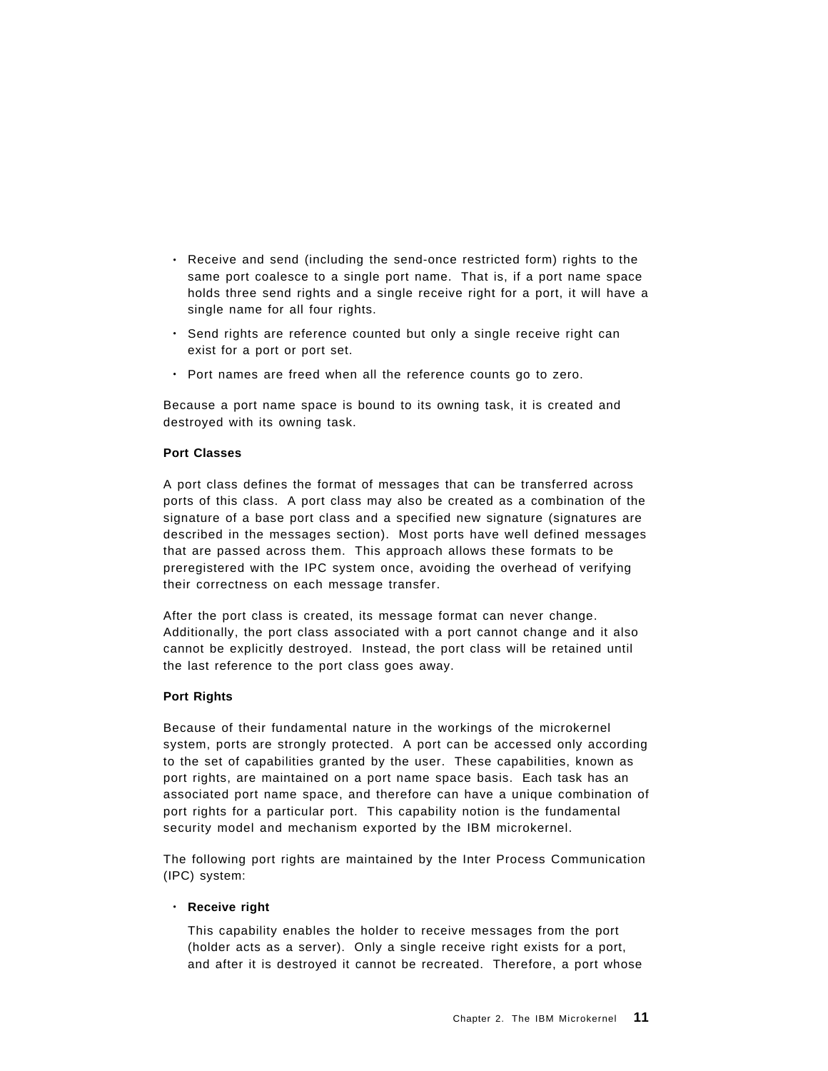- Receive and send (including the send-once restricted form) rights to the same port coalesce to a single port name. That is, if a port name space holds three send rights and a single receive right for a port, it will have a single name for all four rights.
- Send rights are reference counted but only a single receive right can exist for a port or port set.
- Port names are freed when all the reference counts go to zero.

Because a port name space is bound to its owning task, it is created and destroyed with its owning task.

**Port Classes**

A port class defines the format of messages that can be transferred across ports of this class. A port class may also be created as a combination of the signature of a base port class and a specified new signature (signatures are described in the messages section). Most ports have well defined messages that are passed across them. This approach allows these formats to be preregistered with the IPC system once, avoiding the overhead of verifying their correctness on each message transfer.

After the port class is created, its message format can never change. Additionally, the port class associated with a port cannot change and it also cannot be explicitly destroyed. Instead, the port class will be retained until the last reference to the port class goes away.

**Port Rights**

Because of their fundamental nature in the workings of the microkernel system, ports are strongly protected. A port can be accessed only according to the set of capabilities granted by the user. These capabilities, known as port rights, are maintained on a port name space basis. Each task has an associated port name space, and therefore can have a unique combination of port rights for a particular port. This capability notion is the fundamental security model and mechanism exported by the IBM microkernel.

The following port rights are maintained by the Inter Process Communication (IPC) system:

- **Receive right**

  This capability enables the holder to receive messages from the port (holder acts as a server). Only a single receive right exists for a port, and after it is destroyed it cannot be recreated. Therefore, a port whose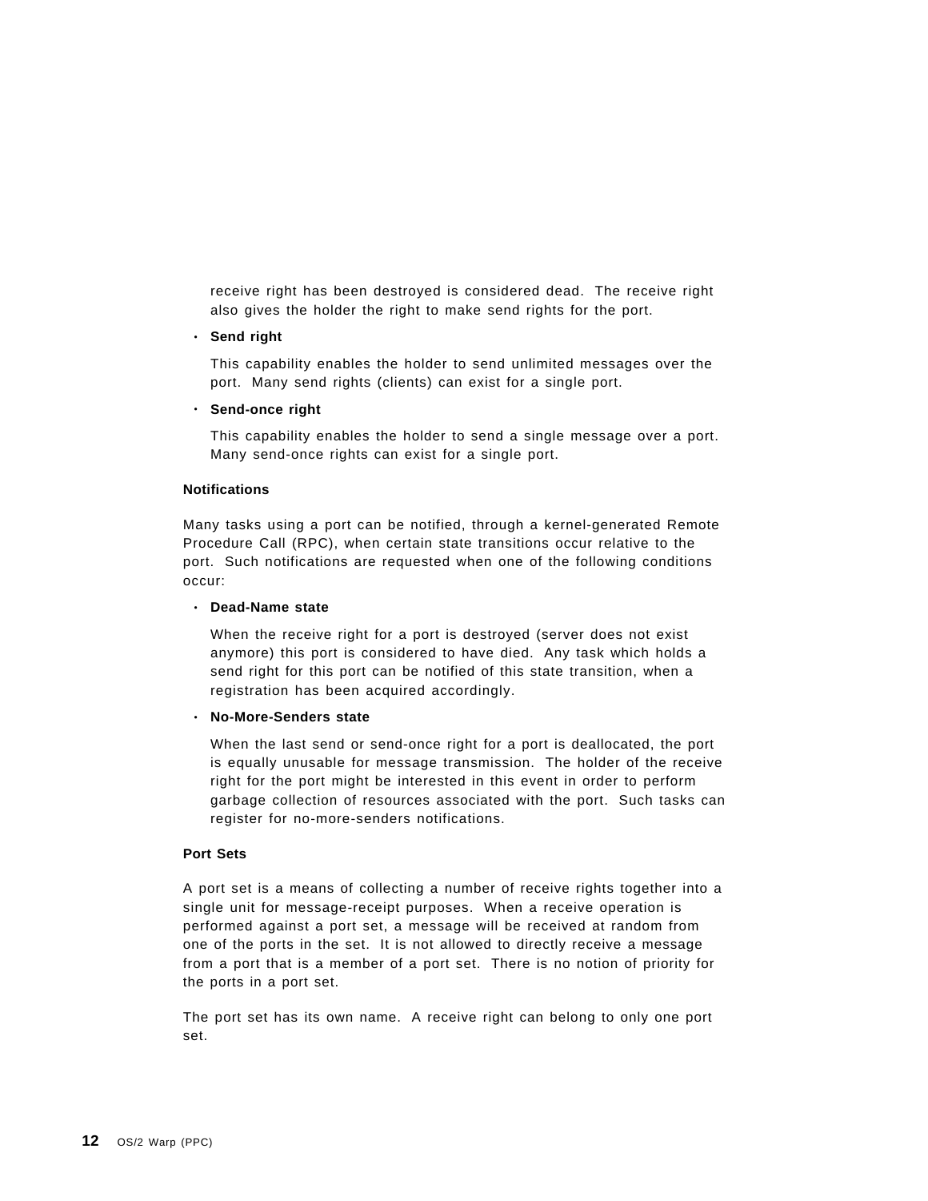receive right has been destroyed is considered dead. The receive right also gives the holder the right to make send rights for the port.

- **Send right**

  This capability enables the holder to send unlimited messages over the port. Many send rights (clients) can exist for a single port.

- **Send-once right**

  This capability enables the holder to send a single message over a port. Many send-once rights can exist for a single port.

**Notifications**

Many tasks using a port can be notified, through a kernel-generated Remote Procedure Call (RPC), when certain state transitions occur relative to the port. Such notifications are requested when one of the following conditions occur:

- **Dead-Name state**

  When the receive right for a port is destroyed (server does not exist anymore) this port is considered to have died. Any task which holds a send right for this port can be notified of this state transition, when a registration has been acquired accordingly.

- **No-More-Senders state**

  When the last send or send-once right for a port is deallocated, the port is equally unusable for message transmission. The holder of the receive right for the port might be interested in this event in order to perform garbage collection of resources associated with the port. Such tasks can register for no-more-senders notifications.

**Port Sets**

A port set is a means of collecting a number of receive rights together into a single unit for message-receipt purposes. When a receive operation is performed against a port set, a message will be received at random from one of the ports in the set. It is not allowed to directly receive a message from a port that is a member of a port set. There is no notion of priority for the ports in a port set.

The port set has its own name. A receive right can belong to only one port set.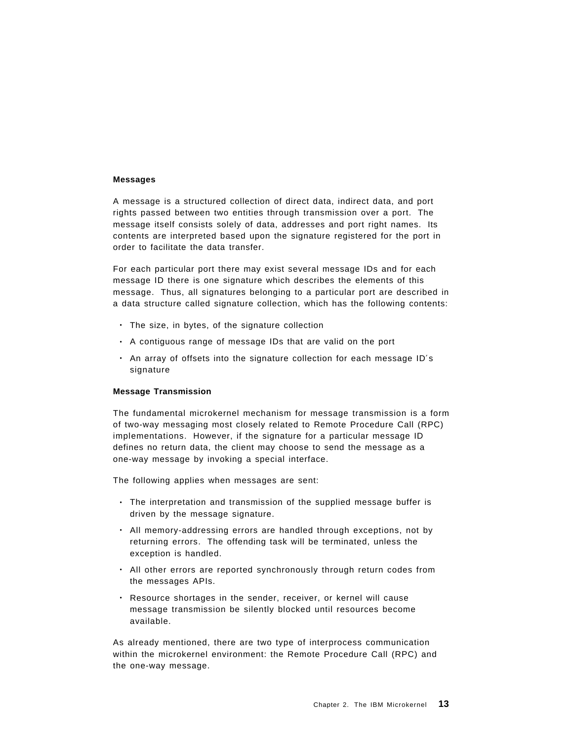### Messages

A message is a structured collection of direct data, indirect data, and port rights passed between two entities through transmission over a port. The message itself consists solely of data, addresses and port right names. Its contents are interpreted based upon the signature registered for the port in order to facilitate the data transfer.

For each particular port there may exist several message IDs and for each message ID there is one signature which describes the elements of this message. Thus, all signatures belonging to a particular port are described in a data structure called signature collection, which has the following contents:

- The size, in bytes, of the signature collection
- A contiguous range of message IDs that are valid on the port
- An array of offsets into the signature collection for each message ID´s signature

### Message Transmission

The fundamental microkernel mechanism for message transmission is a form of two-way messaging most closely related to Remote Procedure Call (RPC) implementations. However, if the signature for a particular message ID defines no return data, the client may choose to send the message as a one-way message by invoking a special interface.

The following applies when messages are sent:

- The interpretation and transmission of the supplied message buffer is driven by the message signature.
- All memory-addressing errors are handled through exceptions, not by returning errors. The offending task will be terminated, unless the exception is handled.
- All other errors are reported synchronously through return codes from the messages APIs.
- Resource shortages in the sender, receiver, or kernel will cause message transmission be silently blocked until resources become available.

As already mentioned, there are two type of interprocess communication within the microkernel environment: the Remote Procedure Call (RPC) and the one-way message.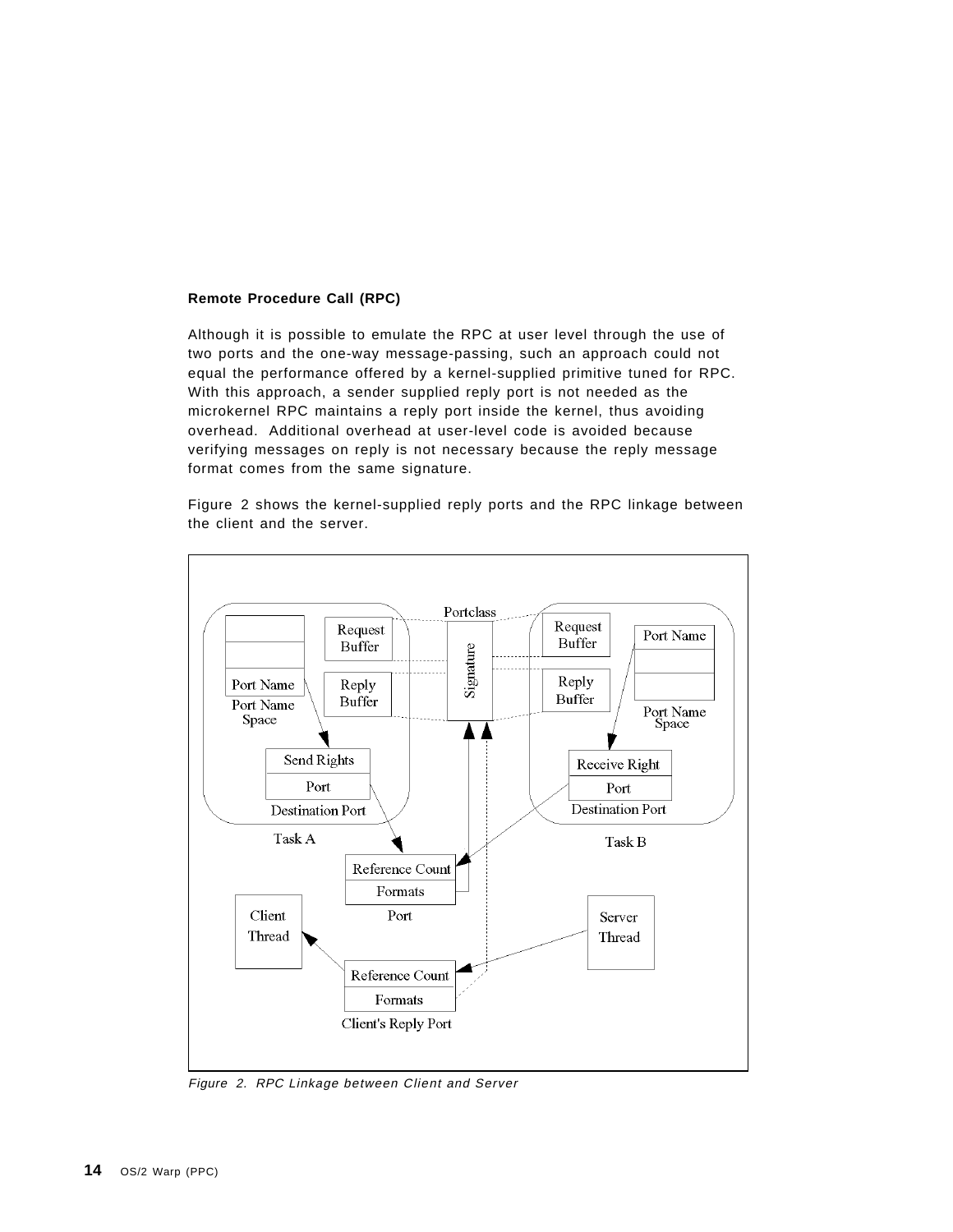**Remote Procedure Call (RPC)**

Although it is possible to emulate the RPC at user level through the use of two ports and the one-way message-passing, such an approach could not equal the performance offered by a kernel-supplied primitive tuned for RPC. With this approach, a sender supplied reply port is not needed as the microkernel RPC maintains a reply port inside the kernel, thus avoiding overhead. Additional overhead at user-level code is avoided because verifying messages on reply is not necessary because the reply message format comes from the same signature.

Figure 2 shows the kernel-supplied reply ports and the RPC linkage between the client and the server.

*Figure 2. RPC Linkage between Client and Server*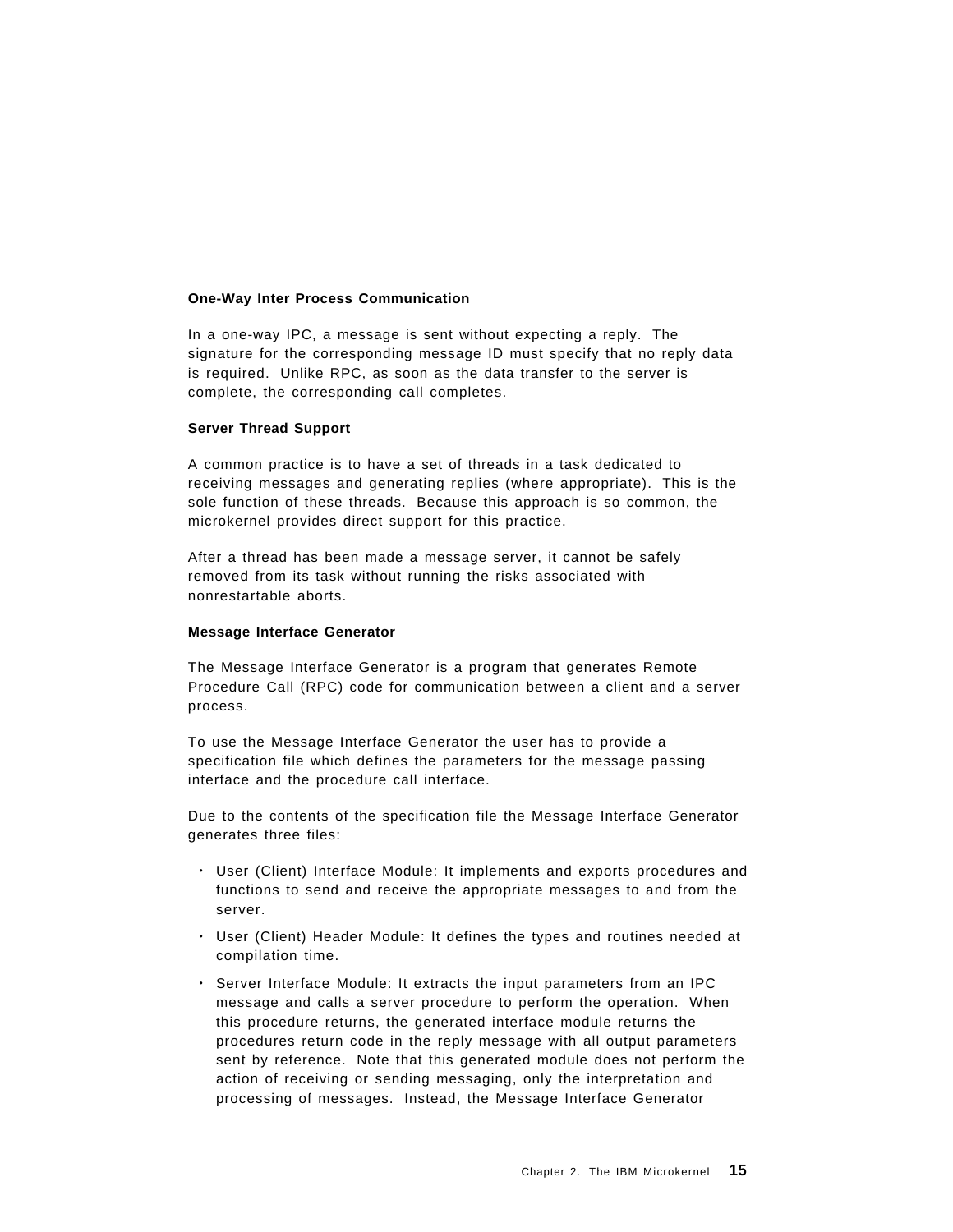**One-Way Inter Process Communication**

In a one-way IPC, a message is sent without expecting a reply. The signature for the corresponding message ID must specify that no reply data is required. Unlike RPC, as soon as the data transfer to the server is complete, the corresponding call completes.

**Server Thread Support**

A common practice is to have a set of threads in a task dedicated to receiving messages and generating replies (where appropriate). This is the sole function of these threads. Because this approach is so common, the microkernel provides direct support for this practice.

After a thread has been made a message server, it cannot be safely removed from its task without running the risks associated with nonrestartable aborts.

**Message Interface Generator**

The Message Interface Generator is a program that generates Remote Procedure Call (RPC) code for communication between a client and a server process.

To use the Message Interface Generator the user has to provide a specification file which defines the parameters for the message passing interface and the procedure call interface.

Due to the contents of the specification file the Message Interface Generator generates three files:

- User (Client) Interface Module: It implements and exports procedures and functions to send and receive the appropriate messages to and from the server.
- User (Client) Header Module: It defines the types and routines needed at compilation time.
- Server Interface Module: It extracts the input parameters from an IPC message and calls a server procedure to perform the operation. When this procedure returns, the generated interface module returns the procedures return code in the reply message with all output parameters sent by reference. Note that this generated module does not perform the action of receiving or sending messaging, only the interpretation and processing of messages. Instead, the Message Interface Generator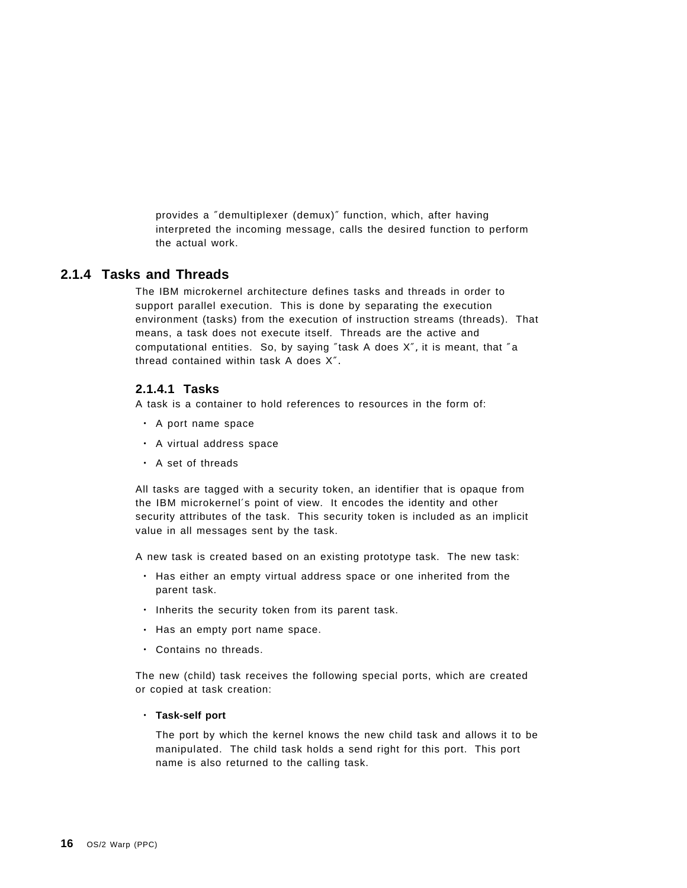provides a ″demultiplexer (demux)″ function, which, after having interpreted the incoming message, calls the desired function to perform the actual work.

### 2.1.4 Tasks and Threads

The IBM microkernel architecture defines tasks and threads in order to support parallel execution. This is done by separating the execution environment (tasks) from the execution of instruction streams (threads). That means, a task does not execute itself. Threads are the active and computational entities. So, by saying ″task A does X″, it is meant, that ″a thread contained within task A does X″.

#### 2.1.4.1 Tasks

A task is a container to hold references to resources in the form of:

- A port name space
- A virtual address space
- A set of threads

All tasks are tagged with a security token, an identifier that is opaque from the IBM microkernel′s point of view. It encodes the identity and other security attributes of the task. This security token is included as an implicit value in all messages sent by the task.

A new task is created based on an existing prototype task. The new task:

- Has either an empty virtual address space or one inherited from the parent task.
- Inherits the security token from its parent task.
- Has an empty port name space.
- Contains no threads.

The new (child) task receives the following special ports, which are created or copied at task creation:

- **Task-self port**

  The port by which the kernel knows the new child task and allows it to be manipulated. The child task holds a send right for this port. This port name is also returned to the calling task.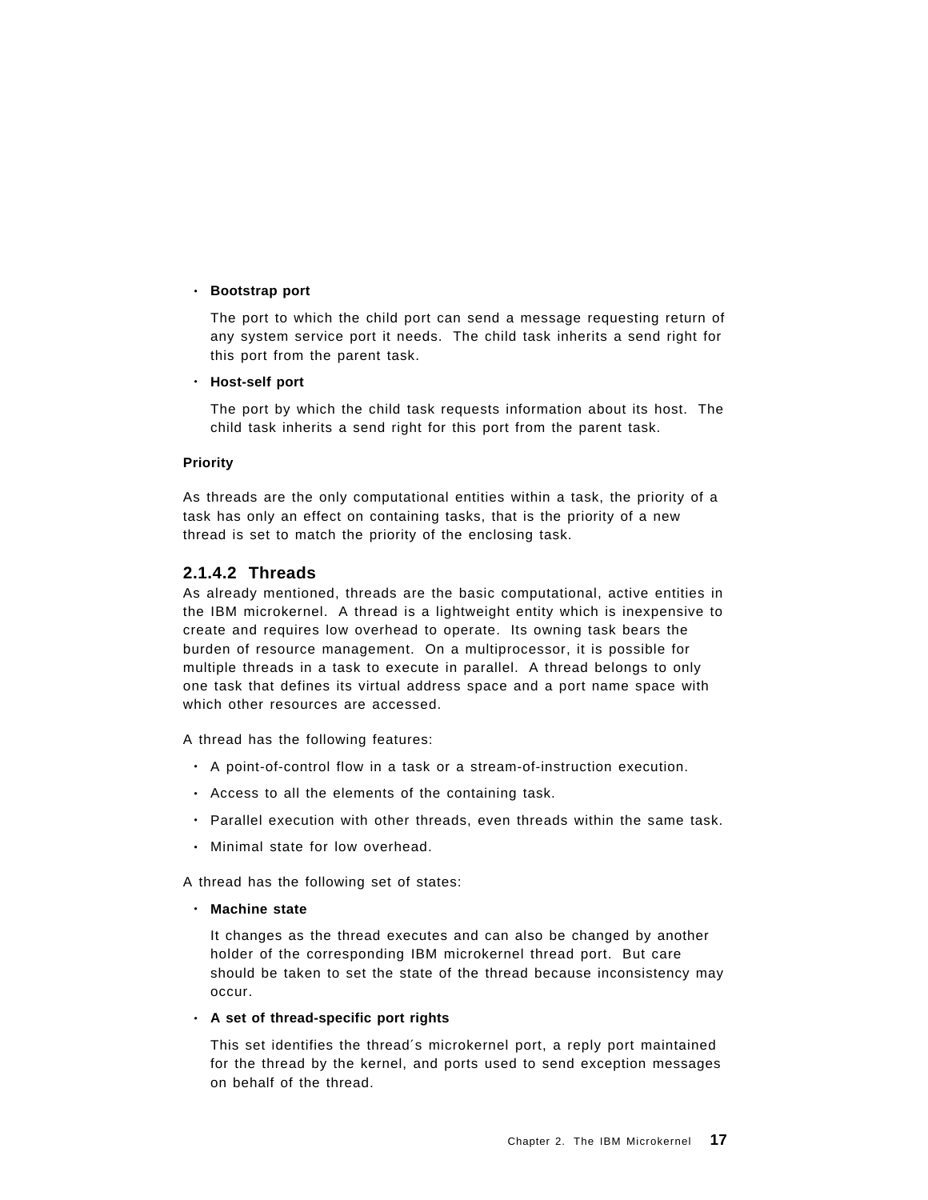- **Bootstrap port**

  The port to which the child port can send a message requesting return of any system service port it needs. The child task inherits a send right for this port from the parent task.

- **Host-self port**

  The port by which the child task requests information about its host. The child task inherits a send right for this port from the parent task.

**Priority**

As threads are the only computational entities within a task, the priority of a task has only an effect on containing tasks, that is the priority of a new thread is set to match the priority of the enclosing task.

#### 2.1.4.2 Threads

As already mentioned, threads are the basic computational, active entities in the IBM microkernel. A thread is a lightweight entity which is inexpensive to create and requires low overhead to operate. Its owning task bears the burden of resource management. On a multiprocessor, it is possible for multiple threads in a task to execute in parallel. A thread belongs to only one task that defines its virtual address space and a port name space with which other resources are accessed.

A thread has the following features:

- A point-of-control flow in a task or a stream-of-instruction execution.
- Access to all the elements of the containing task.
- Parallel execution with other threads, even threads within the same task.
- Minimal state for low overhead.

A thread has the following set of states:

- **Machine state**

  It changes as the thread executes and can also be changed by another holder of the corresponding IBM microkernel thread port. But care should be taken to set the state of the thread because inconsistency may occur.

- **A set of thread-specific port rights**

  This set identifies the thread´s microkernel port, a reply port maintained for the thread by the kernel, and ports used to send exception messages on behalf of the thread.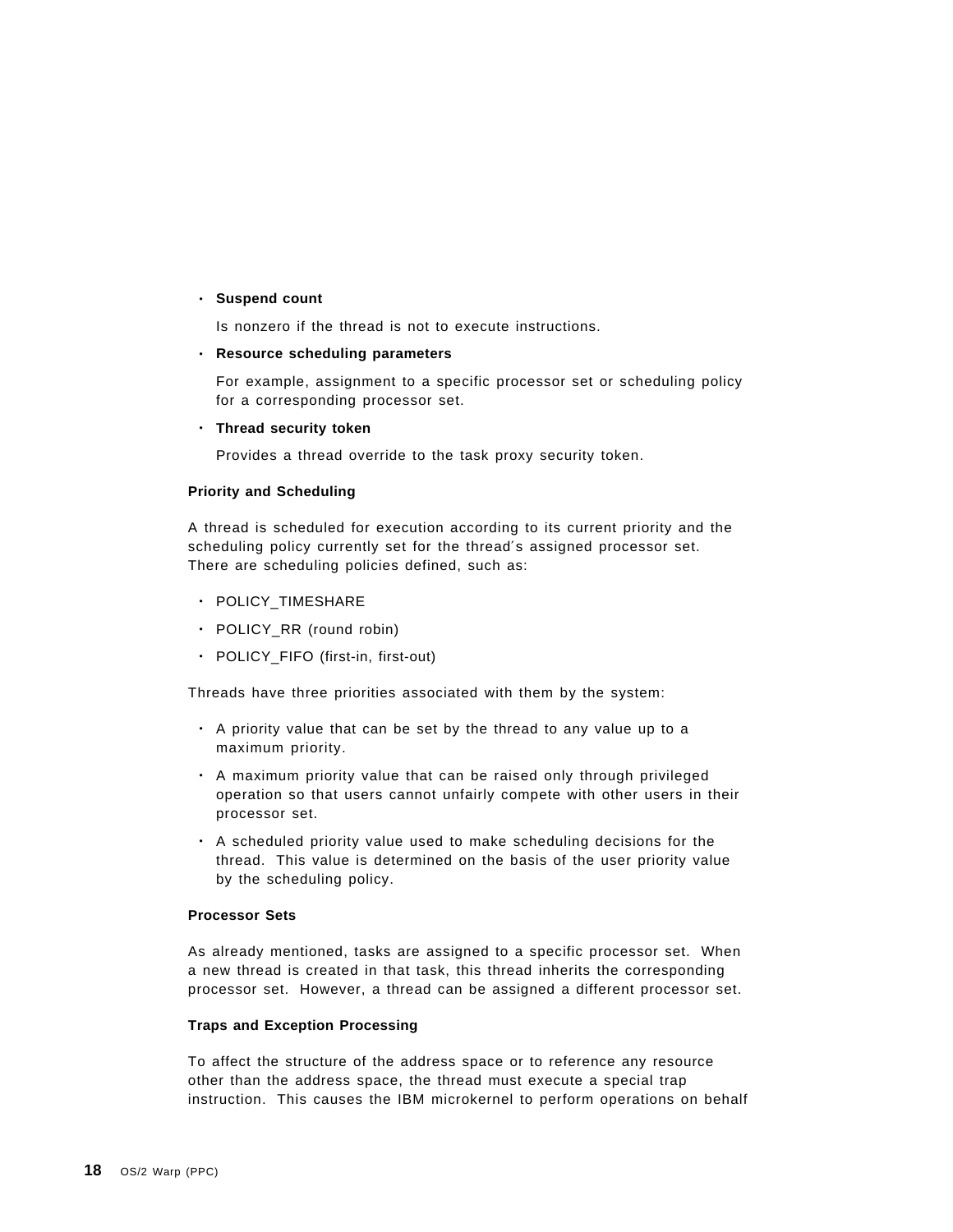- **Suspend count**

  Is nonzero if the thread is not to execute instructions.

- **Resource scheduling parameters**

  For example, assignment to a specific processor set or scheduling policy for a corresponding processor set.

- **Thread security token**

  Provides a thread override to the task proxy security token.

#### Priority and Scheduling

A thread is scheduled for execution according to its current priority and the scheduling policy currently set for the thread′s assigned processor set. There are scheduling policies defined, such as:

- POLICY_TIMESHARE
- POLICY_RR (round robin)
- POLICY_FIFO (first-in, first-out)

Threads have three priorities associated with them by the system:

- A priority value that can be set by the thread to any value up to a maximum priority.
- A maximum priority value that can be raised only through privileged operation so that users cannot unfairly compete with other users in their processor set.
- A scheduled priority value used to make scheduling decisions for the thread. This value is determined on the basis of the user priority value by the scheduling policy.

#### Processor Sets

As already mentioned, tasks are assigned to a specific processor set. When a new thread is created in that task, this thread inherits the corresponding processor set. However, a thread can be assigned a different processor set.

#### Traps and Exception Processing

To affect the structure of the address space or to reference any resource other than the address space, the thread must execute a special trap instruction. This causes the IBM microkernel to perform operations on behalf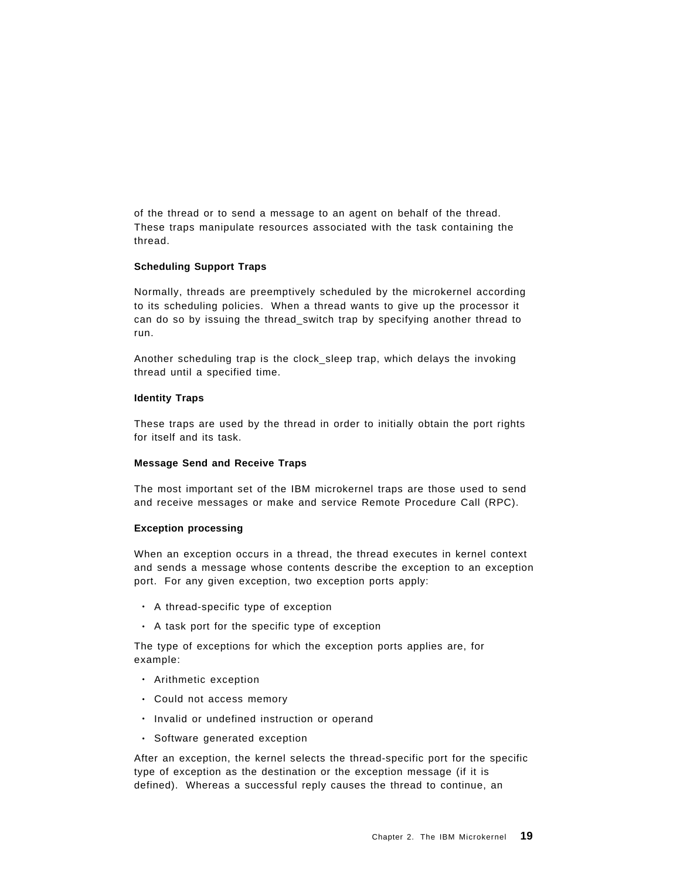of the thread or to send a message to an agent on behalf of the thread. These traps manipulate resources associated with the task containing the thread.

#### Scheduling Support Traps

Normally, threads are preemptively scheduled by the microkernel according to its scheduling policies. When a thread wants to give up the processor it can do so by issuing the thread_switch trap by specifying another thread to run.

Another scheduling trap is the clock_sleep trap, which delays the invoking thread until a specified time.

#### Identity Traps

These traps are used by the thread in order to initially obtain the port rights for itself and its task.

#### Message Send and Receive Traps

The most important set of the IBM microkernel traps are those used to send and receive messages or make and service Remote Procedure Call (RPC).

#### Exception processing

When an exception occurs in a thread, the thread executes in kernel context and sends a message whose contents describe the exception to an exception port. For any given exception, two exception ports apply:

- A thread-specific type of exception
- A task port for the specific type of exception

The type of exceptions for which the exception ports applies are, for example:

- Arithmetic exception
- Could not access memory
- Invalid or undefined instruction or operand
- Software generated exception

After an exception, the kernel selects the thread-specific port for the specific type of exception as the destination or the exception message (if it is defined). Whereas a successful reply causes the thread to continue, an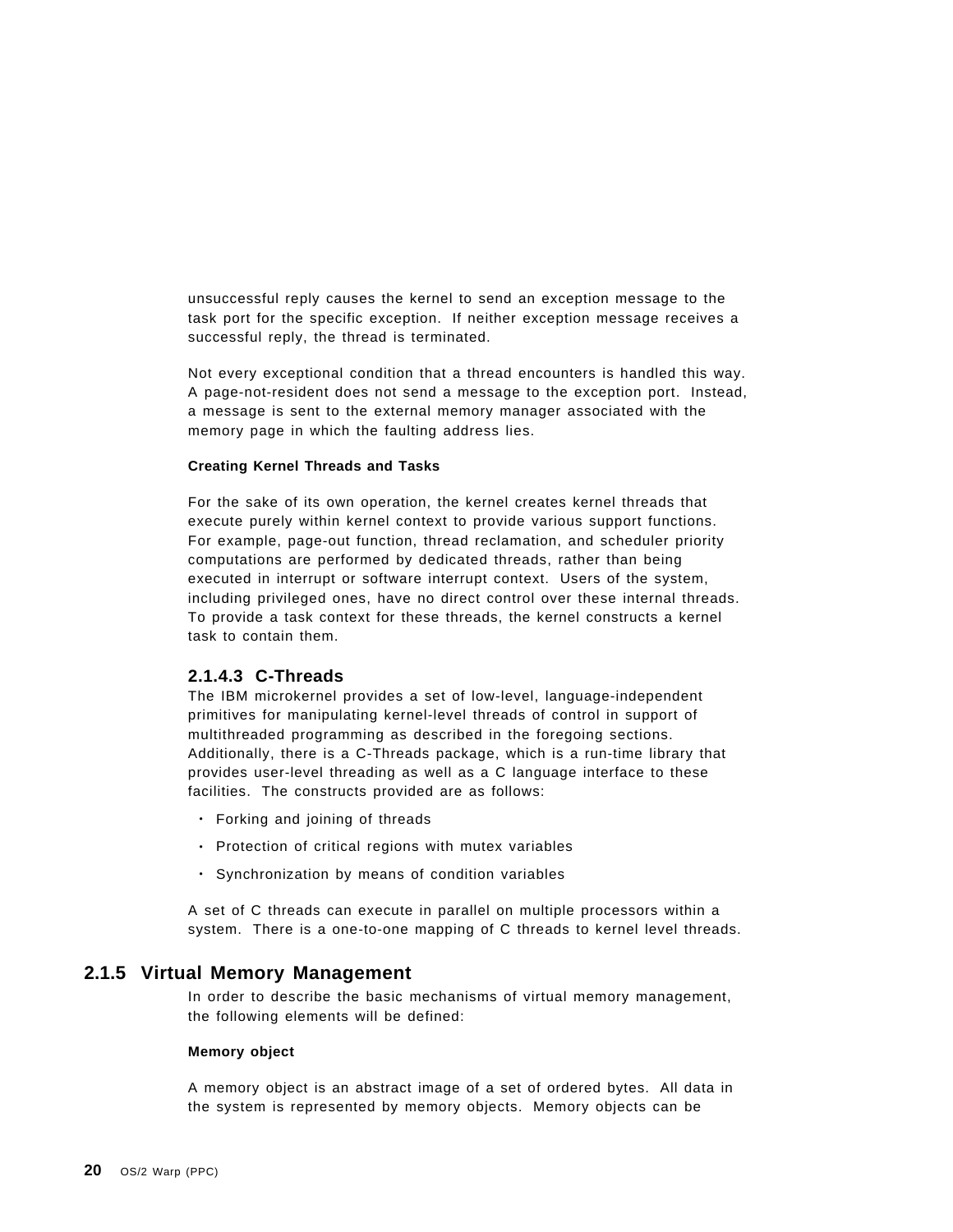unsuccessful reply causes the kernel to send an exception message to the task port for the specific exception. If neither exception message receives a successful reply, the thread is terminated.

Not every exceptional condition that a thread encounters is handled this way. A page-not-resident does not send a message to the exception port. Instead, a message is sent to the external memory manager associated with the memory page in which the faulting address lies.

**Creating Kernel Threads and Tasks**

For the sake of its own operation, the kernel creates kernel threads that execute purely within kernel context to provide various support functions. For example, page-out function, thread reclamation, and scheduler priority computations are performed by dedicated threads, rather than being executed in interrupt or software interrupt context. Users of the system, including privileged ones, have no direct control over these internal threads. To provide a task context for these threads, the kernel constructs a kernel task to contain them.

#### 2.1.4.3 C-Threads

The IBM microkernel provides a set of low-level, language-independent primitives for manipulating kernel-level threads of control in support of multithreaded programming as described in the foregoing sections. Additionally, there is a C-Threads package, which is a run-time library that provides user-level threading as well as a C language interface to these facilities. The constructs provided are as follows:

- Forking and joining of threads
- Protection of critical regions with mutex variables
- Synchronization by means of condition variables

A set of C threads can execute in parallel on multiple processors within a system. There is a one-to-one mapping of C threads to kernel level threads.

### 2.1.5 Virtual Memory Management

In order to describe the basic mechanisms of virtual memory management, the following elements will be defined:

**Memory object**

A memory object is an abstract image of a set of ordered bytes. All data in the system is represented by memory objects. Memory objects can be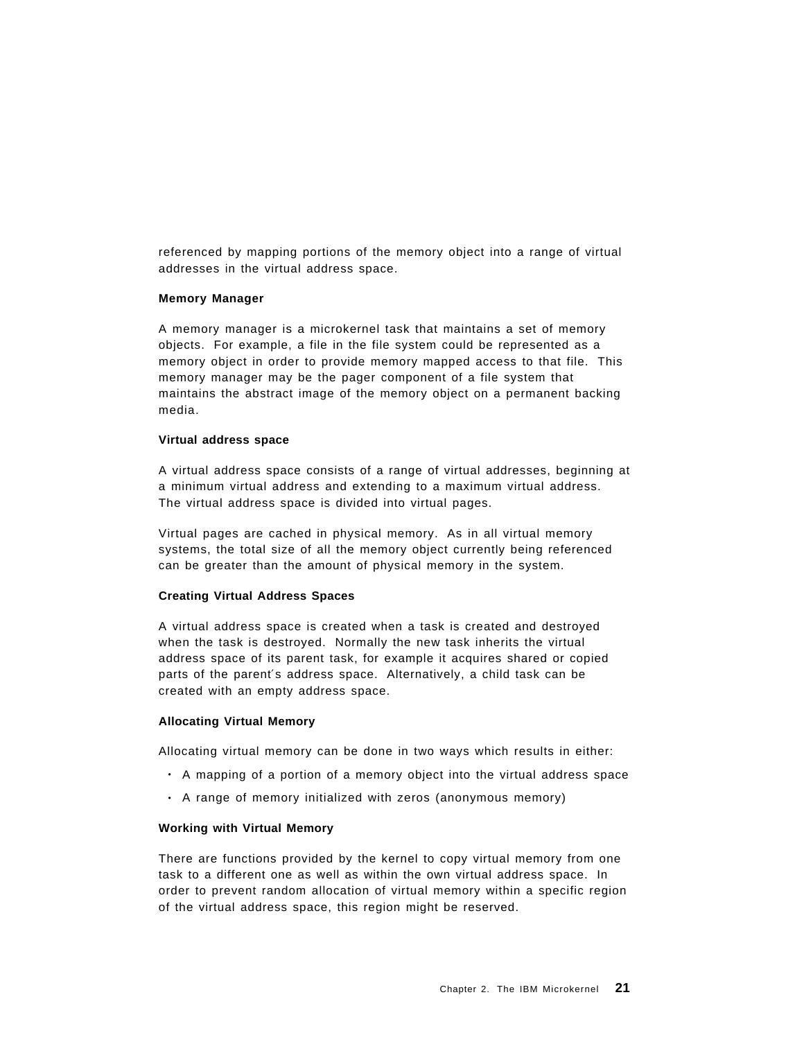referenced by mapping portions of the memory object into a range of virtual addresses in the virtual address space.

**Memory Manager**

A memory manager is a microkernel task that maintains a set of memory objects. For example, a file in the file system could be represented as a memory object in order to provide memory mapped access to that file. This memory manager may be the pager component of a file system that maintains the abstract image of the memory object on a permanent backing media.

**Virtual address space**

A virtual address space consists of a range of virtual addresses, beginning at a minimum virtual address and extending to a maximum virtual address. The virtual address space is divided into virtual pages.

Virtual pages are cached in physical memory. As in all virtual memory systems, the total size of all the memory object currently being referenced can be greater than the amount of physical memory in the system.

**Creating Virtual Address Spaces**

A virtual address space is created when a task is created and destroyed when the task is destroyed. Normally the new task inherits the virtual address space of its parent task, for example it acquires shared or copied parts of the parent´s address space. Alternatively, a child task can be created with an empty address space.

**Allocating Virtual Memory**

Allocating virtual memory can be done in two ways which results in either:

- A mapping of a portion of a memory object into the virtual address space
- A range of memory initialized with zeros (anonymous memory)

**Working with Virtual Memory**

There are functions provided by the kernel to copy virtual memory from one task to a different one as well as within the own virtual address space. In order to prevent random allocation of virtual memory within a specific region of the virtual address space, this region might be reserved.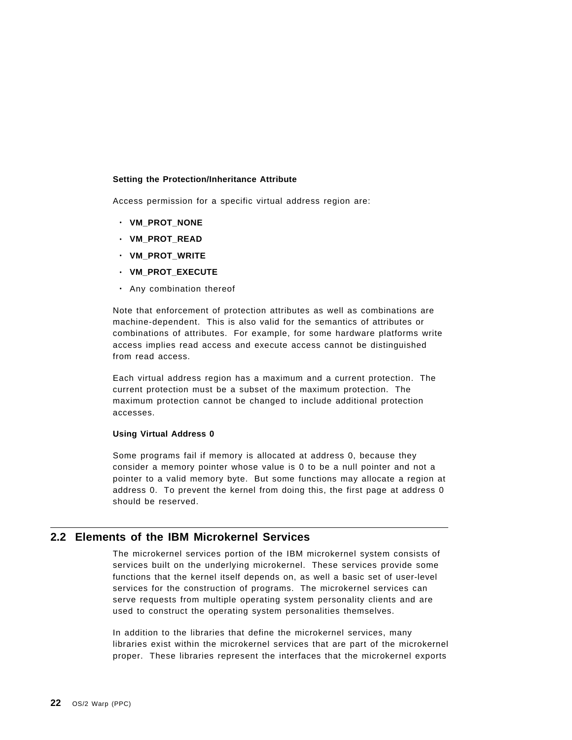**Setting the Protection/Inheritance Attribute**

Access permission for a specific virtual address region are:

- **VM_PROT_NONE**
- **VM_PROT_READ**
- **VM_PROT_WRITE**
- **VM_PROT_EXECUTE**
- Any combination thereof

Note that enforcement of protection attributes as well as combinations are machine-dependent. This is also valid for the semantics of attributes or combinations of attributes. For example, for some hardware platforms write access implies read access and execute access cannot be distinguished from read access.

Each virtual address region has a maximum and a current protection. The current protection must be a subset of the maximum protection. The maximum protection cannot be changed to include additional protection accesses.

**Using Virtual Address 0**

Some programs fail if memory is allocated at address 0, because they consider a memory pointer whose value is 0 to be a null pointer and not a pointer to a valid memory byte. But some functions may allocate a region at address 0. To prevent the kernel from doing this, the first page at address 0 should be reserved.

## 2.2 Elements of the IBM Microkernel Services

The microkernel services portion of the IBM microkernel system consists of services built on the underlying microkernel. These services provide some functions that the kernel itself depends on, as well a basic set of user-level services for the construction of programs. The microkernel services can serve requests from multiple operating system personality clients and are used to construct the operating system personalities themselves.

In addition to the libraries that define the microkernel services, many libraries exist within the microkernel services that are part of the microkernel proper. These libraries represent the interfaces that the microkernel exports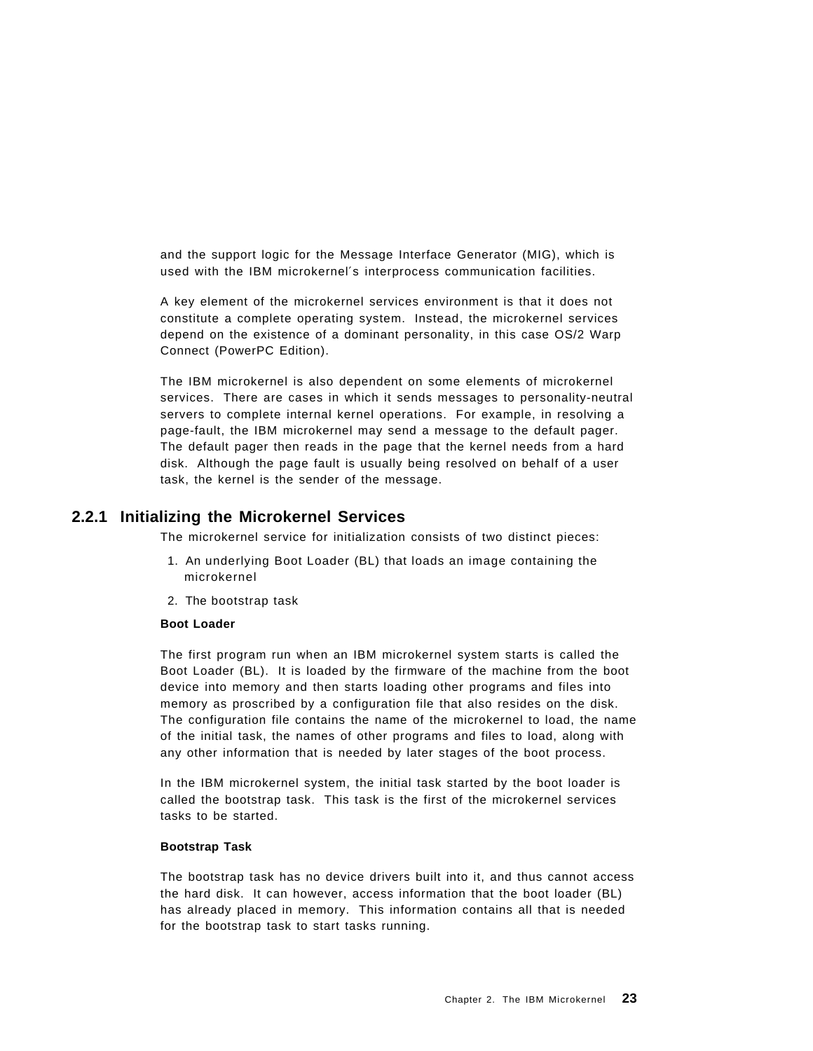and the support logic for the Message Interface Generator (MIG), which is used with the IBM microkernel′s interprocess communication facilities.

A key element of the microkernel services environment is that it does not constitute a complete operating system. Instead, the microkernel services depend on the existence of a dominant personality, in this case OS/2 Warp Connect (PowerPC Edition).

The IBM microkernel is also dependent on some elements of microkernel services. There are cases in which it sends messages to personality-neutral servers to complete internal kernel operations. For example, in resolving a page-fault, the IBM microkernel may send a message to the default pager. The default pager then reads in the page that the kernel needs from a hard disk. Although the page fault is usually being resolved on behalf of a user task, the kernel is the sender of the message.

### 2.2.1 Initializing the Microkernel Services

The microkernel service for initialization consists of two distinct pieces:

1. An underlying Boot Loader (BL) that loads an image containing the microkernel
2. The bootstrap task

**Boot Loader**

The first program run when an IBM microkernel system starts is called the Boot Loader (BL). It is loaded by the firmware of the machine from the boot device into memory and then starts loading other programs and files into memory as proscribed by a configuration file that also resides on the disk. The configuration file contains the name of the microkernel to load, the name of the initial task, the names of other programs and files to load, along with any other information that is needed by later stages of the boot process.

In the IBM microkernel system, the initial task started by the boot loader is called the bootstrap task. This task is the first of the microkernel services tasks to be started.

**Bootstrap Task**

The bootstrap task has no device drivers built into it, and thus cannot access the hard disk. It can however, access information that the boot loader (BL) has already placed in memory. This information contains all that is needed for the bootstrap task to start tasks running.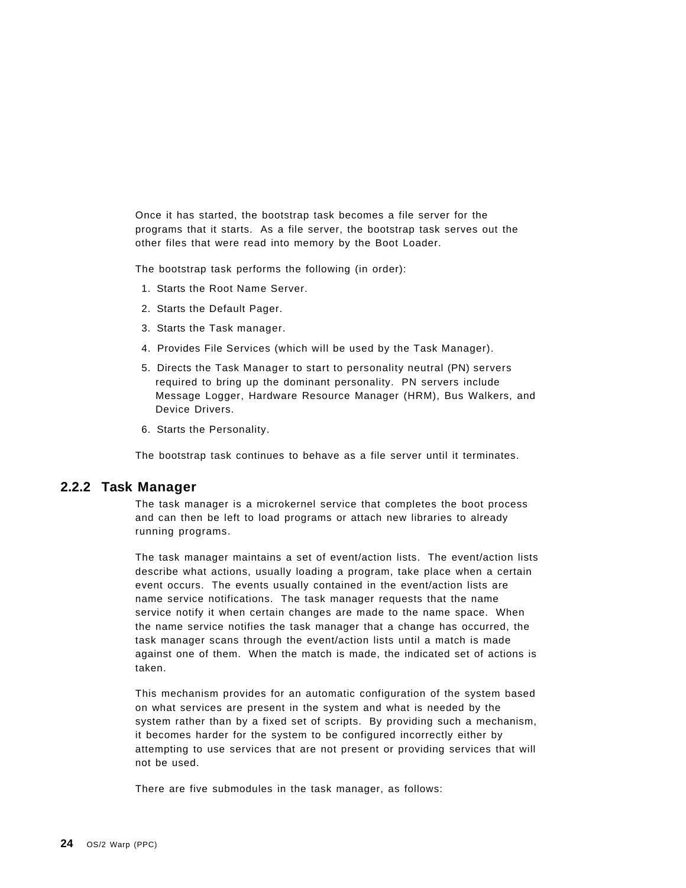Once it has started, the bootstrap task becomes a file server for the programs that it starts. As a file server, the bootstrap task serves out the other files that were read into memory by the Boot Loader.

The bootstrap task performs the following (in order):

1. Starts the Root Name Server.
2. Starts the Default Pager.
3. Starts the Task manager.
4. Provides File Services (which will be used by the Task Manager).
5. Directs the Task Manager to start to personality neutral (PN) servers required to bring up the dominant personality. PN servers include Message Logger, Hardware Resource Manager (HRM), Bus Walkers, and Device Drivers.
6. Starts the Personality.

The bootstrap task continues to behave as a file server until it terminates.

### 2.2.2 Task Manager

The task manager is a microkernel service that completes the boot process and can then be left to load programs or attach new libraries to already running programs.

The task manager maintains a set of event/action lists. The event/action lists describe what actions, usually loading a program, take place when a certain event occurs. The events usually contained in the event/action lists are name service notifications. The task manager requests that the name service notify it when certain changes are made to the name space. When the name service notifies the task manager that a change has occurred, the task manager scans through the event/action lists until a match is made against one of them. When the match is made, the indicated set of actions is taken.

This mechanism provides for an automatic configuration of the system based on what services are present in the system and what is needed by the system rather than by a fixed set of scripts. By providing such a mechanism, it becomes harder for the system to be configured incorrectly either by attempting to use services that are not present or providing services that will not be used.

There are five submodules in the task manager, as follows: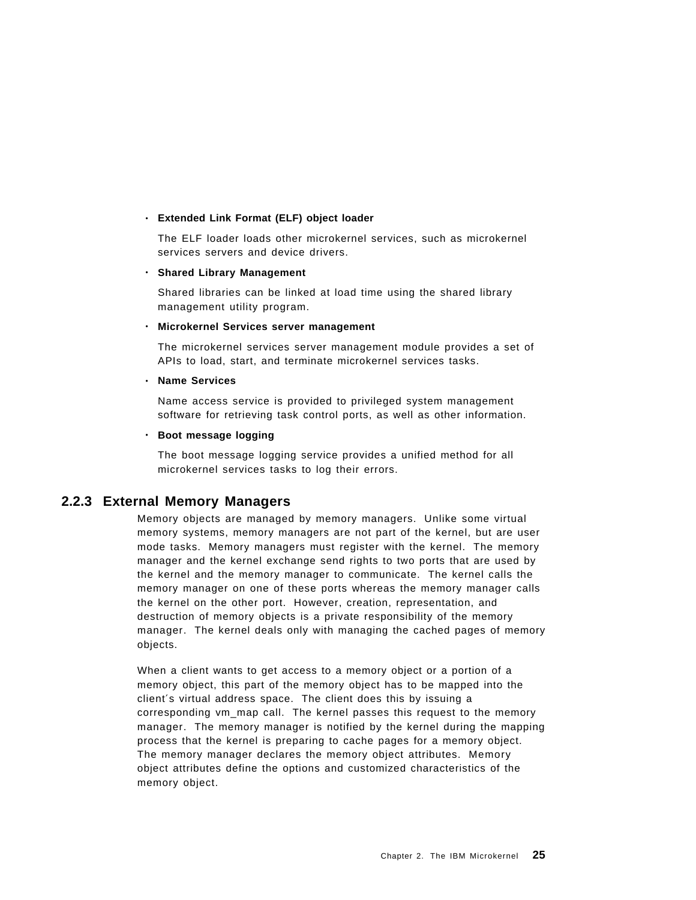- **Extended Link Format (ELF) object loader**

  The ELF loader loads other microkernel services, such as microkernel services servers and device drivers.

- **Shared Library Management**

  Shared libraries can be linked at load time using the shared library management utility program.

- **Microkernel Services server management**

  The microkernel services server management module provides a set of APIs to load, start, and terminate microkernel services tasks.

- **Name Services**

  Name access service is provided to privileged system management software for retrieving task control ports, as well as other information.

- **Boot message logging**

  The boot message logging service provides a unified method for all microkernel services tasks to log their errors.

### 2.2.3 External Memory Managers

Memory objects are managed by memory managers. Unlike some virtual memory systems, memory managers are not part of the kernel, but are user mode tasks. Memory managers must register with the kernel. The memory manager and the kernel exchange send rights to two ports that are used by the kernel and the memory manager to communicate. The kernel calls the memory manager on one of these ports whereas the memory manager calls the kernel on the other port. However, creation, representation, and destruction of memory objects is a private responsibility of the memory manager. The kernel deals only with managing the cached pages of memory objects.

When a client wants to get access to a memory object or a portion of a memory object, this part of the memory object has to be mapped into the client´s virtual address space. The client does this by issuing a corresponding vm_map call. The kernel passes this request to the memory manager. The memory manager is notified by the kernel during the mapping process that the kernel is preparing to cache pages for a memory object. The memory manager declares the memory object attributes. Memory object attributes define the options and customized characteristics of the memory object.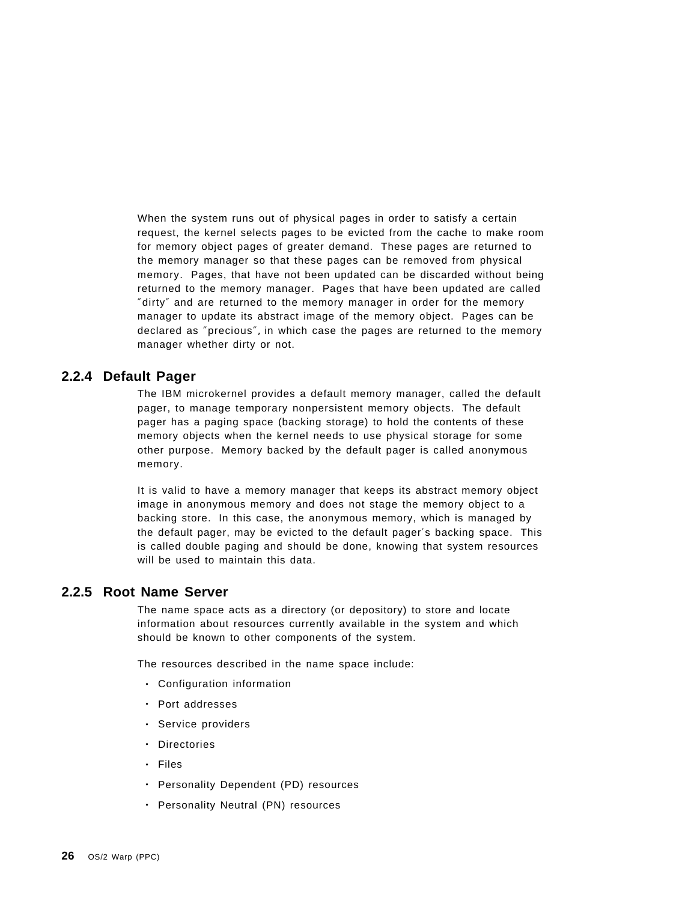When the system runs out of physical pages in order to satisfy a certain request, the kernel selects pages to be evicted from the cache to make room for memory object pages of greater demand. These pages are returned to the memory manager so that these pages can be removed from physical memory. Pages, that have not been updated can be discarded without being returned to the memory manager. Pages that have been updated are called ″dirty″ and are returned to the memory manager in order for the memory manager to update its abstract image of the memory object. Pages can be declared as ″precious″, in which case the pages are returned to the memory manager whether dirty or not.

### 2.2.4 Default Pager

The IBM microkernel provides a default memory manager, called the default pager, to manage temporary nonpersistent memory objects. The default pager has a paging space (backing storage) to hold the contents of these memory objects when the kernel needs to use physical storage for some other purpose. Memory backed by the default pager is called anonymous memory.

It is valid to have a memory manager that keeps its abstract memory object image in anonymous memory and does not stage the memory object to a backing store. In this case, the anonymous memory, which is managed by the default pager, may be evicted to the default pager′s backing space. This is called double paging and should be done, knowing that system resources will be used to maintain this data.

### 2.2.5 Root Name Server

The name space acts as a directory (or depository) to store and locate information about resources currently available in the system and which should be known to other components of the system.

The resources described in the name space include:

- Configuration information
- Port addresses
- Service providers
- Directories
- Files
- Personality Dependent (PD) resources
- Personality Neutral (PN) resources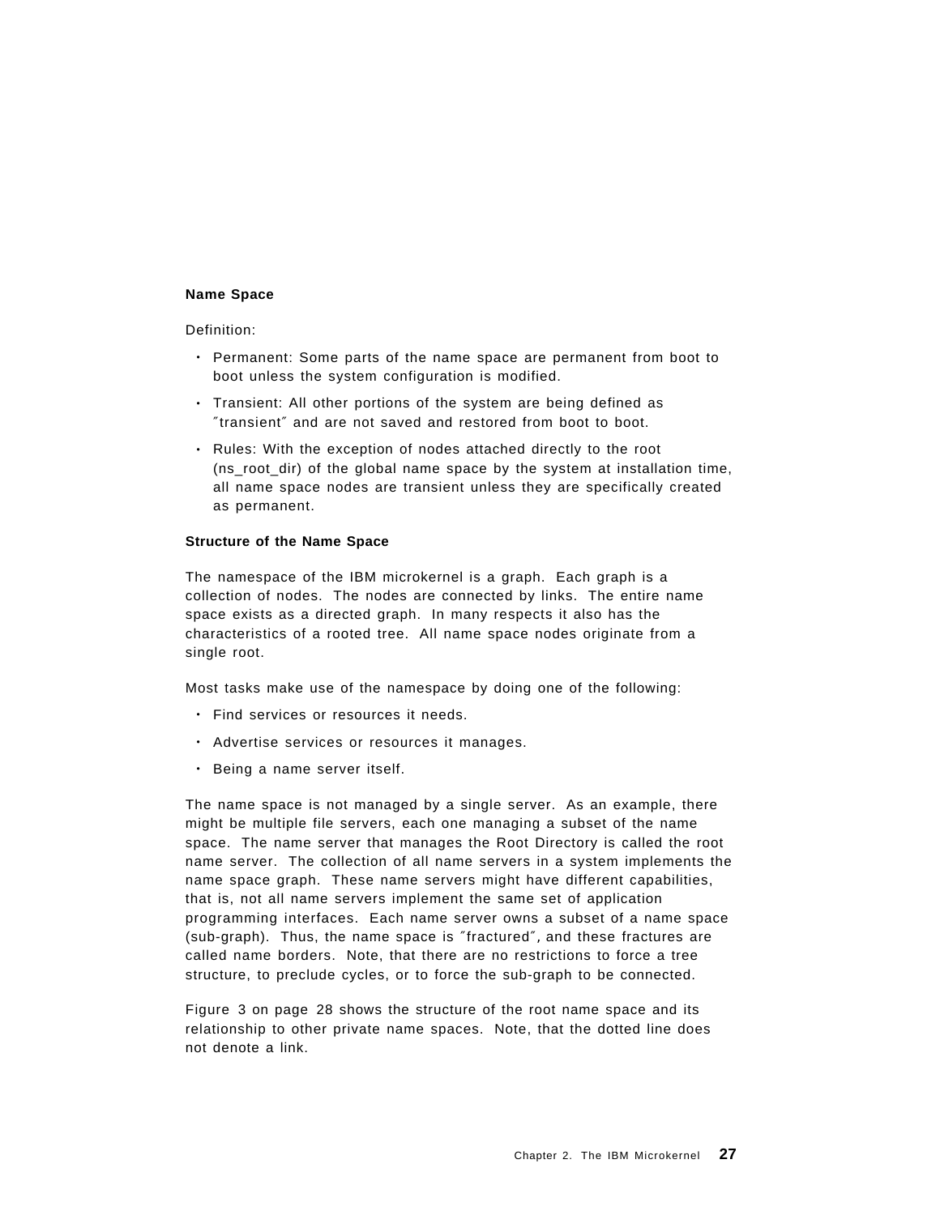### Name Space

Definition:

- Permanent: Some parts of the name space are permanent from boot to boot unless the system configuration is modified.
- Transient: All other portions of the system are being defined as ″transient″ and are not saved and restored from boot to boot.
- Rules: With the exception of nodes attached directly to the root (ns_root_dir) of the global name space by the system at installation time, all name space nodes are transient unless they are specifically created as permanent.

### Structure of the Name Space

The namespace of the IBM microkernel is a graph. Each graph is a collection of nodes. The nodes are connected by links. The entire name space exists as a directed graph. In many respects it also has the characteristics of a rooted tree. All name space nodes originate from a single root.

Most tasks make use of the namespace by doing one of the following:

- Find services or resources it needs.
- Advertise services or resources it manages.
- Being a name server itself.

The name space is not managed by a single server. As an example, there might be multiple file servers, each one managing a subset of the name space. The name server that manages the Root Directory is called the root name server. The collection of all name servers in a system implements the name space graph. These name servers might have different capabilities, that is, not all name servers implement the same set of application programming interfaces. Each name server owns a subset of a name space (sub-graph). Thus, the name space is ″fractured″, and these fractures are called name borders. Note, that there are no restrictions to force a tree structure, to preclude cycles, or to force the sub-graph to be connected.

Figure 3 on page 28 shows the structure of the root name space and its relationship to other private name spaces. Note, that the dotted line does not denote a link.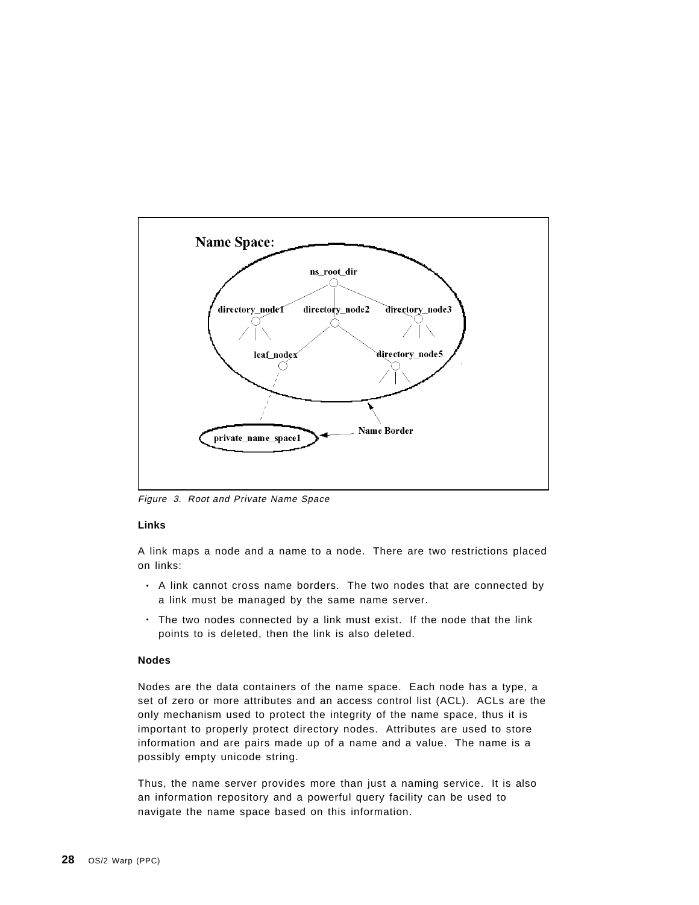Figure 3. Root and Private Name Space

### Links

A link maps a node and a name to a node. There are two restrictions placed on links:

- A link cannot cross name borders. The two nodes that are connected by a link must be managed by the same name server.
- The two nodes connected by a link must exist. If the node that the link points to is deleted, then the link is also deleted.

### Nodes

Nodes are the data containers of the name space. Each node has a type, a set of zero or more attributes and an access control list (ACL). ACLs are the only mechanism used to protect the integrity of the name space, thus it is important to properly protect directory nodes. Attributes are used to store information and are pairs made up of a name and a value. The name is a possibly empty unicode string.

Thus, the name server provides more than just a naming service. It is also an information repository and a powerful query facility can be used to navigate the name space based on this information.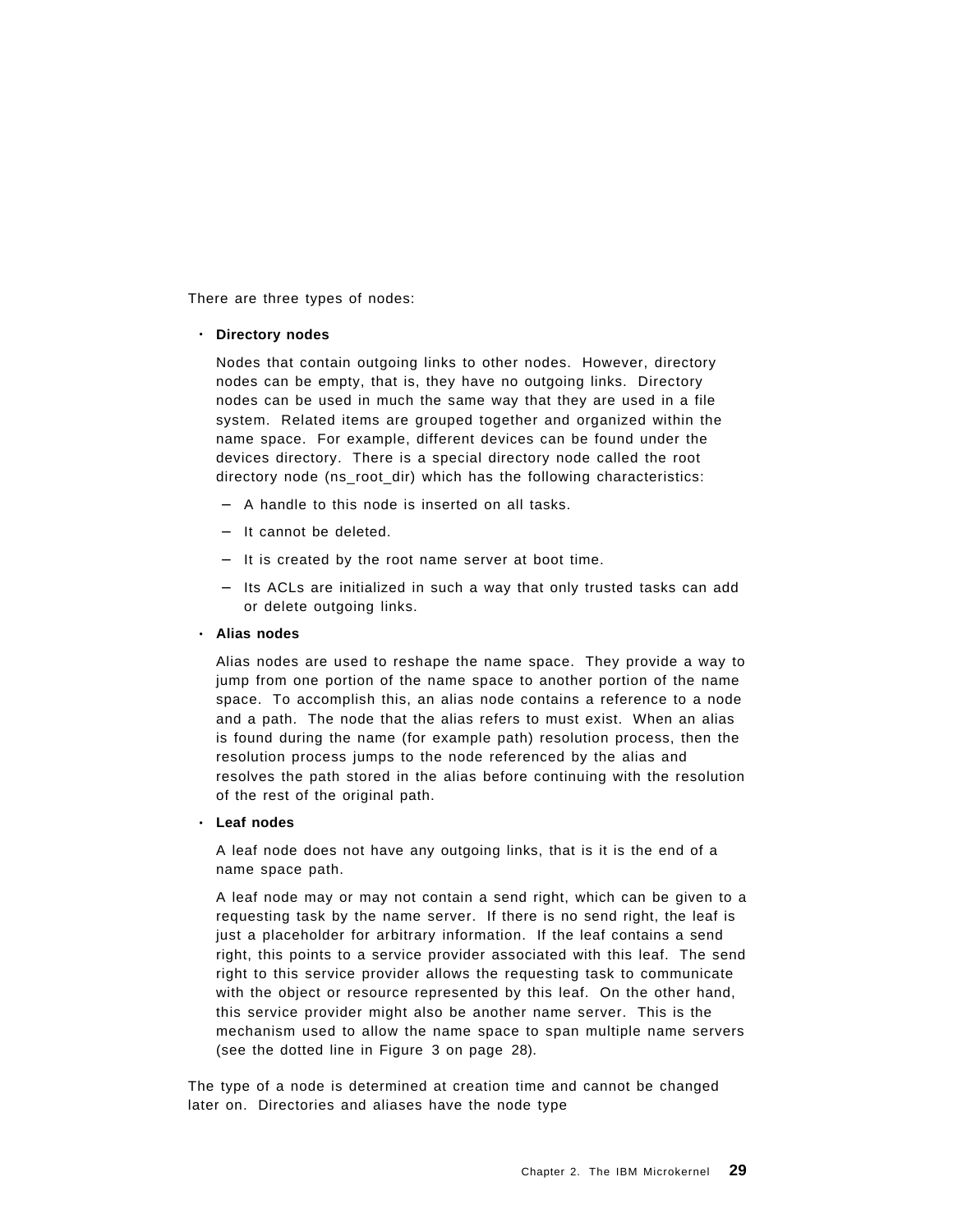There are three types of nodes:

- **Directory nodes**

  Nodes that contain outgoing links to other nodes. However, directory nodes can be empty, that is, they have no outgoing links. Directory nodes can be used in much the same way that they are used in a file system. Related items are grouped together and organized within the name space. For example, different devices can be found under the devices directory. There is a special directory node called the root directory node (ns_root_dir) which has the following characteristics:

  - A handle to this node is inserted on all tasks.
  - It cannot be deleted.
  - It is created by the root name server at boot time.
  - Its ACLs are initialized in such a way that only trusted tasks can add or delete outgoing links.

- **Alias nodes**

  Alias nodes are used to reshape the name space. They provide a way to jump from one portion of the name space to another portion of the name space. To accomplish this, an alias node contains a reference to a node and a path. The node that the alias refers to must exist. When an alias is found during the name (for example path) resolution process, then the resolution process jumps to the node referenced by the alias and resolves the path stored in the alias before continuing with the resolution of the rest of the original path.

- **Leaf nodes**

  A leaf node does not have any outgoing links, that is it is the end of a name space path.

  A leaf node may or may not contain a send right, which can be given to a requesting task by the name server. If there is no send right, the leaf is just a placeholder for arbitrary information. If the leaf contains a send right, this points to a service provider associated with this leaf. The send right to this service provider allows the requesting task to communicate with the object or resource represented by this leaf. On the other hand, this service provider might also be another name server. This is the mechanism used to allow the name space to span multiple name servers (see the dotted line in Figure 3 on page 28).

The type of a node is determined at creation time and cannot be changed later on. Directories and aliases have the node type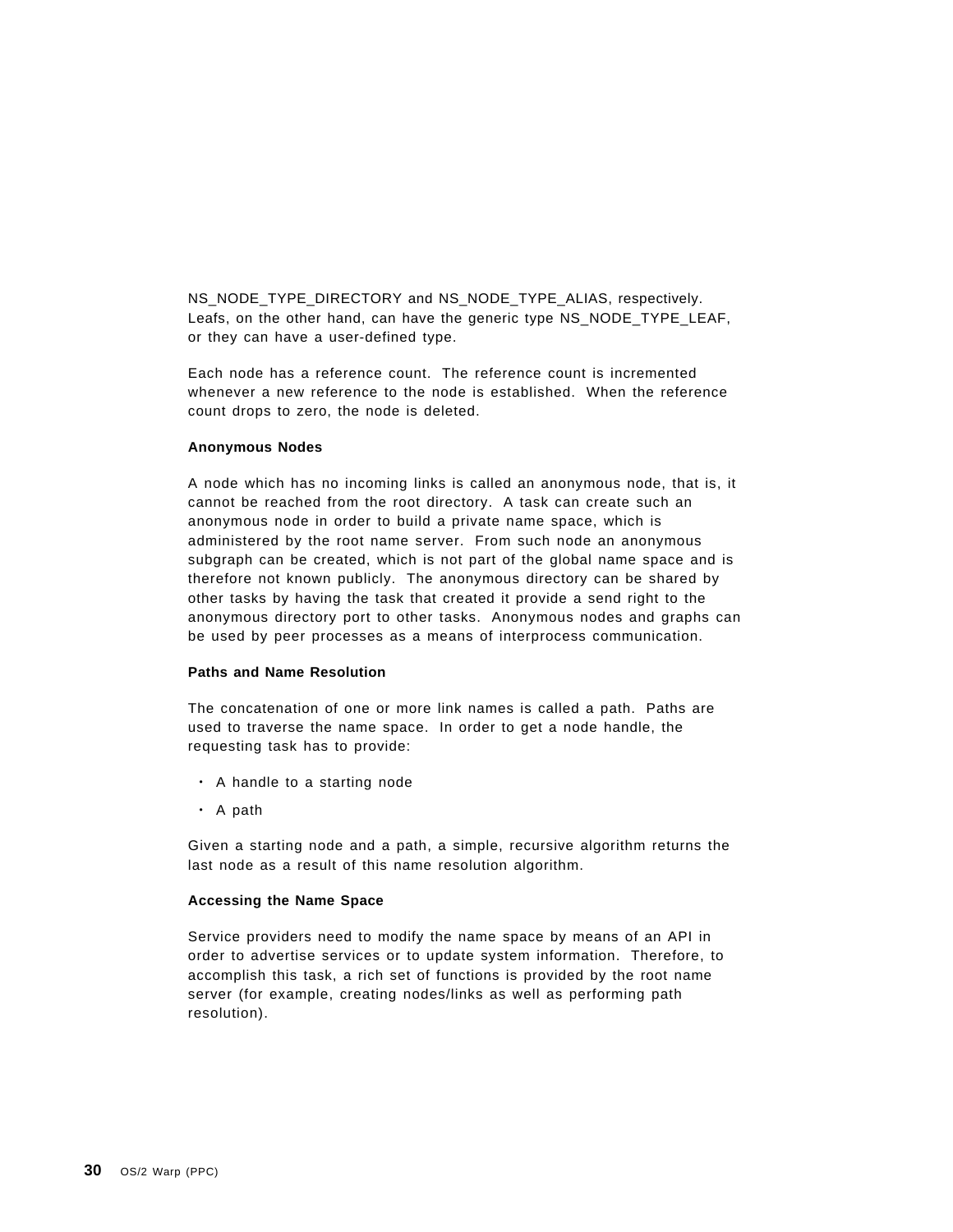NS_NODE_TYPE_DIRECTORY and NS_NODE_TYPE_ALIAS, respectively. Leafs, on the other hand, can have the generic type NS_NODE_TYPE_LEAF, or they can have a user-defined type.

Each node has a reference count. The reference count is incremented whenever a new reference to the node is established. When the reference count drops to zero, the node is deleted.

**Anonymous Nodes**

A node which has no incoming links is called an anonymous node, that is, it cannot be reached from the root directory. A task can create such an anonymous node in order to build a private name space, which is administered by the root name server. From such node an anonymous subgraph can be created, which is not part of the global name space and is therefore not known publicly. The anonymous directory can be shared by other tasks by having the task that created it provide a send right to the anonymous directory port to other tasks. Anonymous nodes and graphs can be used by peer processes as a means of interprocess communication.

**Paths and Name Resolution**

The concatenation of one or more link names is called a path. Paths are used to traverse the name space. In order to get a node handle, the requesting task has to provide:

- A handle to a starting node
- A path

Given a starting node and a path, a simple, recursive algorithm returns the last node as a result of this name resolution algorithm.

**Accessing the Name Space**

Service providers need to modify the name space by means of an API in order to advertise services or to update system information. Therefore, to accomplish this task, a rich set of functions is provided by the root name server (for example, creating nodes/links as well as performing path resolution).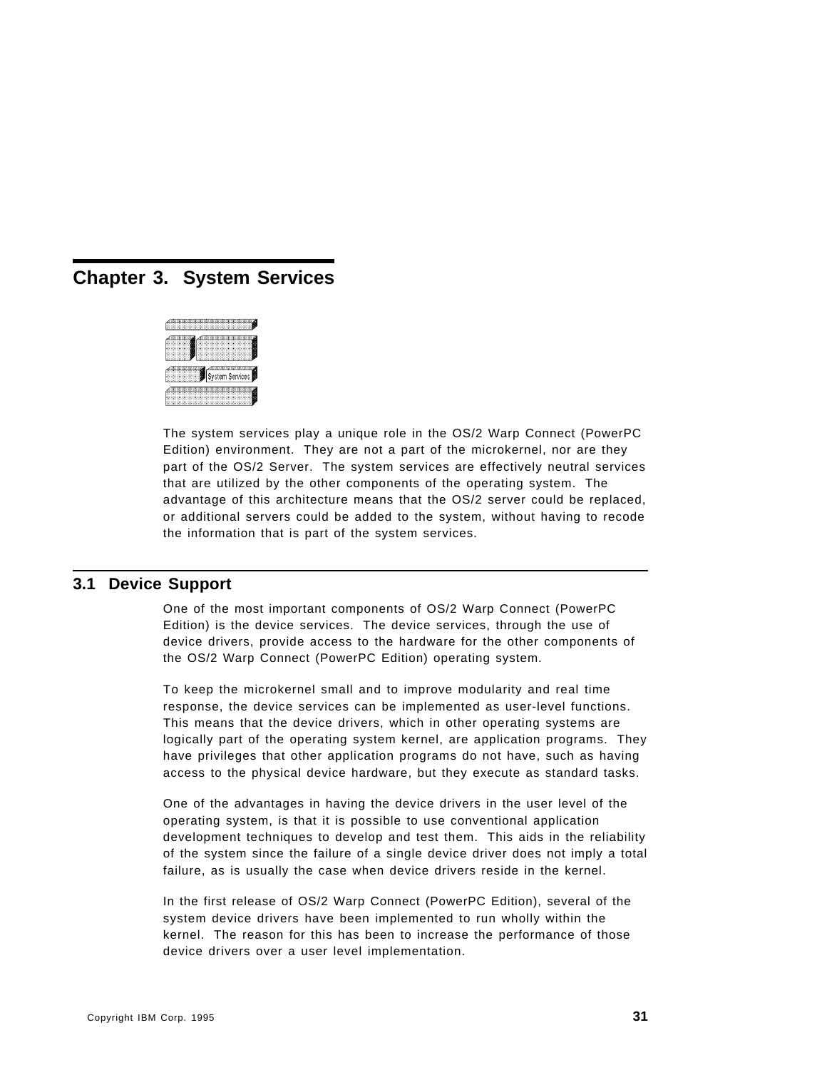# Chapter 3. System Services

The system services play a unique role in the OS/2 Warp Connect (PowerPC Edition) environment. They are not a part of the microkernel, nor are they part of the OS/2 Server. The system services are effectively neutral services that are utilized by the other components of the operating system. The advantage of this architecture means that the OS/2 server could be replaced, or additional servers could be added to the system, without having to recode the information that is part of the system services.

## 3.1 Device Support

One of the most important components of OS/2 Warp Connect (PowerPC Edition) is the device services. The device services, through the use of device drivers, provide access to the hardware for the other components of the OS/2 Warp Connect (PowerPC Edition) operating system.

To keep the microkernel small and to improve modularity and real time response, the device services can be implemented as user-level functions. This means that the device drivers, which in other operating systems are logically part of the operating system kernel, are application programs. They have privileges that other application programs do not have, such as having access to the physical device hardware, but they execute as standard tasks.

One of the advantages in having the device drivers in the user level of the operating system, is that it is possible to use conventional application development techniques to develop and test them. This aids in the reliability of the system since the failure of a single device driver does not imply a total failure, as is usually the case when device drivers reside in the kernel.

In the first release of OS/2 Warp Connect (PowerPC Edition), several of the system device drivers have been implemented to run wholly within the kernel. The reason for this has been to increase the performance of those device drivers over a user level implementation.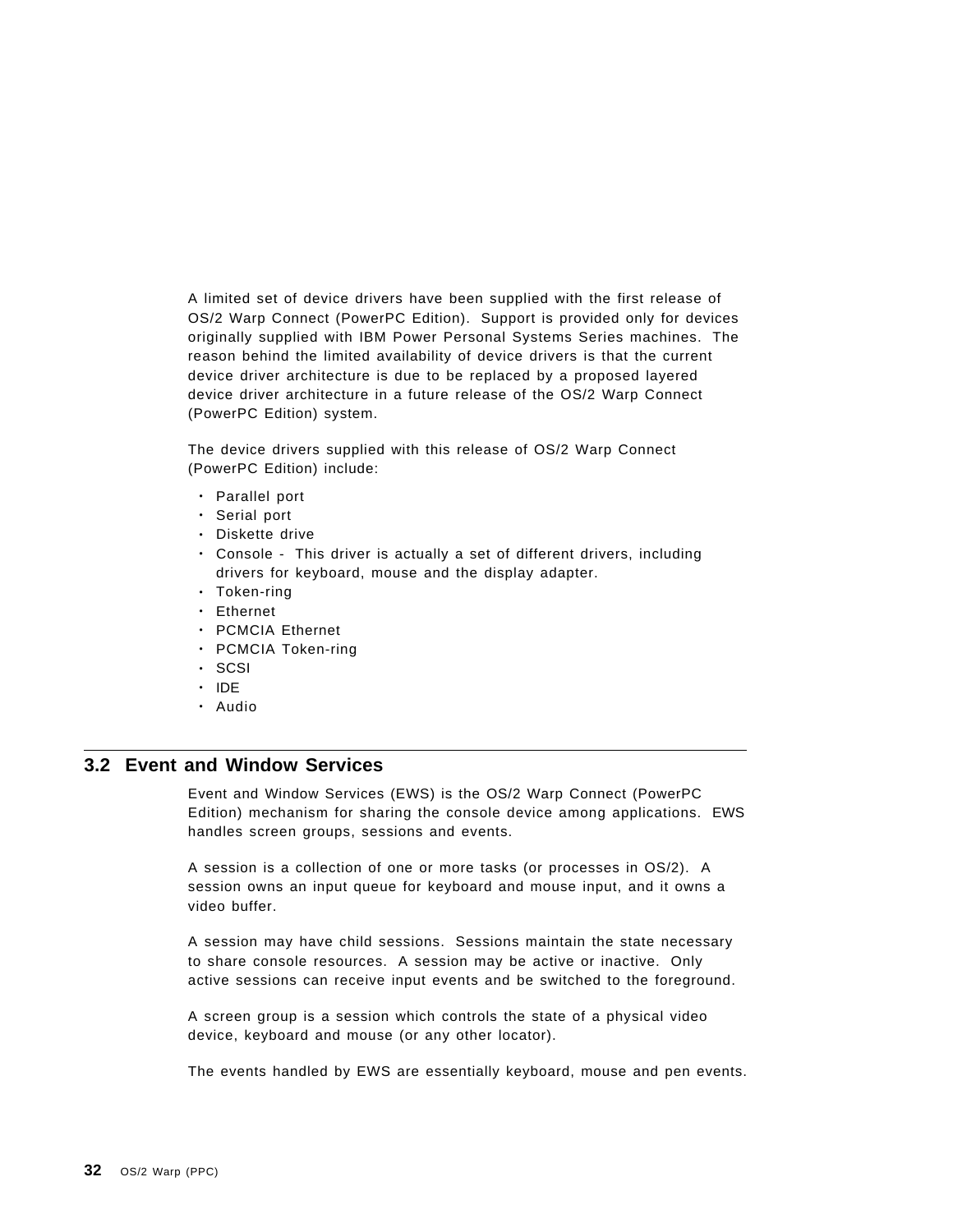A limited set of device drivers have been supplied with the first release of OS/2 Warp Connect (PowerPC Edition). Support is provided only for devices originally supplied with IBM Power Personal Systems Series machines. The reason behind the limited availability of device drivers is that the current device driver architecture is due to be replaced by a proposed layered device driver architecture in a future release of the OS/2 Warp Connect (PowerPC Edition) system.

The device drivers supplied with this release of OS/2 Warp Connect (PowerPC Edition) include:

- Parallel port
- Serial port
- Diskette drive
- Console - This driver is actually a set of different drivers, including drivers for keyboard, mouse and the display adapter.
- Token-ring
- Ethernet
- PCMCIA Ethernet
- PCMCIA Token-ring
- SCSI
- IDE
- Audio

## 3.2 Event and Window Services

Event and Window Services (EWS) is the OS/2 Warp Connect (PowerPC Edition) mechanism for sharing the console device among applications. EWS handles screen groups, sessions and events.

A session is a collection of one or more tasks (or processes in OS/2). A session owns an input queue for keyboard and mouse input, and it owns a video buffer.

A session may have child sessions. Sessions maintain the state necessary to share console resources. A session may be active or inactive. Only active sessions can receive input events and be switched to the foreground.

A screen group is a session which controls the state of a physical video device, keyboard and mouse (or any other locator).

The events handled by EWS are essentially keyboard, mouse and pen events.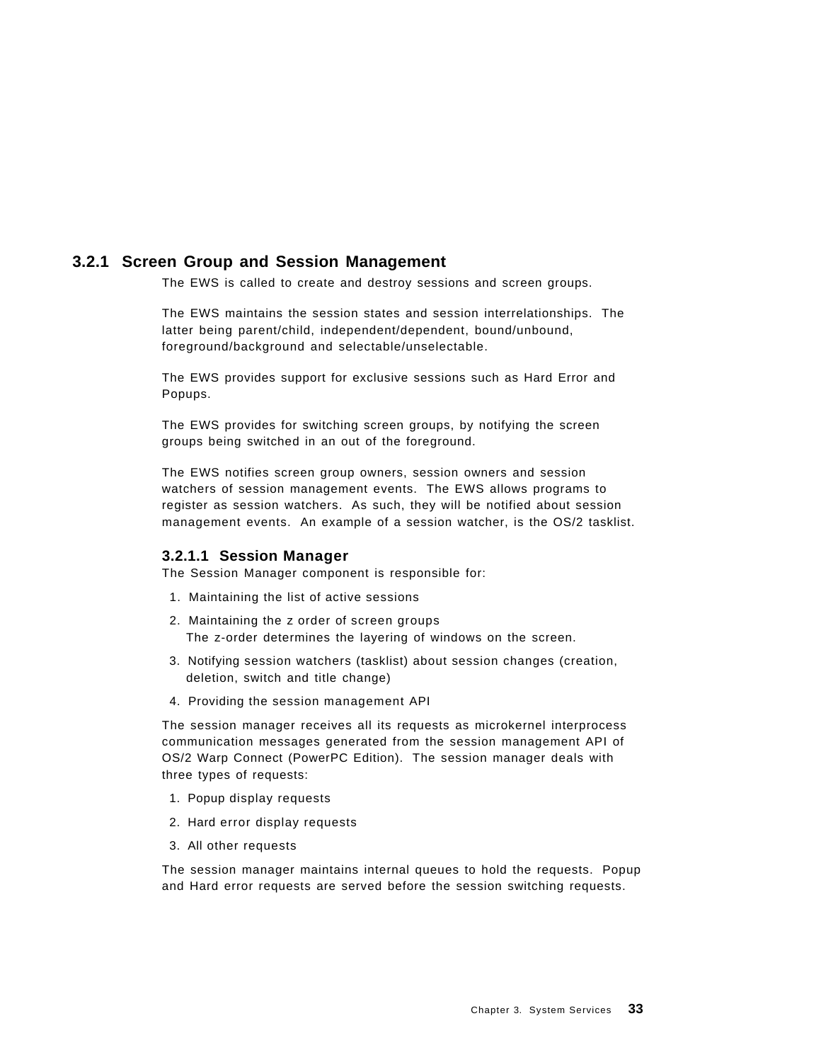### 3.2.1 Screen Group and Session Management

The EWS is called to create and destroy sessions and screen groups.

The EWS maintains the session states and session interrelationships. The latter being parent/child, independent/dependent, bound/unbound, foreground/background and selectable/unselectable.

The EWS provides support for exclusive sessions such as Hard Error and Popups.

The EWS provides for switching screen groups, by notifying the screen groups being switched in an out of the foreground.

The EWS notifies screen group owners, session owners and session watchers of session management events. The EWS allows programs to register as session watchers. As such, they will be notified about session management events. An example of a session watcher, is the OS/2 tasklist.

#### 3.2.1.1 Session Manager

The Session Manager component is responsible for:

1. Maintaining the list of active sessions
2. Maintaining the z order of screen groups
   The z-order determines the layering of windows on the screen.
3. Notifying session watchers (tasklist) about session changes (creation, deletion, switch and title change)
4. Providing the session management API

The session manager receives all its requests as microkernel interprocess communication messages generated from the session management API of OS/2 Warp Connect (PowerPC Edition). The session manager deals with three types of requests:

1. Popup display requests
2. Hard error display requests
3. All other requests

The session manager maintains internal queues to hold the requests. Popup and Hard error requests are served before the session switching requests.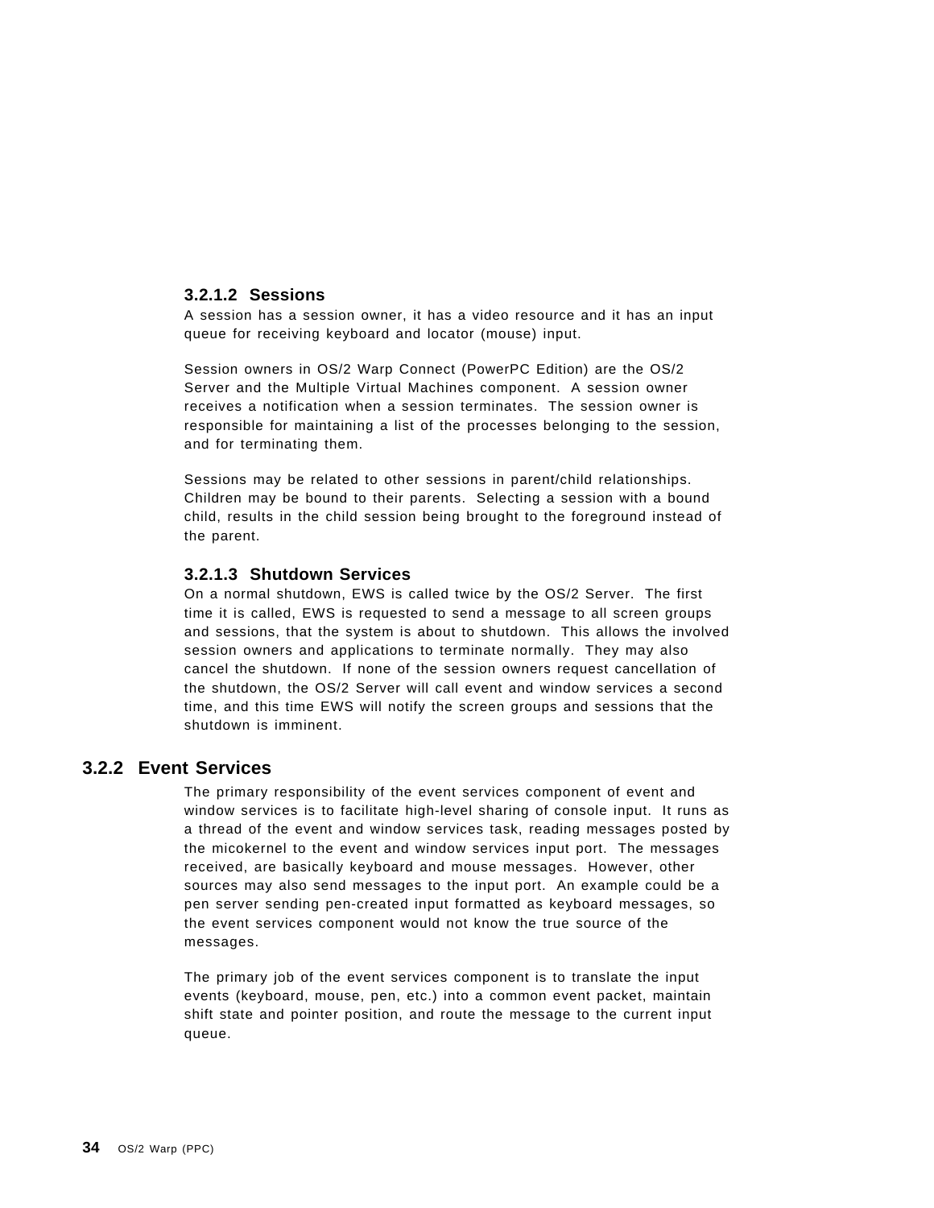#### 3.2.1.2 Sessions

A session has a session owner, it has a video resource and it has an input queue for receiving keyboard and locator (mouse) input.

Session owners in OS/2 Warp Connect (PowerPC Edition) are the OS/2 Server and the Multiple Virtual Machines component. A session owner receives a notification when a session terminates. The session owner is responsible for maintaining a list of the processes belonging to the session, and for terminating them.

Sessions may be related to other sessions in parent/child relationships. Children may be bound to their parents. Selecting a session with a bound child, results in the child session being brought to the foreground instead of the parent.

#### 3.2.1.3 Shutdown Services

On a normal shutdown, EWS is called twice by the OS/2 Server. The first time it is called, EWS is requested to send a message to all screen groups and sessions, that the system is about to shutdown. This allows the involved session owners and applications to terminate normally. They may also cancel the shutdown. If none of the session owners request cancellation of the shutdown, the OS/2 Server will call event and window services a second time, and this time EWS will notify the screen groups and sessions that the shutdown is imminent.

### 3.2.2 Event Services

The primary responsibility of the event services component of event and window services is to facilitate high-level sharing of console input. It runs as a thread of the event and window services task, reading messages posted by the micokernel to the event and window services input port. The messages received, are basically keyboard and mouse messages. However, other sources may also send messages to the input port. An example could be a pen server sending pen-created input formatted as keyboard messages, so the event services component would not know the true source of the messages.

The primary job of the event services component is to translate the input events (keyboard, mouse, pen, etc.) into a common event packet, maintain shift state and pointer position, and route the message to the current input queue.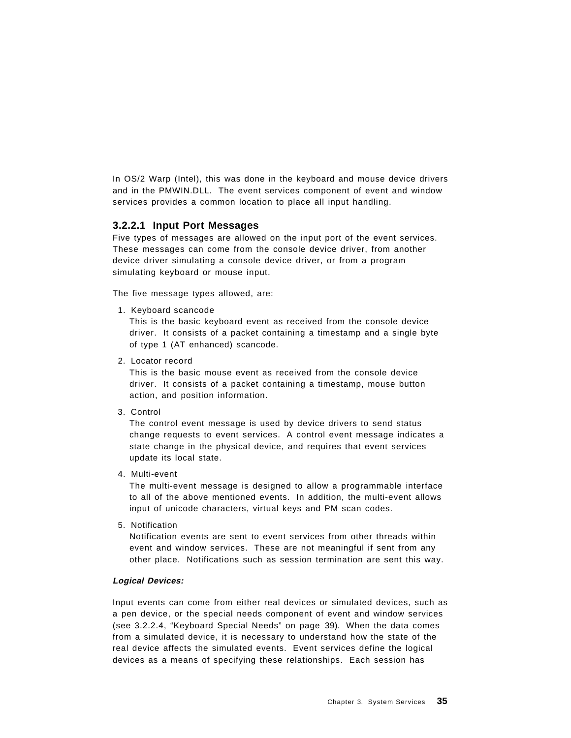In OS/2 Warp (Intel), this was done in the keyboard and mouse device drivers and in the PMWIN.DLL. The event services component of event and window services provides a common location to place all input handling.

### 3.2.2.1 Input Port Messages

Five types of messages are allowed on the input port of the event services. These messages can come from the console device driver, from another device driver simulating a console device driver, or from a program simulating keyboard or mouse input.

The five message types allowed, are:

1. Keyboard scancode
   This is the basic keyboard event as received from the console device driver. It consists of a packet containing a timestamp and a single byte of type 1 (AT enhanced) scancode.

2. Locator record
   This is the basic mouse event as received from the console device driver. It consists of a packet containing a timestamp, mouse button action, and position information.

3. Control
   The control event message is used by device drivers to send status change requests to event services. A control event message indicates a state change in the physical device, and requires that event services update its local state.

4. Multi-event
   The multi-event message is designed to allow a programmable interface to all of the above mentioned events. In addition, the multi-event allows input of unicode characters, virtual keys and PM scan codes.

5. Notification
   Notification events are sent to event services from other threads within event and window services. These are not meaningful if sent from any other place. Notifications such as session termination are sent this way.

***Logical Devices:***

Input events can come from either real devices or simulated devices, such as a pen device, or the special needs component of event and window services (see 3.2.2.4, “Keyboard Special Needs” on page 39). When the data comes from a simulated device, it is necessary to understand how the state of the real device affects the simulated events. Event services define the logical devices as a means of specifying these relationships. Each session has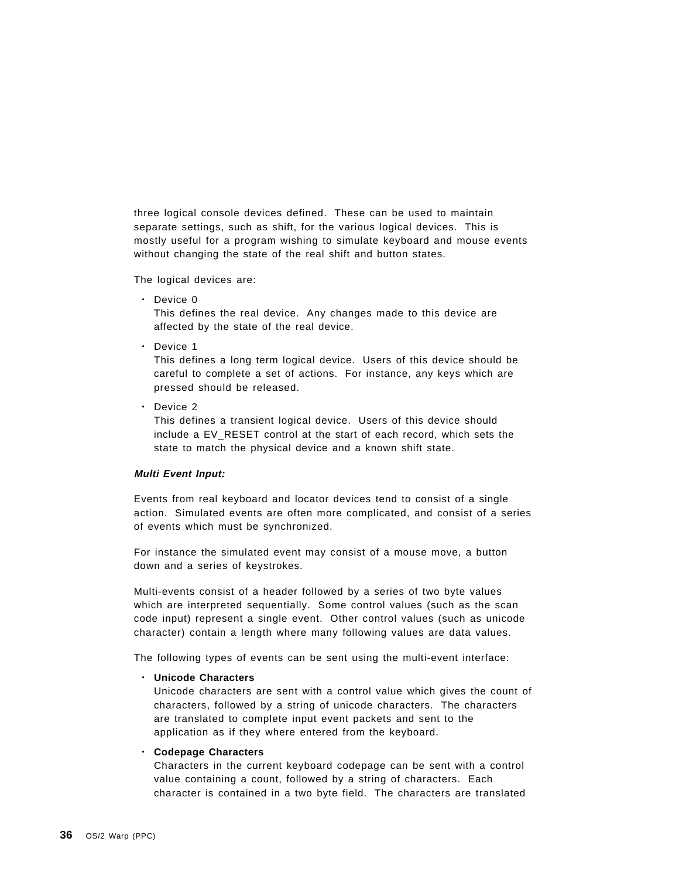three logical console devices defined. These can be used to maintain separate settings, such as shift, for the various logical devices. This is mostly useful for a program wishing to simulate keyboard and mouse events without changing the state of the real shift and button states.

The logical devices are:

- Device 0
  This defines the real device. Any changes made to this device are affected by the state of the real device.
- Device 1
  This defines a long term logical device. Users of this device should be careful to complete a set of actions. For instance, any keys which are pressed should be released.
- Device 2
  This defines a transient logical device. Users of this device should include a EV_RESET control at the start of each record, which sets the state to match the physical device and a known shift state.

***Multi Event Input:***

Events from real keyboard and locator devices tend to consist of a single action. Simulated events are often more complicated, and consist of a series of events which must be synchronized.

For instance the simulated event may consist of a mouse move, a button down and a series of keystrokes.

Multi-events consist of a header followed by a series of two byte values which are interpreted sequentially. Some control values (such as the scan code input) represent a single event. Other control values (such as unicode character) contain a length where many following values are data values.

The following types of events can be sent using the multi-event interface:

- **Unicode Characters**
  Unicode characters are sent with a control value which gives the count of characters, followed by a string of unicode characters. The characters are translated to complete input event packets and sent to the application as if they where entered from the keyboard.
- **Codepage Characters**
  Characters in the current keyboard codepage can be sent with a control value containing a count, followed by a string of characters. Each character is contained in a two byte field. The characters are translated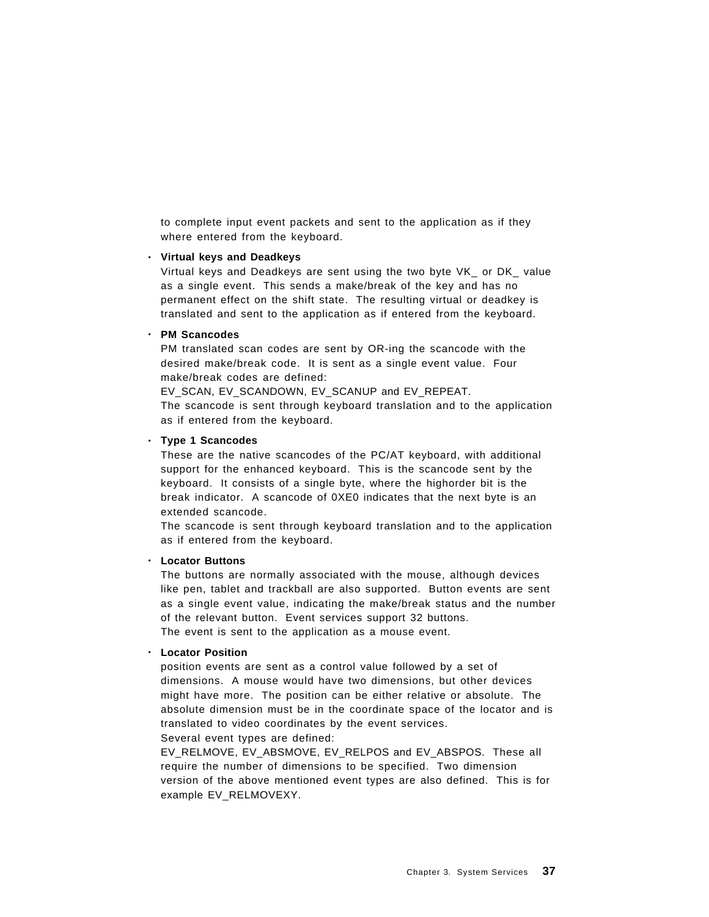to complete input event packets and sent to the application as if they where entered from the keyboard.

- **Virtual keys and Deadkeys**
  Virtual keys and Deadkeys are sent using the two byte VK_ or DK_ value as a single event. This sends a make/break of the key and has no permanent effect on the shift state. The resulting virtual or deadkey is translated and sent to the application as if entered from the keyboard.

- **PM Scancodes**
  PM translated scan codes are sent by OR-ing the scancode with the desired make/break code. It is sent as a single event value. Four make/break codes are defined:
  EV_SCAN, EV_SCANDOWN, EV_SCANUP and EV_REPEAT.
  The scancode is sent through keyboard translation and to the application as if entered from the keyboard.

- **Type 1 Scancodes**
  These are the native scancodes of the PC/AT keyboard, with additional support for the enhanced keyboard. This is the scancode sent by the keyboard. It consists of a single byte, where the highorder bit is the break indicator. A scancode of 0XE0 indicates that the next byte is an extended scancode.
  The scancode is sent through keyboard translation and to the application as if entered from the keyboard.

- **Locator Buttons**
  The buttons are normally associated with the mouse, although devices like pen, tablet and trackball are also supported. Button events are sent as a single event value, indicating the make/break status and the number of the relevant button. Event services support 32 buttons.
  The event is sent to the application as a mouse event.

- **Locator Position**
  position events are sent as a control value followed by a set of dimensions. A mouse would have two dimensions, but other devices might have more. The position can be either relative or absolute. The absolute dimension must be in the coordinate space of the locator and is translated to video coordinates by the event services.
  Several event types are defined:
  EV_RELMOVE, EV_ABSMOVE, EV_RELPOS and EV_ABSPOS. These all require the number of dimensions to be specified. Two dimension version of the above mentioned event types are also defined. This is for example EV_RELMOVEXY.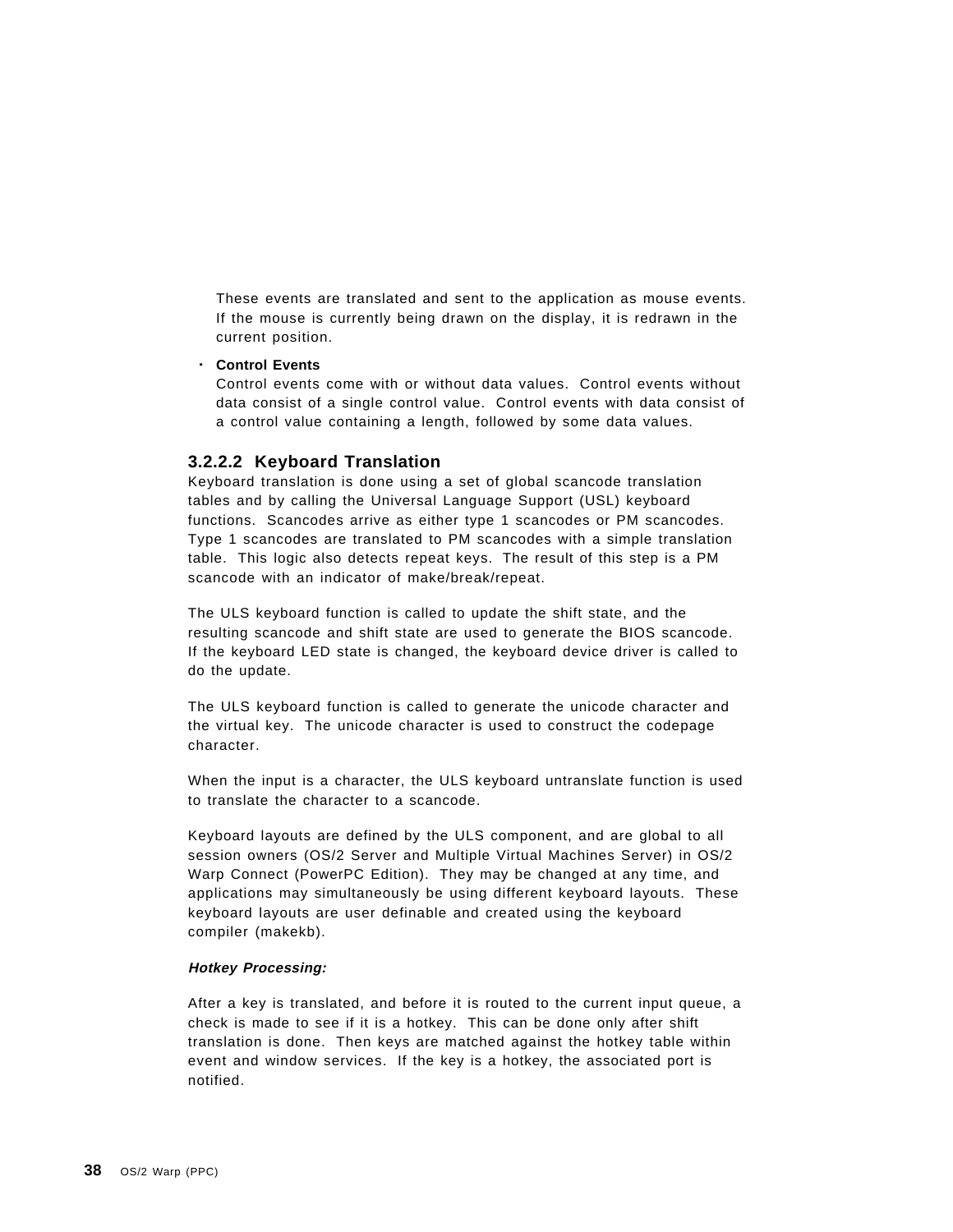These events are translated and sent to the application as mouse events. If the mouse is currently being drawn on the display, it is redrawn in the current position.

- **Control Events**
  Control events come with or without data values. Control events without data consist of a single control value. Control events with data consist of a control value containing a length, followed by some data values.

#### 3.2.2.2 Keyboard Translation

Keyboard translation is done using a set of global scancode translation tables and by calling the Universal Language Support (USL) keyboard functions. Scancodes arrive as either type 1 scancodes or PM scancodes. Type 1 scancodes are translated to PM scancodes with a simple translation table. This logic also detects repeat keys. The result of this step is a PM scancode with an indicator of make/break/repeat.

The ULS keyboard function is called to update the shift state, and the resulting scancode and shift state are used to generate the BIOS scancode. If the keyboard LED state is changed, the keyboard device driver is called to do the update.

The ULS keyboard function is called to generate the unicode character and the virtual key. The unicode character is used to construct the codepage character.

When the input is a character, the ULS keyboard untranslate function is used to translate the character to a scancode.

Keyboard layouts are defined by the ULS component, and are global to all session owners (OS/2 Server and Multiple Virtual Machines Server) in OS/2 Warp Connect (PowerPC Edition). They may be changed at any time, and applications may simultaneously be using different keyboard layouts. These keyboard layouts are user definable and created using the keyboard compiler (makekb).

***Hotkey Processing:***

After a key is translated, and before it is routed to the current input queue, a check is made to see if it is a hotkey. This can be done only after shift translation is done. Then keys are matched against the hotkey table within event and window services. If the key is a hotkey, the associated port is notified.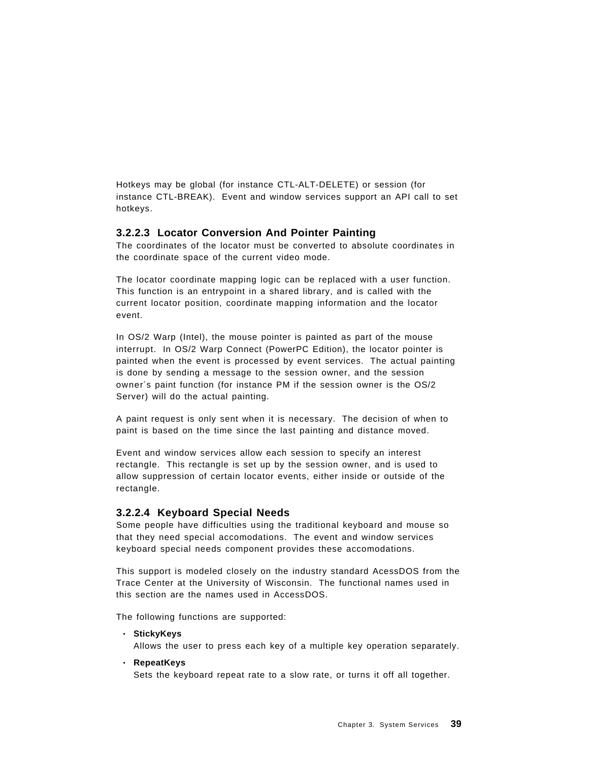Hotkeys may be global (for instance CTL-ALT-DELETE) or session (for instance CTL-BREAK). Event and window services support an API call to set hotkeys.

#### 3.2.2.3 Locator Conversion And Pointer Painting

The coordinates of the locator must be converted to absolute coordinates in the coordinate space of the current video mode.

The locator coordinate mapping logic can be replaced with a user function. This function is an entrypoint in a shared library, and is called with the current locator position, coordinate mapping information and the locator event.

In OS/2 Warp (Intel), the mouse pointer is painted as part of the mouse interrupt. In OS/2 Warp Connect (PowerPC Edition), the locator pointer is painted when the event is processed by event services. The actual painting is done by sending a message to the session owner, and the session owner′s paint function (for instance PM if the session owner is the OS/2 Server) will do the actual painting.

A paint request is only sent when it is necessary. The decision of when to paint is based on the time since the last painting and distance moved.

Event and window services allow each session to specify an interest rectangle. This rectangle is set up by the session owner, and is used to allow suppression of certain locator events, either inside or outside of the rectangle.

#### 3.2.2.4 Keyboard Special Needs

Some people have difficulties using the traditional keyboard and mouse so that they need special accomodations. The event and window services keyboard special needs component provides these accomodations.

This support is modeled closely on the industry standard AcessDOS from the Trace Center at the University of Wisconsin. The functional names used in this section are the names used in AccessDOS.

The following functions are supported:

- **StickyKeys**
  Allows the user to press each key of a multiple key operation separately.
- **RepeatKeys**
  Sets the keyboard repeat rate to a slow rate, or turns it off all together.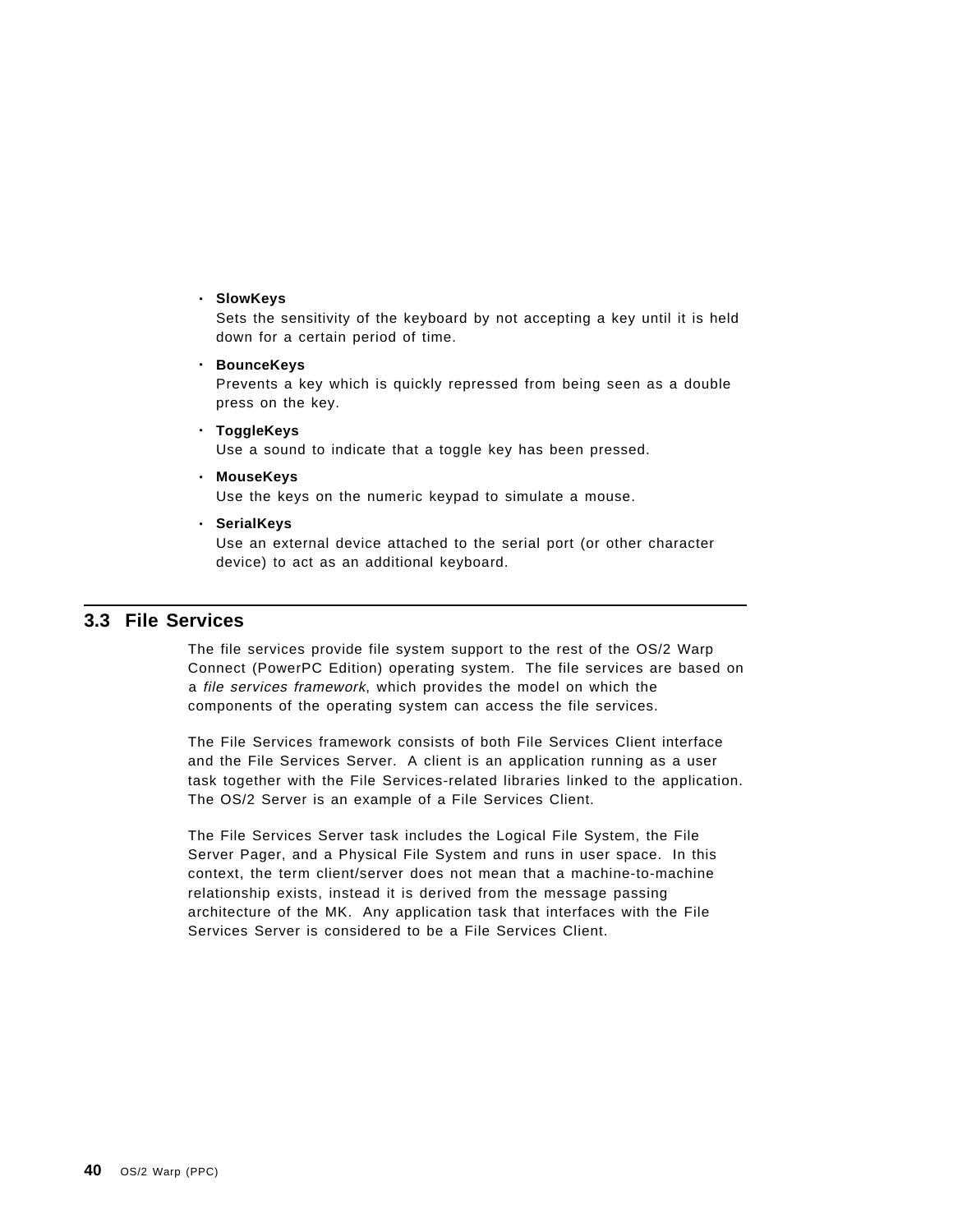- **SlowKeys**
  Sets the sensitivity of the keyboard by not accepting a key until it is held down for a certain period of time.
- **BounceKeys**
  Prevents a key which is quickly repressed from being seen as a double press on the key.
- **ToggleKeys**
  Use a sound to indicate that a toggle key has been pressed.
- **MouseKeys**
  Use the keys on the numeric keypad to simulate a mouse.
- **SerialKeys**
  Use an external device attached to the serial port (or other character device) to act as an additional keyboard.

## 3.3 File Services

The file services provide file system support to the rest of the OS/2 Warp Connect (PowerPC Edition) operating system. The file services are based on a *file services framework*, which provides the model on which the components of the operating system can access the file services.

The File Services framework consists of both File Services Client interface and the File Services Server. A client is an application running as a user task together with the File Services-related libraries linked to the application. The OS/2 Server is an example of a File Services Client.

The File Services Server task includes the Logical File System, the File Server Pager, and a Physical File System and runs in user space. In this context, the term client/server does not mean that a machine-to-machine relationship exists, instead it is derived from the message passing architecture of the MK. Any application task that interfaces with the File Services Server is considered to be a File Services Client.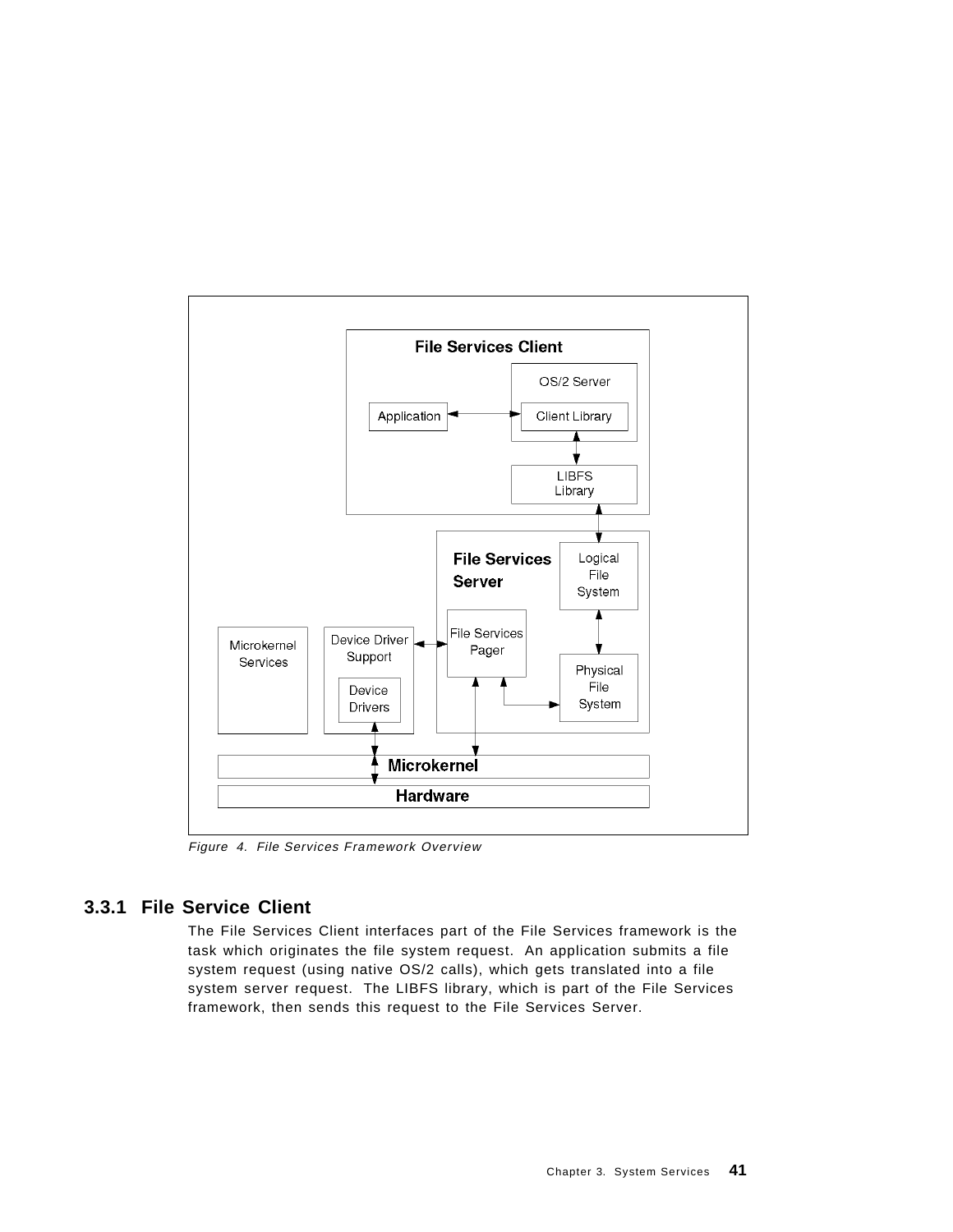Figure 4. File Services Framework Overview

### 3.3.1 File Service Client

The File Services Client interfaces part of the File Services framework is the task which originates the file system request. An application submits a file system request (using native OS/2 calls), which gets translated into a file system server request. The LIBFS library, which is part of the File Services framework, then sends this request to the File Services Server.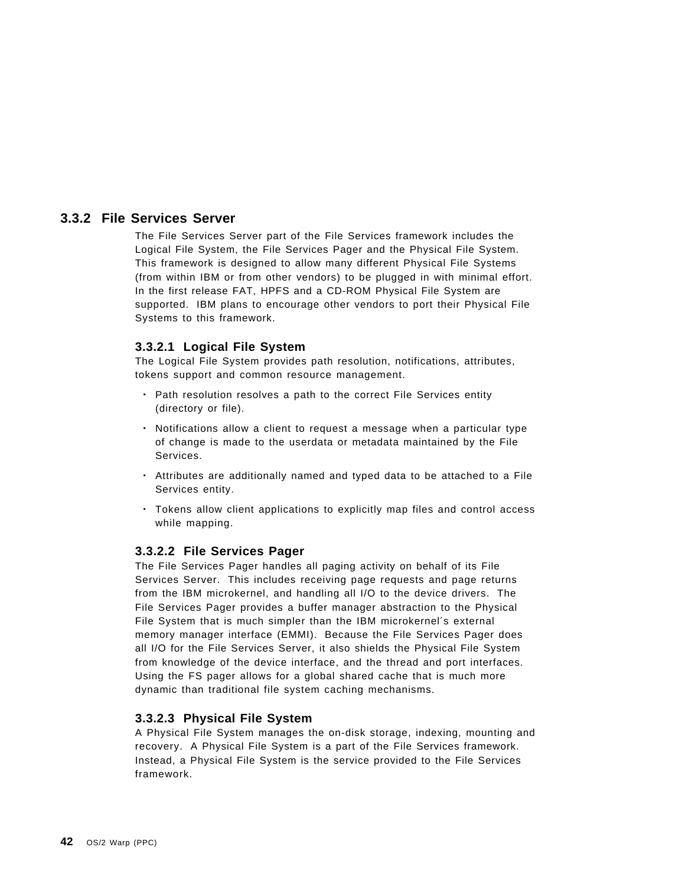### 3.3.2 File Services Server

The File Services Server part of the File Services framework includes the Logical File System, the File Services Pager and the Physical File System. This framework is designed to allow many different Physical File Systems (from within IBM or from other vendors) to be plugged in with minimal effort. In the first release FAT, HPFS and a CD-ROM Physical File System are supported. IBM plans to encourage other vendors to port their Physical File Systems to this framework.

#### 3.3.2.1 Logical File System

The Logical File System provides path resolution, notifications, attributes, tokens support and common resource management.

- Path resolution resolves a path to the correct File Services entity (directory or file).
- Notifications allow a client to request a message when a particular type of change is made to the userdata or metadata maintained by the File Services.
- Attributes are additionally named and typed data to be attached to a File Services entity.
- Tokens allow client applications to explicitly map files and control access while mapping.

#### 3.3.2.2 File Services Pager

The File Services Pager handles all paging activity on behalf of its File Services Server. This includes receiving page requests and page returns from the IBM microkernel, and handling all I/O to the device drivers. The File Services Pager provides a buffer manager abstraction to the Physical File System that is much simpler than the IBM microkernel´s external memory manager interface (EMMI). Because the File Services Pager does all I/O for the File Services Server, it also shields the Physical File System from knowledge of the device interface, and the thread and port interfaces. Using the FS pager allows for a global shared cache that is much more dynamic than traditional file system caching mechanisms.

#### 3.3.2.3 Physical File System

A Physical File System manages the on-disk storage, indexing, mounting and recovery. A Physical File System is a part of the File Services framework. Instead, a Physical File System is the service provided to the File Services framework.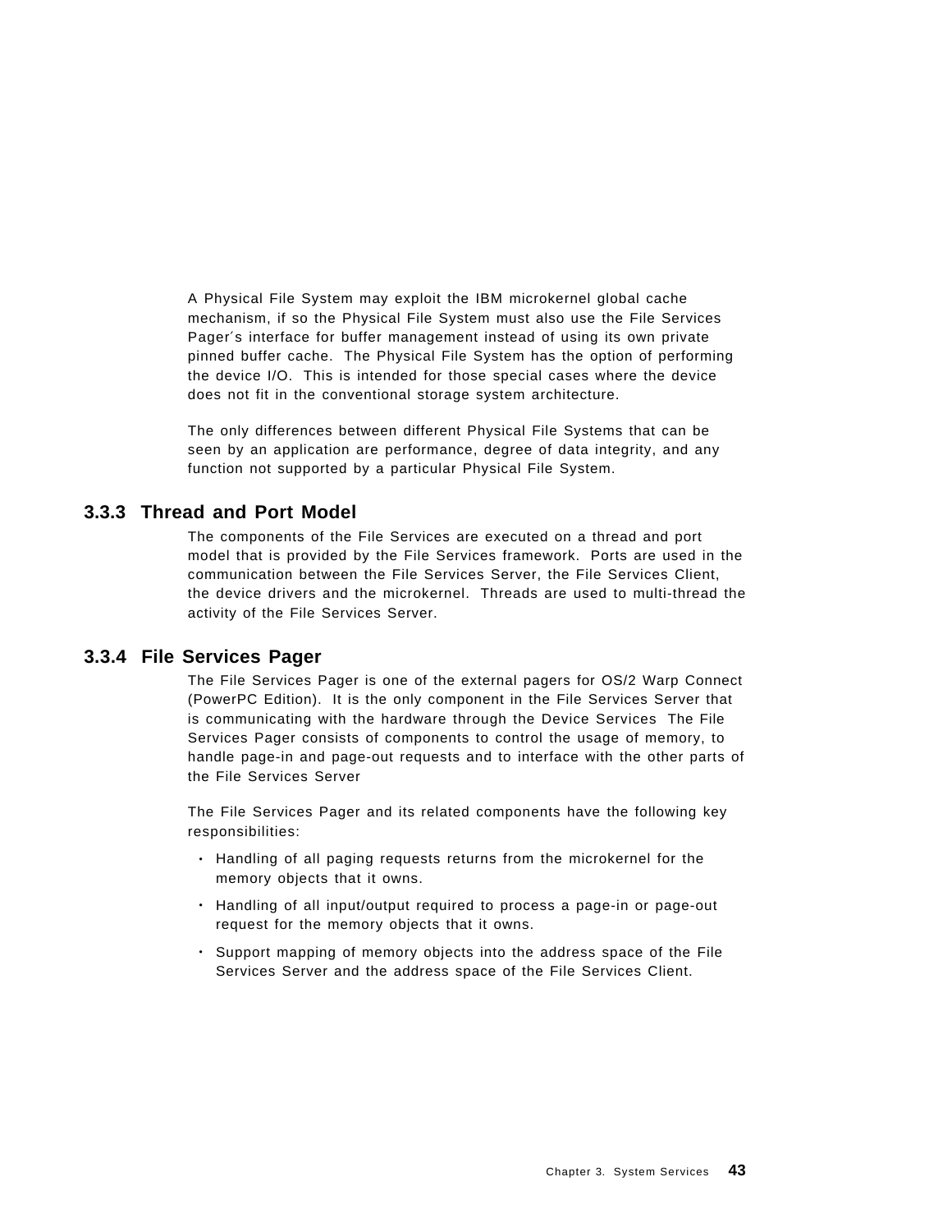A Physical File System may exploit the IBM microkernel global cache mechanism, if so the Physical File System must also use the File Services Pager′s interface for buffer management instead of using its own private pinned buffer cache. The Physical File System has the option of performing the device I/O. This is intended for those special cases where the device does not fit in the conventional storage system architecture.

The only differences between different Physical File Systems that can be seen by an application are performance, degree of data integrity, and any function not supported by a particular Physical File System.

### 3.3.3 Thread and Port Model

The components of the File Services are executed on a thread and port model that is provided by the File Services framework. Ports are used in the communication between the File Services Server, the File Services Client, the device drivers and the microkernel. Threads are used to multi-thread the activity of the File Services Server.

### 3.3.4 File Services Pager

The File Services Pager is one of the external pagers for OS/2 Warp Connect (PowerPC Edition). It is the only component in the File Services Server that is communicating with the hardware through the Device Services The File Services Pager consists of components to control the usage of memory, to handle page-in and page-out requests and to interface with the other parts of the File Services Server

The File Services Pager and its related components have the following key responsibilities:

- Handling of all paging requests returns from the microkernel for the memory objects that it owns.
- Handling of all input/output required to process a page-in or page-out request for the memory objects that it owns.
- Support mapping of memory objects into the address space of the File Services Server and the address space of the File Services Client.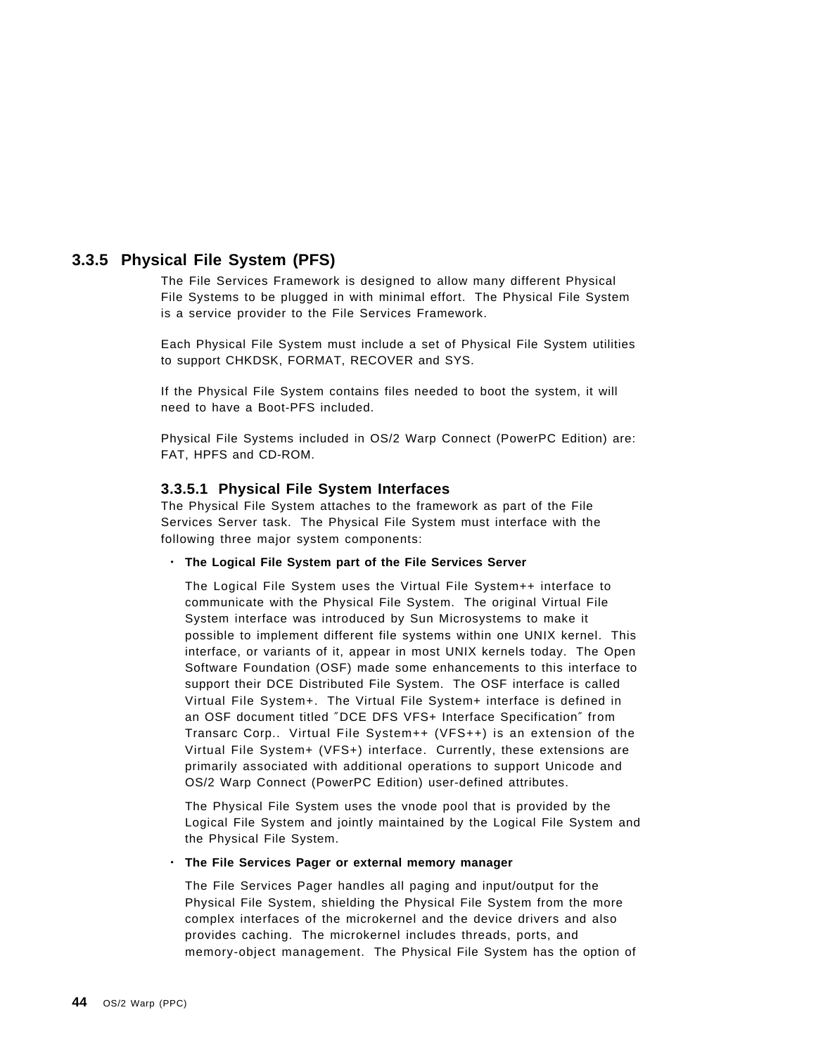### 3.3.5 Physical File System (PFS)

The File Services Framework is designed to allow many different Physical File Systems to be plugged in with minimal effort. The Physical File System is a service provider to the File Services Framework.

Each Physical File System must include a set of Physical File System utilities to support CHKDSK, FORMAT, RECOVER and SYS.

If the Physical File System contains files needed to boot the system, it will need to have a Boot-PFS included.

Physical File Systems included in OS/2 Warp Connect (PowerPC Edition) are: FAT, HPFS and CD-ROM.

#### 3.3.5.1 Physical File System Interfaces

The Physical File System attaches to the framework as part of the File Services Server task. The Physical File System must interface with the following three major system components:

- **The Logical File System part of the File Services Server**

  The Logical File System uses the Virtual File System++ interface to communicate with the Physical File System. The original Virtual File System interface was introduced by Sun Microsystems to make it possible to implement different file systems within one UNIX kernel. This interface, or variants of it, appear in most UNIX kernels today. The Open Software Foundation (OSF) made some enhancements to this interface to support their DCE Distributed File System. The OSF interface is called Virtual File System+. The Virtual File System+ interface is defined in an OSF document titled ″DCE DFS VFS+ Interface Specification″ from Transarc Corp.. Virtual File System++ (VFS++) is an extension of the Virtual File System+ (VFS+) interface. Currently, these extensions are primarily associated with additional operations to support Unicode and OS/2 Warp Connect (PowerPC Edition) user-defined attributes.

  The Physical File System uses the vnode pool that is provided by the Logical File System and jointly maintained by the Logical File System and the Physical File System.

- **The File Services Pager or external memory manager**

  The File Services Pager handles all paging and input/output for the Physical File System, shielding the Physical File System from the more complex interfaces of the microkernel and the device drivers and also provides caching. The microkernel includes threads, ports, and memory-object management. The Physical File System has the option of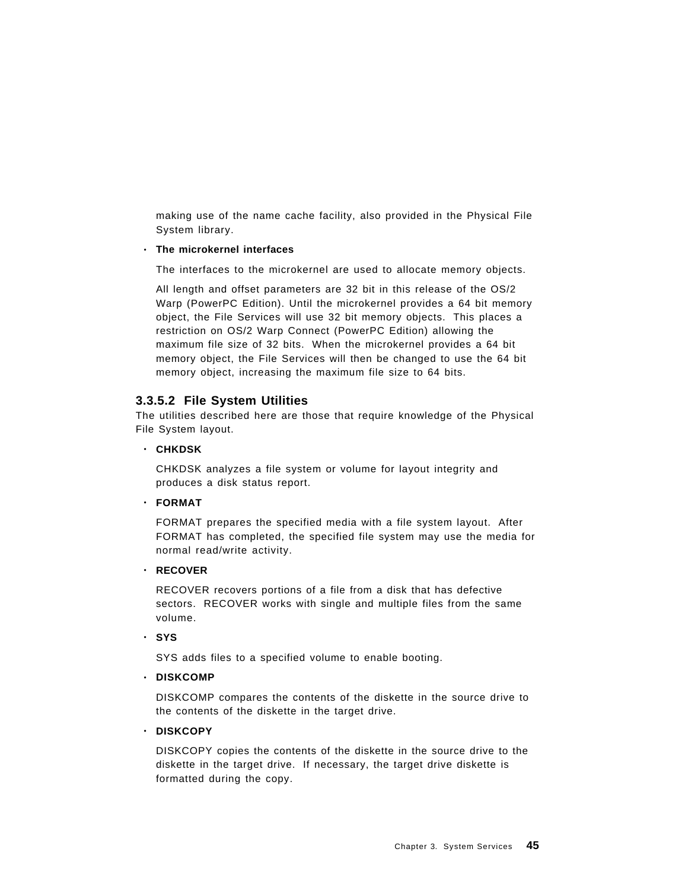making use of the name cache facility, also provided in the Physical File System library.

- **The microkernel interfaces**

  The interfaces to the microkernel are used to allocate memory objects.

  All length and offset parameters are 32 bit in this release of the OS/2 Warp (PowerPC Edition). Until the microkernel provides a 64 bit memory object, the File Services will use 32 bit memory objects. This places a restriction on OS/2 Warp Connect (PowerPC Edition) allowing the maximum file size of 32 bits. When the microkernel provides a 64 bit memory object, the File Services will then be changed to use the 64 bit memory object, increasing the maximum file size to 64 bits.

#### 3.3.5.2 File System Utilities

The utilities described here are those that require knowledge of the Physical File System layout.

- **CHKDSK**

  CHKDSK analyzes a file system or volume for layout integrity and produces a disk status report.

- **FORMAT**

  FORMAT prepares the specified media with a file system layout. After FORMAT has completed, the specified file system may use the media for normal read/write activity.

- **RECOVER**

  RECOVER recovers portions of a file from a disk that has defective sectors. RECOVER works with single and multiple files from the same volume.

- **SYS**

  SYS adds files to a specified volume to enable booting.

- **DISKCOMP**

  DISKCOMP compares the contents of the diskette in the source drive to the contents of the diskette in the target drive.

- **DISKCOPY**

  DISKCOPY copies the contents of the diskette in the source drive to the diskette in the target drive. If necessary, the target drive diskette is formatted during the copy.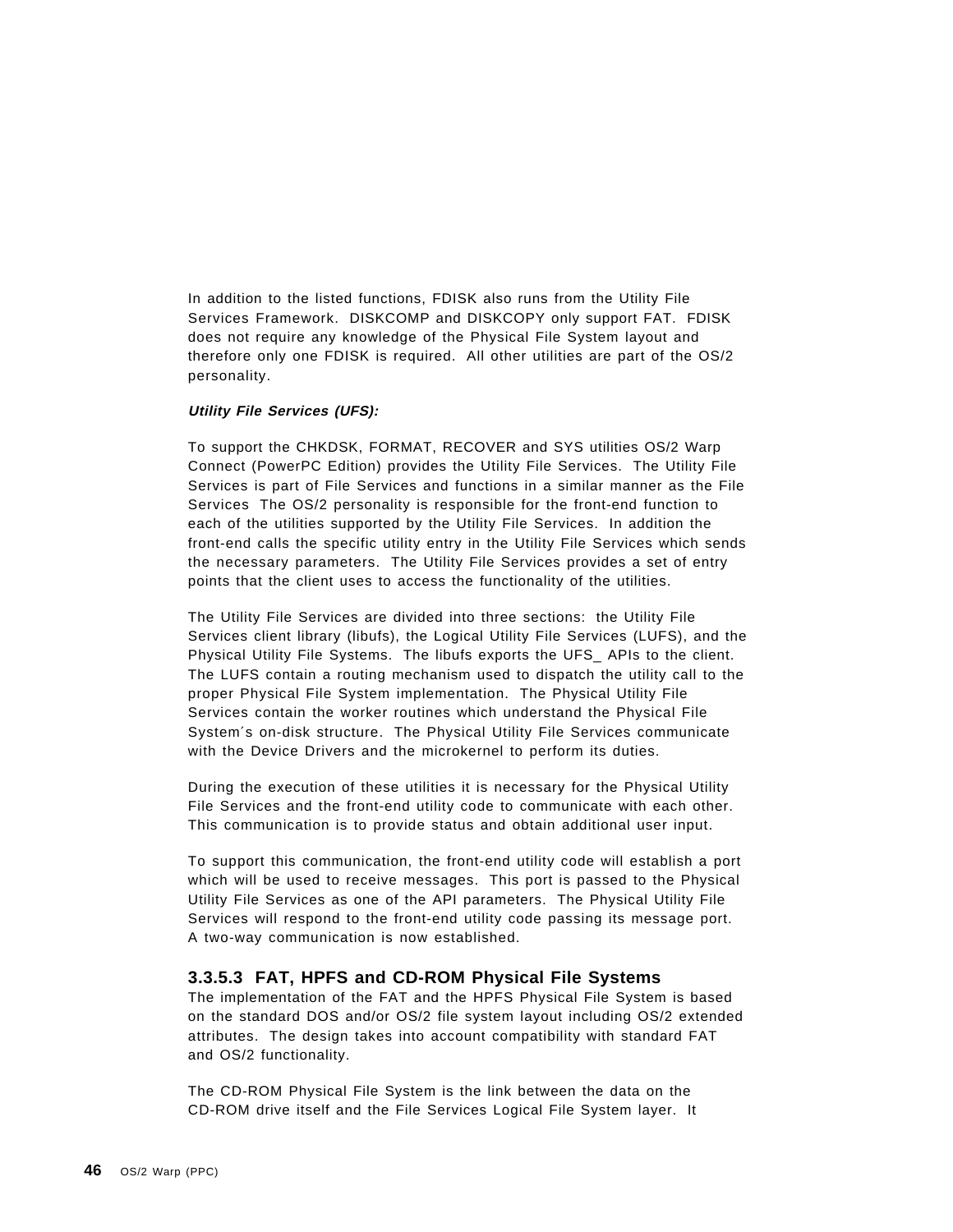In addition to the listed functions, FDISK also runs from the Utility File Services Framework. DISKCOMP and DISKCOPY only support FAT. FDISK does not require any knowledge of the Physical File System layout and therefore only one FDISK is required. All other utilities are part of the OS/2 personality.

***Utility File Services (UFS):***

To support the CHKDSK, FORMAT, RECOVER and SYS utilities OS/2 Warp Connect (PowerPC Edition) provides the Utility File Services. The Utility File Services is part of File Services and functions in a similar manner as the File Services The OS/2 personality is responsible for the front-end function to each of the utilities supported by the Utility File Services. In addition the front-end calls the specific utility entry in the Utility File Services which sends the necessary parameters. The Utility File Services provides a set of entry points that the client uses to access the functionality of the utilities.

The Utility File Services are divided into three sections: the Utility File Services client library (libufs), the Logical Utility File Services (LUFS), and the Physical Utility File Systems. The libufs exports the UFS_ APIs to the client. The LUFS contain a routing mechanism used to dispatch the utility call to the proper Physical File System implementation. The Physical Utility File Services contain the worker routines which understand the Physical File System´s on-disk structure. The Physical Utility File Services communicate with the Device Drivers and the microkernel to perform its duties.

During the execution of these utilities it is necessary for the Physical Utility File Services and the front-end utility code to communicate with each other. This communication is to provide status and obtain additional user input.

To support this communication, the front-end utility code will establish a port which will be used to receive messages. This port is passed to the Physical Utility File Services as one of the API parameters. The Physical Utility File Services will respond to the front-end utility code passing its message port. A two-way communication is now established.

#### 3.3.5.3 FAT, HPFS and CD-ROM Physical File Systems

The implementation of the FAT and the HPFS Physical File System is based on the standard DOS and/or OS/2 file system layout including OS/2 extended attributes. The design takes into account compatibility with standard FAT and OS/2 functionality.

The CD-ROM Physical File System is the link between the data on the CD-ROM drive itself and the File Services Logical File System layer. It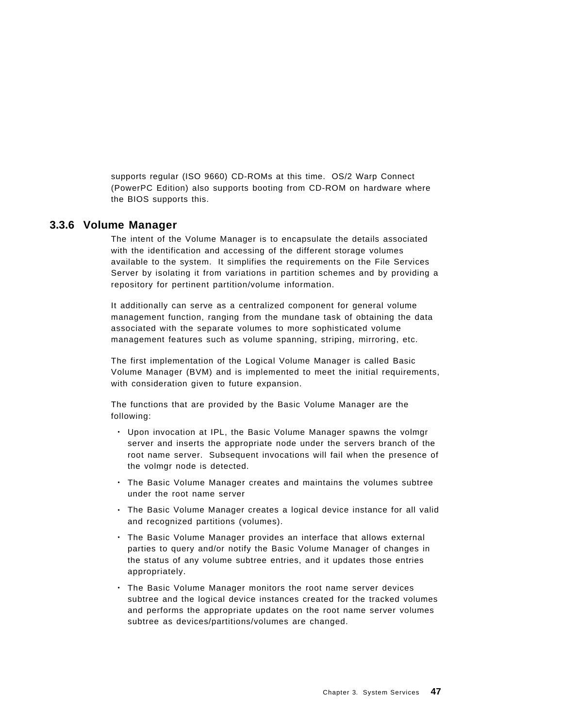supports regular (ISO 9660) CD-ROMs at this time. OS/2 Warp Connect (PowerPC Edition) also supports booting from CD-ROM on hardware where the BIOS supports this.

### 3.3.6 Volume Manager

The intent of the Volume Manager is to encapsulate the details associated with the identification and accessing of the different storage volumes available to the system. It simplifies the requirements on the File Services Server by isolating it from variations in partition schemes and by providing a repository for pertinent partition/volume information.

It additionally can serve as a centralized component for general volume management function, ranging from the mundane task of obtaining the data associated with the separate volumes to more sophisticated volume management features such as volume spanning, striping, mirroring, etc.

The first implementation of the Logical Volume Manager is called Basic Volume Manager (BVM) and is implemented to meet the initial requirements, with consideration given to future expansion.

The functions that are provided by the Basic Volume Manager are the following:

- Upon invocation at IPL, the Basic Volume Manager spawns the volmgr server and inserts the appropriate node under the servers branch of the root name server. Subsequent invocations will fail when the presence of the volmgr node is detected.
- The Basic Volume Manager creates and maintains the volumes subtree under the root name server
- The Basic Volume Manager creates a logical device instance for all valid and recognized partitions (volumes).
- The Basic Volume Manager provides an interface that allows external parties to query and/or notify the Basic Volume Manager of changes in the status of any volume subtree entries, and it updates those entries appropriately.
- The Basic Volume Manager monitors the root name server devices subtree and the logical device instances created for the tracked volumes and performs the appropriate updates on the root name server volumes subtree as devices/partitions/volumes are changed.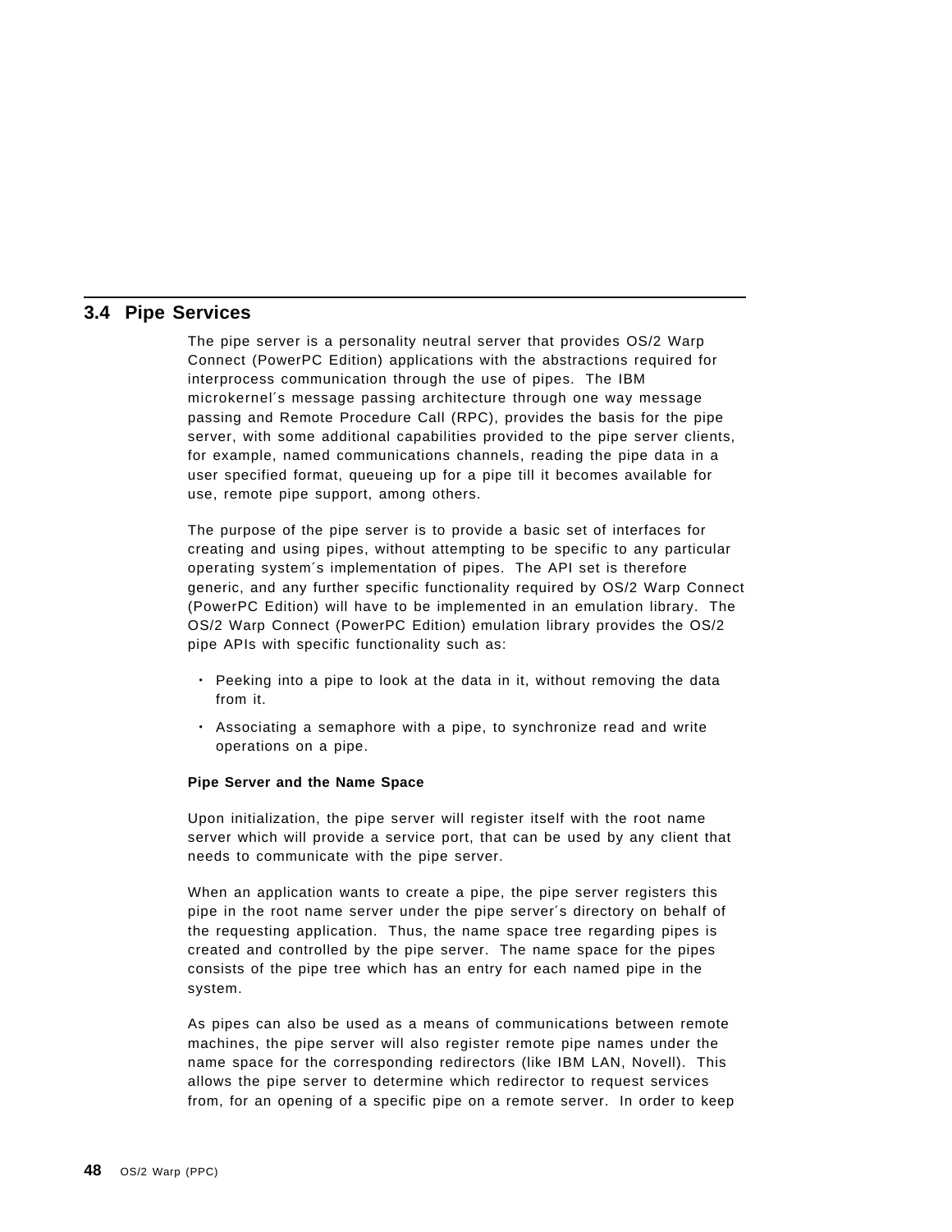## 3.4 Pipe Services

The pipe server is a personality neutral server that provides OS/2 Warp Connect (PowerPC Edition) applications with the abstractions required for interprocess communication through the use of pipes. The IBM microkernel′s message passing architecture through one way message passing and Remote Procedure Call (RPC), provides the basis for the pipe server, with some additional capabilities provided to the pipe server clients, for example, named communications channels, reading the pipe data in a user specified format, queueing up for a pipe till it becomes available for use, remote pipe support, among others.

The purpose of the pipe server is to provide a basic set of interfaces for creating and using pipes, without attempting to be specific to any particular operating system′s implementation of pipes. The API set is therefore generic, and any further specific functionality required by OS/2 Warp Connect (PowerPC Edition) will have to be implemented in an emulation library. The OS/2 Warp Connect (PowerPC Edition) emulation library provides the OS/2 pipe APIs with specific functionality such as:

- Peeking into a pipe to look at the data in it, without removing the data from it.
- Associating a semaphore with a pipe, to synchronize read and write operations on a pipe.

**Pipe Server and the Name Space**

Upon initialization, the pipe server will register itself with the root name server which will provide a service port, that can be used by any client that needs to communicate with the pipe server.

When an application wants to create a pipe, the pipe server registers this pipe in the root name server under the pipe server′s directory on behalf of the requesting application. Thus, the name space tree regarding pipes is created and controlled by the pipe server. The name space for the pipes consists of the pipe tree which has an entry for each named pipe in the system.

As pipes can also be used as a means of communications between remote machines, the pipe server will also register remote pipe names under the name space for the corresponding redirectors (like IBM LAN, Novell). This allows the pipe server to determine which redirector to request services from, for an opening of a specific pipe on a remote server. In order to keep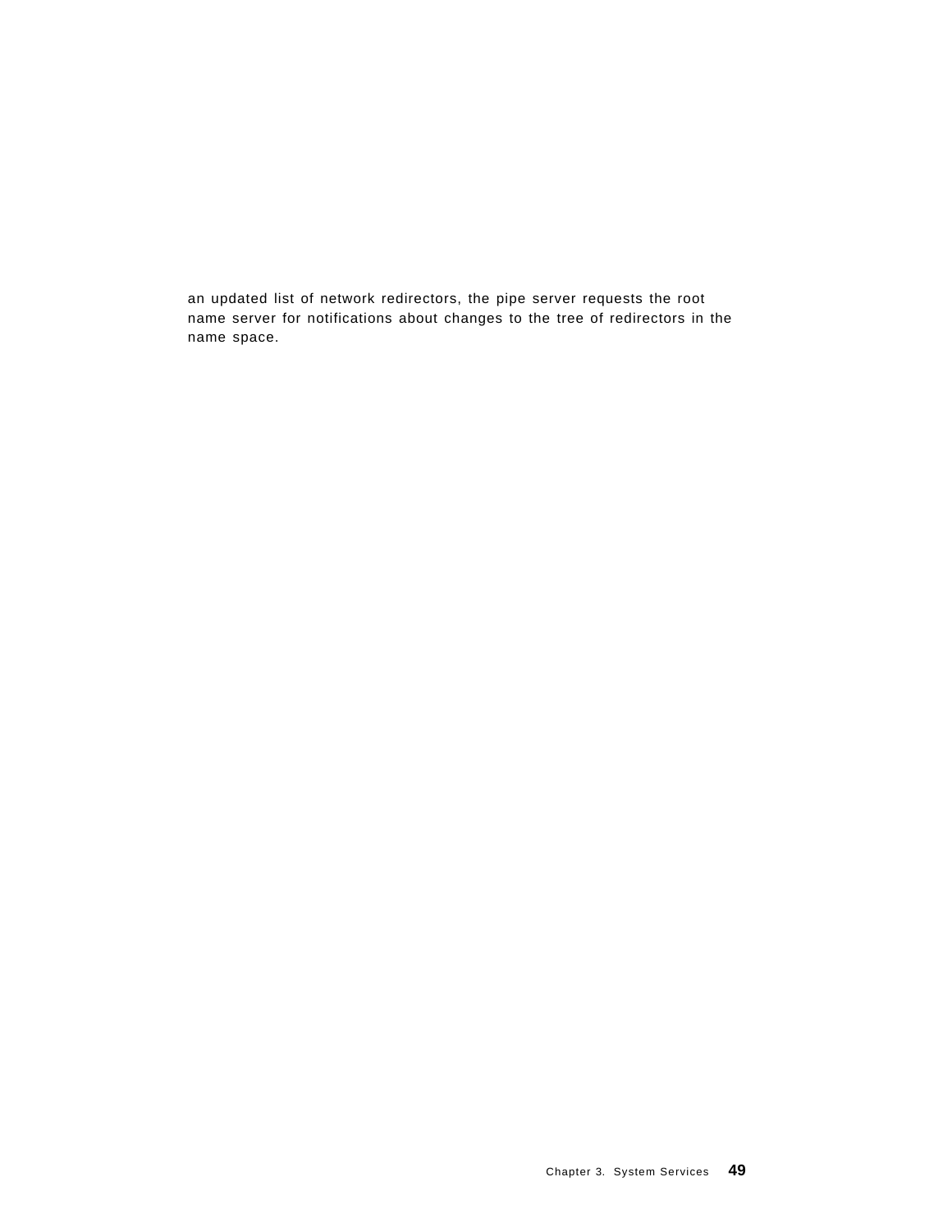an updated list of network redirectors, the pipe server requests the root name server for notifications about changes to the tree of redirectors in the name space.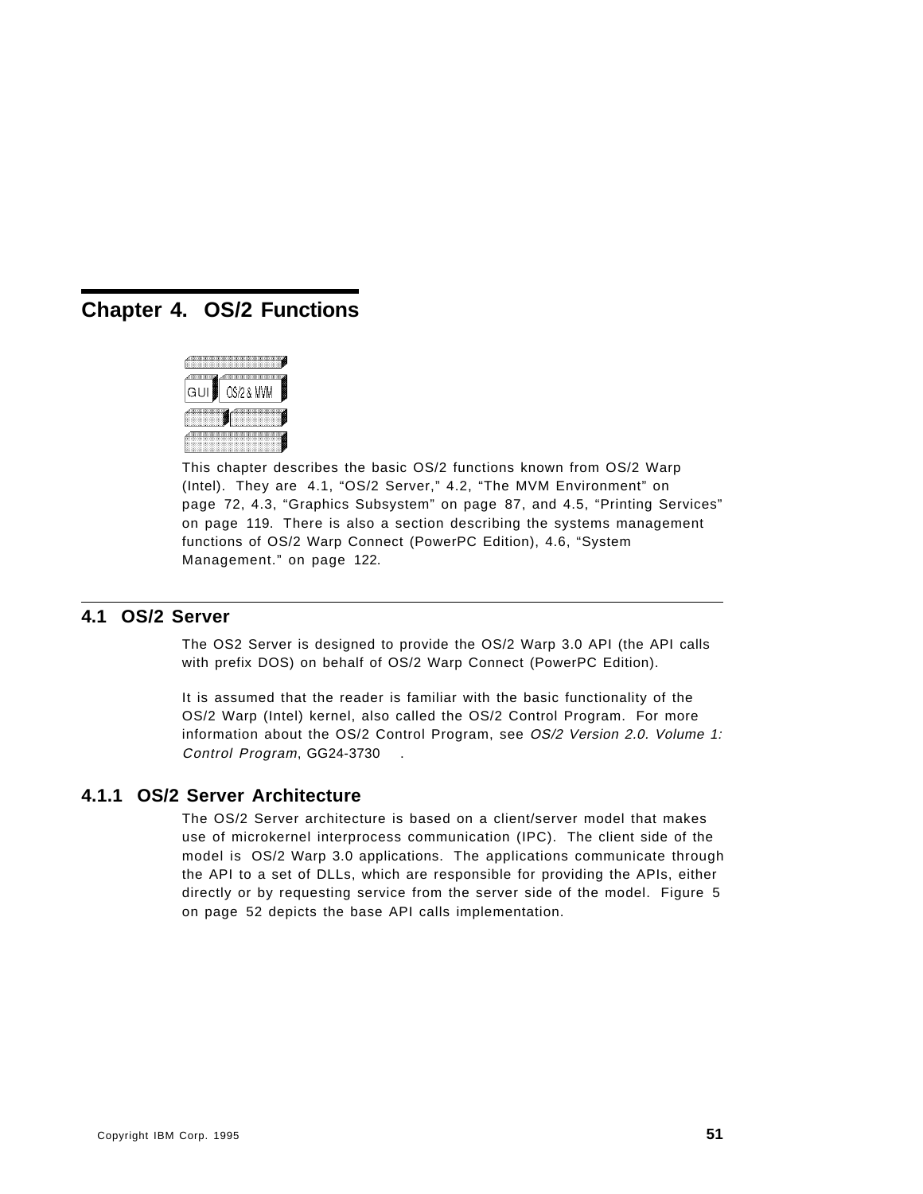# Chapter 4. OS/2 Functions

This chapter describes the basic OS/2 functions known from OS/2 Warp (Intel). They are 4.1, "OS/2 Server," 4.2, "The MVM Environment" on page 72, 4.3, "Graphics Subsystem" on page 87, and 4.5, "Printing Services" on page 119. There is also a section describing the systems management functions of OS/2 Warp Connect (PowerPC Edition), 4.6, "System Management." on page 122.

## 4.1 OS/2 Server

The OS2 Server is designed to provide the OS/2 Warp 3.0 API (the API calls with prefix DOS) on behalf of OS/2 Warp Connect (PowerPC Edition).

It is assumed that the reader is familiar with the basic functionality of the OS/2 Warp (Intel) kernel, also called the OS/2 Control Program. For more information about the OS/2 Control Program, see *OS/2 Version 2.0. Volume 1: Control Program*, GG24-3730 .

### 4.1.1 OS/2 Server Architecture

The OS/2 Server architecture is based on a client/server model that makes use of microkernel interprocess communication (IPC). The client side of the model is OS/2 Warp 3.0 applications. The applications communicate through the API to a set of DLLs, which are responsible for providing the APIs, either directly or by requesting service from the server side of the model. Figure 5 on page 52 depicts the base API calls implementation.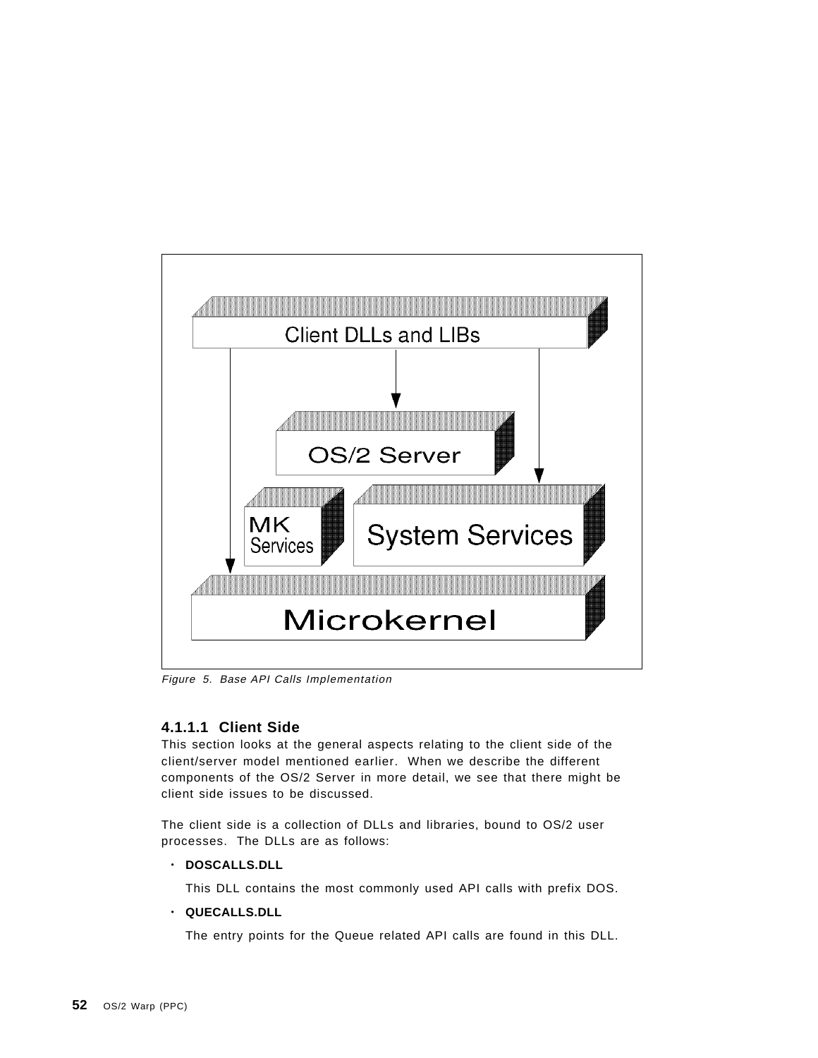Figure 5. Base API Calls Implementation

#### 4.1.1.1 Client Side

This section looks at the general aspects relating to the client side of the client/server model mentioned earlier. When we describe the different components of the OS/2 Server in more detail, we see that there might be client side issues to be discussed.

The client side is a collection of DLLs and libraries, bound to OS/2 user processes. The DLLs are as follows:

- **DOSCALLS.DLL**

  This DLL contains the most commonly used API calls with prefix DOS.

- **QUECALLS.DLL**

  The entry points for the Queue related API calls are found in this DLL.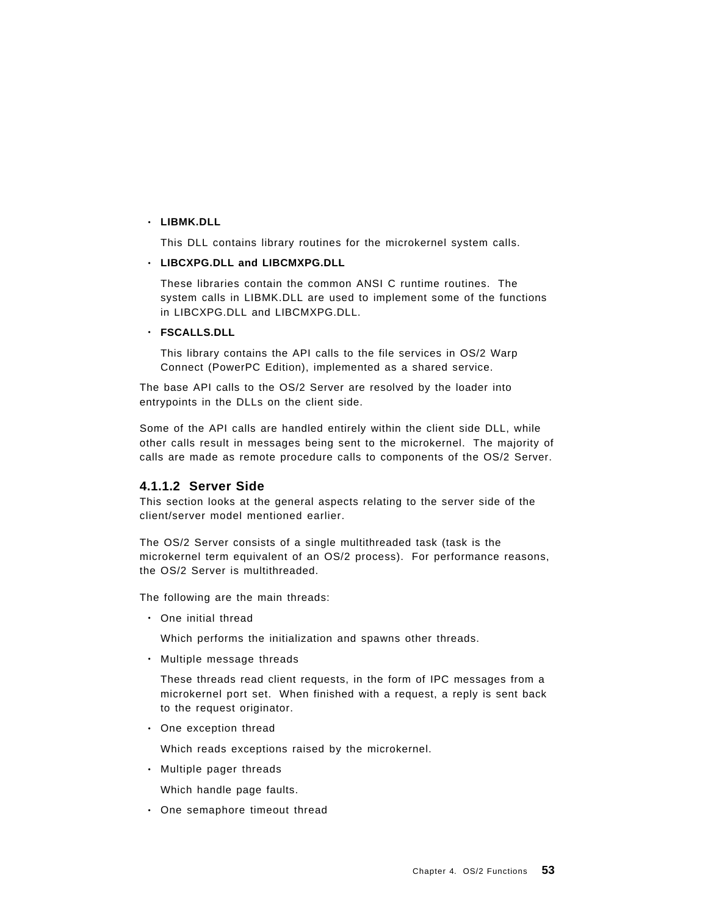- **LIBMK.DLL**

  This DLL contains library routines for the microkernel system calls.

- **LIBCXPG.DLL and LIBCMXPG.DLL**

  These libraries contain the common ANSI C runtime routines. The system calls in LIBMK.DLL are used to implement some of the functions in LIBCXPG.DLL and LIBCMXPG.DLL.

- **FSCALLS.DLL**

  This library contains the API calls to the file services in OS/2 Warp Connect (PowerPC Edition), implemented as a shared service.

The base API calls to the OS/2 Server are resolved by the loader into entrypoints in the DLLs on the client side.

Some of the API calls are handled entirely within the client side DLL, while other calls result in messages being sent to the microkernel. The majority of calls are made as remote procedure calls to components of the OS/2 Server.

#### 4.1.1.2 Server Side

This section looks at the general aspects relating to the server side of the client/server model mentioned earlier.

The OS/2 Server consists of a single multithreaded task (task is the microkernel term equivalent of an OS/2 process). For performance reasons, the OS/2 Server is multithreaded.

The following are the main threads:

- One initial thread

  Which performs the initialization and spawns other threads.

- Multiple message threads

  These threads read client requests, in the form of IPC messages from a microkernel port set. When finished with a request, a reply is sent back to the request originator.

- One exception thread

  Which reads exceptions raised by the microkernel.

- Multiple pager threads

  Which handle page faults.

- One semaphore timeout thread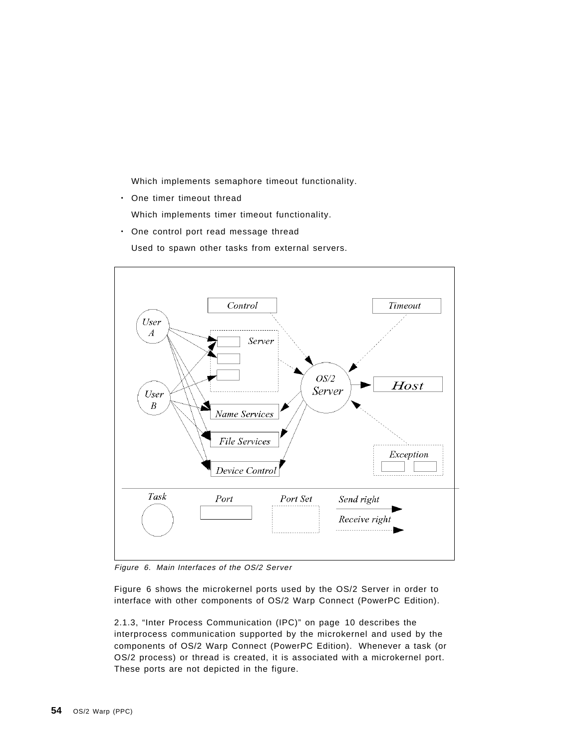Which implements semaphore timeout functionality.

- One timer timeout thread

  Which implements timer timeout functionality.

- One control port read message thread

  Used to spawn other tasks from external servers.

*Figure 6. Main Interfaces of the OS/2 Server*

Figure 6 shows the microkernel ports used by the OS/2 Server in order to interface with other components of OS/2 Warp Connect (PowerPC Edition).

2.1.3, “Inter Process Communication (IPC)” on page 10 describes the interprocess communication supported by the microkernel and used by the components of OS/2 Warp Connect (PowerPC Edition). Whenever a task (or OS/2 process) or thread is created, it is associated with a microkernel port. These ports are not depicted in the figure.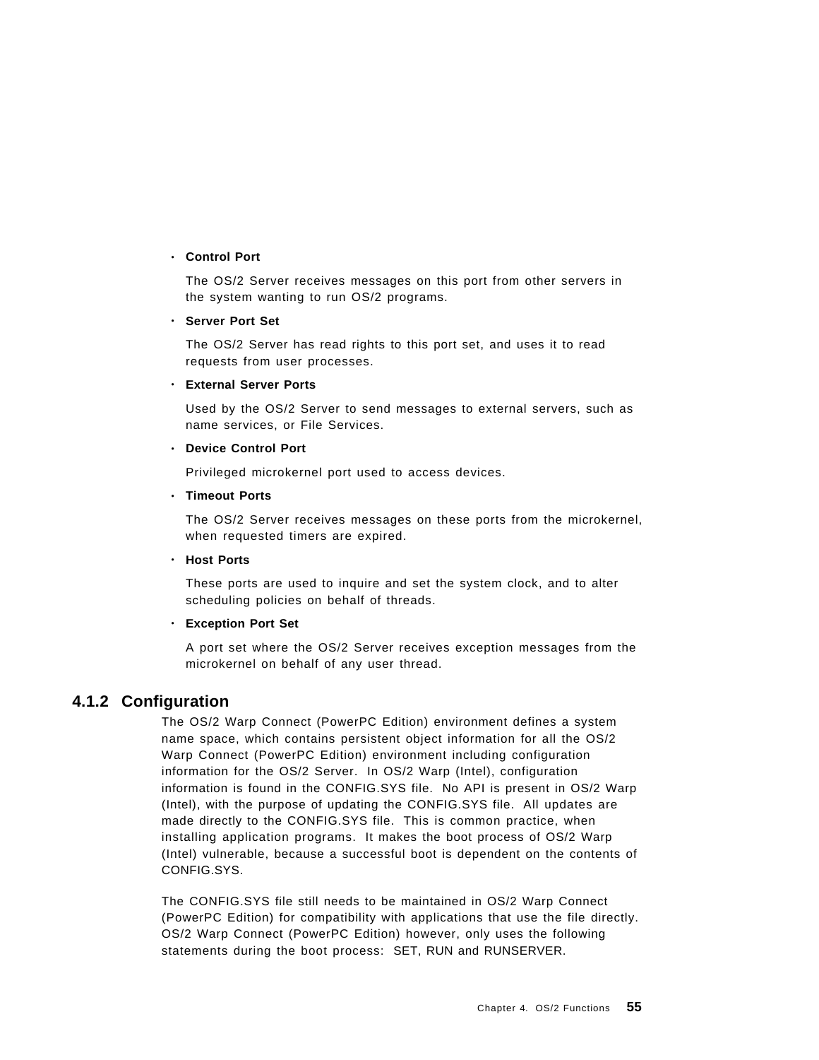- **Control Port**

  The OS/2 Server receives messages on this port from other servers in the system wanting to run OS/2 programs.

- **Server Port Set**

  The OS/2 Server has read rights to this port set, and uses it to read requests from user processes.

- **External Server Ports**

  Used by the OS/2 Server to send messages to external servers, such as name services, or File Services.

- **Device Control Port**

  Privileged microkernel port used to access devices.

- **Timeout Ports**

  The OS/2 Server receives messages on these ports from the microkernel, when requested timers are expired.

- **Host Ports**

  These ports are used to inquire and set the system clock, and to alter scheduling policies on behalf of threads.

- **Exception Port Set**

  A port set where the OS/2 Server receives exception messages from the microkernel on behalf of any user thread.

### 4.1.2 Configuration

The OS/2 Warp Connect (PowerPC Edition) environment defines a system name space, which contains persistent object information for all the OS/2 Warp Connect (PowerPC Edition) environment including configuration information for the OS/2 Server. In OS/2 Warp (Intel), configuration information is found in the CONFIG.SYS file. No API is present in OS/2 Warp (Intel), with the purpose of updating the CONFIG.SYS file. All updates are made directly to the CONFIG.SYS file. This is common practice, when installing application programs. It makes the boot process of OS/2 Warp (Intel) vulnerable, because a successful boot is dependent on the contents of CONFIG.SYS.

The CONFIG.SYS file still needs to be maintained in OS/2 Warp Connect (PowerPC Edition) for compatibility with applications that use the file directly. OS/2 Warp Connect (PowerPC Edition) however, only uses the following statements during the boot process: SET, RUN and RUNSERVER.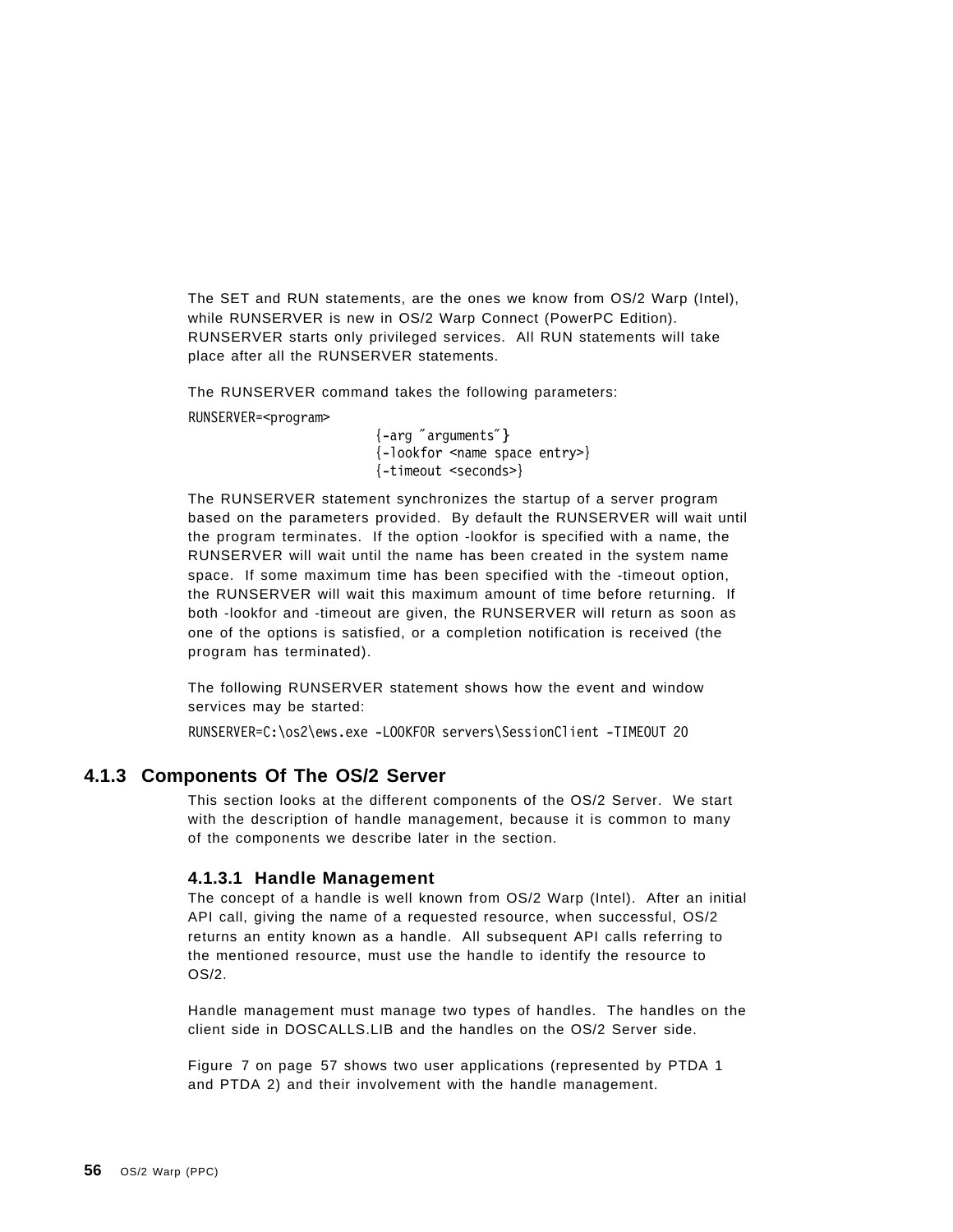The SET and RUN statements, are the ones we know from OS/2 Warp (Intel), while RUNSERVER is new in OS/2 Warp Connect (PowerPC Edition). RUNSERVER starts only privileged services. All RUN statements will take place after all the RUNSERVER statements.

The RUNSERVER command takes the following parameters:

```
RUNSERVER=<program>
                         {-arg "arguments"}
                         {-lookfor <name space entry>}
                         {-timeout <seconds>}
```

The RUNSERVER statement synchronizes the startup of a server program based on the parameters provided. By default the RUNSERVER will wait until the program terminates. If the option -lookfor is specified with a name, the RUNSERVER will wait until the name has been created in the system name space. If some maximum time has been specified with the -timeout option, the RUNSERVER will wait this maximum amount of time before returning. If both -lookfor and -timeout are given, the RUNSERVER will return as soon as one of the options is satisfied, or a completion notification is received (the program has terminated).

The following RUNSERVER statement shows how the event and window services may be started:

```
RUNSERVER=C:\os2\ews.exe -LOOKFOR servers\SessionClient -TIMEOUT 20
```

### 4.1.3 Components Of The OS/2 Server

This section looks at the different components of the OS/2 Server. We start with the description of handle management, because it is common to many of the components we describe later in the section.

#### 4.1.3.1 Handle Management

The concept of a handle is well known from OS/2 Warp (Intel). After an initial API call, giving the name of a requested resource, when successful, OS/2 returns an entity known as a handle. All subsequent API calls referring to the mentioned resource, must use the handle to identify the resource to OS/2.

Handle management must manage two types of handles. The handles on the client side in DOSCALLS.LIB and the handles on the OS/2 Server side.

Figure 7 on page 57 shows two user applications (represented by PTDA 1 and PTDA 2) and their involvement with the handle management.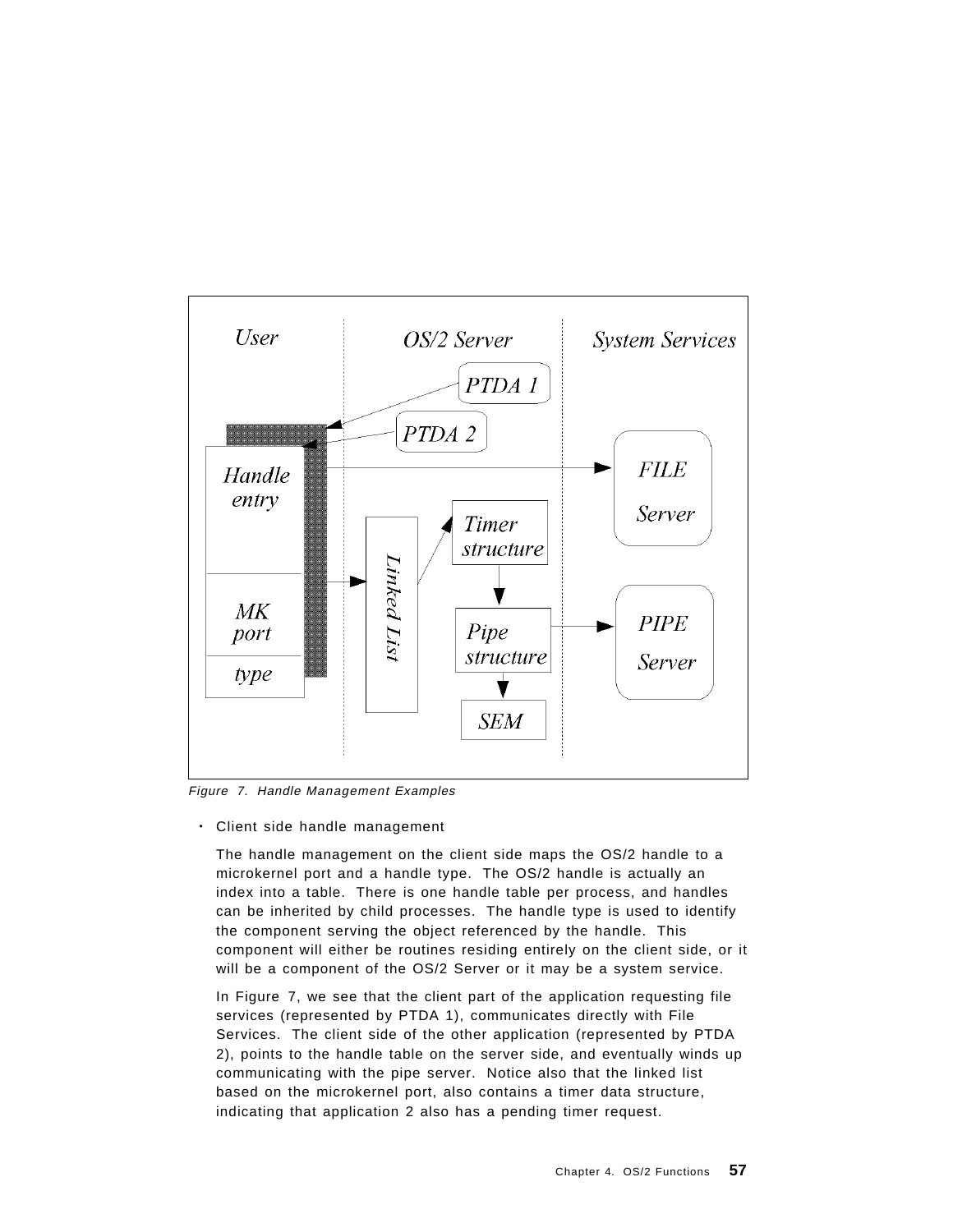Figure 7. Handle Management Examples

- Client side handle management

  The handle management on the client side maps the OS/2 handle to a microkernel port and a handle type. The OS/2 handle is actually an index into a table. There is one handle table per process, and handles can be inherited by child processes. The handle type is used to identify the component serving the object referenced by the handle. This component will either be routines residing entirely on the client side, or it will be a component of the OS/2 Server or it may be a system service.

  In Figure 7, we see that the client part of the application requesting file services (represented by PTDA 1), communicates directly with File Services. The client side of the other application (represented by PTDA 2), points to the handle table on the server side, and eventually winds up communicating with the pipe server. Notice also that the linked list based on the microkernel port, also contains a timer data structure, indicating that application 2 also has a pending timer request.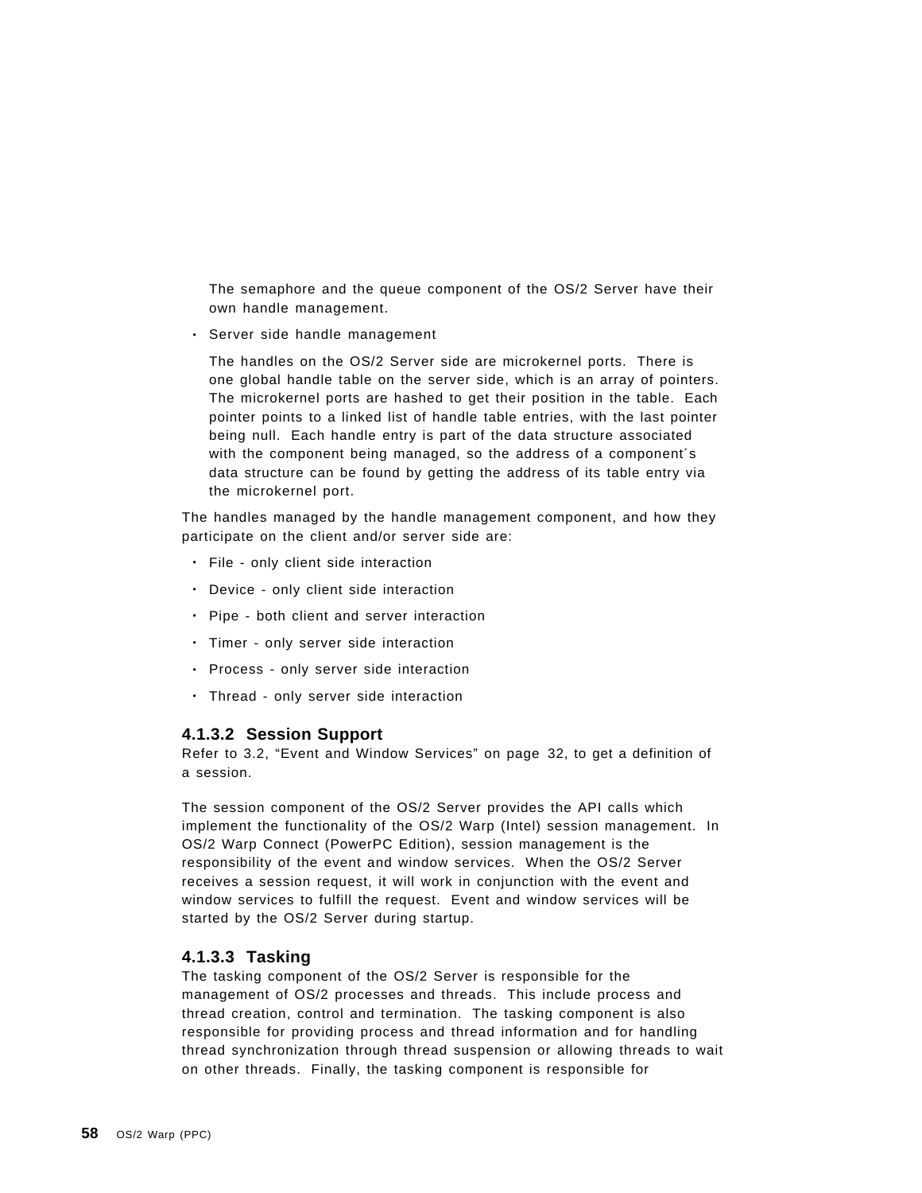The semaphore and the queue component of the OS/2 Server have their own handle management.

- Server side handle management

  The handles on the OS/2 Server side are microkernel ports. There is one global handle table on the server side, which is an array of pointers. The microkernel ports are hashed to get their position in the table. Each pointer points to a linked list of handle table entries, with the last pointer being null. Each handle entry is part of the data structure associated with the component being managed, so the address of a component′s data structure can be found by getting the address of its table entry via the microkernel port.

The handles managed by the handle management component, and how they participate on the client and/or server side are:

- File - only client side interaction
- Device - only client side interaction
- Pipe - both client and server interaction
- Timer - only server side interaction
- Process - only server side interaction
- Thread - only server side interaction

#### 4.1.3.2 Session Support

Refer to 3.2, “Event and Window Services” on page 32, to get a definition of a session.

The session component of the OS/2 Server provides the API calls which implement the functionality of the OS/2 Warp (Intel) session management. In OS/2 Warp Connect (PowerPC Edition), session management is the responsibility of the event and window services. When the OS/2 Server receives a session request, it will work in conjunction with the event and window services to fulfill the request. Event and window services will be started by the OS/2 Server during startup.

#### 4.1.3.3 Tasking

The tasking component of the OS/2 Server is responsible for the management of OS/2 processes and threads. This include process and thread creation, control and termination. The tasking component is also responsible for providing process and thread information and for handling thread synchronization through thread suspension or allowing threads to wait on other threads. Finally, the tasking component is responsible for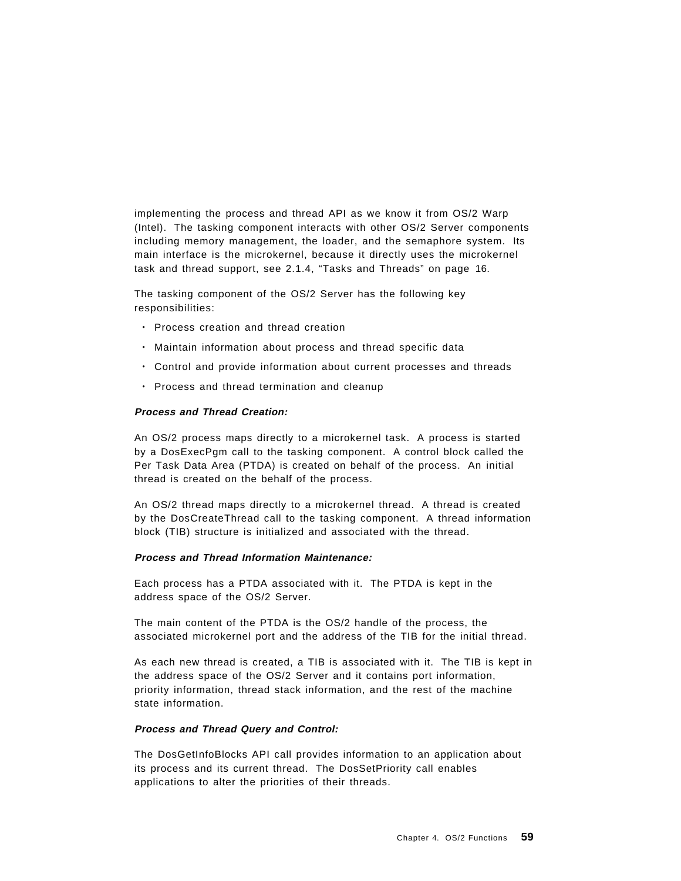implementing the process and thread API as we know it from OS/2 Warp (Intel). The tasking component interacts with other OS/2 Server components including memory management, the loader, and the semaphore system. Its main interface is the microkernel, because it directly uses the microkernel task and thread support, see 2.1.4, “Tasks and Threads” on page 16.

The tasking component of the OS/2 Server has the following key responsibilities:

- Process creation and thread creation
- Maintain information about process and thread specific data
- Control and provide information about current processes and threads
- Process and thread termination and cleanup

***Process and Thread Creation:***

An OS/2 process maps directly to a microkernel task. A process is started by a DosExecPgm call to the tasking component. A control block called the Per Task Data Area (PTDA) is created on behalf of the process. An initial thread is created on the behalf of the process.

An OS/2 thread maps directly to a microkernel thread. A thread is created by the DosCreateThread call to the tasking component. A thread information block (TIB) structure is initialized and associated with the thread.

***Process and Thread Information Maintenance:***

Each process has a PTDA associated with it. The PTDA is kept in the address space of the OS/2 Server.

The main content of the PTDA is the OS/2 handle of the process, the associated microkernel port and the address of the TIB for the initial thread.

As each new thread is created, a TIB is associated with it. The TIB is kept in the address space of the OS/2 Server and it contains port information, priority information, thread stack information, and the rest of the machine state information.

***Process and Thread Query and Control:***

The DosGetInfoBlocks API call provides information to an application about its process and its current thread. The DosSetPriority call enables applications to alter the priorities of their threads.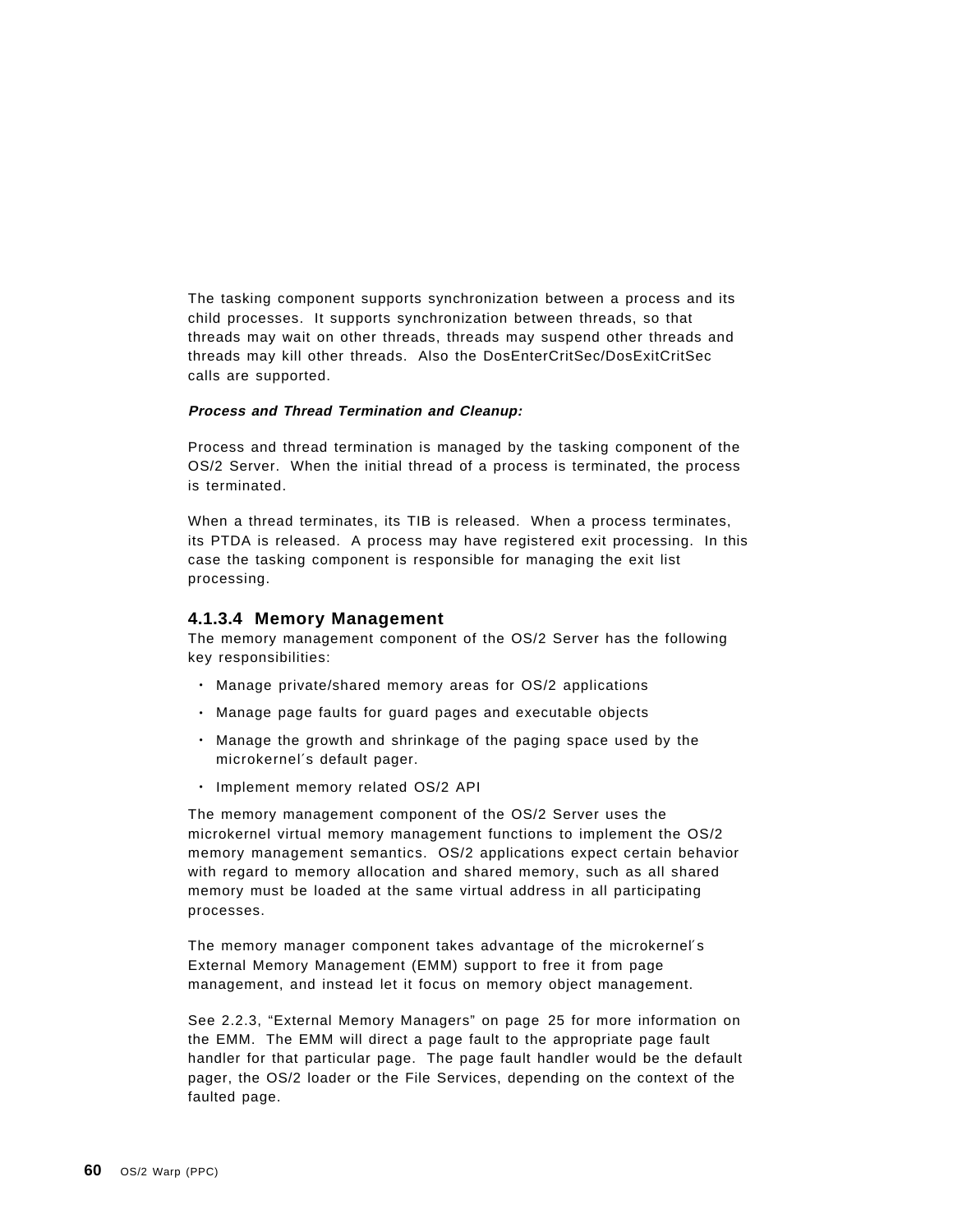The tasking component supports synchronization between a process and its child processes. It supports synchronization between threads, so that threads may wait on other threads, threads may suspend other threads and threads may kill other threads. Also the DosEnterCritSec/DosExitCritSec calls are supported.

***Process and Thread Termination and Cleanup:***

Process and thread termination is managed by the tasking component of the OS/2 Server. When the initial thread of a process is terminated, the process is terminated.

When a thread terminates, its TIB is released. When a process terminates, its PTDA is released. A process may have registered exit processing. In this case the tasking component is responsible for managing the exit list processing.

#### 4.1.3.4 Memory Management

The memory management component of the OS/2 Server has the following key responsibilities:

- Manage private/shared memory areas for OS/2 applications
- Manage page faults for guard pages and executable objects
- Manage the growth and shrinkage of the paging space used by the microkernel′s default pager.
- Implement memory related OS/2 API

The memory management component of the OS/2 Server uses the microkernel virtual memory management functions to implement the OS/2 memory management semantics. OS/2 applications expect certain behavior with regard to memory allocation and shared memory, such as all shared memory must be loaded at the same virtual address in all participating processes.

The memory manager component takes advantage of the microkernel′s External Memory Management (EMM) support to free it from page management, and instead let it focus on memory object management.

See 2.2.3, “External Memory Managers” on page 25 for more information on the EMM. The EMM will direct a page fault to the appropriate page fault handler for that particular page. The page fault handler would be the default pager, the OS/2 loader or the File Services, depending on the context of the faulted page.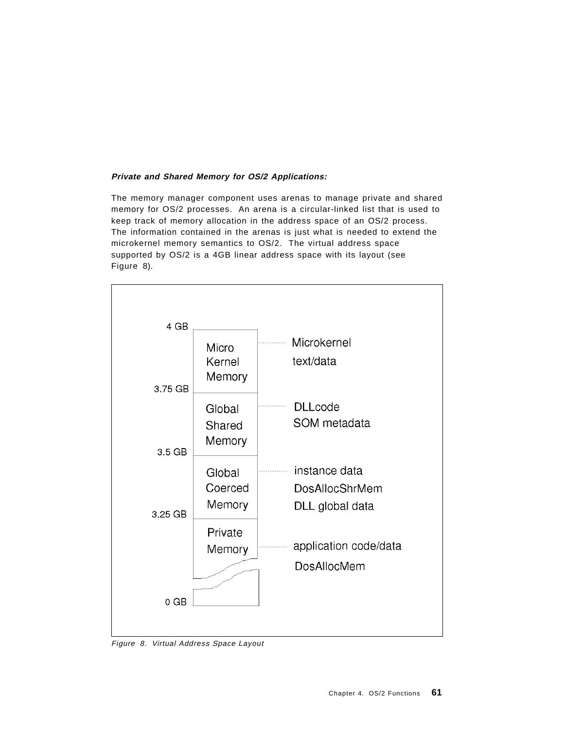**_Private and Shared Memory for OS/2 Applications:_**

The memory manager component uses arenas to manage private and shared memory for OS/2 processes. An arena is a circular-linked list that is used to keep track of memory allocation in the address space of an OS/2 process. The information contained in the arenas is just what is needed to extend the microkernel memory semantics to OS/2. The virtual address space supported by OS/2 is a 4GB linear address space with its layout (see Figure 8).

| Address | Region | Contents |
| --- | --- | --- |
| 4 GB – 3.75 GB | Micro Kernel Memory | Microkernel text/data |
| 3.75 GB – 3.5 GB | Global Shared Memory | DLLcode, SOM metadata |
| 3.5 GB – 3.25 GB | Global Coerced Memory | instance data, DosAllocShrMem, DLL global data |
| 3.25 GB – 0 GB | Private Memory | application code/data, DosAllocMem |

_Figure 8. Virtual Address Space Layout_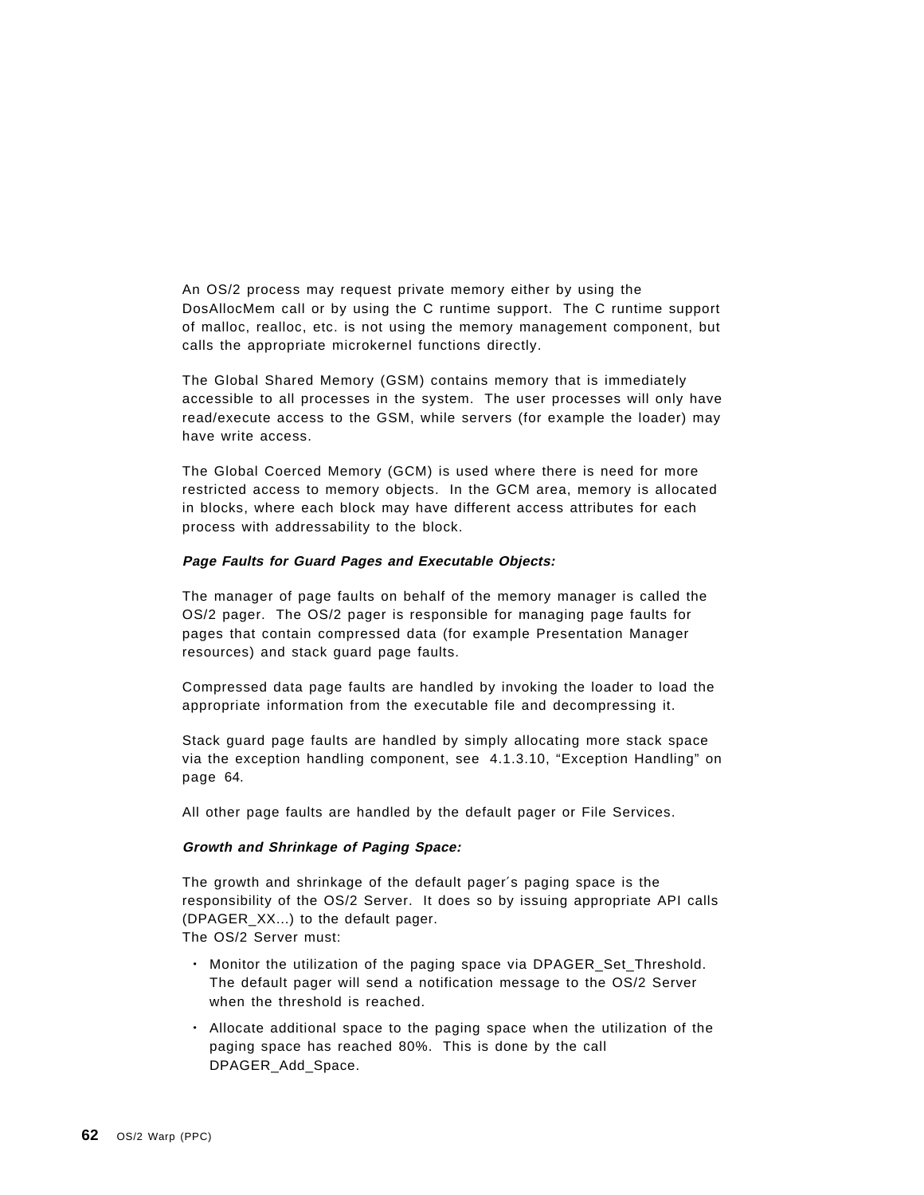An OS/2 process may request private memory either by using the DosAllocMem call or by using the C runtime support. The C runtime support of malloc, realloc, etc. is not using the memory management component, but calls the appropriate microkernel functions directly.

The Global Shared Memory (GSM) contains memory that is immediately accessible to all processes in the system. The user processes will only have read/execute access to the GSM, while servers (for example the loader) may have write access.

The Global Coerced Memory (GCM) is used where there is need for more restricted access to memory objects. In the GCM area, memory is allocated in blocks, where each block may have different access attributes for each process with addressability to the block.

***Page Faults for Guard Pages and Executable Objects:***

The manager of page faults on behalf of the memory manager is called the OS/2 pager. The OS/2 pager is responsible for managing page faults for pages that contain compressed data (for example Presentation Manager resources) and stack guard page faults.

Compressed data page faults are handled by invoking the loader to load the appropriate information from the executable file and decompressing it.

Stack guard page faults are handled by simply allocating more stack space via the exception handling component, see 4.1.3.10, “Exception Handling” on page 64.

All other page faults are handled by the default pager or File Services.

***Growth and Shrinkage of Paging Space:***

The growth and shrinkage of the default pager′s paging space is the responsibility of the OS/2 Server. It does so by issuing appropriate API calls (DPAGER_XX...) to the default pager.
The OS/2 Server must:

- Monitor the utilization of the paging space via DPAGER_Set_Threshold. The default pager will send a notification message to the OS/2 Server when the threshold is reached.
- Allocate additional space to the paging space when the utilization of the paging space has reached 80%. This is done by the call DPAGER_Add_Space.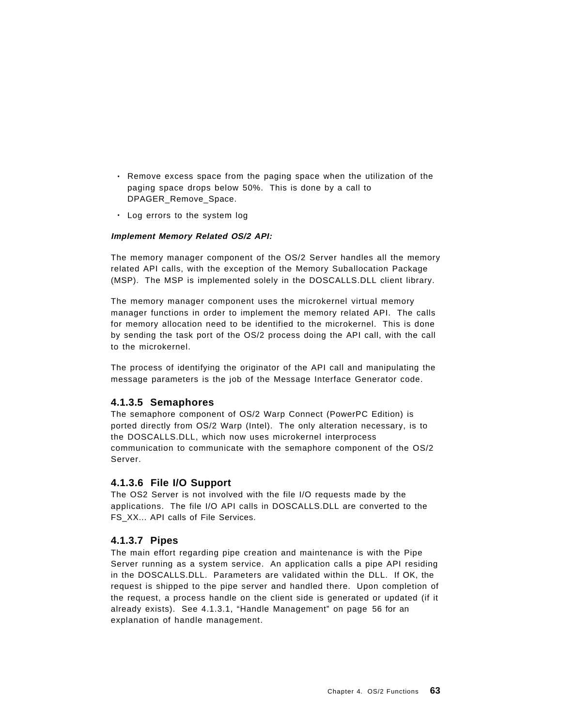- Remove excess space from the paging space when the utilization of the paging space drops below 50%. This is done by a call to DPAGER_Remove_Space.
- Log errors to the system log

***Implement Memory Related OS/2 API:***

The memory manager component of the OS/2 Server handles all the memory related API calls, with the exception of the Memory Suballocation Package (MSP). The MSP is implemented solely in the DOSCALLS.DLL client library.

The memory manager component uses the microkernel virtual memory manager functions in order to implement the memory related API. The calls for memory allocation need to be identified to the microkernel. This is done by sending the task port of the OS/2 process doing the API call, with the call to the microkernel.

The process of identifying the originator of the API call and manipulating the message parameters is the job of the Message Interface Generator code.

### 4.1.3.5 Semaphores

The semaphore component of OS/2 Warp Connect (PowerPC Edition) is ported directly from OS/2 Warp (Intel). The only alteration necessary, is to the DOSCALLS.DLL, which now uses microkernel interprocess communication to communicate with the semaphore component of the OS/2 Server.

### 4.1.3.6 File I/O Support

The OS2 Server is not involved with the file I/O requests made by the applications. The file I/O API calls in DOSCALLS.DLL are converted to the FS_XX... API calls of File Services.

### 4.1.3.7 Pipes

The main effort regarding pipe creation and maintenance is with the Pipe Server running as a system service. An application calls a pipe API residing in the DOSCALLS.DLL. Parameters are validated within the DLL. If OK, the request is shipped to the pipe server and handled there. Upon completion of the request, a process handle on the client side is generated or updated (if it already exists). See 4.1.3.1, "Handle Management" on page 56 for an explanation of handle management.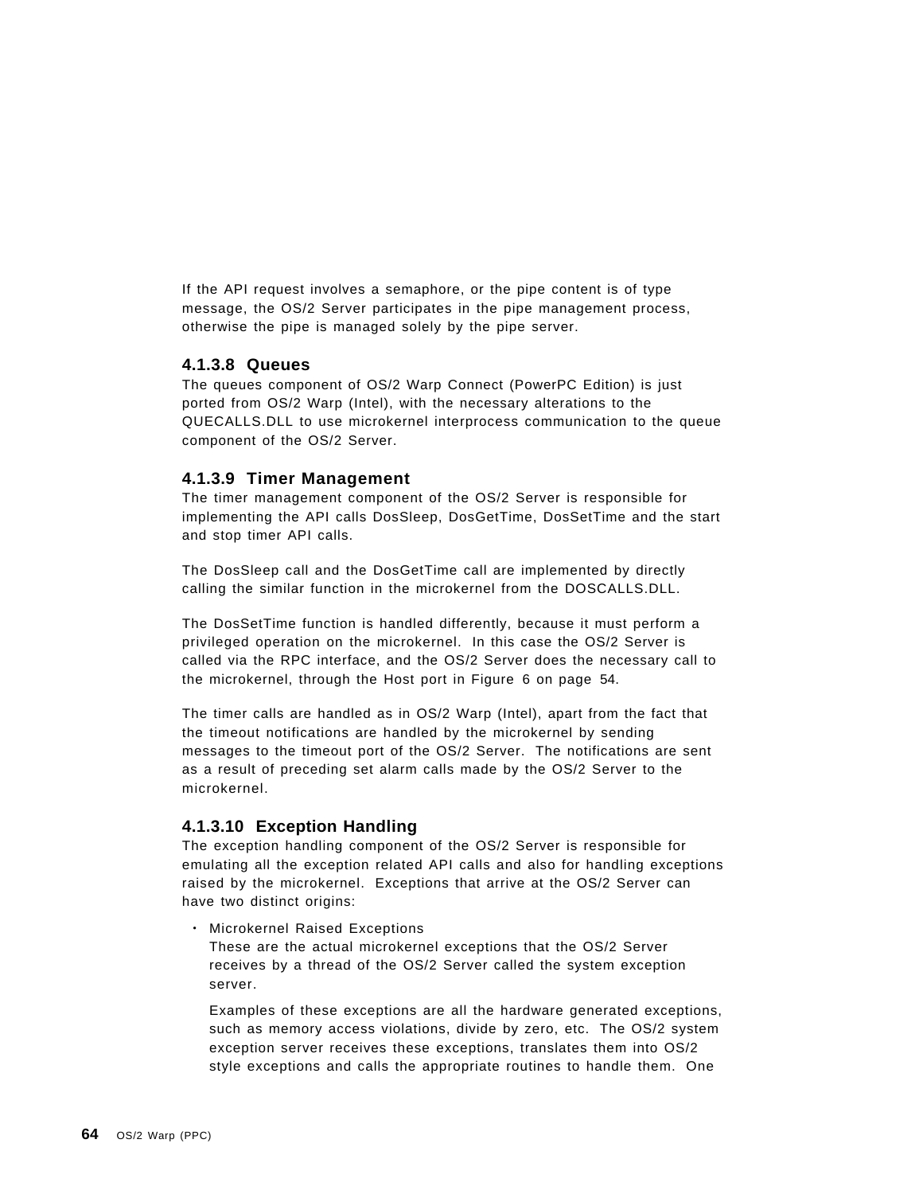If the API request involves a semaphore, or the pipe content is of type message, the OS/2 Server participates in the pipe management process, otherwise the pipe is managed solely by the pipe server.

#### 4.1.3.8 Queues

The queues component of OS/2 Warp Connect (PowerPC Edition) is just ported from OS/2 Warp (Intel), with the necessary alterations to the QUECALLS.DLL to use microkernel interprocess communication to the queue component of the OS/2 Server.

#### 4.1.3.9 Timer Management

The timer management component of the OS/2 Server is responsible for implementing the API calls DosSleep, DosGetTime, DosSetTime and the start and stop timer API calls.

The DosSleep call and the DosGetTime call are implemented by directly calling the similar function in the microkernel from the DOSCALLS.DLL.

The DosSetTime function is handled differently, because it must perform a privileged operation on the microkernel. In this case the OS/2 Server is called via the RPC interface, and the OS/2 Server does the necessary call to the microkernel, through the Host port in Figure 6 on page 54.

The timer calls are handled as in OS/2 Warp (Intel), apart from the fact that the timeout notifications are handled by the microkernel by sending messages to the timeout port of the OS/2 Server. The notifications are sent as a result of preceding set alarm calls made by the OS/2 Server to the microkernel.

#### 4.1.3.10 Exception Handling

The exception handling component of the OS/2 Server is responsible for emulating all the exception related API calls and also for handling exceptions raised by the microkernel. Exceptions that arrive at the OS/2 Server can have two distinct origins:

- Microkernel Raised Exceptions
  These are the actual microkernel exceptions that the OS/2 Server receives by a thread of the OS/2 Server called the system exception server.

  Examples of these exceptions are all the hardware generated exceptions, such as memory access violations, divide by zero, etc. The OS/2 system exception server receives these exceptions, translates them into OS/2 style exceptions and calls the appropriate routines to handle them. One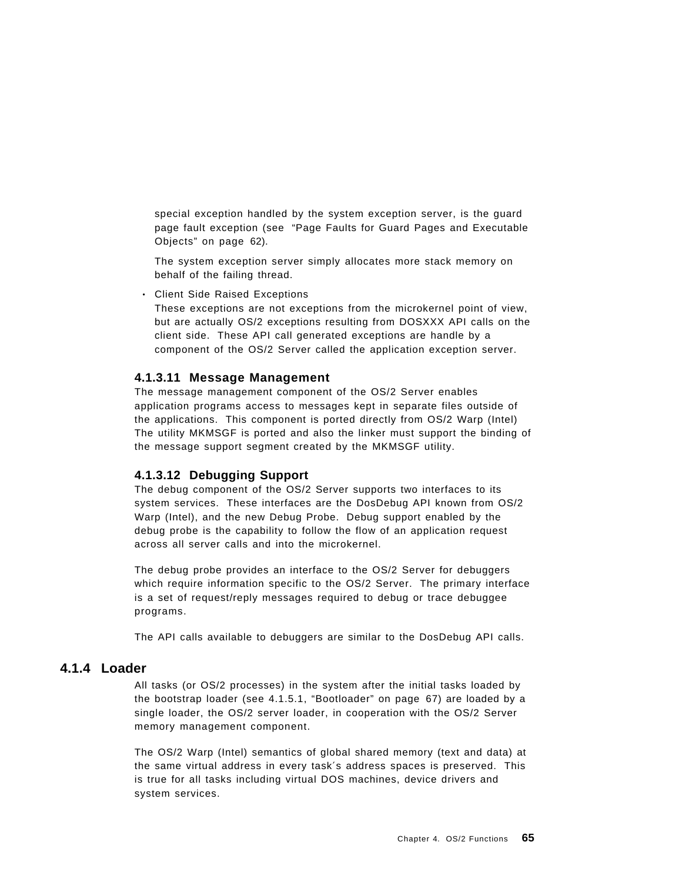special exception handled by the system exception server, is the guard page fault exception (see "Page Faults for Guard Pages and Executable Objects" on page 62).

The system exception server simply allocates more stack memory on behalf of the failing thread.

- Client Side Raised Exceptions
  These exceptions are not exceptions from the microkernel point of view, but are actually OS/2 exceptions resulting from DOSXXX API calls on the client side. These API call generated exceptions are handle by a component of the OS/2 Server called the application exception server.

#### 4.1.3.11 Message Management

The message management component of the OS/2 Server enables application programs access to messages kept in separate files outside of the applications. This component is ported directly from OS/2 Warp (Intel) The utility MKMSGF is ported and also the linker must support the binding of the message support segment created by the MKMSGF utility.

#### 4.1.3.12 Debugging Support

The debug component of the OS/2 Server supports two interfaces to its system services. These interfaces are the DosDebug API known from OS/2 Warp (Intel), and the new Debug Probe. Debug support enabled by the debug probe is the capability to follow the flow of an application request across all server calls and into the microkernel.

The debug probe provides an interface to the OS/2 Server for debuggers which require information specific to the OS/2 Server. The primary interface is a set of request/reply messages required to debug or trace debuggee programs.

The API calls available to debuggers are similar to the DosDebug API calls.

### 4.1.4 Loader

All tasks (or OS/2 processes) in the system after the initial tasks loaded by the bootstrap loader (see 4.1.5.1, "Bootloader" on page 67) are loaded by a single loader, the OS/2 server loader, in cooperation with the OS/2 Server memory management component.

The OS/2 Warp (Intel) semantics of global shared memory (text and data) at the same virtual address in every task´s address spaces is preserved. This is true for all tasks including virtual DOS machines, device drivers and system services.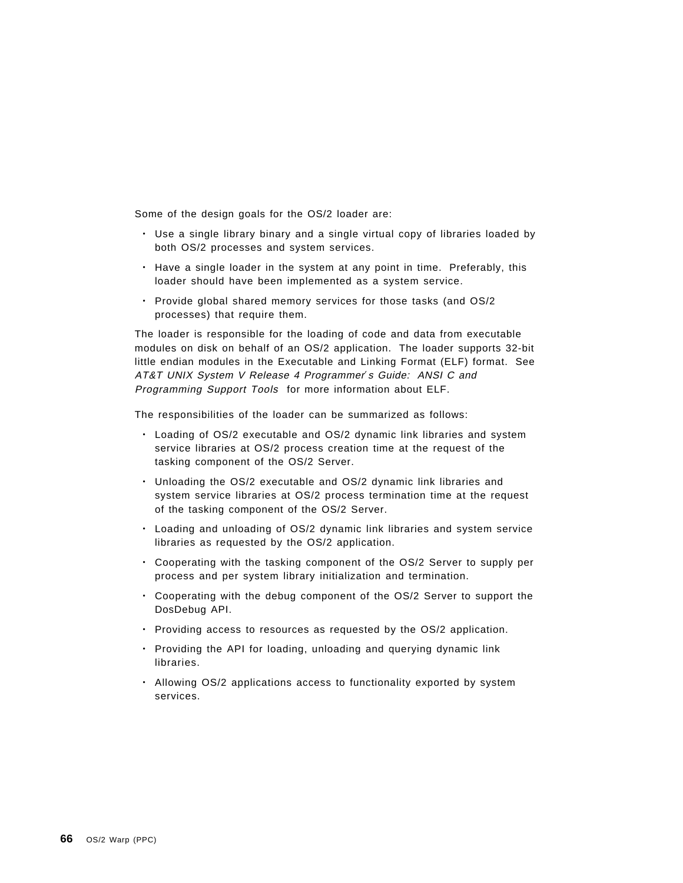Some of the design goals for the OS/2 loader are:

- Use a single library binary and a single virtual copy of libraries loaded by both OS/2 processes and system services.
- Have a single loader in the system at any point in time. Preferably, this loader should have been implemented as a system service.
- Provide global shared memory services for those tasks (and OS/2 processes) that require them.

The loader is responsible for the loading of code and data from executable modules on disk on behalf of an OS/2 application. The loader supports 32-bit little endian modules in the Executable and Linking Format (ELF) format. See *AT&T UNIX System V Release 4 Programmer's Guide: ANSI C and Programming Support Tools* for more information about ELF.

The responsibilities of the loader can be summarized as follows:

- Loading of OS/2 executable and OS/2 dynamic link libraries and system service libraries at OS/2 process creation time at the request of the tasking component of the OS/2 Server.
- Unloading the OS/2 executable and OS/2 dynamic link libraries and system service libraries at OS/2 process termination time at the request of the tasking component of the OS/2 Server.
- Loading and unloading of OS/2 dynamic link libraries and system service libraries as requested by the OS/2 application.
- Cooperating with the tasking component of the OS/2 Server to supply per process and per system library initialization and termination.
- Cooperating with the debug component of the OS/2 Server to support the DosDebug API.
- Providing access to resources as requested by the OS/2 application.
- Providing the API for loading, unloading and querying dynamic link libraries.
- Allowing OS/2 applications access to functionality exported by system services.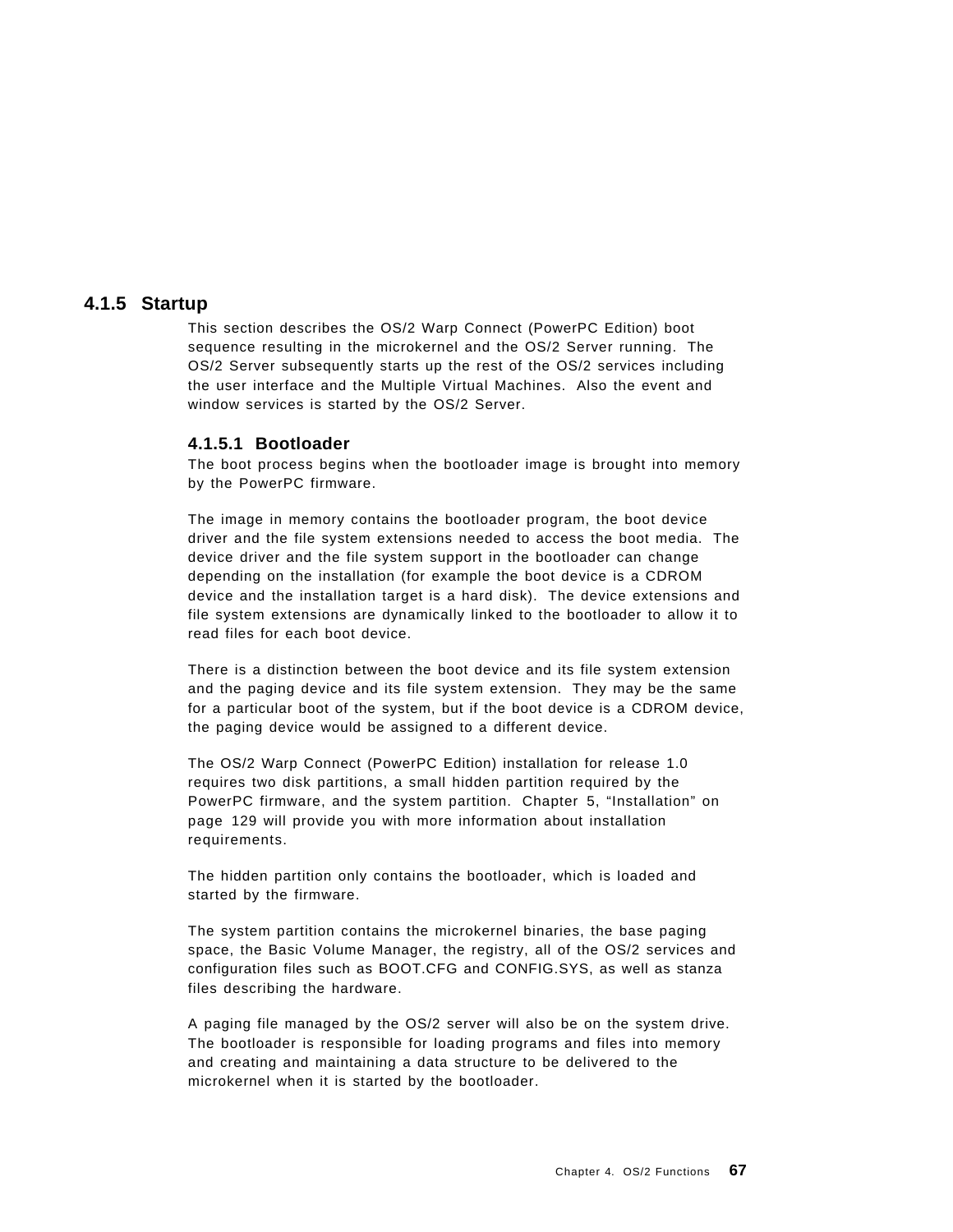### 4.1.5 Startup

This section describes the OS/2 Warp Connect (PowerPC Edition) boot sequence resulting in the microkernel and the OS/2 Server running. The OS/2 Server subsequently starts up the rest of the OS/2 services including the user interface and the Multiple Virtual Machines. Also the event and window services is started by the OS/2 Server.

#### 4.1.5.1 Bootloader

The boot process begins when the bootloader image is brought into memory by the PowerPC firmware.

The image in memory contains the bootloader program, the boot device driver and the file system extensions needed to access the boot media. The device driver and the file system support in the bootloader can change depending on the installation (for example the boot device is a CDROM device and the installation target is a hard disk). The device extensions and file system extensions are dynamically linked to the bootloader to allow it to read files for each boot device.

There is a distinction between the boot device and its file system extension and the paging device and its file system extension. They may be the same for a particular boot of the system, but if the boot device is a CDROM device, the paging device would be assigned to a different device.

The OS/2 Warp Connect (PowerPC Edition) installation for release 1.0 requires two disk partitions, a small hidden partition required by the PowerPC firmware, and the system partition. Chapter 5, “Installation” on page 129 will provide you with more information about installation requirements.

The hidden partition only contains the bootloader, which is loaded and started by the firmware.

The system partition contains the microkernel binaries, the base paging space, the Basic Volume Manager, the registry, all of the OS/2 services and configuration files such as BOOT.CFG and CONFIG.SYS, as well as stanza files describing the hardware.

A paging file managed by the OS/2 server will also be on the system drive. The bootloader is responsible for loading programs and files into memory and creating and maintaining a data structure to be delivered to the microkernel when it is started by the bootloader.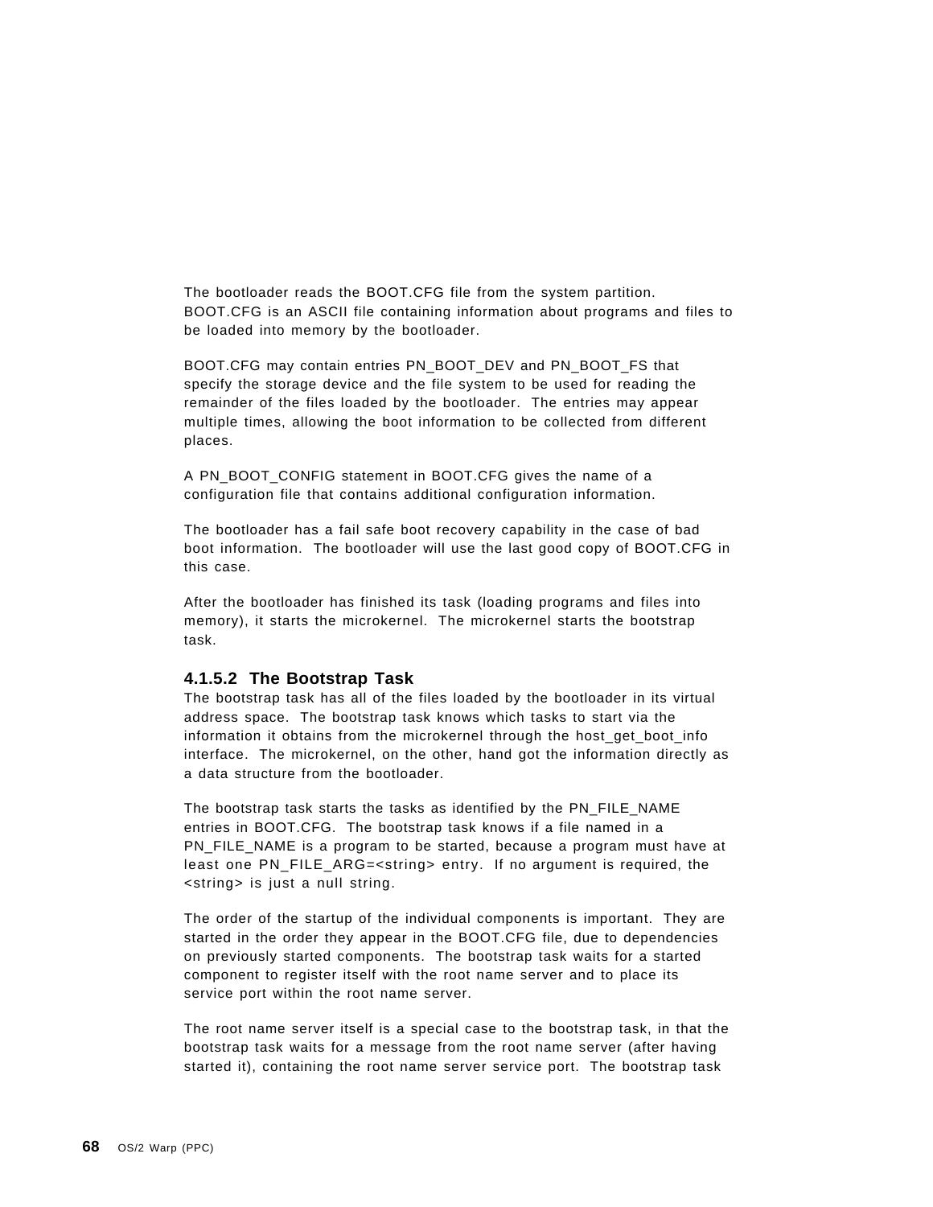The bootloader reads the BOOT.CFG file from the system partition. BOOT.CFG is an ASCII file containing information about programs and files to be loaded into memory by the bootloader.

BOOT.CFG may contain entries PN_BOOT_DEV and PN_BOOT_FS that specify the storage device and the file system to be used for reading the remainder of the files loaded by the bootloader. The entries may appear multiple times, allowing the boot information to be collected from different places.

A PN_BOOT_CONFIG statement in BOOT.CFG gives the name of a configuration file that contains additional configuration information.

The bootloader has a fail safe boot recovery capability in the case of bad boot information. The bootloader will use the last good copy of BOOT.CFG in this case.

After the bootloader has finished its task (loading programs and files into memory), it starts the microkernel. The microkernel starts the bootstrap task.

#### 4.1.5.2 The Bootstrap Task

The bootstrap task has all of the files loaded by the bootloader in its virtual address space. The bootstrap task knows which tasks to start via the information it obtains from the microkernel through the host_get_boot_info interface. The microkernel, on the other, hand got the information directly as a data structure from the bootloader.

The bootstrap task starts the tasks as identified by the PN_FILE_NAME entries in BOOT.CFG. The bootstrap task knows if a file named in a PN_FILE_NAME is a program to be started, because a program must have at least one PN_FILE_ARG=<string> entry. If no argument is required, the <string> is just a null string.

The order of the startup of the individual components is important. They are started in the order they appear in the BOOT.CFG file, due to dependencies on previously started components. The bootstrap task waits for a started component to register itself with the root name server and to place its service port within the root name server.

The root name server itself is a special case to the bootstrap task, in that the bootstrap task waits for a message from the root name server (after having started it), containing the root name server service port. The bootstrap task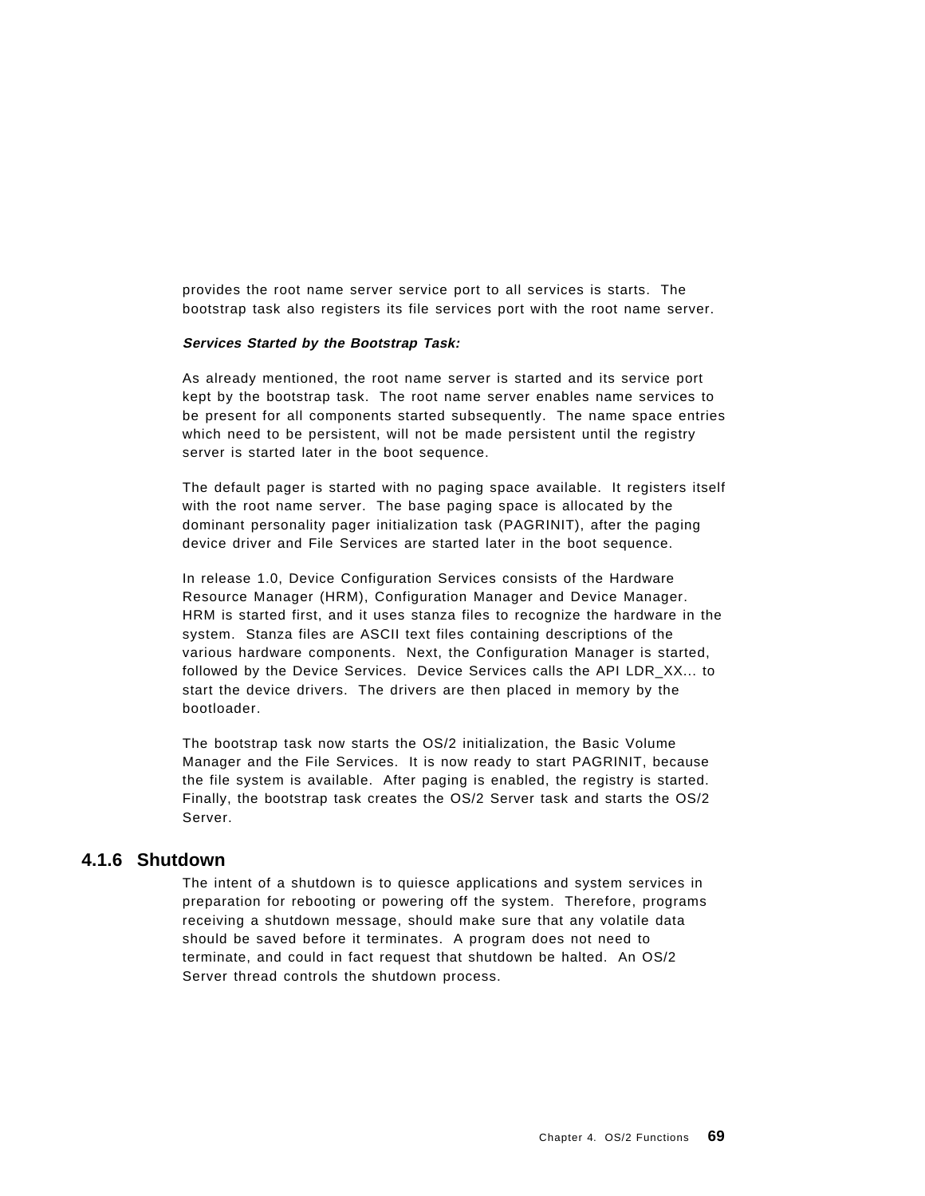provides the root name server service port to all services is starts. The bootstrap task also registers its file services port with the root name server.

***Services Started by the Bootstrap Task:***

As already mentioned, the root name server is started and its service port kept by the bootstrap task. The root name server enables name services to be present for all components started subsequently. The name space entries which need to be persistent, will not be made persistent until the registry server is started later in the boot sequence.

The default pager is started with no paging space available. It registers itself with the root name server. The base paging space is allocated by the dominant personality pager initialization task (PAGRINIT), after the paging device driver and File Services are started later in the boot sequence.

In release 1.0, Device Configuration Services consists of the Hardware Resource Manager (HRM), Configuration Manager and Device Manager. HRM is started first, and it uses stanza files to recognize the hardware in the system. Stanza files are ASCII text files containing descriptions of the various hardware components. Next, the Configuration Manager is started, followed by the Device Services. Device Services calls the API LDR_XX... to start the device drivers. The drivers are then placed in memory by the bootloader.

The bootstrap task now starts the OS/2 initialization, the Basic Volume Manager and the File Services. It is now ready to start PAGRINIT, because the file system is available. After paging is enabled, the registry is started. Finally, the bootstrap task creates the OS/2 Server task and starts the OS/2 Server.

### 4.1.6 Shutdown

The intent of a shutdown is to quiesce applications and system services in preparation for rebooting or powering off the system. Therefore, programs receiving a shutdown message, should make sure that any volatile data should be saved before it terminates. A program does not need to terminate, and could in fact request that shutdown be halted. An OS/2 Server thread controls the shutdown process.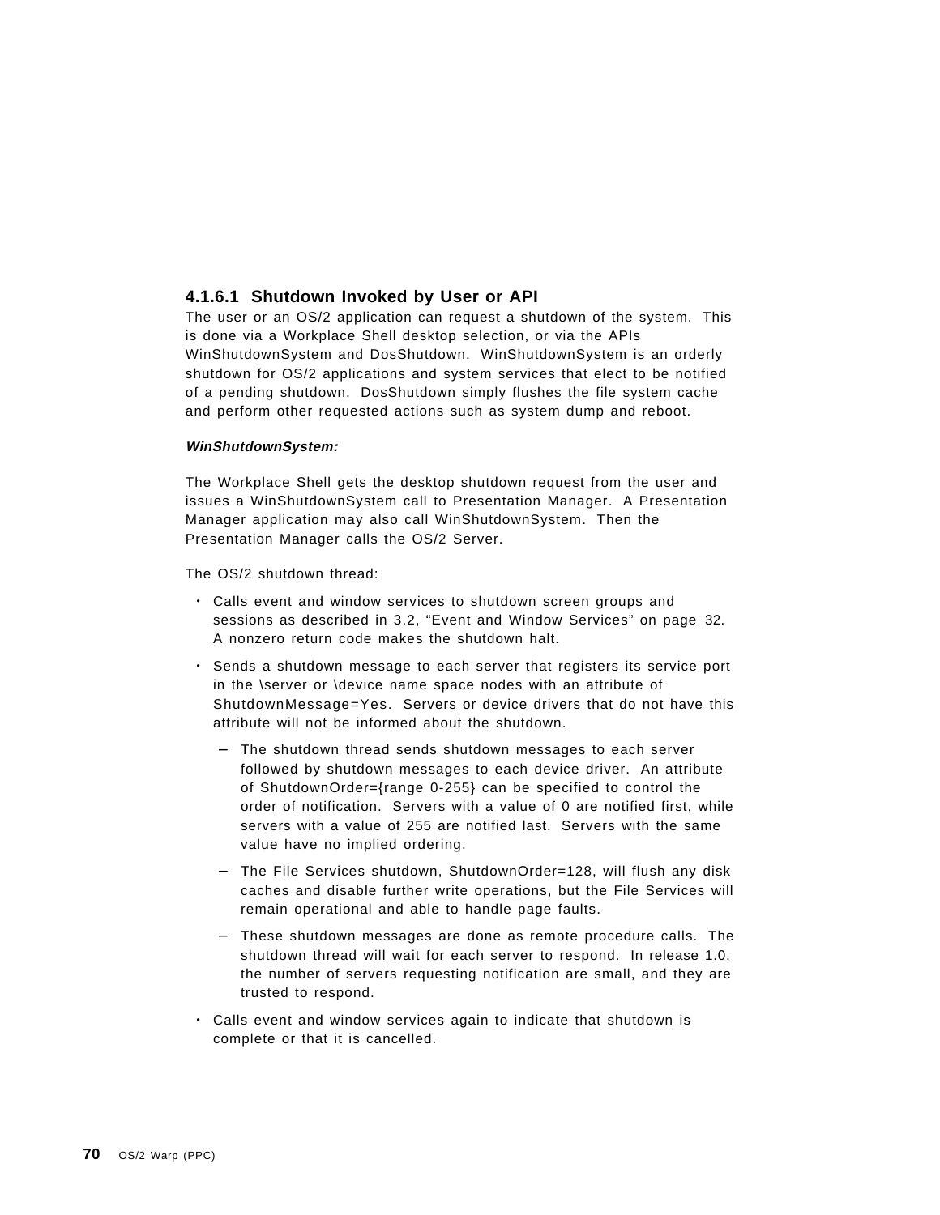#### 4.1.6.1 Shutdown Invoked by User or API

The user or an OS/2 application can request a shutdown of the system. This is done via a Workplace Shell desktop selection, or via the APIs WinShutdownSystem and DosShutdown. WinShutdownSystem is an orderly shutdown for OS/2 applications and system services that elect to be notified of a pending shutdown. DosShutdown simply flushes the file system cache and perform other requested actions such as system dump and reboot.

***WinShutdownSystem:***

The Workplace Shell gets the desktop shutdown request from the user and issues a WinShutdownSystem call to Presentation Manager. A Presentation Manager application may also call WinShutdownSystem. Then the Presentation Manager calls the OS/2 Server.

The OS/2 shutdown thread:

- Calls event and window services to shutdown screen groups and sessions as described in 3.2, “Event and Window Services” on page 32. A nonzero return code makes the shutdown halt.
- Sends a shutdown message to each server that registers its service port in the \server or \device name space nodes with an attribute of ShutdownMessage=Yes. Servers or device drivers that do not have this attribute will not be informed about the shutdown.
  - The shutdown thread sends shutdown messages to each server followed by shutdown messages to each device driver. An attribute of ShutdownOrder={range 0-255} can be specified to control the order of notification. Servers with a value of 0 are notified first, while servers with a value of 255 are notified last. Servers with the same value have no implied ordering.
  - The File Services shutdown, ShutdownOrder=128, will flush any disk caches and disable further write operations, but the File Services will remain operational and able to handle page faults.
  - These shutdown messages are done as remote procedure calls. The shutdown thread will wait for each server to respond. In release 1.0, the number of servers requesting notification are small, and they are trusted to respond.
- Calls event and window services again to indicate that shutdown is complete or that it is cancelled.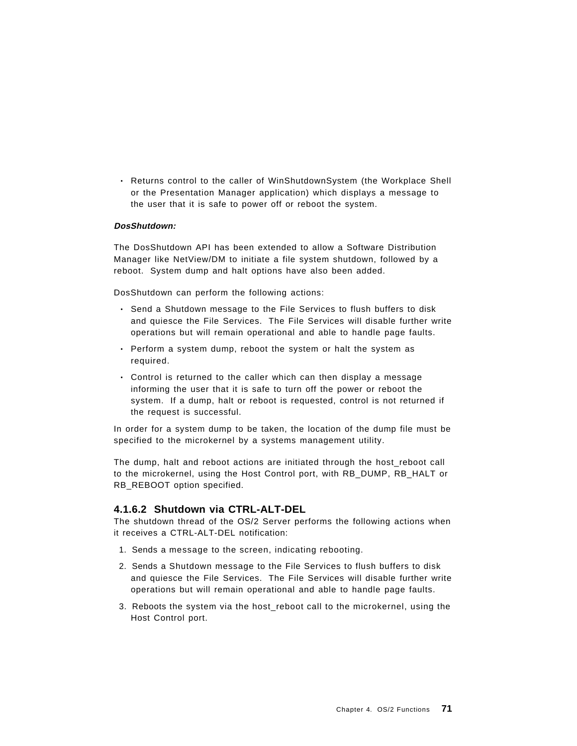- Returns control to the caller of WinShutdownSystem (the Workplace Shell or the Presentation Manager application) which displays a message to the user that it is safe to power off or reboot the system.

***DosShutdown:***

The DosShutdown API has been extended to allow a Software Distribution Manager like NetView/DM to initiate a file system shutdown, followed by a reboot. System dump and halt options have also been added.

DosShutdown can perform the following actions:

- Send a Shutdown message to the File Services to flush buffers to disk and quiesce the File Services. The File Services will disable further write operations but will remain operational and able to handle page faults.
- Perform a system dump, reboot the system or halt the system as required.
- Control is returned to the caller which can then display a message informing the user that it is safe to turn off the power or reboot the system. If a dump, halt or reboot is requested, control is not returned if the request is successful.

In order for a system dump to be taken, the location of the dump file must be specified to the microkernel by a systems management utility.

The dump, halt and reboot actions are initiated through the host_reboot call to the microkernel, using the Host Control port, with RB_DUMP, RB_HALT or RB_REBOOT option specified.

#### 4.1.6.2 Shutdown via CTRL-ALT-DEL

The shutdown thread of the OS/2 Server performs the following actions when it receives a CTRL-ALT-DEL notification:

1. Sends a message to the screen, indicating rebooting.
2. Sends a Shutdown message to the File Services to flush buffers to disk and quiesce the File Services. The File Services will disable further write operations but will remain operational and able to handle page faults.
3. Reboots the system via the host_reboot call to the microkernel, using the Host Control port.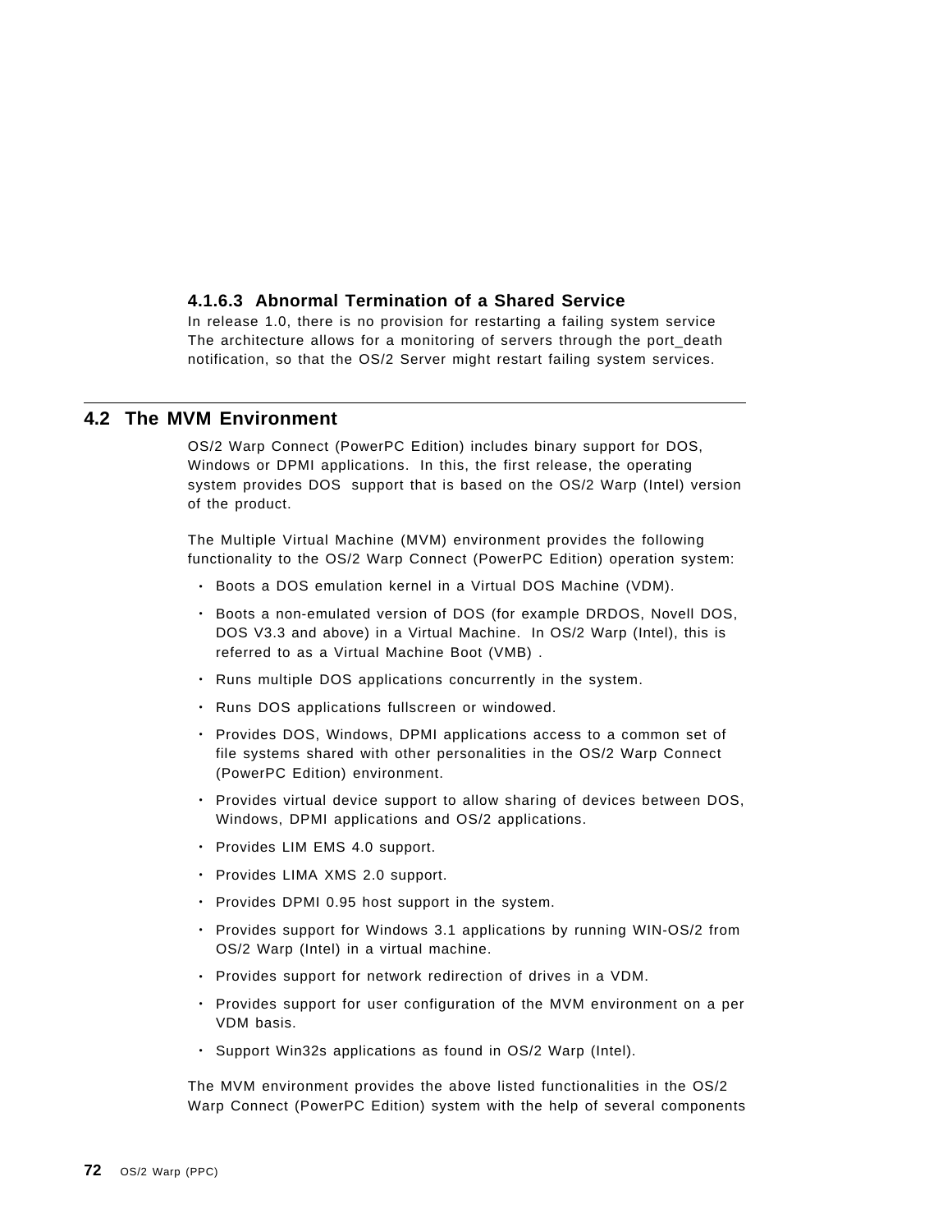#### 4.1.6.3 Abnormal Termination of a Shared Service

In release 1.0, there is no provision for restarting a failing system service The architecture allows for a monitoring of servers through the port_death notification, so that the OS/2 Server might restart failing system services.

## 4.2 The MVM Environment

OS/2 Warp Connect (PowerPC Edition) includes binary support for DOS, Windows or DPMI applications. In this, the first release, the operating system provides DOS support that is based on the OS/2 Warp (Intel) version of the product.

The Multiple Virtual Machine (MVM) environment provides the following functionality to the OS/2 Warp Connect (PowerPC Edition) operation system:

- Boots a DOS emulation kernel in a Virtual DOS Machine (VDM).
- Boots a non-emulated version of DOS (for example DRDOS, Novell DOS, DOS V3.3 and above) in a Virtual Machine. In OS/2 Warp (Intel), this is referred to as a Virtual Machine Boot (VMB) .
- Runs multiple DOS applications concurrently in the system.
- Runs DOS applications fullscreen or windowed.
- Provides DOS, Windows, DPMI applications access to a common set of file systems shared with other personalities in the OS/2 Warp Connect (PowerPC Edition) environment.
- Provides virtual device support to allow sharing of devices between DOS, Windows, DPMI applications and OS/2 applications.
- Provides LIM EMS 4.0 support.
- Provides LIMA XMS 2.0 support.
- Provides DPMI 0.95 host support in the system.
- Provides support for Windows 3.1 applications by running WIN-OS/2 from OS/2 Warp (Intel) in a virtual machine.
- Provides support for network redirection of drives in a VDM.
- Provides support for user configuration of the MVM environment on a per VDM basis.
- Support Win32s applications as found in OS/2 Warp (Intel).

The MVM environment provides the above listed functionalities in the OS/2 Warp Connect (PowerPC Edition) system with the help of several components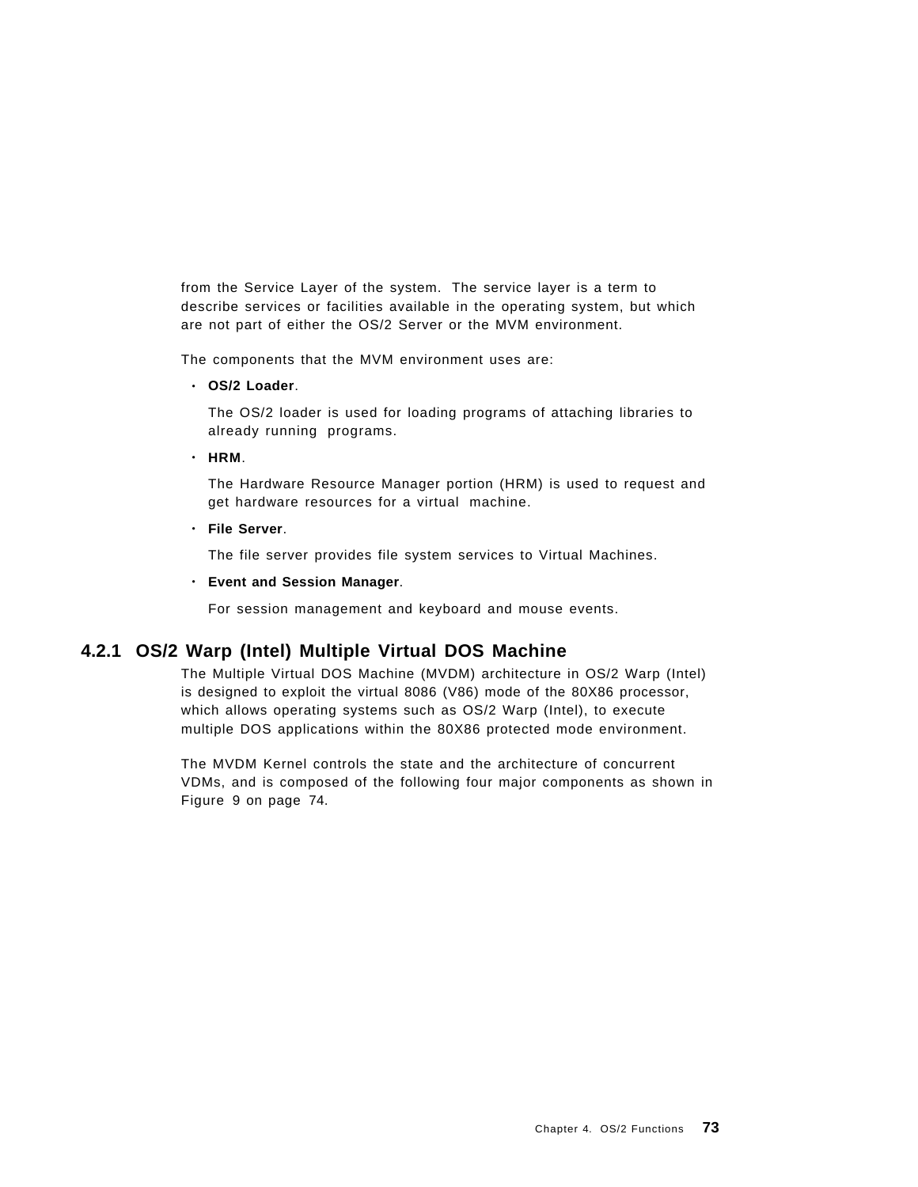from the Service Layer of the system. The service layer is a term to describe services or facilities available in the operating system, but which are not part of either the OS/2 Server or the MVM environment.

The components that the MVM environment uses are:

- **OS/2 Loader**.

  The OS/2 loader is used for loading programs of attaching libraries to already running programs.

- **HRM**.

  The Hardware Resource Manager portion (HRM) is used to request and get hardware resources for a virtual machine.

- **File Server**.

  The file server provides file system services to Virtual Machines.

- **Event and Session Manager**.

  For session management and keyboard and mouse events.

### 4.2.1 OS/2 Warp (Intel) Multiple Virtual DOS Machine

The Multiple Virtual DOS Machine (MVDM) architecture in OS/2 Warp (Intel) is designed to exploit the virtual 8086 (V86) mode of the 80X86 processor, which allows operating systems such as OS/2 Warp (Intel), to execute multiple DOS applications within the 80X86 protected mode environment.

The MVDM Kernel controls the state and the architecture of concurrent VDMs, and is composed of the following four major components as shown in Figure 9 on page 74.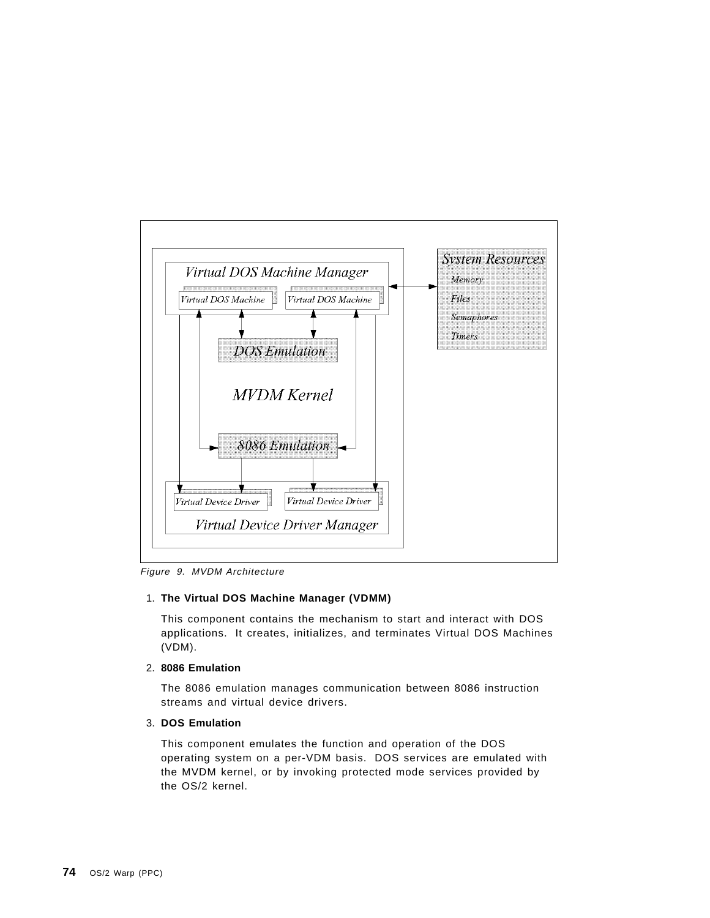Figure 9. MVDM Architecture

1. **The Virtual DOS Machine Manager (VDMM)**

   This component contains the mechanism to start and interact with DOS applications. It creates, initializes, and terminates Virtual DOS Machines (VDM).

2. **8086 Emulation**

   The 8086 emulation manages communication between 8086 instruction streams and virtual device drivers.

3. **DOS Emulation**

   This component emulates the function and operation of the DOS operating system on a per-VDM basis. DOS services are emulated with the MVDM kernel, or by invoking protected mode services provided by the OS/2 kernel.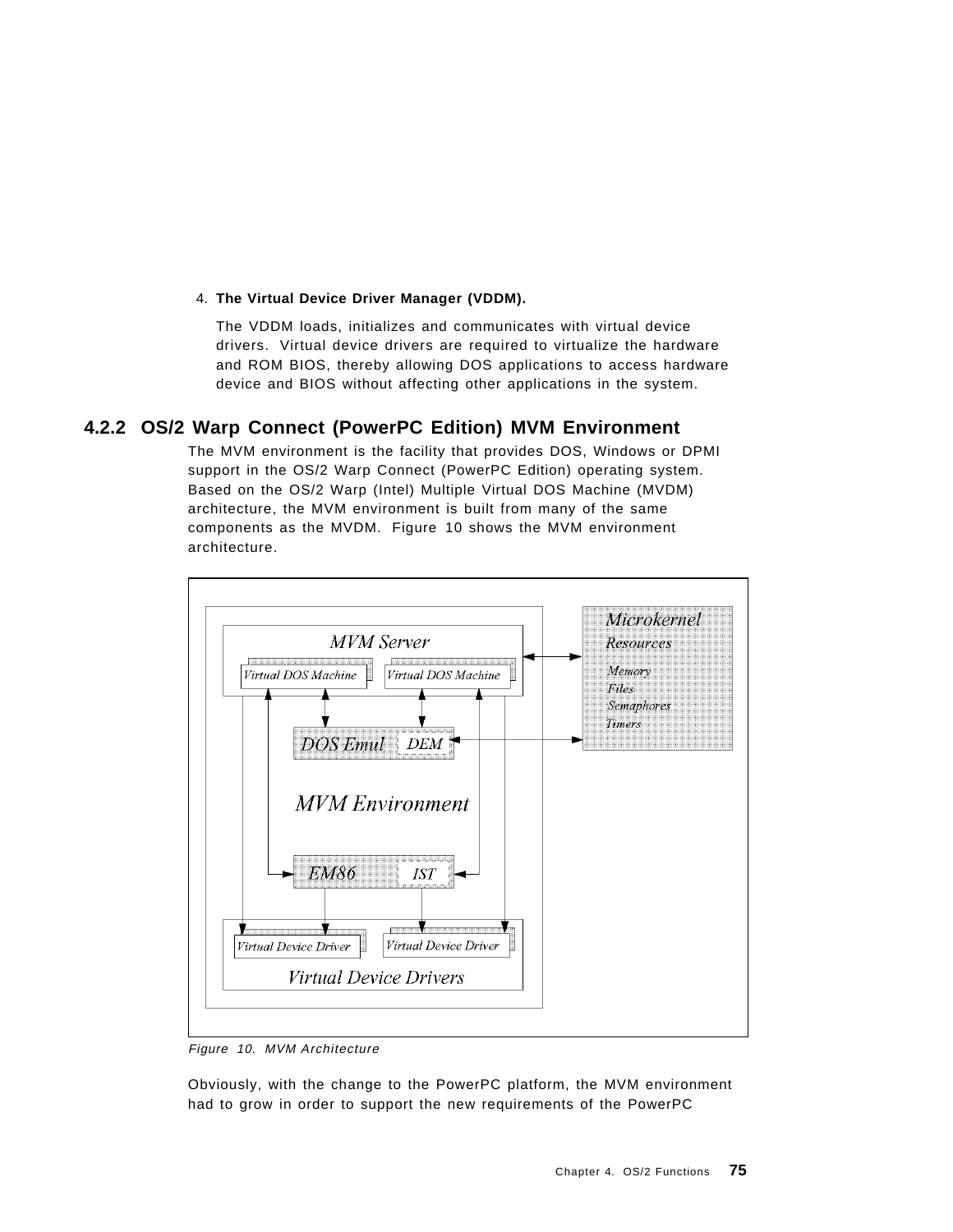4. **The Virtual Device Driver Manager (VDDM).**

   The VDDM loads, initializes and communicates with virtual device drivers. Virtual device drivers are required to virtualize the hardware and ROM BIOS, thereby allowing DOS applications to access hardware device and BIOS without affecting other applications in the system.

### 4.2.2 OS/2 Warp Connect (PowerPC Edition) MVM Environment

The MVM environment is the facility that provides DOS, Windows or DPMI support in the OS/2 Warp Connect (PowerPC Edition) operating system. Based on the OS/2 Warp (Intel) Multiple Virtual DOS Machine (MVDM) architecture, the MVM environment is built from many of the same components as the MVDM. Figure 10 shows the MVM environment architecture.

*Figure 10. MVM Architecture*

Obviously, with the change to the PowerPC platform, the MVM environment had to grow in order to support the new requirements of the PowerPC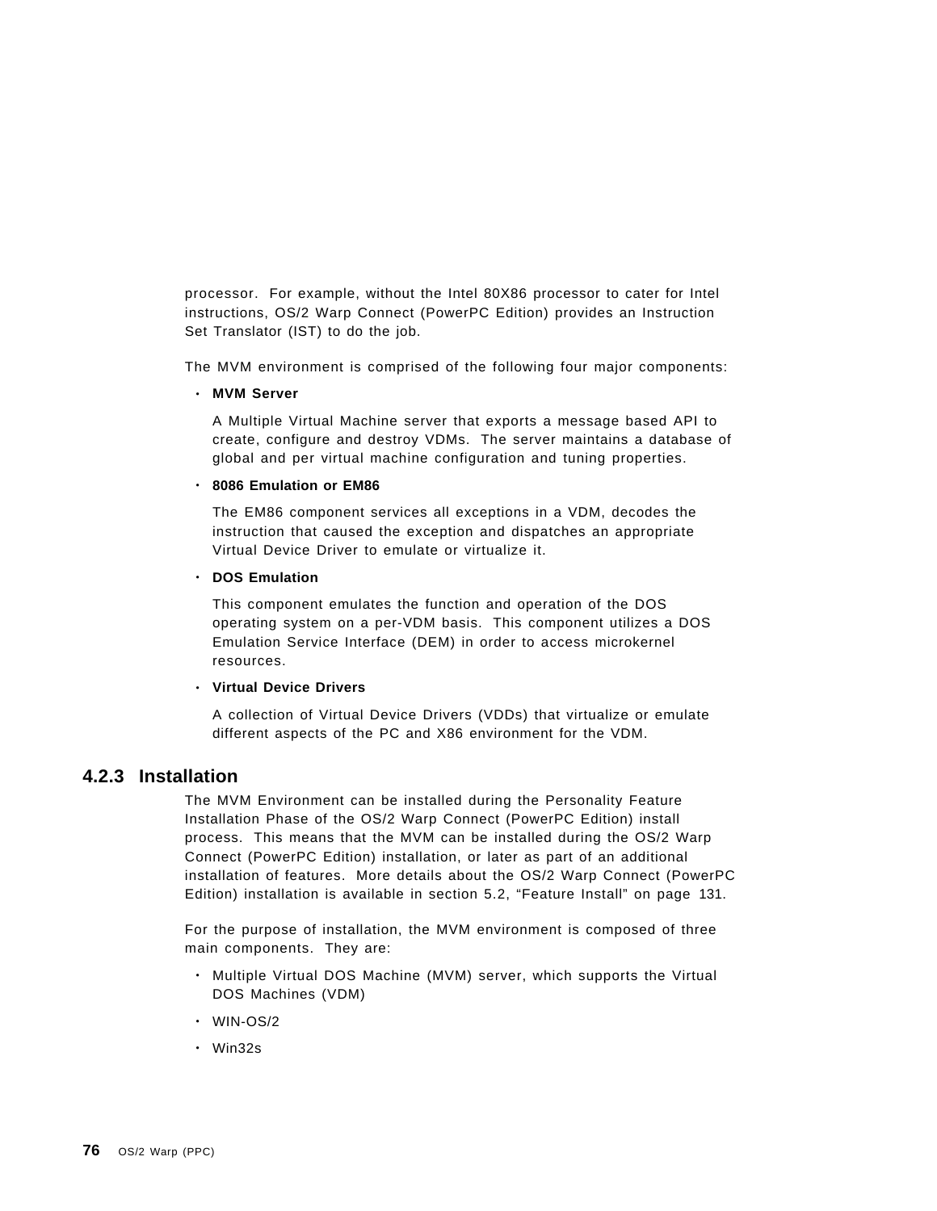processor. For example, without the Intel 80X86 processor to cater for Intel instructions, OS/2 Warp Connect (PowerPC Edition) provides an Instruction Set Translator (IST) to do the job.

The MVM environment is comprised of the following four major components:

- **MVM Server**

  A Multiple Virtual Machine server that exports a message based API to create, configure and destroy VDMs. The server maintains a database of global and per virtual machine configuration and tuning properties.

- **8086 Emulation or EM86**

  The EM86 component services all exceptions in a VDM, decodes the instruction that caused the exception and dispatches an appropriate Virtual Device Driver to emulate or virtualize it.

- **DOS Emulation**

  This component emulates the function and operation of the DOS operating system on a per-VDM basis. This component utilizes a DOS Emulation Service Interface (DEM) in order to access microkernel resources.

- **Virtual Device Drivers**

  A collection of Virtual Device Drivers (VDDs) that virtualize or emulate different aspects of the PC and X86 environment for the VDM.

### 4.2.3 Installation

The MVM Environment can be installed during the Personality Feature Installation Phase of the OS/2 Warp Connect (PowerPC Edition) install process. This means that the MVM can be installed during the OS/2 Warp Connect (PowerPC Edition) installation, or later as part of an additional installation of features. More details about the OS/2 Warp Connect (PowerPC Edition) installation is available in section 5.2, "Feature Install" on page 131.

For the purpose of installation, the MVM environment is composed of three main components. They are:

- Multiple Virtual DOS Machine (MVM) server, which supports the Virtual DOS Machines (VDM)
- WIN-OS/2
- Win32s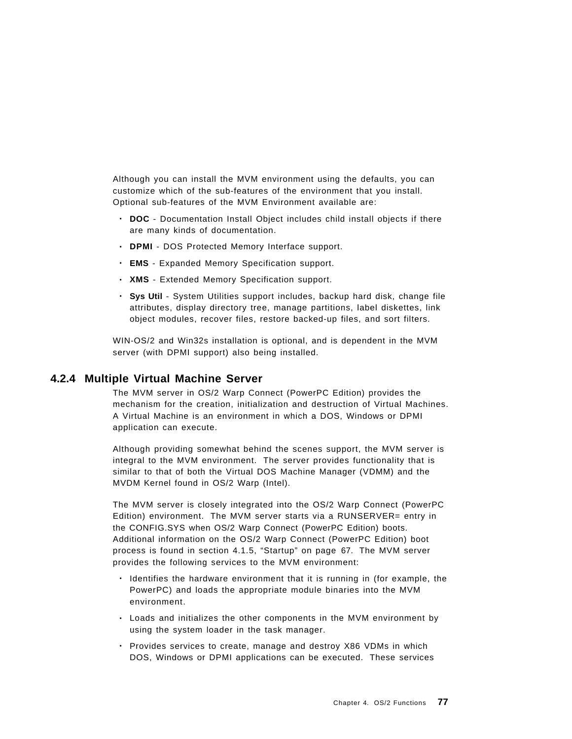Although you can install the MVM environment using the defaults, you can customize which of the sub-features of the environment that you install. Optional sub-features of the MVM Environment available are:

- **DOC** - Documentation Install Object includes child install objects if there are many kinds of documentation.
- **DPMI** - DOS Protected Memory Interface support.
- **EMS** - Expanded Memory Specification support.
- **XMS** - Extended Memory Specification support.
- **Sys Util** - System Utilities support includes, backup hard disk, change file attributes, display directory tree, manage partitions, label diskettes, link object modules, recover files, restore backed-up files, and sort filters.

WIN-OS/2 and Win32s installation is optional, and is dependent in the MVM server (with DPMI support) also being installed.

### 4.2.4 Multiple Virtual Machine Server

The MVM server in OS/2 Warp Connect (PowerPC Edition) provides the mechanism for the creation, initialization and destruction of Virtual Machines. A Virtual Machine is an environment in which a DOS, Windows or DPMI application can execute.

Although providing somewhat behind the scenes support, the MVM server is integral to the MVM environment. The server provides functionality that is similar to that of both the Virtual DOS Machine Manager (VDMM) and the MVDM Kernel found in OS/2 Warp (Intel).

The MVM server is closely integrated into the OS/2 Warp Connect (PowerPC Edition) environment. The MVM server starts via a RUNSERVER= entry in the CONFIG.SYS when OS/2 Warp Connect (PowerPC Edition) boots. Additional information on the OS/2 Warp Connect (PowerPC Edition) boot process is found in section 4.1.5, "Startup" on page 67. The MVM server provides the following services to the MVM environment:

- Identifies the hardware environment that it is running in (for example, the PowerPC) and loads the appropriate module binaries into the MVM environment.
- Loads and initializes the other components in the MVM environment by using the system loader in the task manager.
- Provides services to create, manage and destroy X86 VDMs in which DOS, Windows or DPMI applications can be executed. These services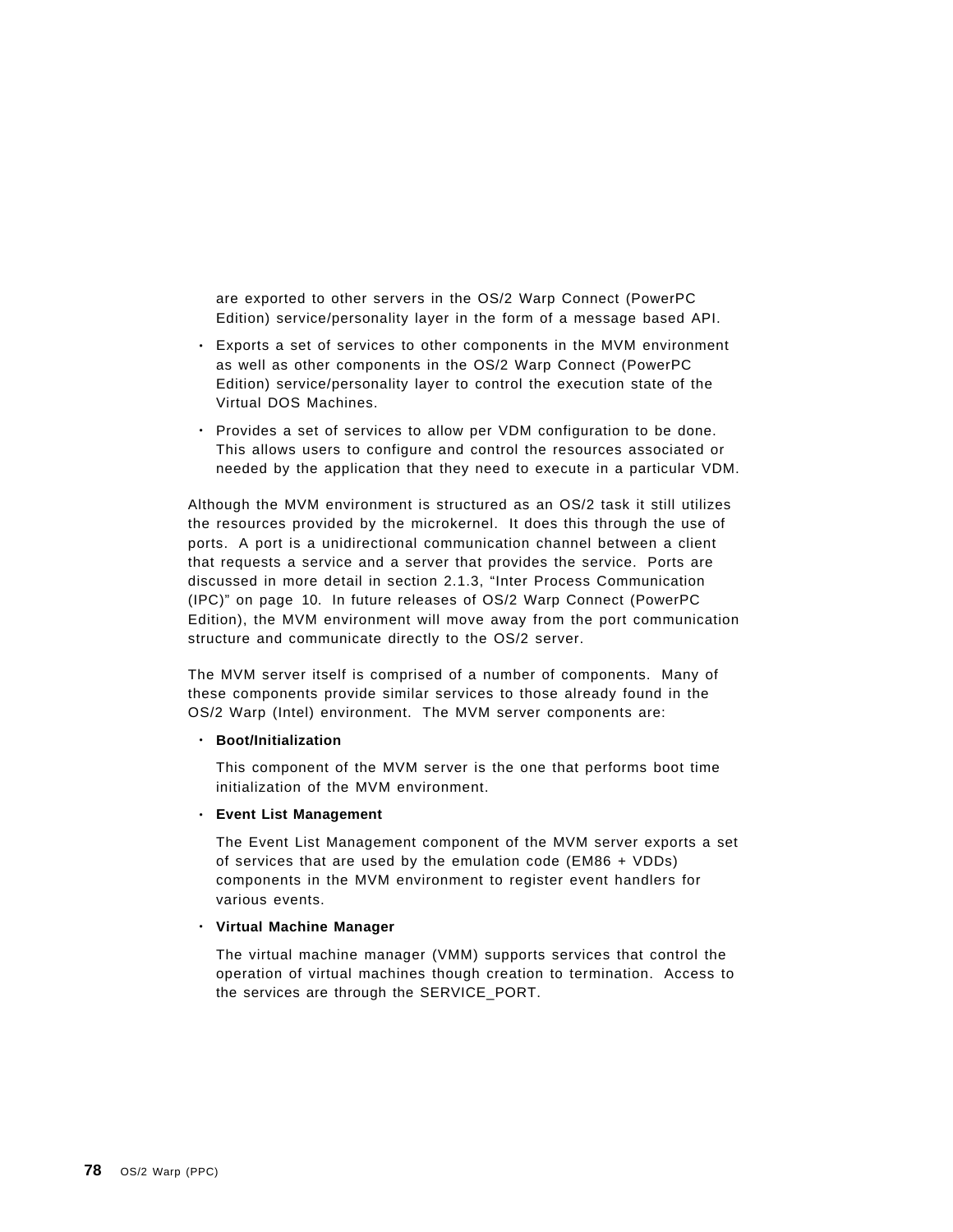are exported to other servers in the OS/2 Warp Connect (PowerPC Edition) service/personality layer in the form of a message based API.

- Exports a set of services to other components in the MVM environment as well as other components in the OS/2 Warp Connect (PowerPC Edition) service/personality layer to control the execution state of the Virtual DOS Machines.
- Provides a set of services to allow per VDM configuration to be done. This allows users to configure and control the resources associated or needed by the application that they need to execute in a particular VDM.

Although the MVM environment is structured as an OS/2 task it still utilizes the resources provided by the microkernel. It does this through the use of ports. A port is a unidirectional communication channel between a client that requests a service and a server that provides the service. Ports are discussed in more detail in section 2.1.3, "Inter Process Communication (IPC)" on page 10. In future releases of OS/2 Warp Connect (PowerPC Edition), the MVM environment will move away from the port communication structure and communicate directly to the OS/2 server.

The MVM server itself is comprised of a number of components. Many of these components provide similar services to those already found in the OS/2 Warp (Intel) environment. The MVM server components are:

- **Boot/Initialization**

  This component of the MVM server is the one that performs boot time initialization of the MVM environment.

- **Event List Management**

  The Event List Management component of the MVM server exports a set of services that are used by the emulation code (EM86 + VDDs) components in the MVM environment to register event handlers for various events.

- **Virtual Machine Manager**

  The virtual machine manager (VMM) supports services that control the operation of virtual machines though creation to termination. Access to the services are through the SERVICE_PORT.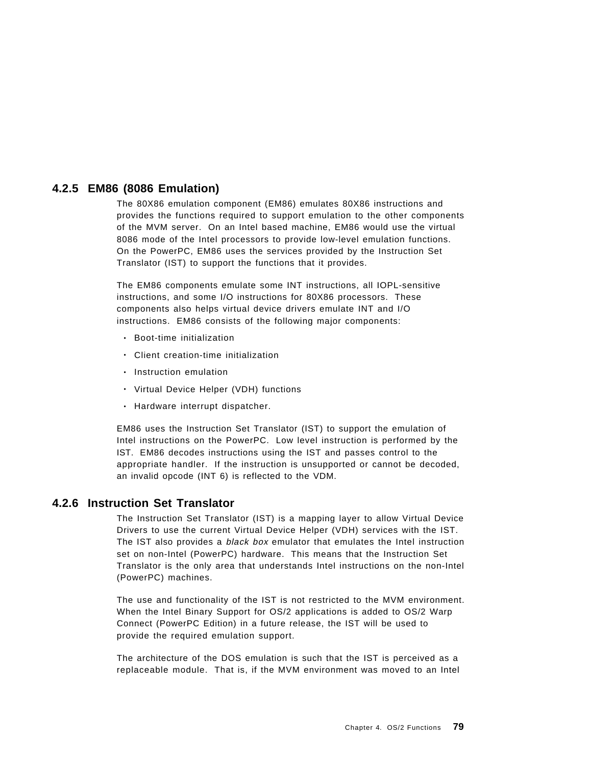### 4.2.5 EM86 (8086 Emulation)

The 80X86 emulation component (EM86) emulates 80X86 instructions and provides the functions required to support emulation to the other components of the MVM server. On an Intel based machine, EM86 would use the virtual 8086 mode of the Intel processors to provide low-level emulation functions. On the PowerPC, EM86 uses the services provided by the Instruction Set Translator (IST) to support the functions that it provides.

The EM86 components emulate some INT instructions, all IOPL-sensitive instructions, and some I/O instructions for 80X86 processors. These components also helps virtual device drivers emulate INT and I/O instructions. EM86 consists of the following major components:

- Boot-time initialization
- Client creation-time initialization
- Instruction emulation
- Virtual Device Helper (VDH) functions
- Hardware interrupt dispatcher.

EM86 uses the Instruction Set Translator (IST) to support the emulation of Intel instructions on the PowerPC. Low level instruction is performed by the IST. EM86 decodes instructions using the IST and passes control to the appropriate handler. If the instruction is unsupported or cannot be decoded, an invalid opcode (INT 6) is reflected to the VDM.

### 4.2.6 Instruction Set Translator

The Instruction Set Translator (IST) is a mapping layer to allow Virtual Device Drivers to use the current Virtual Device Helper (VDH) services with the IST. The IST also provides a *black box* emulator that emulates the Intel instruction set on non-Intel (PowerPC) hardware. This means that the Instruction Set Translator is the only area that understands Intel instructions on the non-Intel (PowerPC) machines.

The use and functionality of the IST is not restricted to the MVM environment. When the Intel Binary Support for OS/2 applications is added to OS/2 Warp Connect (PowerPC Edition) in a future release, the IST will be used to provide the required emulation support.

The architecture of the DOS emulation is such that the IST is perceived as a replaceable module. That is, if the MVM environment was moved to an Intel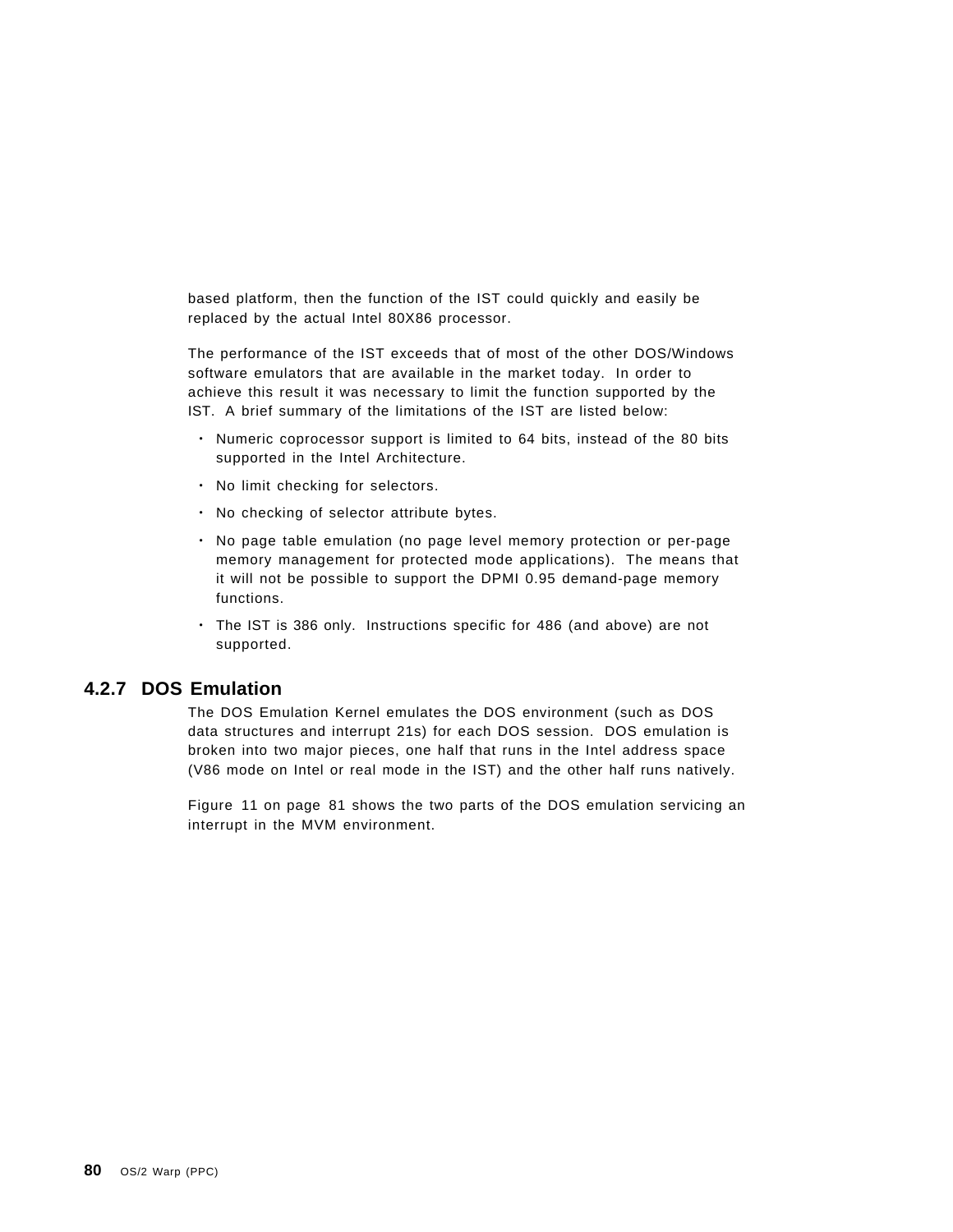based platform, then the function of the IST could quickly and easily be replaced by the actual Intel 80X86 processor.

The performance of the IST exceeds that of most of the other DOS/Windows software emulators that are available in the market today. In order to achieve this result it was necessary to limit the function supported by the IST. A brief summary of the limitations of the IST are listed below:

- Numeric coprocessor support is limited to 64 bits, instead of the 80 bits supported in the Intel Architecture.
- No limit checking for selectors.
- No checking of selector attribute bytes.
- No page table emulation (no page level memory protection or per-page memory management for protected mode applications). The means that it will not be possible to support the DPMI 0.95 demand-page memory functions.
- The IST is 386 only. Instructions specific for 486 (and above) are not supported.

### 4.2.7 DOS Emulation

The DOS Emulation Kernel emulates the DOS environment (such as DOS data structures and interrupt 21s) for each DOS session. DOS emulation is broken into two major pieces, one half that runs in the Intel address space (V86 mode on Intel or real mode in the IST) and the other half runs natively.

Figure 11 on page 81 shows the two parts of the DOS emulation servicing an interrupt in the MVM environment.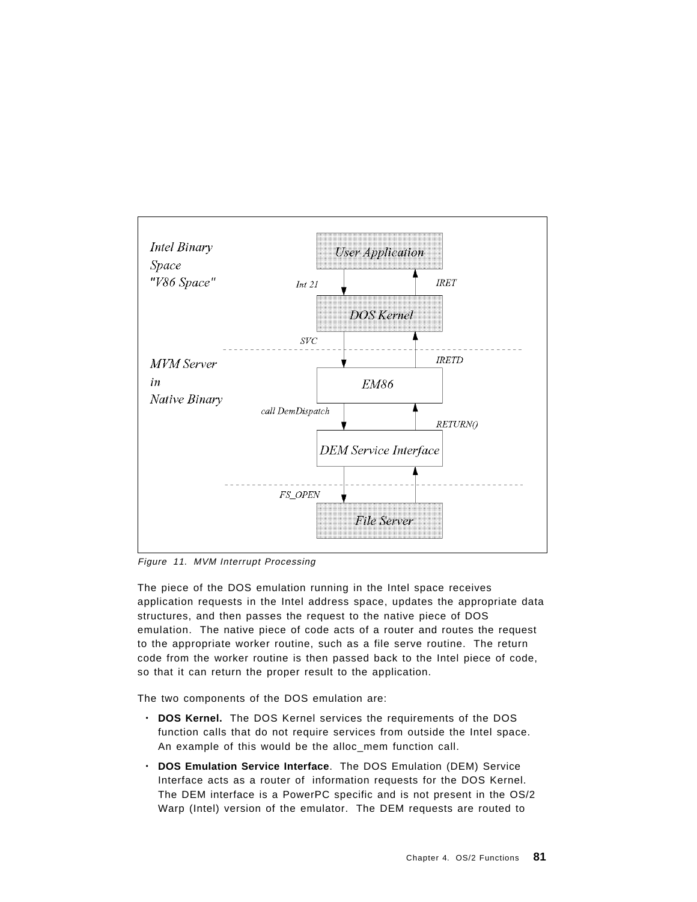Figure 11. MVM Interrupt Processing

The piece of the DOS emulation running in the Intel space receives application requests in the Intel address space, updates the appropriate data structures, and then passes the request to the native piece of DOS emulation. The native piece of code acts of a router and routes the request to the appropriate worker routine, such as a file serve routine. The return code from the worker routine is then passed back to the Intel piece of code, so that it can return the proper result to the application.

The two components of the DOS emulation are:

- **DOS Kernel.** The DOS Kernel services the requirements of the DOS function calls that do not require services from outside the Intel space. An example of this would be the alloc_mem function call.
- **DOS Emulation Service Interface**. The DOS Emulation (DEM) Service Interface acts as a router of information requests for the DOS Kernel. The DEM interface is a PowerPC specific and is not present in the OS/2 Warp (Intel) version of the emulator. The DEM requests are routed to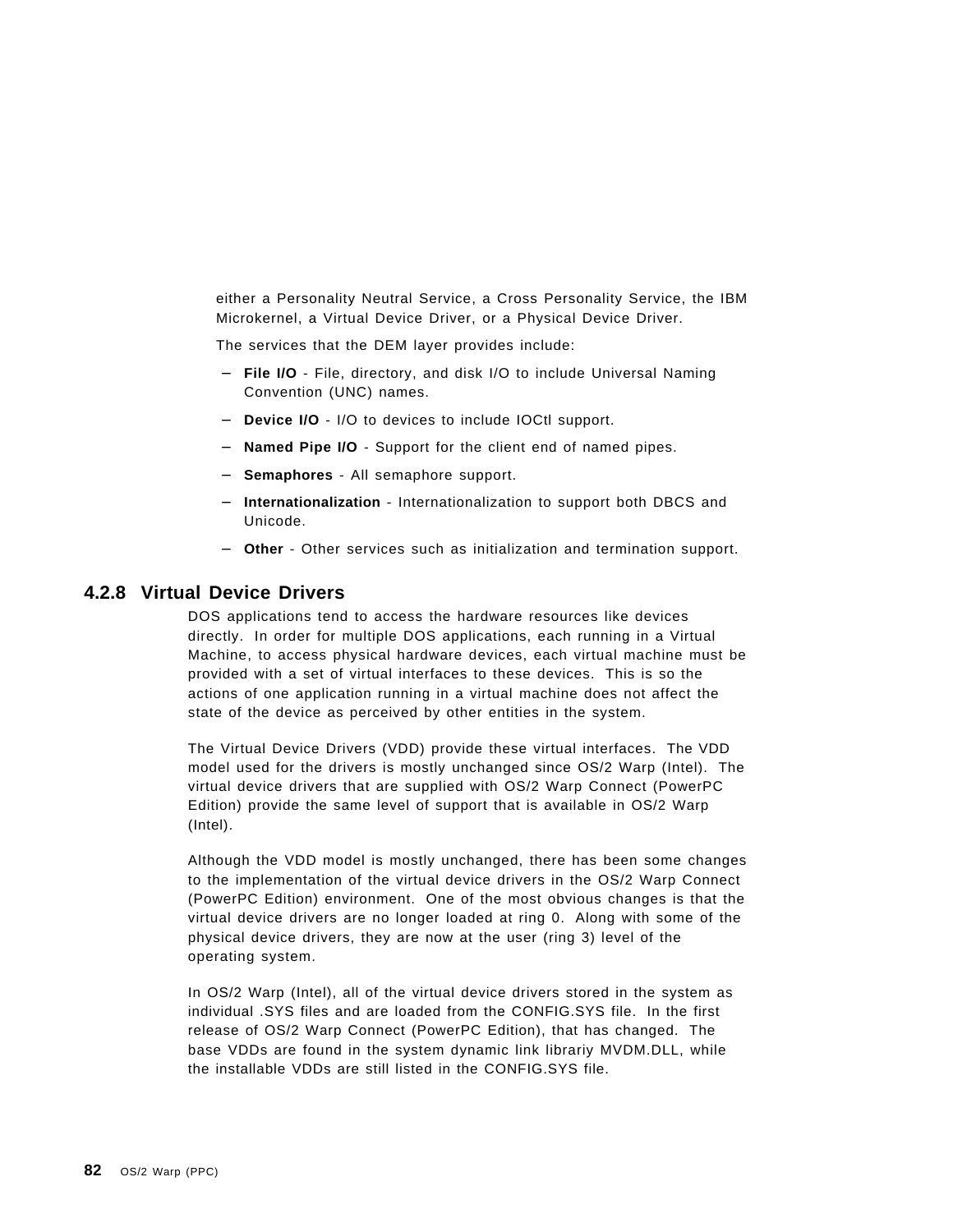either a Personality Neutral Service, a Cross Personality Service, the IBM Microkernel, a Virtual Device Driver, or a Physical Device Driver.

The services that the DEM layer provides include:

- **File I/O** - File, directory, and disk I/O to include Universal Naming Convention (UNC) names.
- **Device I/O** - I/O to devices to include IOCtl support.
- **Named Pipe I/O** - Support for the client end of named pipes.
- **Semaphores** - All semaphore support.
- **Internationalization** - Internationalization to support both DBCS and Unicode.
- **Other** - Other services such as initialization and termination support.

### 4.2.8 Virtual Device Drivers

DOS applications tend to access the hardware resources like devices directly. In order for multiple DOS applications, each running in a Virtual Machine, to access physical hardware devices, each virtual machine must be provided with a set of virtual interfaces to these devices. This is so the actions of one application running in a virtual machine does not affect the state of the device as perceived by other entities in the system.

The Virtual Device Drivers (VDD) provide these virtual interfaces. The VDD model used for the drivers is mostly unchanged since OS/2 Warp (Intel). The virtual device drivers that are supplied with OS/2 Warp Connect (PowerPC Edition) provide the same level of support that is available in OS/2 Warp (Intel).

Although the VDD model is mostly unchanged, there has been some changes to the implementation of the virtual device drivers in the OS/2 Warp Connect (PowerPC Edition) environment. One of the most obvious changes is that the virtual device drivers are no longer loaded at ring 0. Along with some of the physical device drivers, they are now at the user (ring 3) level of the operating system.

In OS/2 Warp (Intel), all of the virtual device drivers stored in the system as individual .SYS files and are loaded from the CONFIG.SYS file. In the first release of OS/2 Warp Connect (PowerPC Edition), that has changed. The base VDDs are found in the system dynamic link librariy MVDM.DLL, while the installable VDDs are still listed in the CONFIG.SYS file.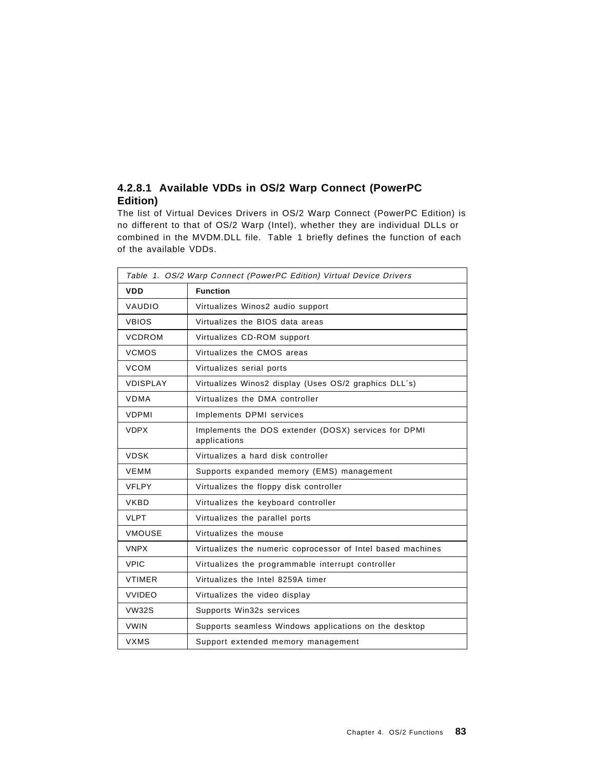#### 4.2.8.1 Available VDDs in OS/2 Warp Connect (PowerPC Edition)

The list of Virtual Devices Drivers in OS/2 Warp Connect (PowerPC Edition) is no different to that of OS/2 Warp (Intel), whether they are individual DLLs or combined in the MVDM.DLL file. Table 1 briefly defines the function of each of the available VDDs.

*Table 1. OS/2 Warp Connect (PowerPC Edition) Virtual Device Drivers*

| VDD | Function |
|---|---|
| VAUDIO | Virtualizes Winos2 audio support |
| VBIOS | Virtualizes the BIOS data areas |
| VCDROM | Virtualizes CD-ROM support |
| VCMOS | Virtualizes the CMOS areas |
| VCOM | Virtualizes serial ports |
| VDISPLAY | Virtualizes Winos2 display (Uses OS/2 graphics DLL´s) |
| VDMA | Virtualizes the DMA controller |
| VDPMI | Implements DPMI services |
| VDPX | Implements the DOS extender (DOSX) services for DPMI applications |
| VDSK | Virtualizes a hard disk controller |
| VEMM | Supports expanded memory (EMS) management |
| VFLPY | Virtualizes the floppy disk controller |
| VKBD | Virtualizes the keyboard controller |
| VLPT | Virtualizes the parallel ports |
| VMOUSE | Virtualizes the mouse |
| VNPX | Virtualizes the numeric coprocessor of Intel based machines |
| VPIC | Virtualizes the programmable interrupt controller |
| VTIMER | Virtualizes the Intel 8259A timer |
| VVIDEO | Virtualizes the video display |
| VW32S | Supports Win32s services |
| VWIN | Supports seamless Windows applications on the desktop |
| VXMS | Support extended memory management |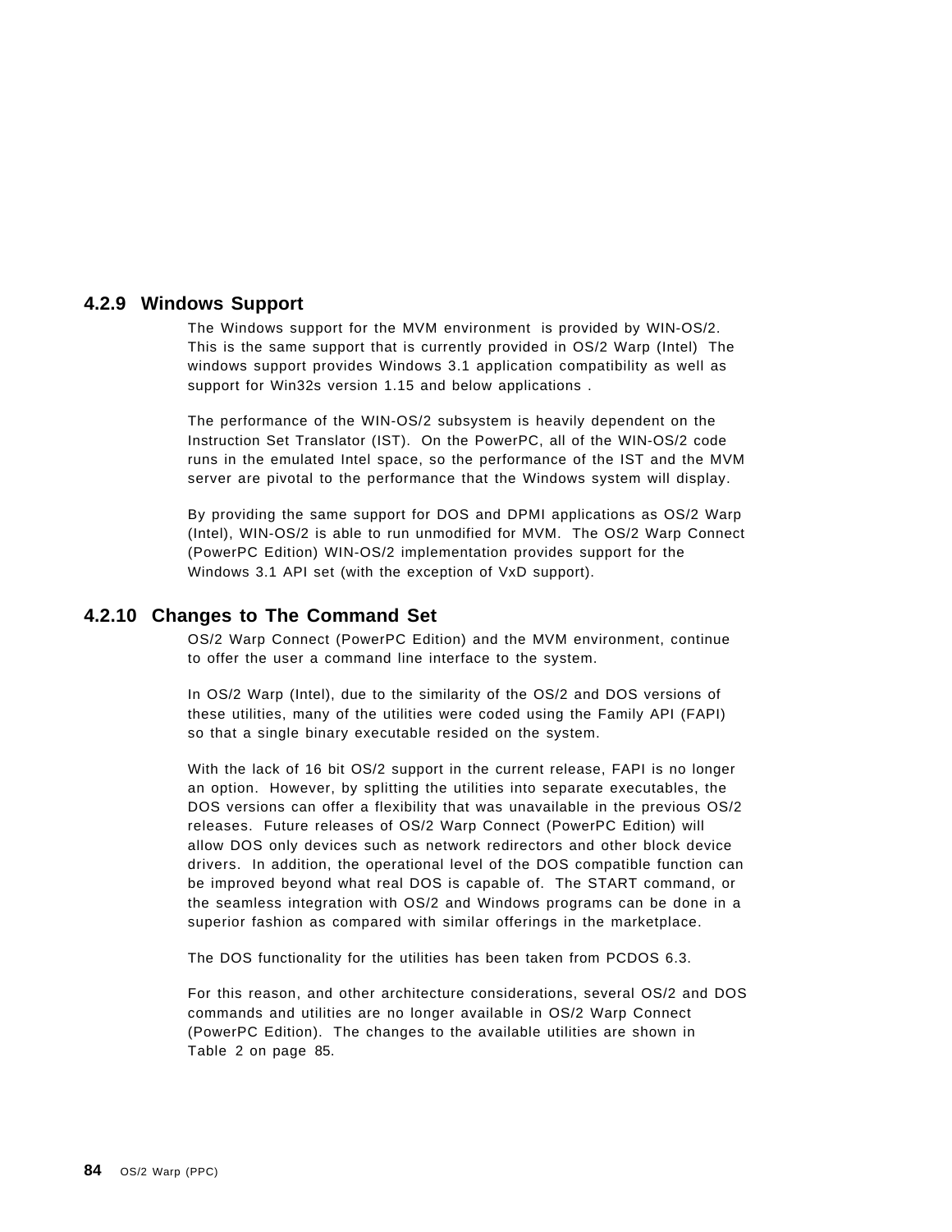### 4.2.9 Windows Support

The Windows support for the MVM environment is provided by WIN-OS/2. This is the same support that is currently provided in OS/2 Warp (Intel) The windows support provides Windows 3.1 application compatibility as well as support for Win32s version 1.15 and below applications .

The performance of the WIN-OS/2 subsystem is heavily dependent on the Instruction Set Translator (IST). On the PowerPC, all of the WIN-OS/2 code runs in the emulated Intel space, so the performance of the IST and the MVM server are pivotal to the performance that the Windows system will display.

By providing the same support for DOS and DPMI applications as OS/2 Warp (Intel), WIN-OS/2 is able to run unmodified for MVM. The OS/2 Warp Connect (PowerPC Edition) WIN-OS/2 implementation provides support for the Windows 3.1 API set (with the exception of VxD support).

### 4.2.10 Changes to The Command Set

OS/2 Warp Connect (PowerPC Edition) and the MVM environment, continue to offer the user a command line interface to the system.

In OS/2 Warp (Intel), due to the similarity of the OS/2 and DOS versions of these utilities, many of the utilities were coded using the Family API (FAPI) so that a single binary executable resided on the system.

With the lack of 16 bit OS/2 support in the current release, FAPI is no longer an option. However, by splitting the utilities into separate executables, the DOS versions can offer a flexibility that was unavailable in the previous OS/2 releases. Future releases of OS/2 Warp Connect (PowerPC Edition) will allow DOS only devices such as network redirectors and other block device drivers. In addition, the operational level of the DOS compatible function can be improved beyond what real DOS is capable of. The START command, or the seamless integration with OS/2 and Windows programs can be done in a superior fashion as compared with similar offerings in the marketplace.

The DOS functionality for the utilities has been taken from PCDOS 6.3.

For this reason, and other architecture considerations, several OS/2 and DOS commands and utilities are no longer available in OS/2 Warp Connect (PowerPC Edition). The changes to the available utilities are shown in Table 2 on page 85.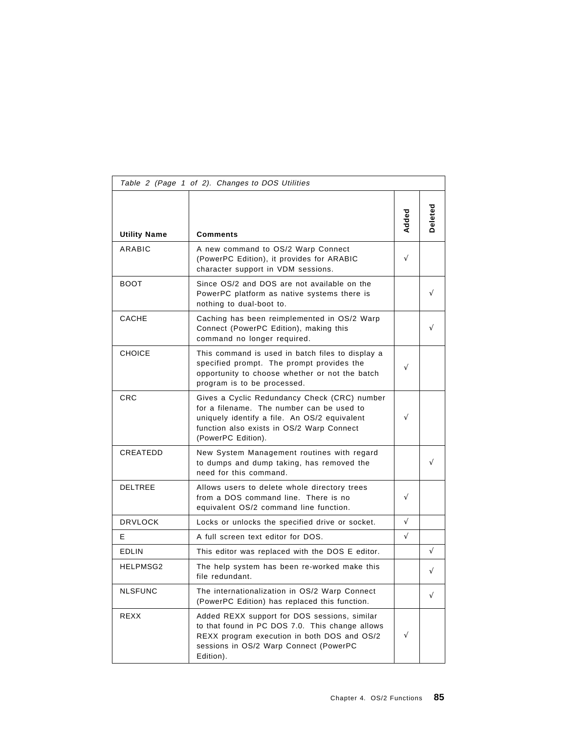*Table 2 (Page 1 of 2). Changes to DOS Utilities*

| Utility Name | Comments | Added | Deleted |
| --- | --- | --- | --- |
| ARABIC | A new command to OS/2 Warp Connect (PowerPC Edition), it provides for ARABIC character support in VDM sessions. | √ | |
| BOOT | Since OS/2 and DOS are not available on the PowerPC platform as native systems there is nothing to dual-boot to. | | √ |
| CACHE | Caching has been reimplemented in OS/2 Warp Connect (PowerPC Edition), making this command no longer required. | | √ |
| CHOICE | This command is used in batch files to display a specified prompt. The prompt provides the opportunity to choose whether or not the batch program is to be processed. | √ | |
| CRC | Gives a Cyclic Redundancy Check (CRC) number for a filename. The number can be used to uniquely identify a file. An OS/2 equivalent function also exists in OS/2 Warp Connect (PowerPC Edition). | √ | |
| CREATEDD | New System Management routines with regard to dumps and dump taking, has removed the need for this command. | | √ |
| DELTREE | Allows users to delete whole directory trees from a DOS command line. There is no equivalent OS/2 command line function. | √ | |
| DRVLOCK | Locks or unlocks the specified drive or socket. | √ | |
| E | A full screen text editor for DOS. | √ | |
| EDLIN | This editor was replaced with the DOS E editor. | | √ |
| HELPMSG2 | The help system has been re-worked make this file redundant. | | √ |
| NLSFUNC | The internationalization in OS/2 Warp Connect (PowerPC Edition) has replaced this function. | | √ |
| REXX | Added REXX support for DOS sessions, similar to that found in PC DOS 7.0. This change allows REXX program execution in both DOS and OS/2 sessions in OS/2 Warp Connect (PowerPC Edition). | √ | |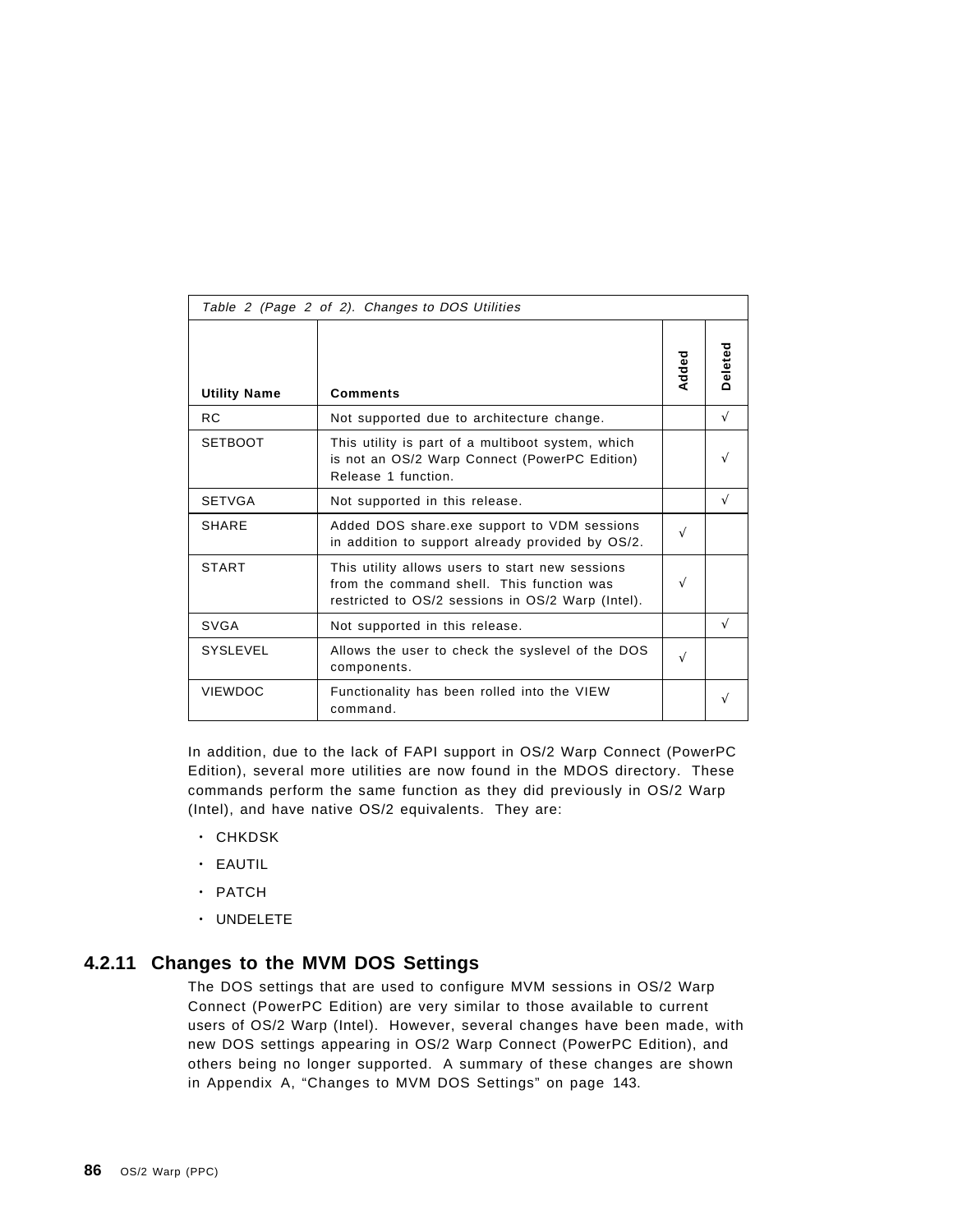*Table 2 (Page 2 of 2). Changes to DOS Utilities*

| Utility Name | Comments | Added | Deleted |
|---|---|---|---|
| RC | Not supported due to architecture change. | | √ |
| SETBOOT | This utility is part of a multiboot system, which is not an OS/2 Warp Connect (PowerPC Edition) Release 1 function. | | √ |
| SETVGA | Not supported in this release. | | √ |
| SHARE | Added DOS share.exe support to VDM sessions in addition to support already provided by OS/2. | √ | |
| START | This utility allows users to start new sessions from the command shell. This function was restricted to OS/2 sessions in OS/2 Warp (Intel). | √ | |
| SVGA | Not supported in this release. | | √ |
| SYSLEVEL | Allows the user to check the syslevel of the DOS components. | √ | |
| VIEWDOC | Functionality has been rolled into the VIEW command. | | √ |

In addition, due to the lack of FAPI support in OS/2 Warp Connect (PowerPC Edition), several more utilities are now found in the MDOS directory. These commands perform the same function as they did previously in OS/2 Warp (Intel), and have native OS/2 equivalents. They are:

- CHKDSK
- EAUTIL
- PATCH
- UNDELETE

### 4.2.11 Changes to the MVM DOS Settings

The DOS settings that are used to configure MVM sessions in OS/2 Warp Connect (PowerPC Edition) are very similar to those available to current users of OS/2 Warp (Intel). However, several changes have been made, with new DOS settings appearing in OS/2 Warp Connect (PowerPC Edition), and others being no longer supported. A summary of these changes are shown in Appendix A, "Changes to MVM DOS Settings" on page 143.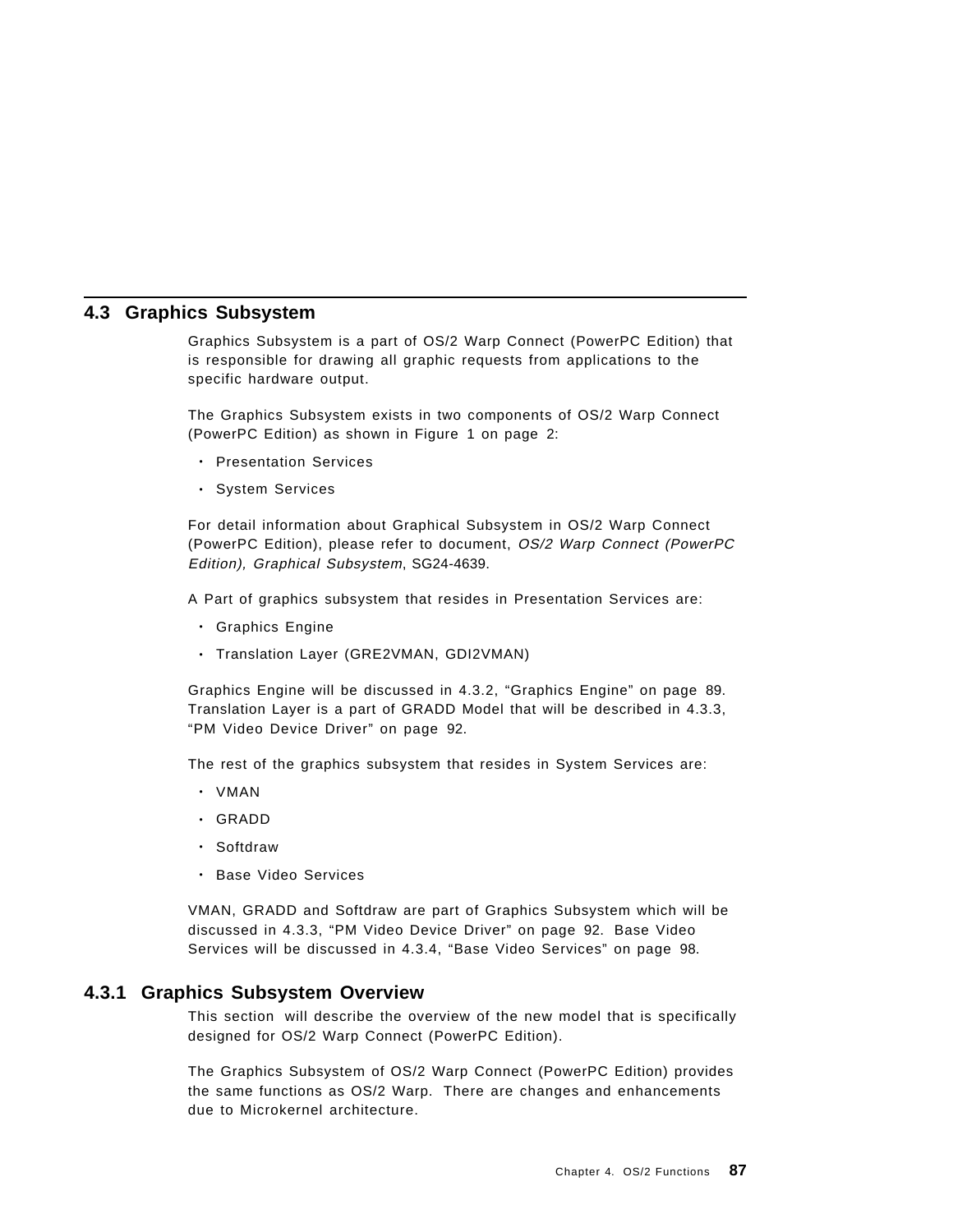## 4.3 Graphics Subsystem

Graphics Subsystem is a part of OS/2 Warp Connect (PowerPC Edition) that is responsible for drawing all graphic requests from applications to the specific hardware output.

The Graphics Subsystem exists in two components of OS/2 Warp Connect (PowerPC Edition) as shown in Figure 1 on page 2:

- Presentation Services
- System Services

For detail information about Graphical Subsystem in OS/2 Warp Connect (PowerPC Edition), please refer to document, *OS/2 Warp Connect (PowerPC Edition), Graphical Subsystem*, SG24-4639.

A Part of graphics subsystem that resides in Presentation Services are:

- Graphics Engine
- Translation Layer (GRE2VMAN, GDI2VMAN)

Graphics Engine will be discussed in 4.3.2, "Graphics Engine" on page 89. Translation Layer is a part of GRADD Model that will be described in 4.3.3, "PM Video Device Driver" on page 92.

The rest of the graphics subsystem that resides in System Services are:

- VMAN
- GRADD
- Softdraw
- Base Video Services

VMAN, GRADD and Softdraw are part of Graphics Subsystem which will be discussed in 4.3.3, "PM Video Device Driver" on page 92. Base Video Services will be discussed in 4.3.4, "Base Video Services" on page 98.

### 4.3.1 Graphics Subsystem Overview

This section will describe the overview of the new model that is specifically designed for OS/2 Warp Connect (PowerPC Edition).

The Graphics Subsystem of OS/2 Warp Connect (PowerPC Edition) provides the same functions as OS/2 Warp. There are changes and enhancements due to Microkernel architecture.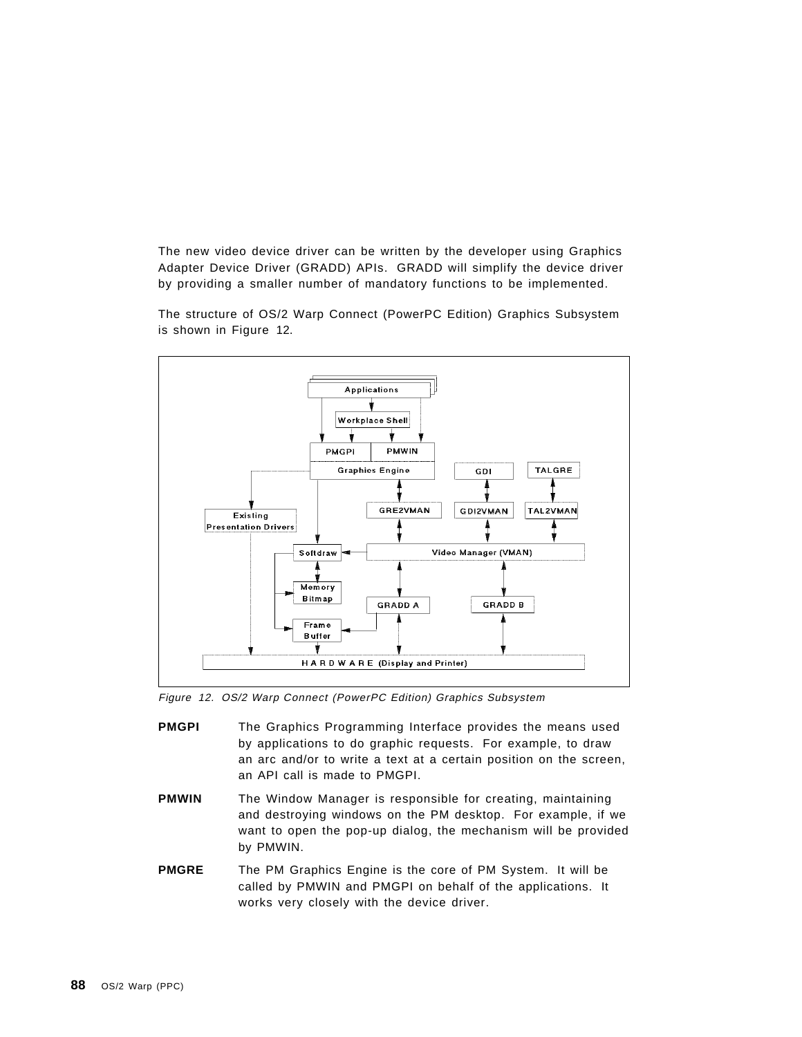The new video device driver can be written by the developer using Graphics Adapter Device Driver (GRADD) APIs. GRADD will simplify the device driver by providing a smaller number of mandatory functions to be implemented.

The structure of OS/2 Warp Connect (PowerPC Edition) Graphics Subsystem is shown in Figure 12.

*Figure 12. OS/2 Warp Connect (PowerPC Edition) Graphics Subsystem*

**PMGPI** The Graphics Programming Interface provides the means used by applications to do graphic requests. For example, to draw an arc and/or to write a text at a certain position on the screen, an API call is made to PMGPI.

**PMWIN** The Window Manager is responsible for creating, maintaining and destroying windows on the PM desktop. For example, if we want to open the pop-up dialog, the mechanism will be provided by PMWIN.

**PMGRE** The PM Graphics Engine is the core of PM System. It will be called by PMWIN and PMGPI on behalf of the applications. It works very closely with the device driver.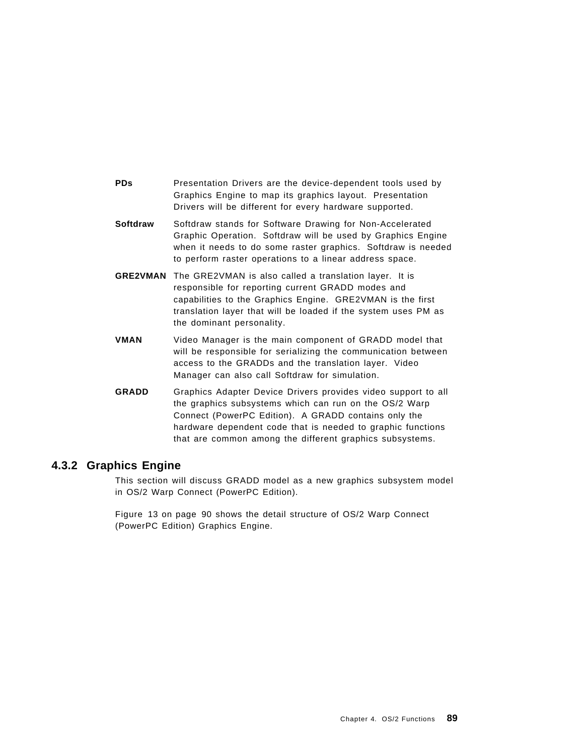**PDs** Presentation Drivers are the device-dependent tools used by Graphics Engine to map its graphics layout. Presentation Drivers will be different for every hardware supported.

**Softdraw** Softdraw stands for Software Drawing for Non-Accelerated Graphic Operation. Softdraw will be used by Graphics Engine when it needs to do some raster graphics. Softdraw is needed to perform raster operations to a linear address space.

**GRE2VMAN** The GRE2VMAN is also called a translation layer. It is responsible for reporting current GRADD modes and capabilities to the Graphics Engine. GRE2VMAN is the first translation layer that will be loaded if the system uses PM as the dominant personality.

**VMAN** Video Manager is the main component of GRADD model that will be responsible for serializing the communication between access to the GRADDs and the translation layer. Video Manager can also call Softdraw for simulation.

**GRADD** Graphics Adapter Device Drivers provides video support to all the graphics subsystems which can run on the OS/2 Warp Connect (PowerPC Edition). A GRADD contains only the hardware dependent code that is needed to graphic functions that are common among the different graphics subsystems.

### 4.3.2 Graphics Engine

This section will discuss GRADD model as a new graphics subsystem model in OS/2 Warp Connect (PowerPC Edition).

Figure 13 on page 90 shows the detail structure of OS/2 Warp Connect (PowerPC Edition) Graphics Engine.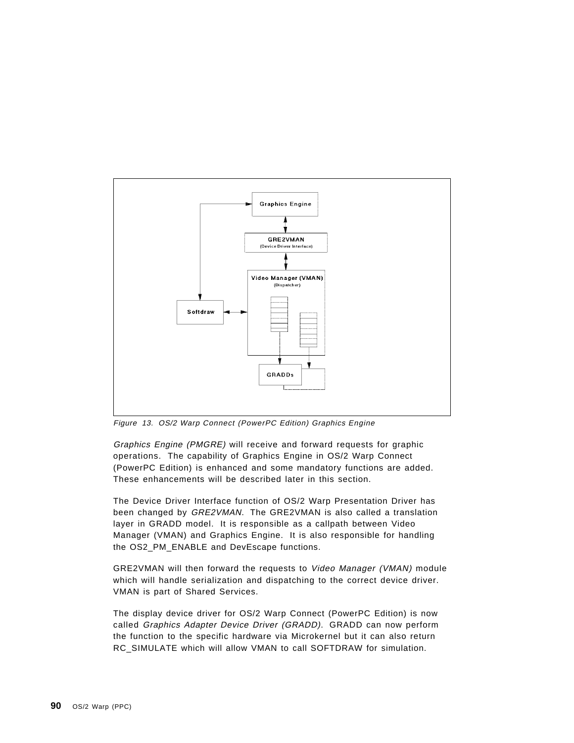Figure 13. OS/2 Warp Connect (PowerPC Edition) Graphics Engine

*Graphics Engine (PMGRE)* will receive and forward requests for graphic operations. The capability of Graphics Engine in OS/2 Warp Connect (PowerPC Edition) is enhanced and some mandatory functions are added. These enhancements will be described later in this section.

The Device Driver Interface function of OS/2 Warp Presentation Driver has been changed by *GRE2VMAN*. The GRE2VMAN is also called a translation layer in GRADD model. It is responsible as a callpath between Video Manager (VMAN) and Graphics Engine. It is also responsible for handling the OS2_PM_ENABLE and DevEscape functions.

GRE2VMAN will then forward the requests to *Video Manager (VMAN)* module which will handle serialization and dispatching to the correct device driver. VMAN is part of Shared Services.

The display device driver for OS/2 Warp Connect (PowerPC Edition) is now called *Graphics Adapter Device Driver (GRADD)*. GRADD can now perform the function to the specific hardware via Microkernel but it can also return RC_SIMULATE which will allow VMAN to call SOFTDRAW for simulation.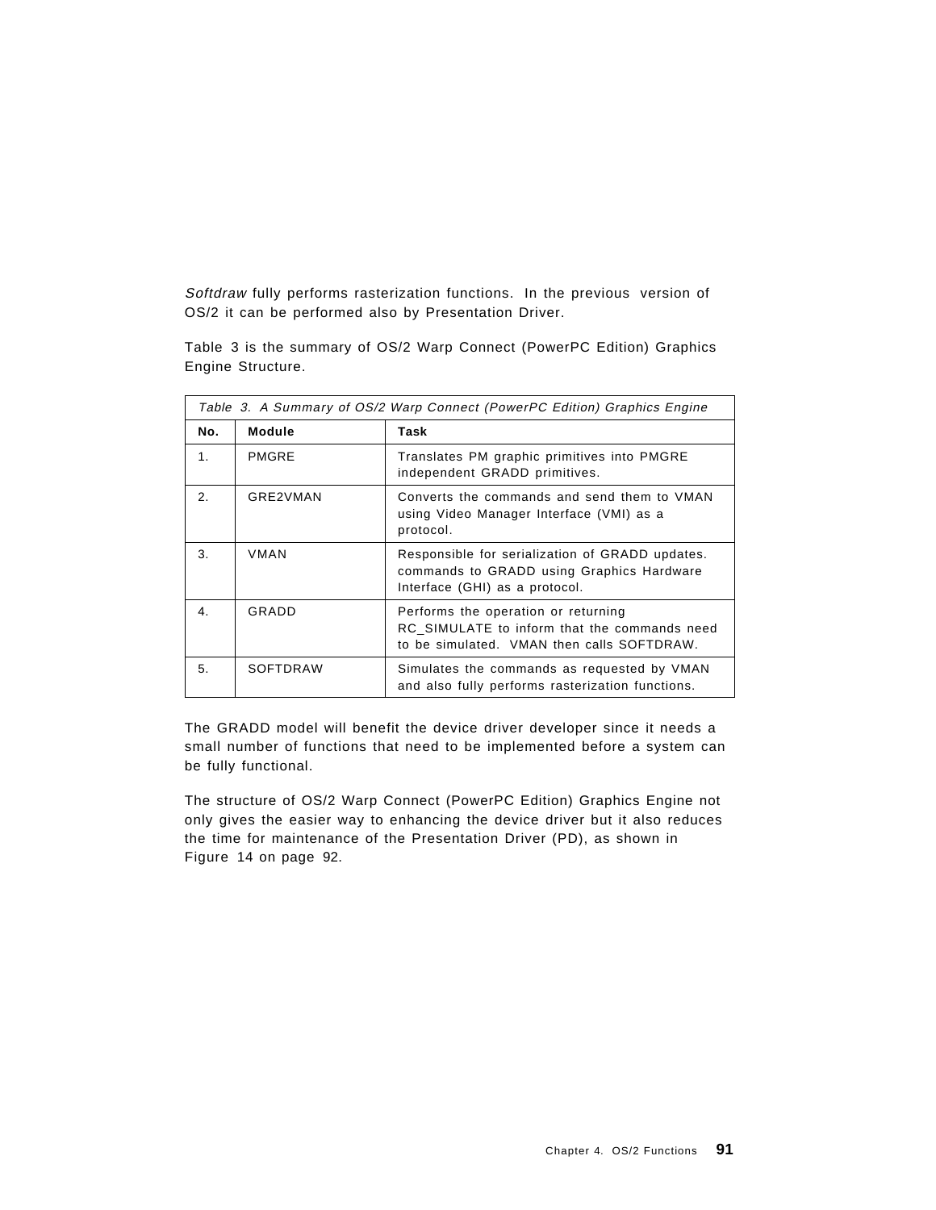*Softdraw* fully performs rasterization functions. In the previous version of OS/2 it can be performed also by Presentation Driver.

Table 3 is the summary of OS/2 Warp Connect (PowerPC Edition) Graphics Engine Structure.

*Table 3. A Summary of OS/2 Warp Connect (PowerPC Edition) Graphics Engine*

| No. | Module | Task |
|---|---|---|
| 1. | PMGRE | Translates PM graphic primitives into PMGRE independent GRADD primitives. |
| 2. | GRE2VMAN | Converts the commands and send them to VMAN using Video Manager Interface (VMI) as a protocol. |
| 3. | VMAN | Responsible for serialization of GRADD updates. commands to GRADD using Graphics Hardware Interface (GHI) as a protocol. |
| 4. | GRADD | Performs the operation or returning RC_SIMULATE to inform that the commands need to be simulated. VMAN then calls SOFTDRAW. |
| 5. | SOFTDRAW | Simulates the commands as requested by VMAN and also fully performs rasterization functions. |

The GRADD model will benefit the device driver developer since it needs a small number of functions that need to be implemented before a system can be fully functional.

The structure of OS/2 Warp Connect (PowerPC Edition) Graphics Engine not only gives the easier way to enhancing the device driver but it also reduces the time for maintenance of the Presentation Driver (PD), as shown in Figure 14 on page 92.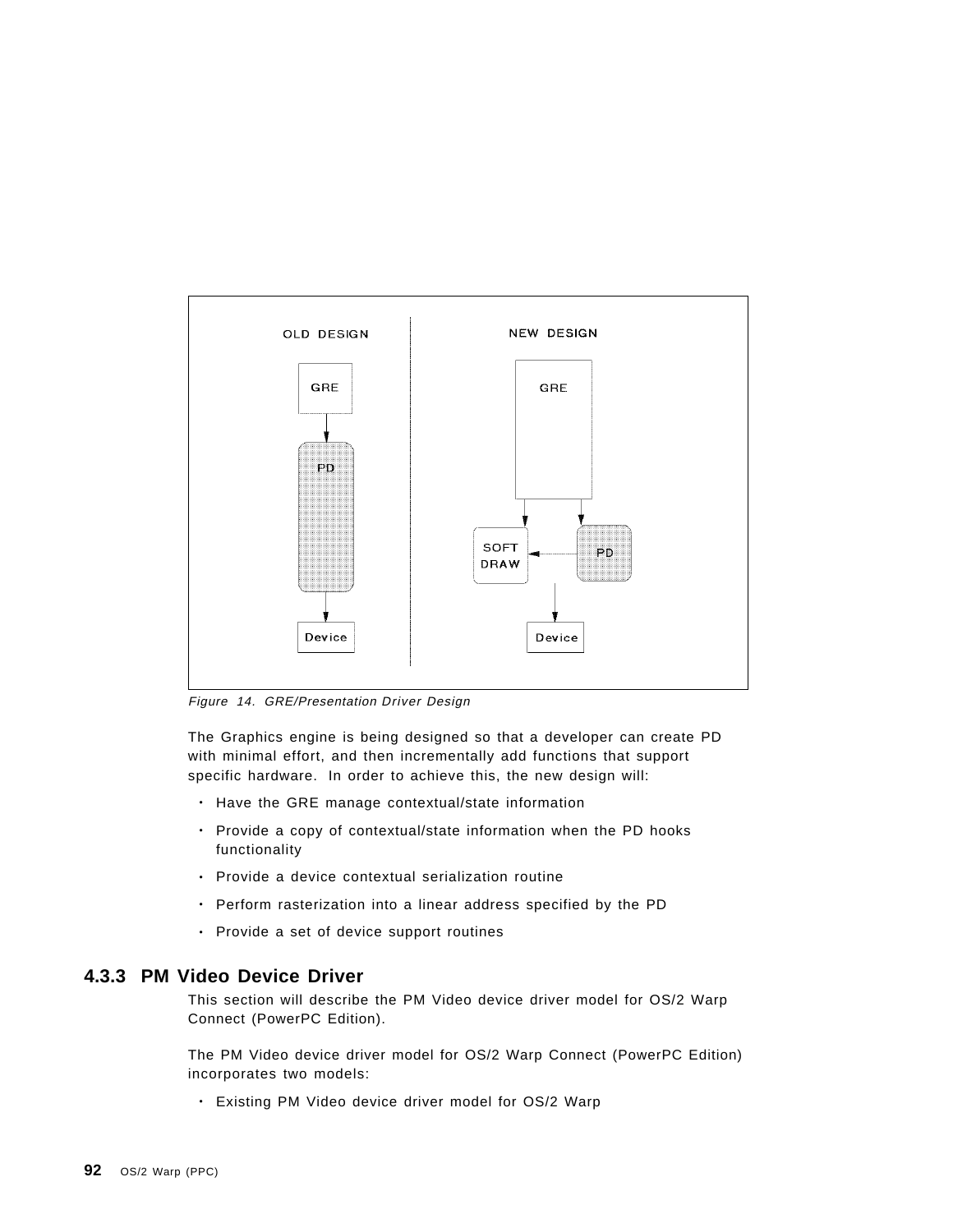Figure 14. GRE/Presentation Driver Design

The Graphics engine is being designed so that a developer can create PD with minimal effort, and then incrementally add functions that support specific hardware. In order to achieve this, the new design will:

- Have the GRE manage contextual/state information
- Provide a copy of contextual/state information when the PD hooks functionality
- Provide a device contextual serialization routine
- Perform rasterization into a linear address specified by the PD
- Provide a set of device support routines

### 4.3.3 PM Video Device Driver

This section will describe the PM Video device driver model for OS/2 Warp Connect (PowerPC Edition).

The PM Video device driver model for OS/2 Warp Connect (PowerPC Edition) incorporates two models:

- Existing PM Video device driver model for OS/2 Warp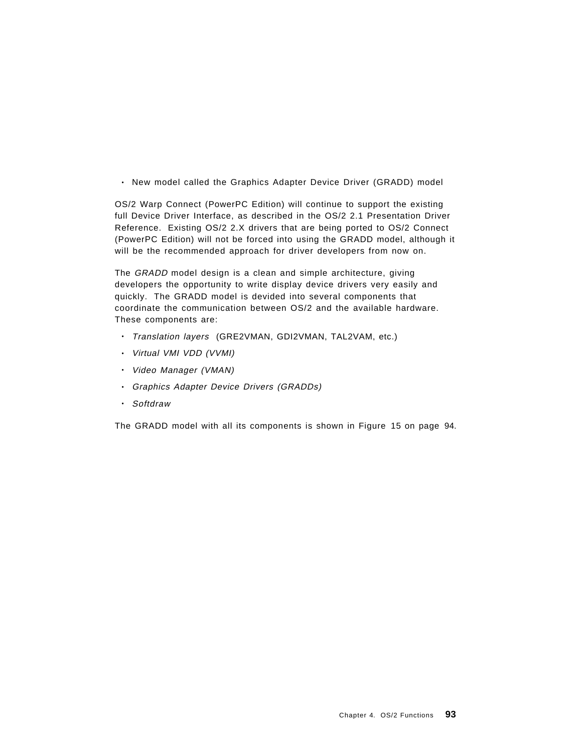- New model called the Graphics Adapter Device Driver (GRADD) model

OS/2 Warp Connect (PowerPC Edition) will continue to support the existing full Device Driver Interface, as described in the OS/2 2.1 Presentation Driver Reference. Existing OS/2 2.X drivers that are being ported to OS/2 Connect (PowerPC Edition) will not be forced into using the GRADD model, although it will be the recommended approach for driver developers from now on.

The *GRADD* model design is a clean and simple architecture, giving developers the opportunity to write display device drivers very easily and quickly. The GRADD model is devided into several components that coordinate the communication between OS/2 and the available hardware. These components are:

- *Translation layers* (GRE2VMAN, GDI2VMAN, TAL2VAM, etc.)
- *Virtual VMI VDD (VVMI)*
- *Video Manager (VMAN)*
- *Graphics Adapter Device Drivers (GRADDs)*
- *Softdraw*

The GRADD model with all its components is shown in Figure 15 on page 94.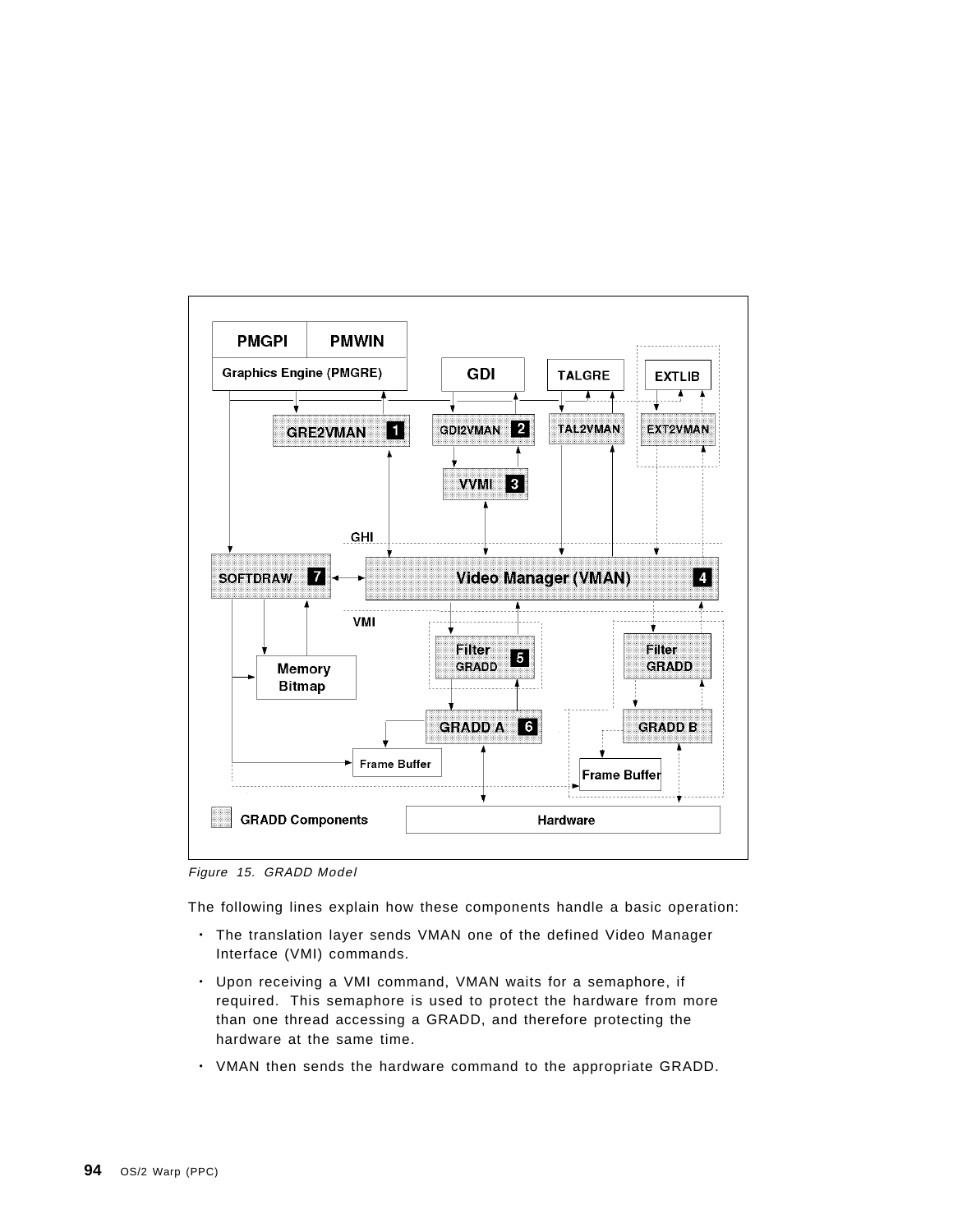Figure 15. GRADD Model

The following lines explain how these components handle a basic operation:

- The translation layer sends VMAN one of the defined Video Manager Interface (VMI) commands.
- Upon receiving a VMI command, VMAN waits for a semaphore, if required. This semaphore is used to protect the hardware from more than one thread accessing a GRADD, and therefore protecting the hardware at the same time.
- VMAN then sends the hardware command to the appropriate GRADD.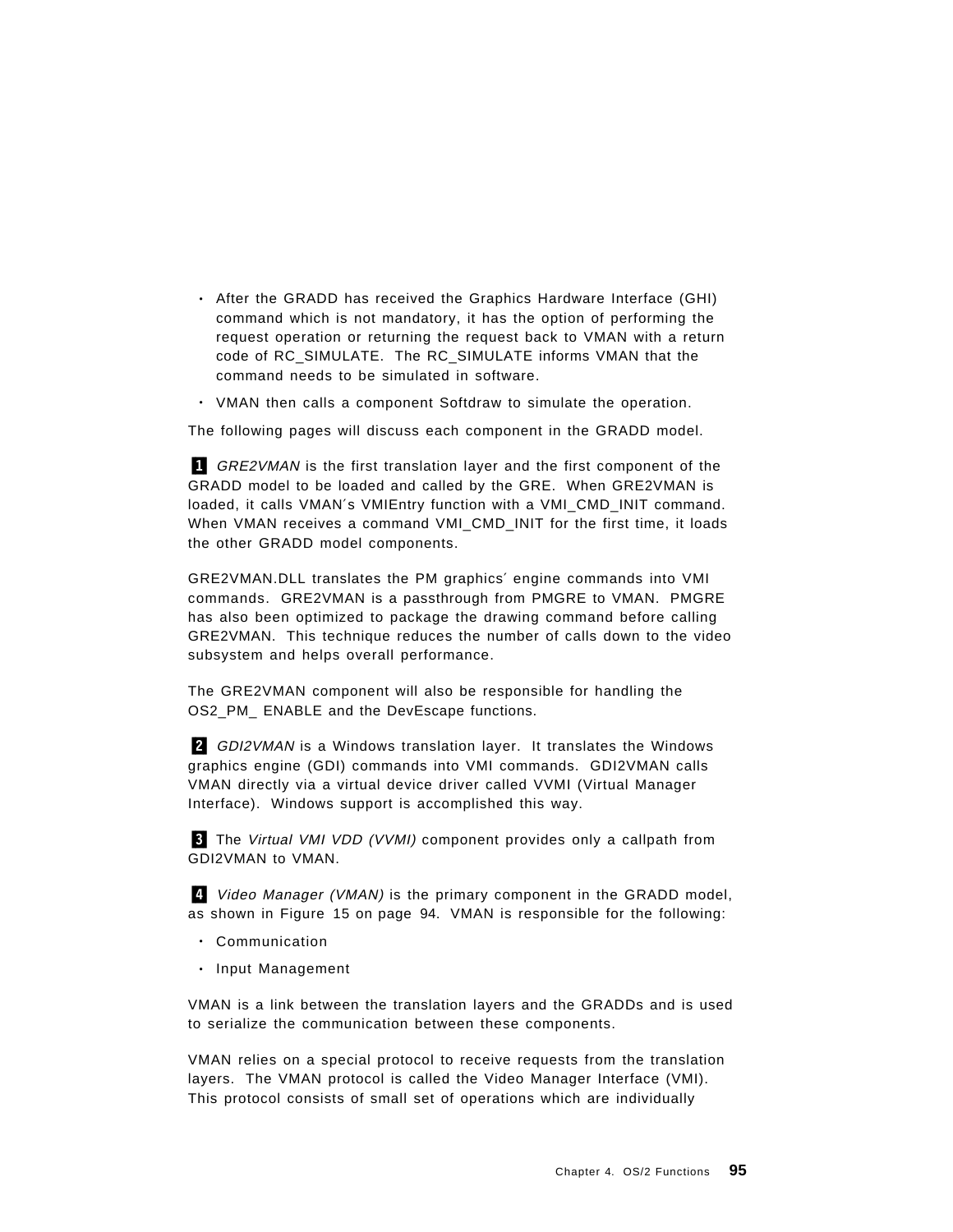- After the GRADD has received the Graphics Hardware Interface (GHI) command which is not mandatory, it has the option of performing the request operation or returning the request back to VMAN with a return code of RC_SIMULATE. The RC_SIMULATE informs VMAN that the command needs to be simulated in software.
- VMAN then calls a component Softdraw to simulate the operation.

The following pages will discuss each component in the GRADD model.

**1** *GRE2VMAN* is the first translation layer and the first component of the GRADD model to be loaded and called by the GRE. When GRE2VMAN is loaded, it calls VMAN′s VMIEntry function with a VMI_CMD_INIT command. When VMAN receives a command VMI_CMD_INIT for the first time, it loads the other GRADD model components.

GRE2VMAN.DLL translates the PM graphics′ engine commands into VMI commands. GRE2VMAN is a passthrough from PMGRE to VMAN. PMGRE has also been optimized to package the drawing command before calling GRE2VMAN. This technique reduces the number of calls down to the video subsystem and helps overall performance.

The GRE2VMAN component will also be responsible for handling the OS2_PM_ ENABLE and the DevEscape functions.

**2** *GDI2VMAN* is a Windows translation layer. It translates the Windows graphics engine (GDI) commands into VMI commands. GDI2VMAN calls VMAN directly via a virtual device driver called VVMI (Virtual Manager Interface). Windows support is accomplished this way.

**3** The *Virtual VMI VDD (VVMI)* component provides only a callpath from GDI2VMAN to VMAN.

**4** *Video Manager (VMAN)* is the primary component in the GRADD model, as shown in Figure 15 on page 94. VMAN is responsible for the following:

- Communication
- Input Management

VMAN is a link between the translation layers and the GRADDs and is used to serialize the communication between these components.

VMAN relies on a special protocol to receive requests from the translation layers. The VMAN protocol is called the Video Manager Interface (VMI). This protocol consists of small set of operations which are individually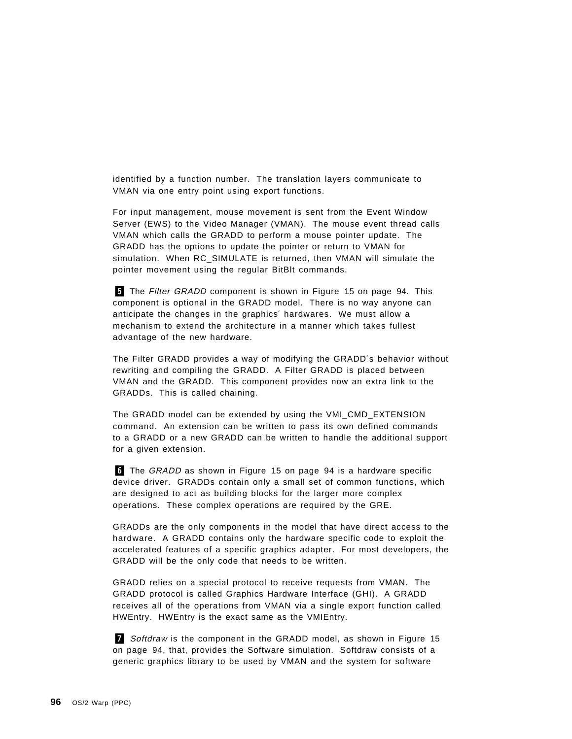identified by a function number. The translation layers communicate to VMAN via one entry point using export functions.

For input management, mouse movement is sent from the Event Window Server (EWS) to the Video Manager (VMAN). The mouse event thread calls VMAN which calls the GRADD to perform a mouse pointer update. The GRADD has the options to update the pointer or return to VMAN for simulation. When RC_SIMULATE is returned, then VMAN will simulate the pointer movement using the regular BitBlt commands.

**5** The *Filter GRADD* component is shown in Figure 15 on page 94. This component is optional in the GRADD model. There is no way anyone can anticipate the changes in the graphics′ hardwares. We must allow a mechanism to extend the architecture in a manner which takes fullest advantage of the new hardware.

The Filter GRADD provides a way of modifying the GRADD′s behavior without rewriting and compiling the GRADD. A Filter GRADD is placed between VMAN and the GRADD. This component provides now an extra link to the GRADDs. This is called chaining.

The GRADD model can be extended by using the VMI_CMD_EXTENSION command. An extension can be written to pass its own defined commands to a GRADD or a new GRADD can be written to handle the additional support for a given extension.

**6** The *GRADD* as shown in Figure 15 on page 94 is a hardware specific device driver. GRADDs contain only a small set of common functions, which are designed to act as building blocks for the larger more complex operations. These complex operations are required by the GRE.

GRADDs are the only components in the model that have direct access to the hardware. A GRADD contains only the hardware specific code to exploit the accelerated features of a specific graphics adapter. For most developers, the GRADD will be the only code that needs to be written.

GRADD relies on a special protocol to receive requests from VMAN. The GRADD protocol is called Graphics Hardware Interface (GHI). A GRADD receives all of the operations from VMAN via a single export function called HWEntry. HWEntry is the exact same as the VMIEntry.

**7** *Softdraw* is the component in the GRADD model, as shown in Figure 15 on page 94, that, provides the Software simulation. Softdraw consists of a generic graphics library to be used by VMAN and the system for software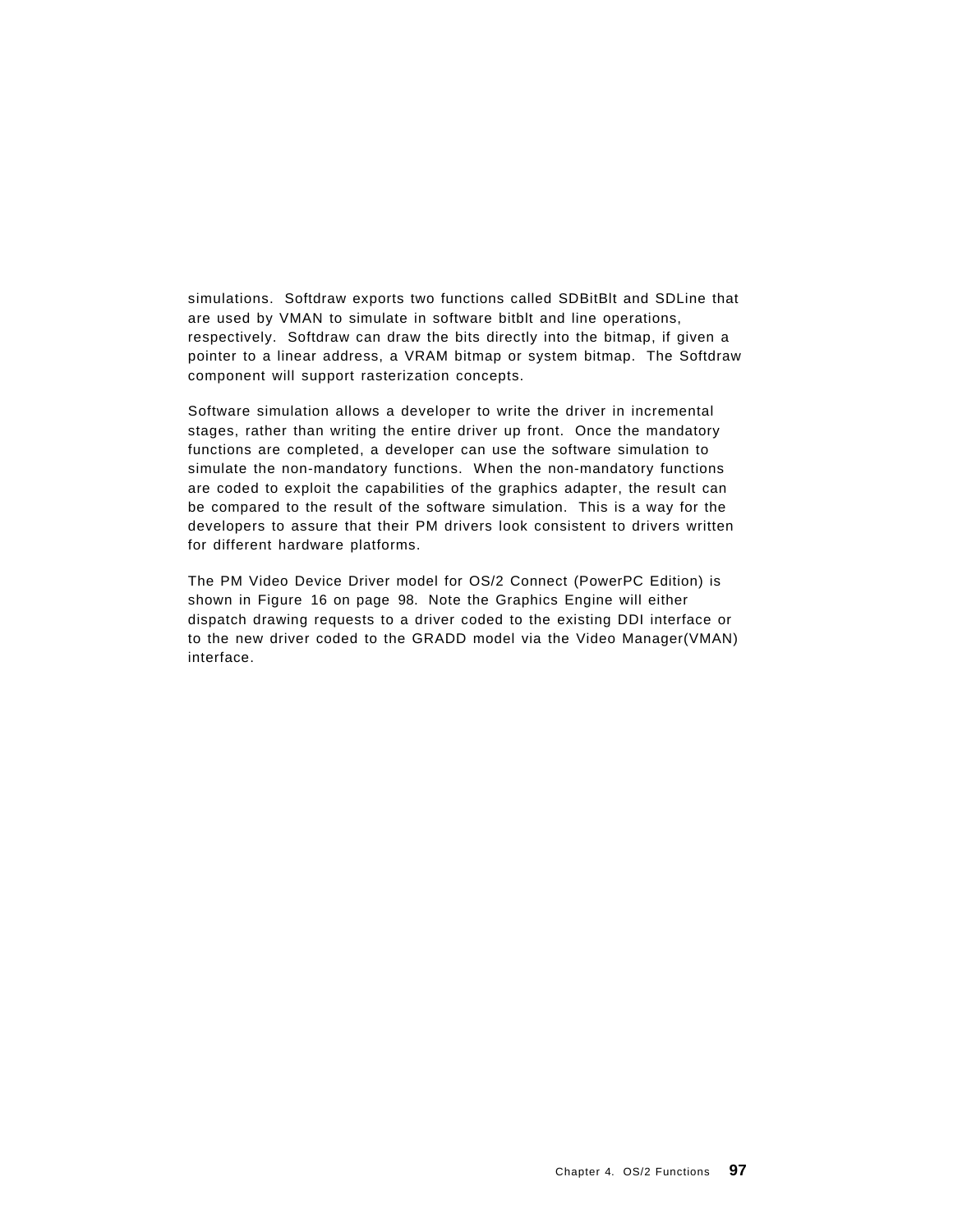simulations. Softdraw exports two functions called SDBitBlt and SDLine that are used by VMAN to simulate in software bitblt and line operations, respectively. Softdraw can draw the bits directly into the bitmap, if given a pointer to a linear address, a VRAM bitmap or system bitmap. The Softdraw component will support rasterization concepts.

Software simulation allows a developer to write the driver in incremental stages, rather than writing the entire driver up front. Once the mandatory functions are completed, a developer can use the software simulation to simulate the non-mandatory functions. When the non-mandatory functions are coded to exploit the capabilities of the graphics adapter, the result can be compared to the result of the software simulation. This is a way for the developers to assure that their PM drivers look consistent to drivers written for different hardware platforms.

The PM Video Device Driver model for OS/2 Connect (PowerPC Edition) is shown in Figure 16 on page 98. Note the Graphics Engine will either dispatch drawing requests to a driver coded to the existing DDI interface or to the new driver coded to the GRADD model via the Video Manager(VMAN) interface.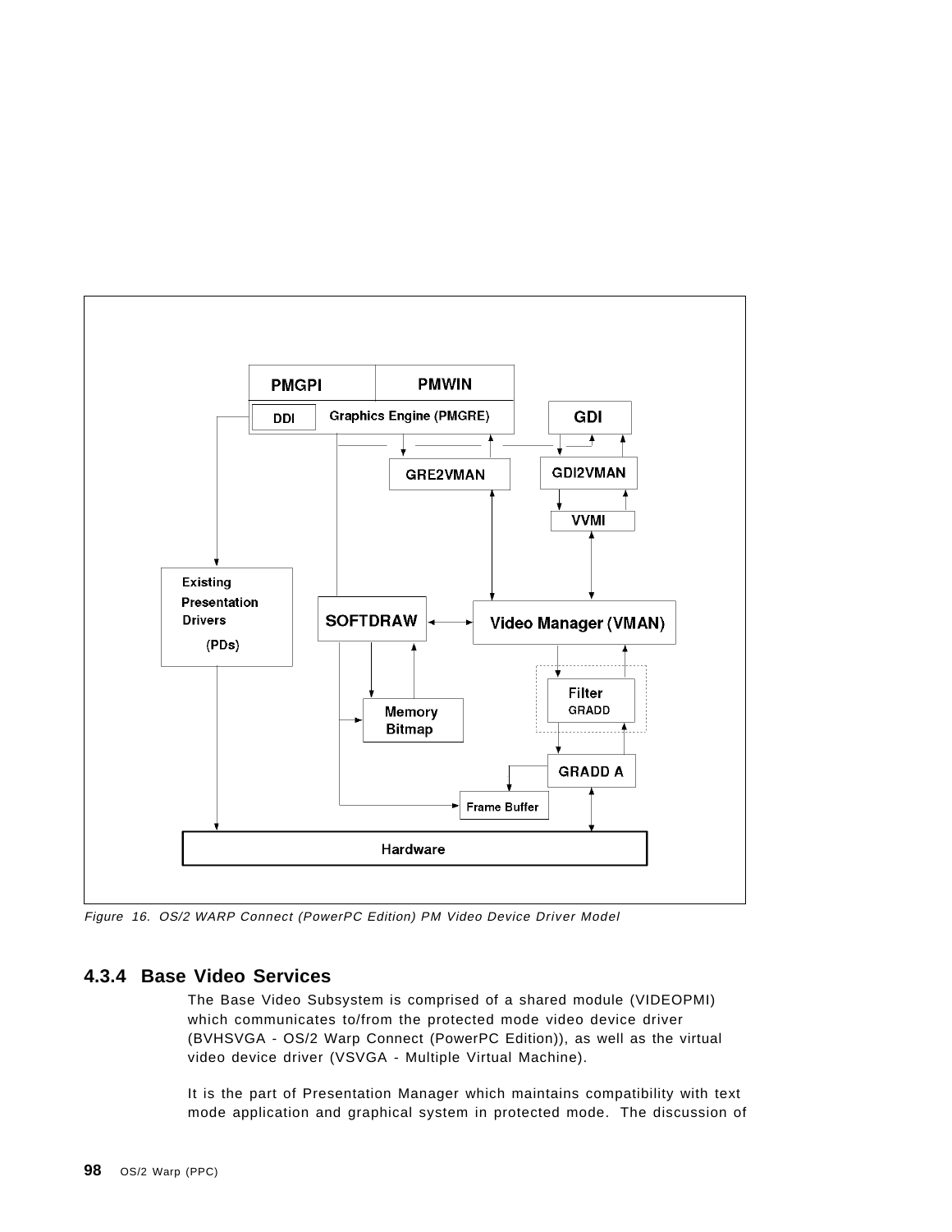Figure 16. OS/2 WARP Connect (PowerPC Edition) PM Video Device Driver Model

### 4.3.4 Base Video Services

The Base Video Subsystem is comprised of a shared module (VIDEOPMI) which communicates to/from the protected mode video device driver (BVHSVGA - OS/2 Warp Connect (PowerPC Edition)), as well as the virtual video device driver (VSVGA - Multiple Virtual Machine).

It is the part of Presentation Manager which maintains compatibility with text mode application and graphical system in protected mode. The discussion of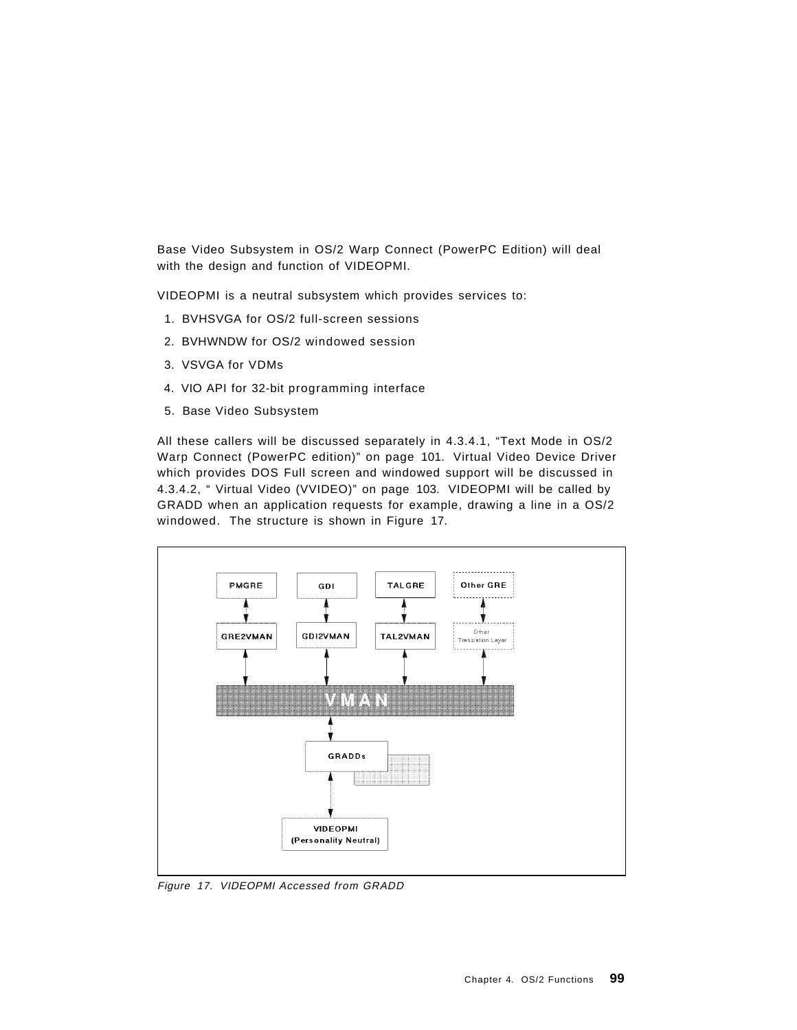Base Video Subsystem in OS/2 Warp Connect (PowerPC Edition) will deal with the design and function of VIDEOPMI.

VIDEOPMI is a neutral subsystem which provides services to:

1. BVHSVGA for OS/2 full-screen sessions
2. BVHWNDW for OS/2 windowed session
3. VSVGA for VDMs
4. VIO API for 32-bit programming interface
5. Base Video Subsystem

All these callers will be discussed separately in 4.3.4.1, "Text Mode in OS/2 Warp Connect (PowerPC edition)" on page 101. Virtual Video Device Driver which provides DOS Full screen and windowed support will be discussed in 4.3.4.2, " Virtual Video (VVIDEO)" on page 103. VIDEOPMI will be called by GRADD when an application requests for example, drawing a line in a OS/2 windowed. The structure is shown in Figure 17.

*Figure 17. VIDEOPMI Accessed from GRADD*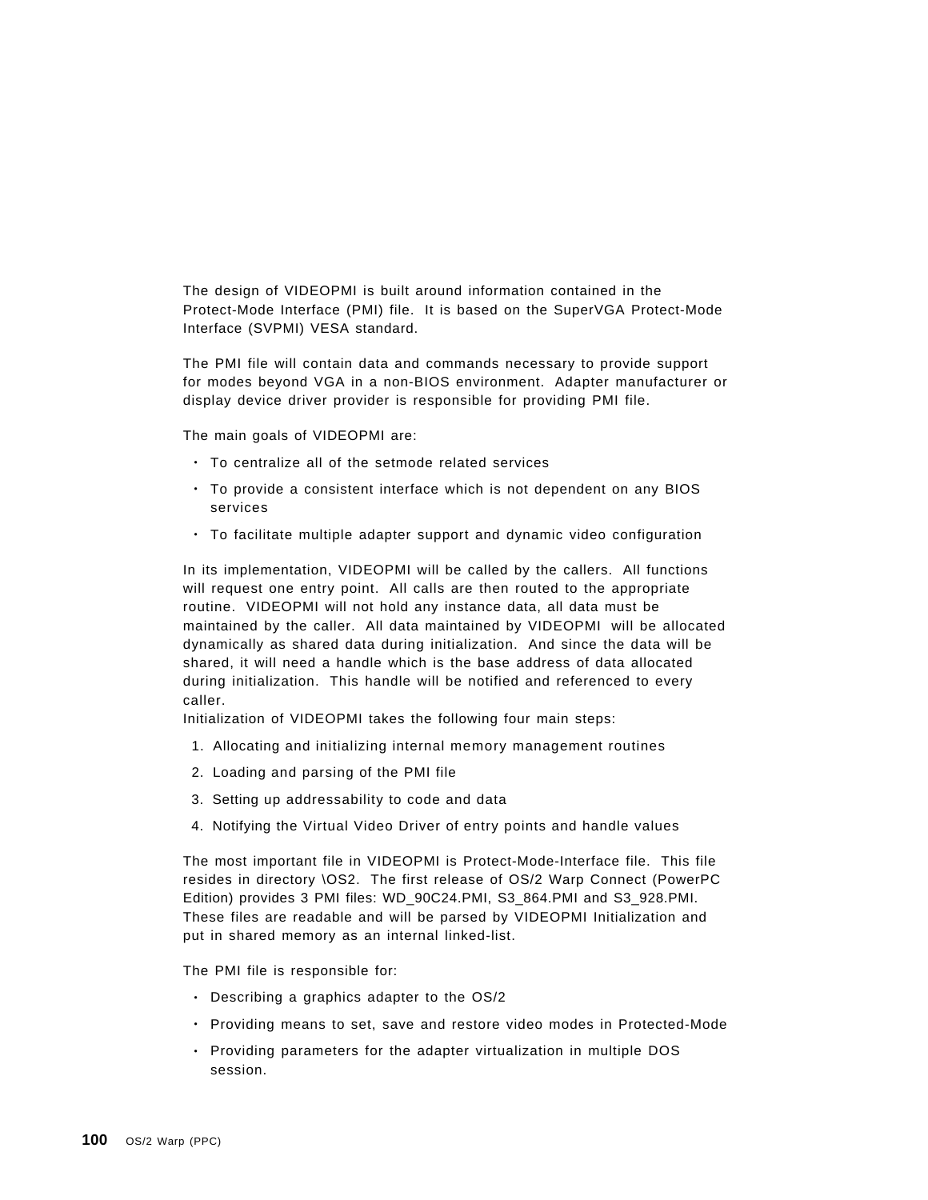The design of VIDEOPMI is built around information contained in the Protect-Mode Interface (PMI) file. It is based on the SuperVGA Protect-Mode Interface (SVPMI) VESA standard.

The PMI file will contain data and commands necessary to provide support for modes beyond VGA in a non-BIOS environment. Adapter manufacturer or display device driver provider is responsible for providing PMI file.

The main goals of VIDEOPMI are:

- To centralize all of the setmode related services
- To provide a consistent interface which is not dependent on any BIOS services
- To facilitate multiple adapter support and dynamic video configuration

In its implementation, VIDEOPMI will be called by the callers. All functions will request one entry point. All calls are then routed to the appropriate routine. VIDEOPMI will not hold any instance data, all data must be maintained by the caller. All data maintained by VIDEOPMI will be allocated dynamically as shared data during initialization. And since the data will be shared, it will need a handle which is the base address of data allocated during initialization. This handle will be notified and referenced to every caller.
Initialization of VIDEOPMI takes the following four main steps:

1. Allocating and initializing internal memory management routines
2. Loading and parsing of the PMI file
3. Setting up addressability to code and data
4. Notifying the Virtual Video Driver of entry points and handle values

The most important file in VIDEOPMI is Protect-Mode-Interface file. This file resides in directory \OS2. The first release of OS/2 Warp Connect (PowerPC Edition) provides 3 PMI files: WD_90C24.PMI, S3_864.PMI and S3_928.PMI. These files are readable and will be parsed by VIDEOPMI Initialization and put in shared memory as an internal linked-list.

The PMI file is responsible for:

- Describing a graphics adapter to the OS/2
- Providing means to set, save and restore video modes in Protected-Mode
- Providing parameters for the adapter virtualization in multiple DOS session.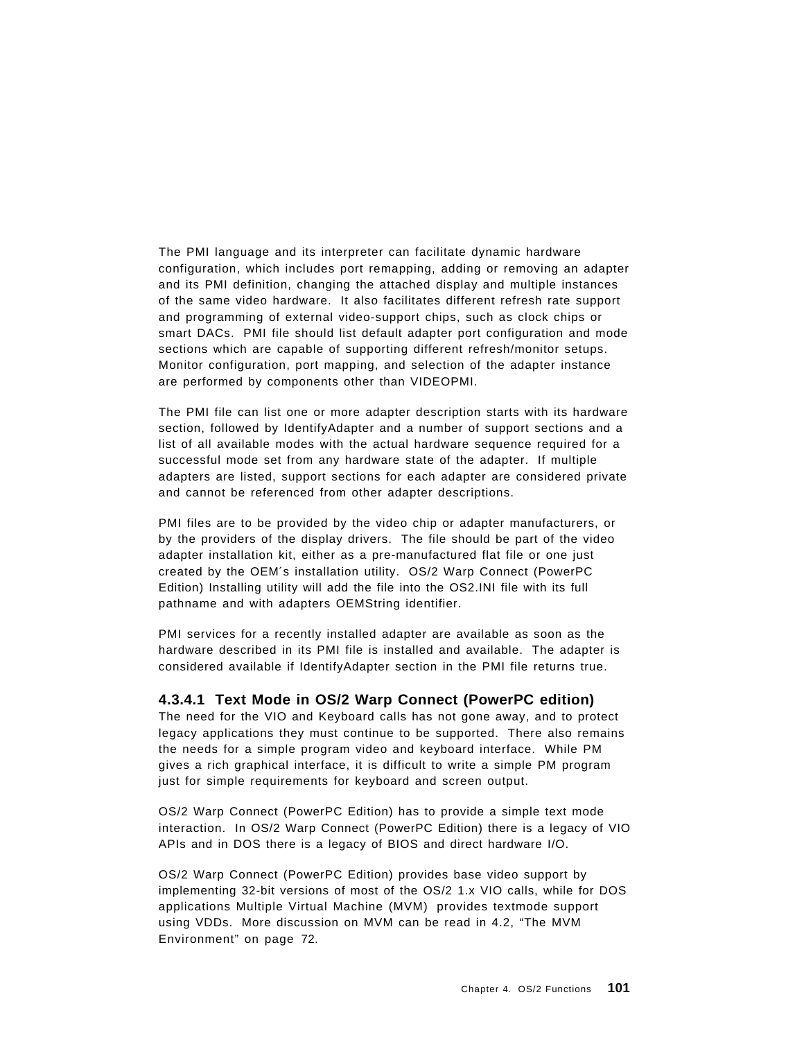The PMI language and its interpreter can facilitate dynamic hardware configuration, which includes port remapping, adding or removing an adapter and its PMI definition, changing the attached display and multiple instances of the same video hardware. It also facilitates different refresh rate support and programming of external video-support chips, such as clock chips or smart DACs. PMI file should list default adapter port configuration and mode sections which are capable of supporting different refresh/monitor setups. Monitor configuration, port mapping, and selection of the adapter instance are performed by components other than VIDEOPMI.

The PMI file can list one or more adapter description starts with its hardware section, followed by IdentifyAdapter and a number of support sections and a list of all available modes with the actual hardware sequence required for a successful mode set from any hardware state of the adapter. If multiple adapters are listed, support sections for each adapter are considered private and cannot be referenced from other adapter descriptions.

PMI files are to be provided by the video chip or adapter manufacturers, or by the providers of the display drivers. The file should be part of the video adapter installation kit, either as a pre-manufactured flat file or one just created by the OEM´s installation utility. OS/2 Warp Connect (PowerPC Edition) Installing utility will add the file into the OS2.INI file with its full pathname and with adapters OEMString identifier.

PMI services for a recently installed adapter are available as soon as the hardware described in its PMI file is installed and available. The adapter is considered available if IdentifyAdapter section in the PMI file returns true.

#### 4.3.4.1 Text Mode in OS/2 Warp Connect (PowerPC edition)

The need for the VIO and Keyboard calls has not gone away, and to protect legacy applications they must continue to be supported. There also remains the needs for a simple program video and keyboard interface. While PM gives a rich graphical interface, it is difficult to write a simple PM program just for simple requirements for keyboard and screen output.

OS/2 Warp Connect (PowerPC Edition) has to provide a simple text mode interaction. In OS/2 Warp Connect (PowerPC Edition) there is a legacy of VIO APIs and in DOS there is a legacy of BIOS and direct hardware I/O.

OS/2 Warp Connect (PowerPC Edition) provides base video support by implementing 32-bit versions of most of the OS/2 1.x VIO calls, while for DOS applications Multiple Virtual Machine (MVM) provides textmode support using VDDs. More discussion on MVM can be read in 4.2, "The MVM Environment" on page 72.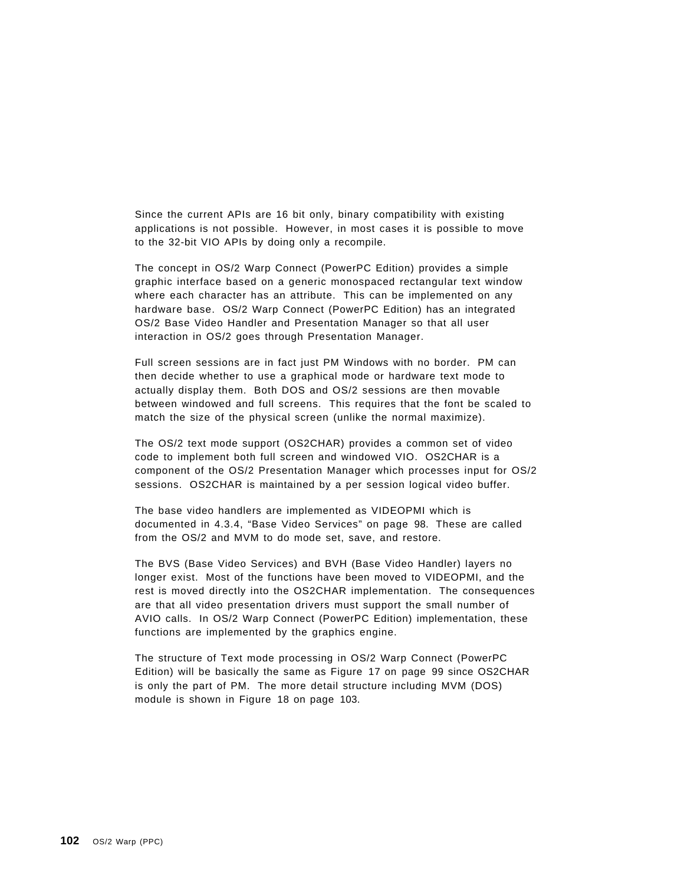Since the current APIs are 16 bit only, binary compatibility with existing applications is not possible. However, in most cases it is possible to move to the 32-bit VIO APIs by doing only a recompile.

The concept in OS/2 Warp Connect (PowerPC Edition) provides a simple graphic interface based on a generic monospaced rectangular text window where each character has an attribute. This can be implemented on any hardware base. OS/2 Warp Connect (PowerPC Edition) has an integrated OS/2 Base Video Handler and Presentation Manager so that all user interaction in OS/2 goes through Presentation Manager.

Full screen sessions are in fact just PM Windows with no border. PM can then decide whether to use a graphical mode or hardware text mode to actually display them. Both DOS and OS/2 sessions are then movable between windowed and full screens. This requires that the font be scaled to match the size of the physical screen (unlike the normal maximize).

The OS/2 text mode support (OS2CHAR) provides a common set of video code to implement both full screen and windowed VIO. OS2CHAR is a component of the OS/2 Presentation Manager which processes input for OS/2 sessions. OS2CHAR is maintained by a per session logical video buffer.

The base video handlers are implemented as VIDEOPMI which is documented in 4.3.4, "Base Video Services" on page 98. These are called from the OS/2 and MVM to do mode set, save, and restore.

The BVS (Base Video Services) and BVH (Base Video Handler) layers no longer exist. Most of the functions have been moved to VIDEOPMI, and the rest is moved directly into the OS2CHAR implementation. The consequences are that all video presentation drivers must support the small number of AVIO calls. In OS/2 Warp Connect (PowerPC Edition) implementation, these functions are implemented by the graphics engine.

The structure of Text mode processing in OS/2 Warp Connect (PowerPC Edition) will be basically the same as Figure 17 on page 99 since OS2CHAR is only the part of PM. The more detail structure including MVM (DOS) module is shown in Figure 18 on page 103.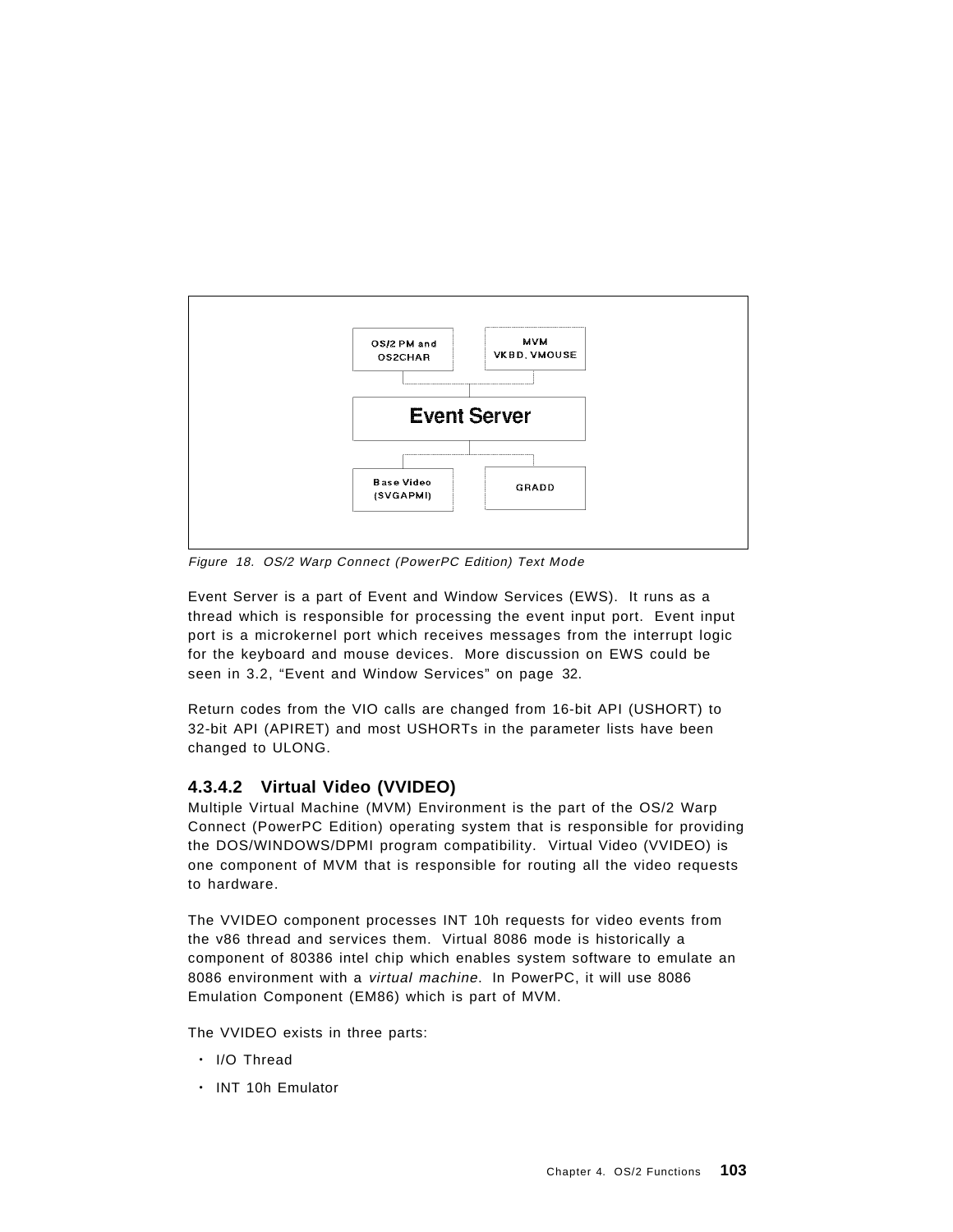OS/2 PM and OS2CHAR

MVM VKBD, VMOUSE

Event Server

Base Video (SVGAPMI)

GRADD

Figure 18. OS/2 Warp Connect (PowerPC Edition) Text Mode

Event Server is a part of Event and Window Services (EWS). It runs as a thread which is responsible for processing the event input port. Event input port is a microkernel port which receives messages from the interrupt logic for the keyboard and mouse devices. More discussion on EWS could be seen in 3.2, "Event and Window Services" on page 32.

Return codes from the VIO calls are changed from 16-bit API (USHORT) to 32-bit API (APIRET) and most USHORTs in the parameter lists have been changed to ULONG.

### 4.3.4.2 Virtual Video (VVIDEO)

Multiple Virtual Machine (MVM) Environment is the part of the OS/2 Warp Connect (PowerPC Edition) operating system that is responsible for providing the DOS/WINDOWS/DPMI program compatibility. Virtual Video (VVIDEO) is one component of MVM that is responsible for routing all the video requests to hardware.

The VVIDEO component processes INT 10h requests for video events from the v86 thread and services them. Virtual 8086 mode is historically a component of 80386 intel chip which enables system software to emulate an 8086 environment with a *virtual machine*. In PowerPC, it will use 8086 Emulation Component (EM86) which is part of MVM.

The VVIDEO exists in three parts:

- I/O Thread
- INT 10h Emulator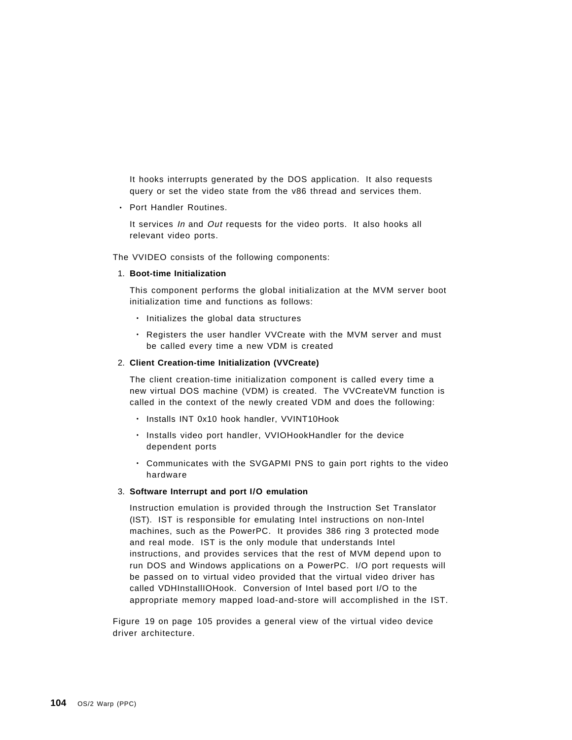It hooks interrupts generated by the DOS application. It also requests query or set the video state from the v86 thread and services them.

- Port Handler Routines.

  It services *In* and *Out* requests for the video ports. It also hooks all relevant video ports.

The VVIDEO consists of the following components:

1. **Boot-time Initialization**

   This component performs the global initialization at the MVM server boot initialization time and functions as follows:

   - Initializes the global data structures
   - Registers the user handler VVCreate with the MVM server and must be called every time a new VDM is created

2. **Client Creation-time Initialization (VVCreate)**

   The client creation-time initialization component is called every time a new virtual DOS machine (VDM) is created. The VVCreateVM function is called in the context of the newly created VDM and does the following:

   - Installs INT 0x10 hook handler, VVINT10Hook
   - Installs video port handler, VVIOHookHandler for the device dependent ports
   - Communicates with the SVGAPMI PNS to gain port rights to the video hardware

3. **Software Interrupt and port I/O emulation**

   Instruction emulation is provided through the Instruction Set Translator (IST). IST is responsible for emulating Intel instructions on non-Intel machines, such as the PowerPC. It provides 386 ring 3 protected mode and real mode. IST is the only module that understands Intel instructions, and provides services that the rest of MVM depend upon to run DOS and Windows applications on a PowerPC. I/O port requests will be passed on to virtual video provided that the virtual video driver has called VDHInstallIOHook. Conversion of Intel based port I/O to the appropriate memory mapped load-and-store will accomplished in the IST.

Figure 19 on page 105 provides a general view of the virtual video device driver architecture.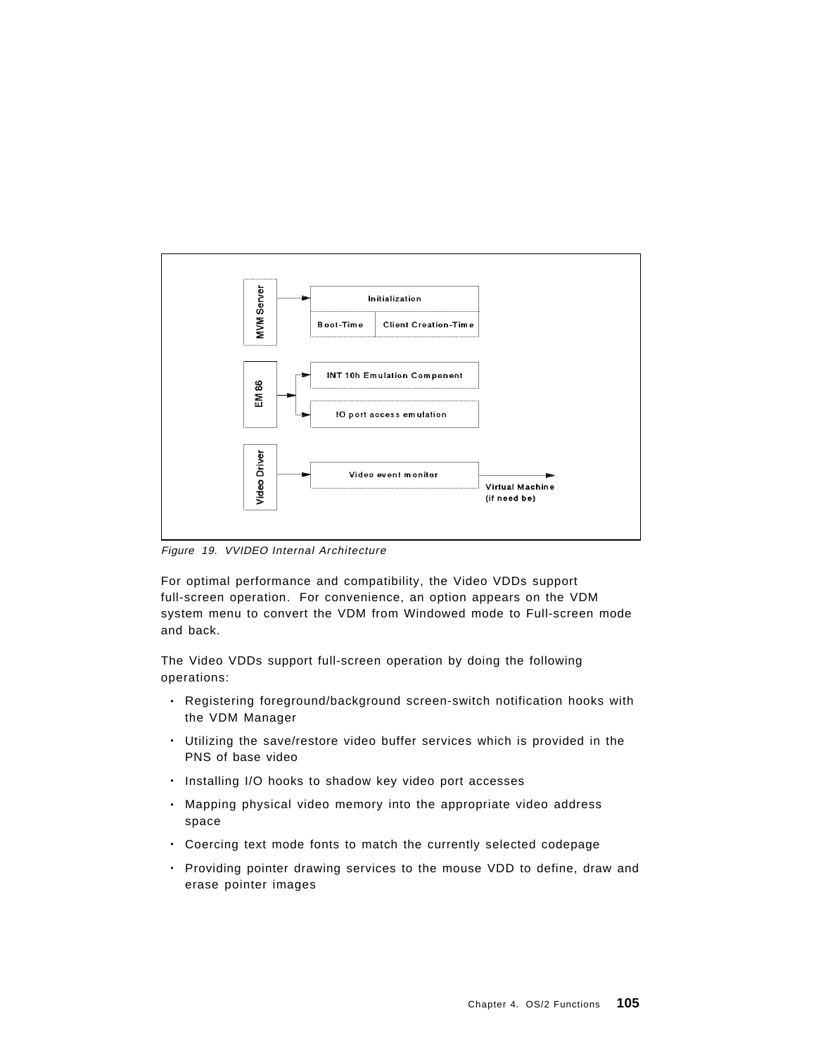MVM Server → Initialization (Boot-Time | Client Creation-Time)

EM86 → INT 10h Emulation Component; IO port access emulation

Video Driver → Video event monitor → Virtual Machine (if need be)

*Figure 19. VVIDEO Internal Architecture*

For optimal performance and compatibility, the Video VDDs support full-screen operation. For convenience, an option appears on the VDM system menu to convert the VDM from Windowed mode to Full-screen mode and back.

The Video VDDs support full-screen operation by doing the following operations:

- Registering foreground/background screen-switch notification hooks with the VDM Manager
- Utilizing the save/restore video buffer services which is provided in the PNS of base video
- Installing I/O hooks to shadow key video port accesses
- Mapping physical video memory into the appropriate video address space
- Coercing text mode fonts to match the currently selected codepage
- Providing pointer drawing services to the mouse VDD to define, draw and erase pointer images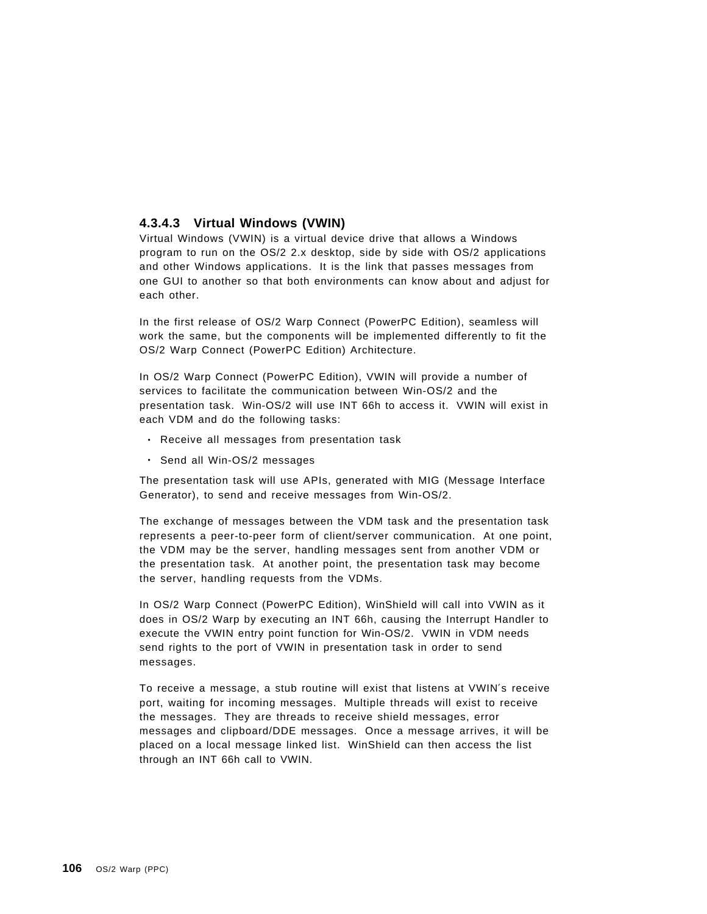#### 4.3.4.3 Virtual Windows (VWIN)

Virtual Windows (VWIN) is a virtual device drive that allows a Windows program to run on the OS/2 2.x desktop, side by side with OS/2 applications and other Windows applications. It is the link that passes messages from one GUI to another so that both environments can know about and adjust for each other.

In the first release of OS/2 Warp Connect (PowerPC Edition), seamless will work the same, but the components will be implemented differently to fit the OS/2 Warp Connect (PowerPC Edition) Architecture.

In OS/2 Warp Connect (PowerPC Edition), VWIN will provide a number of services to facilitate the communication between Win-OS/2 and the presentation task. Win-OS/2 will use INT 66h to access it. VWIN will exist in each VDM and do the following tasks:

- Receive all messages from presentation task
- Send all Win-OS/2 messages

The presentation task will use APIs, generated with MIG (Message Interface Generator), to send and receive messages from Win-OS/2.

The exchange of messages between the VDM task and the presentation task represents a peer-to-peer form of client/server communication. At one point, the VDM may be the server, handling messages sent from another VDM or the presentation task. At another point, the presentation task may become the server, handling requests from the VDMs.

In OS/2 Warp Connect (PowerPC Edition), WinShield will call into VWIN as it does in OS/2 Warp by executing an INT 66h, causing the Interrupt Handler to execute the VWIN entry point function for Win-OS/2. VWIN in VDM needs send rights to the port of VWIN in presentation task in order to send messages.

To receive a message, a stub routine will exist that listens at VWIN′s receive port, waiting for incoming messages. Multiple threads will exist to receive the messages. They are threads to receive shield messages, error messages and clipboard/DDE messages. Once a message arrives, it will be placed on a local message linked list. WinShield can then access the list through an INT 66h call to VWIN.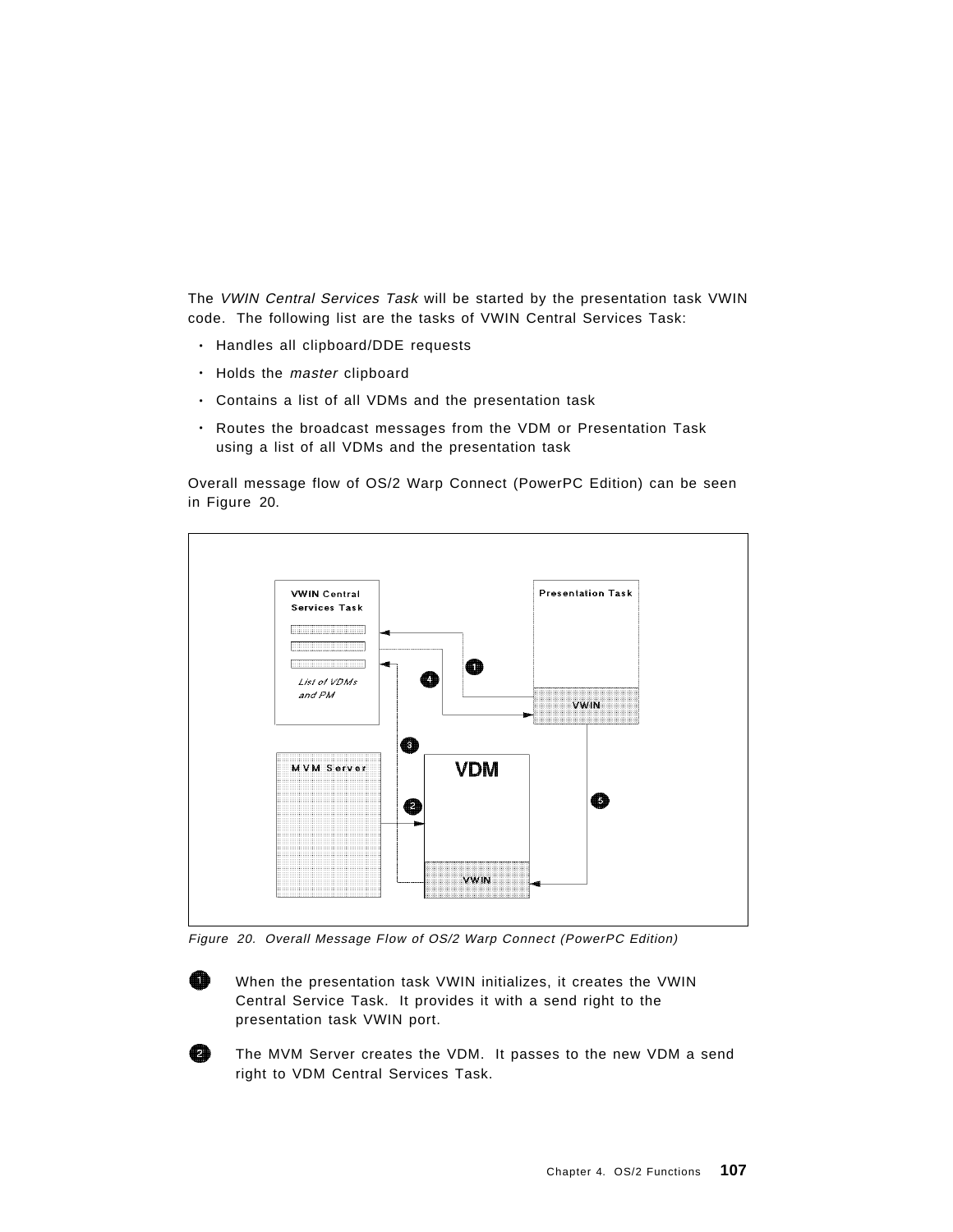The *VWIN Central Services Task* will be started by the presentation task VWIN code. The following list are the tasks of VWIN Central Services Task:

- Handles all clipboard/DDE requests
- Holds the *master* clipboard
- Contains a list of all VDMs and the presentation task
- Routes the broadcast messages from the VDM or Presentation Task using a list of all VDMs and the presentation task

Overall message flow of OS/2 Warp Connect (PowerPC Edition) can be seen in Figure 20.

*Figure 20. Overall Message Flow of OS/2 Warp Connect (PowerPC Edition)*

1. When the presentation task VWIN initializes, it creates the VWIN Central Service Task. It provides it with a send right to the presentation task VWIN port.

2. The MVM Server creates the VDM. It passes to the new VDM a send right to VDM Central Services Task.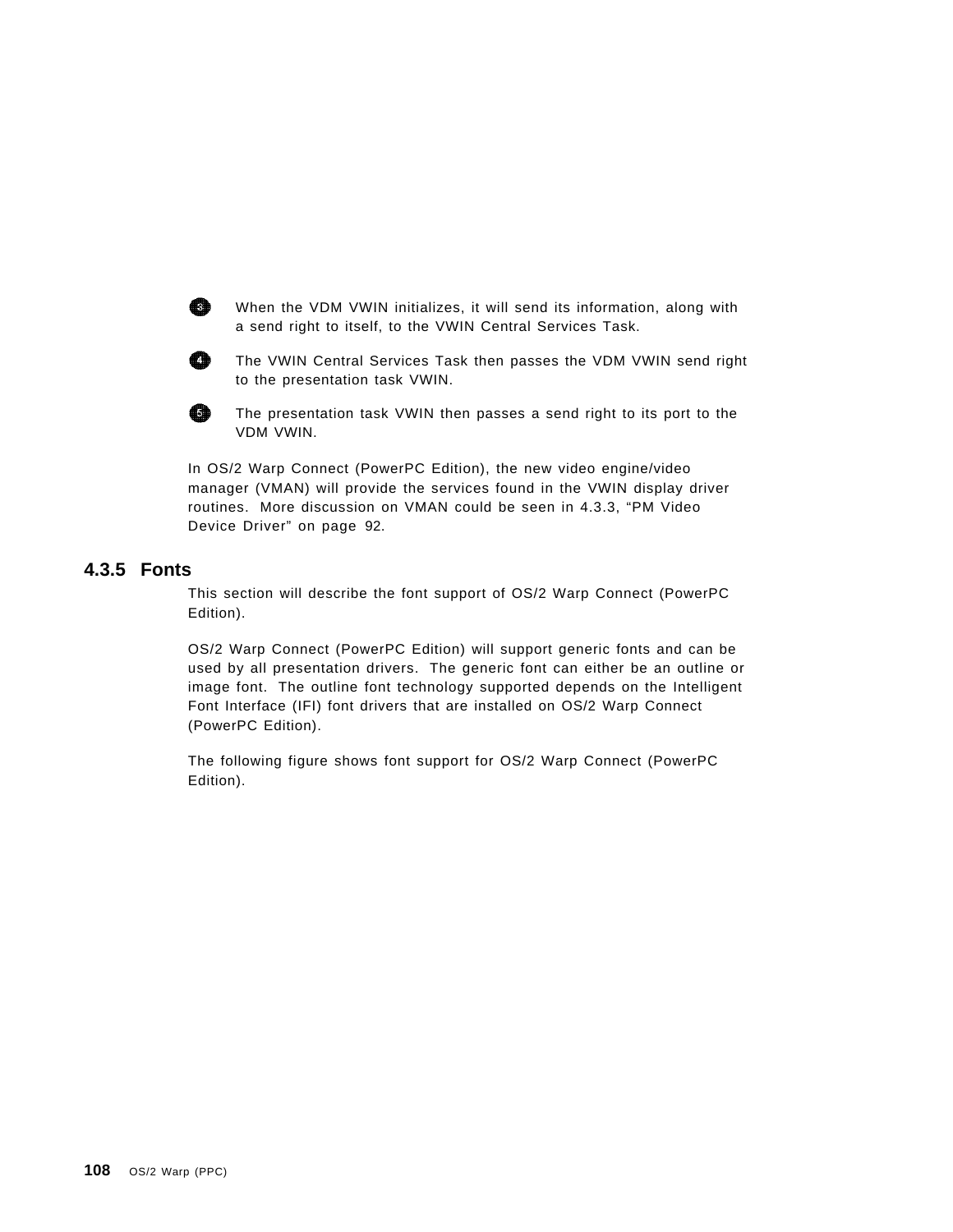**3** When the VDM VWIN initializes, it will send its information, along with a send right to itself, to the VWIN Central Services Task.

**4** The VWIN Central Services Task then passes the VDM VWIN send right to the presentation task VWIN.

**5** The presentation task VWIN then passes a send right to its port to the VDM VWIN.

In OS/2 Warp Connect (PowerPC Edition), the new video engine/video manager (VMAN) will provide the services found in the VWIN display driver routines. More discussion on VMAN could be seen in 4.3.3, "PM Video Device Driver" on page 92.

### 4.3.5 Fonts

This section will describe the font support of OS/2 Warp Connect (PowerPC Edition).

OS/2 Warp Connect (PowerPC Edition) will support generic fonts and can be used by all presentation drivers. The generic font can either be an outline or image font. The outline font technology supported depends on the Intelligent Font Interface (IFI) font drivers that are installed on OS/2 Warp Connect (PowerPC Edition).

The following figure shows font support for OS/2 Warp Connect (PowerPC Edition).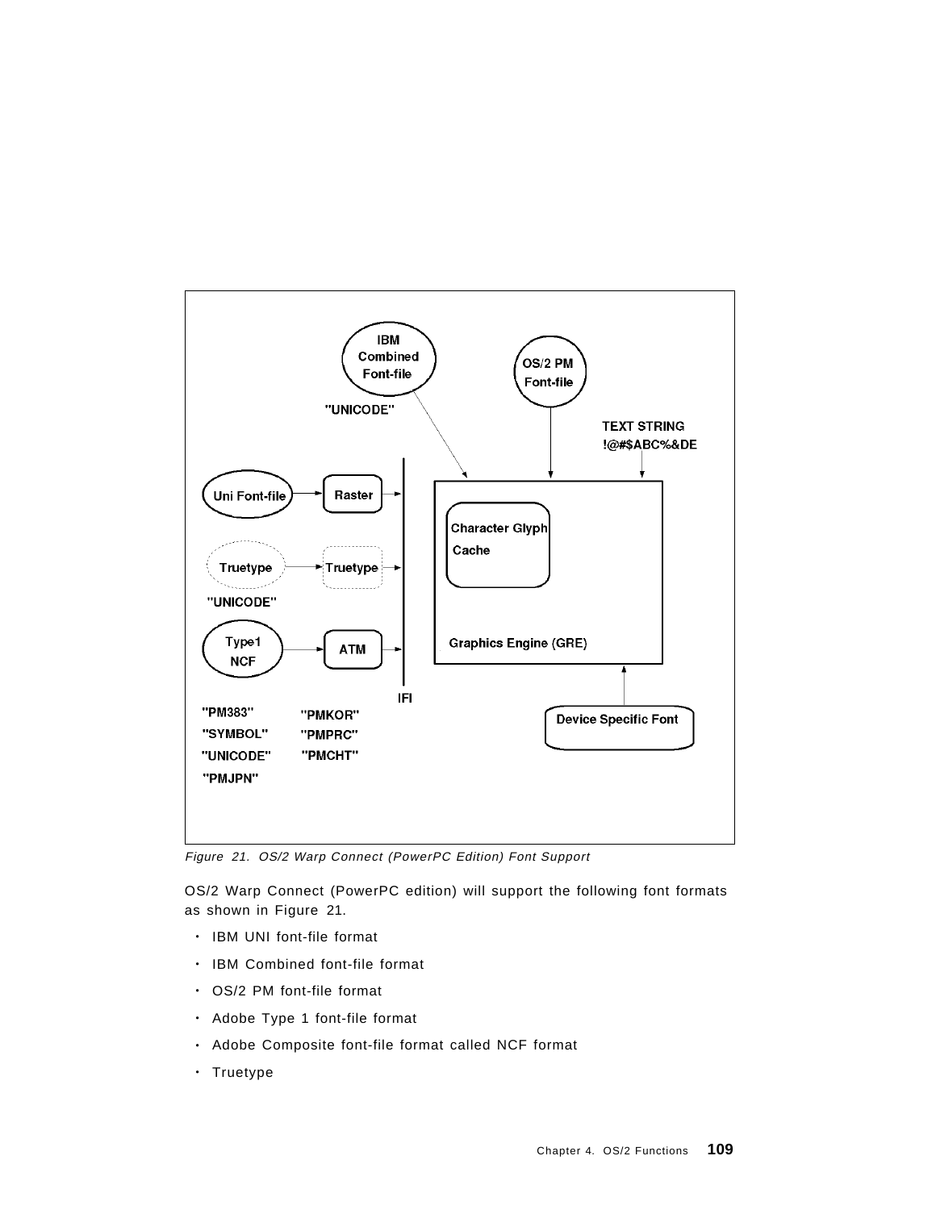Figure 21. OS/2 Warp Connect (PowerPC Edition) Font Support

OS/2 Warp Connect (PowerPC edition) will support the following font formats as shown in Figure 21.

- IBM UNI font-file format
- IBM Combined font-file format
- OS/2 PM font-file format
- Adobe Type 1 font-file format
- Adobe Composite font-file format called NCF format
- Truetype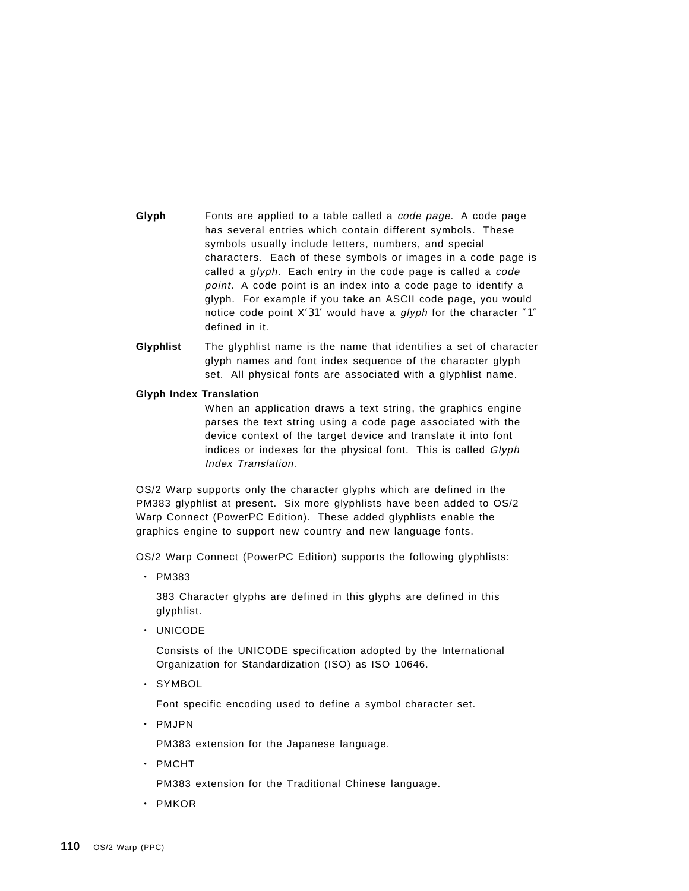**Glyph** Fonts are applied to a table called a *code page*. A code page has several entries which contain different symbols. These symbols usually include letters, numbers, and special characters. Each of these symbols or images in a code page is called a *glyph*. Each entry in the code page is called a *code point*. A code point is an index into a code page to identify a glyph. For example if you take an ASCII code page, you would notice code point X′31′ would have a *glyph* for the character ″1″ defined in it.

**Glyphlist** The glyphlist name is the name that identifies a set of character glyph names and font index sequence of the character glyph set. All physical fonts are associated with a glyphlist name.

**Glyph Index Translation**
When an application draws a text string, the graphics engine parses the text string using a code page associated with the device context of the target device and translate it into font indices or indexes for the physical font. This is called *Glyph Index Translation*.

OS/2 Warp supports only the character glyphs which are defined in the PM383 glyphlist at present. Six more glyphlists have been added to OS/2 Warp Connect (PowerPC Edition). These added glyphlists enable the graphics engine to support new country and new language fonts.

OS/2 Warp Connect (PowerPC Edition) supports the following glyphlists:

- PM383

  383 Character glyphs are defined in this glyphs are defined in this glyphlist.

- UNICODE

  Consists of the UNICODE specification adopted by the International Organization for Standardization (ISO) as ISO 10646.

- SYMBOL

  Font specific encoding used to define a symbol character set.

- PMJPN

  PM383 extension for the Japanese language.

- PMCHT

  PM383 extension for the Traditional Chinese language.

- PMKOR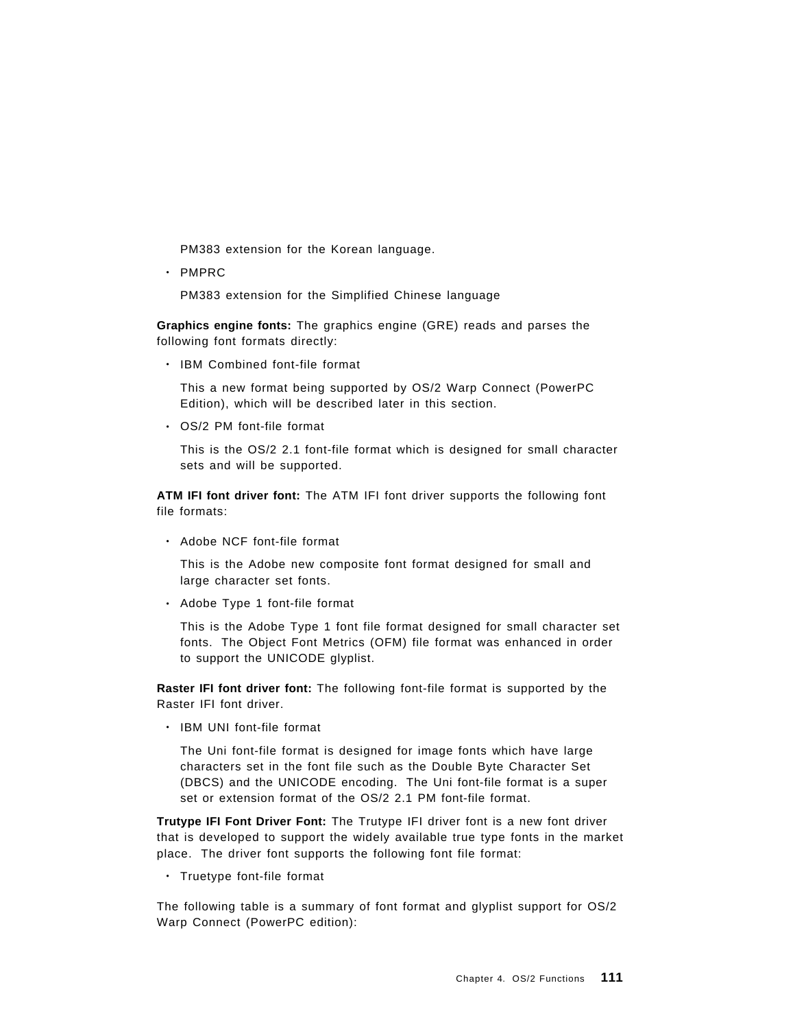PM383 extension for the Korean language.

- PMPRC

  PM383 extension for the Simplified Chinese language

**Graphics engine fonts:** The graphics engine (GRE) reads and parses the following font formats directly:

- IBM Combined font-file format

  This a new format being supported by OS/2 Warp Connect (PowerPC Edition), which will be described later in this section.

- OS/2 PM font-file format

  This is the OS/2 2.1 font-file format which is designed for small character sets and will be supported.

**ATM IFI font driver font:** The ATM IFI font driver supports the following font file formats:

- Adobe NCF font-file format

  This is the Adobe new composite font format designed for small and large character set fonts.

- Adobe Type 1 font-file format

  This is the Adobe Type 1 font file format designed for small character set fonts. The Object Font Metrics (OFM) file format was enhanced in order to support the UNICODE glyplist.

**Raster IFI font driver font:** The following font-file format is supported by the Raster IFI font driver.

- IBM UNI font-file format

  The Uni font-file format is designed for image fonts which have large characters set in the font file such as the Double Byte Character Set (DBCS) and the UNICODE encoding. The Uni font-file format is a super set or extension format of the OS/2 2.1 PM font-file format.

**Trutype IFI Font Driver Font:** The Trutype IFI driver font is a new font driver that is developed to support the widely available true type fonts in the market place. The driver font supports the following font file format:

- Truetype font-file format

The following table is a summary of font format and glyplist support for OS/2 Warp Connect (PowerPC edition):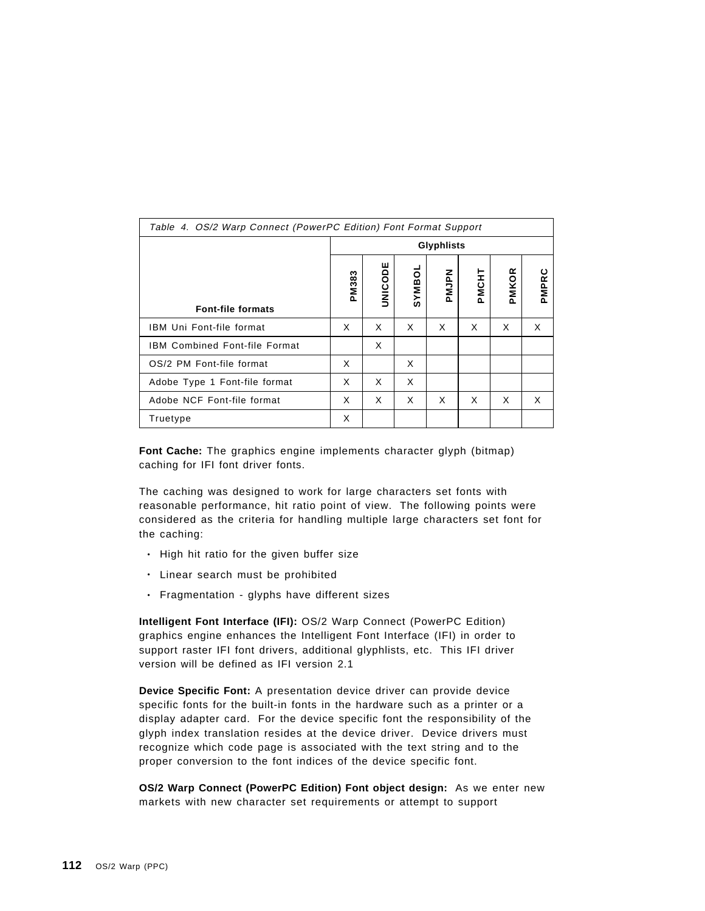Table 4. OS/2 Warp Connect (PowerPC Edition) Font Format Support

| | Glyphlists | | | | | | |
|---|---|---|---|---|---|---|---|
| **Font-file formats** | **PM383** | **UNICODE** | **SYMBOL** | **PMJPN** | **PMCHT** | **PMKOR** | **PMPRC** |
| IBM Uni Font-file format | X | X | X | X | X | X | X |
| IBM Combined Font-file Format | | X | | | | | |
| OS/2 PM Font-file format | X | | X | | | | |
| Adobe Type 1 Font-file format | X | X | X | | | | |
| Adobe NCF Font-file format | X | X | X | X | X | X | X |
| Truetype | X | | | | | | |

**Font Cache:** The graphics engine implements character glyph (bitmap) caching for IFI font driver fonts.

The caching was designed to work for large characters set fonts with reasonable performance, hit ratio point of view. The following points were considered as the criteria for handling multiple large characters set font for the caching:

- High hit ratio for the given buffer size
- Linear search must be prohibited
- Fragmentation - glyphs have different sizes

**Intelligent Font Interface (IFI):** OS/2 Warp Connect (PowerPC Edition) graphics engine enhances the Intelligent Font Interface (IFI) in order to support raster IFI font drivers, additional glyphlists, etc. This IFI driver version will be defined as IFI version 2.1

**Device Specific Font:** A presentation device driver can provide device specific fonts for the built-in fonts in the hardware such as a printer or a display adapter card. For the device specific font the responsibility of the glyph index translation resides at the device driver. Device drivers must recognize which code page is associated with the text string and to the proper conversion to the font indices of the device specific font.

**OS/2 Warp Connect (PowerPC Edition) Font object design:** As we enter new markets with new character set requirements or attempt to support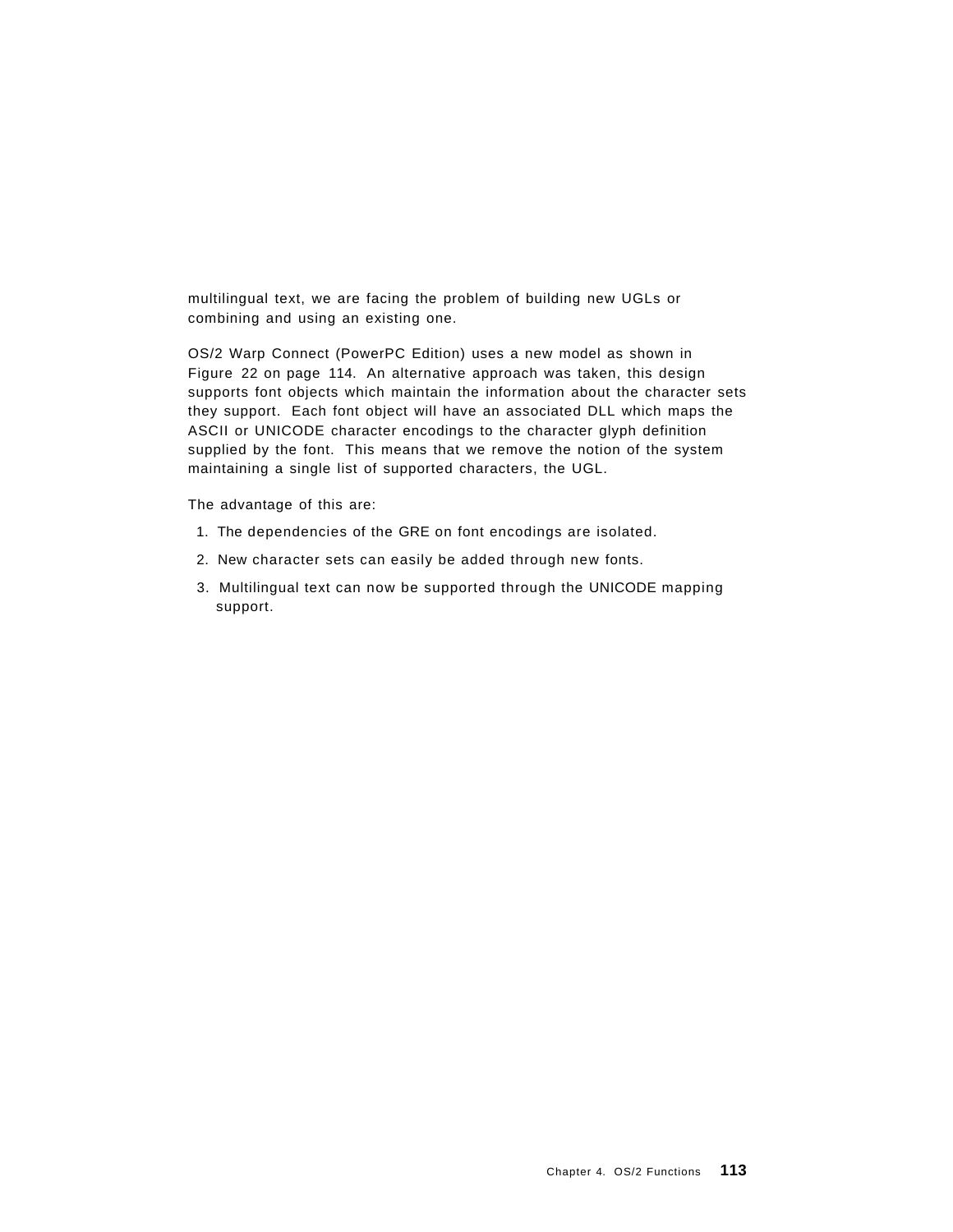multilingual text, we are facing the problem of building new UGLs or combining and using an existing one.

OS/2 Warp Connect (PowerPC Edition) uses a new model as shown in Figure 22 on page 114. An alternative approach was taken, this design supports font objects which maintain the information about the character sets they support. Each font object will have an associated DLL which maps the ASCII or UNICODE character encodings to the character glyph definition supplied by the font. This means that we remove the notion of the system maintaining a single list of supported characters, the UGL.

The advantage of this are:

1. The dependencies of the GRE on font encodings are isolated.
2. New character sets can easily be added through new fonts.
3. Multilingual text can now be supported through the UNICODE mapping support.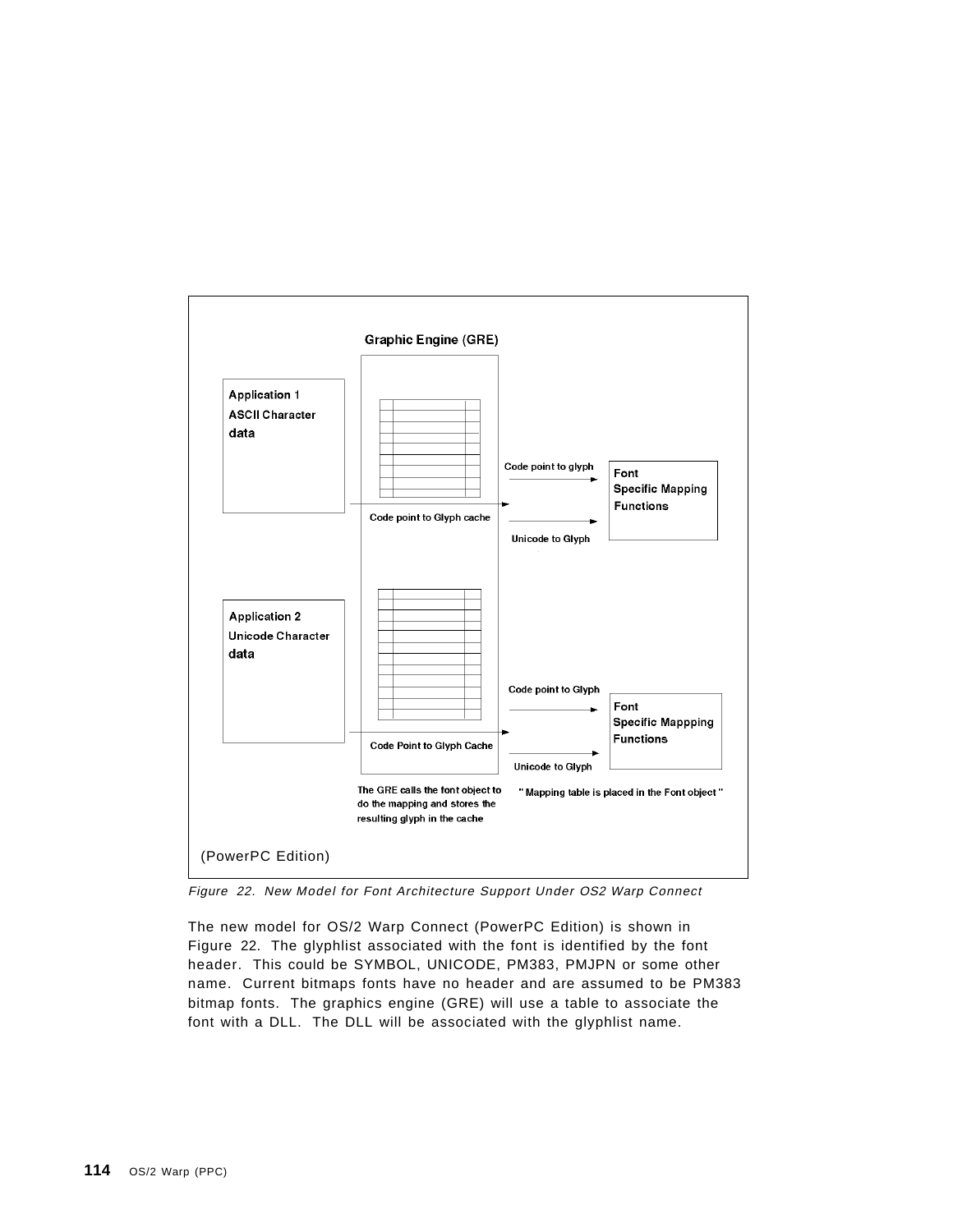Graphic Engine (GRE)

Application 1
ASCII Character
data

Code point to glyph

Font
Specific Mapping
Functions

Code point to Glyph cache

Unicode to Glyph

Application 2
Unicode Character
data

Code point to Glyph

Font
Specific Mappping
Functions

Code Point to Glyph Cache

Unicode to Glyph

The GRE calls the font object to do the mapping and stores the resulting glyph in the cache

" Mapping table is placed in the Font object "

(PowerPC Edition)

*Figure 22. New Model for Font Architecture Support Under OS2 Warp Connect*

The new model for OS/2 Warp Connect (PowerPC Edition) is shown in Figure 22. The glyphlist associated with the font is identified by the font header. This could be SYMBOL, UNICODE, PM383, PMJPN or some other name. Current bitmaps fonts have no header and are assumed to be PM383 bitmap fonts. The graphics engine (GRE) will use a table to associate the font with a DLL. The DLL will be associated with the glyphlist name.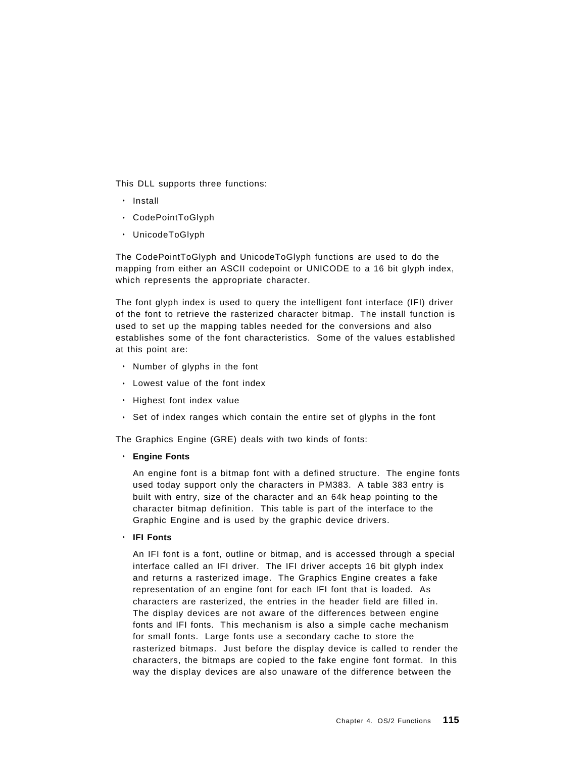This DLL supports three functions:

- Install
- CodePointToGlyph
- UnicodeToGlyph

The CodePointToGlyph and UnicodeToGlyph functions are used to do the mapping from either an ASCII codepoint or UNICODE to a 16 bit glyph index, which represents the appropriate character.

The font glyph index is used to query the intelligent font interface (IFI) driver of the font to retrieve the rasterized character bitmap. The install function is used to set up the mapping tables needed for the conversions and also establishes some of the font characteristics. Some of the values established at this point are:

- Number of glyphs in the font
- Lowest value of the font index
- Highest font index value
- Set of index ranges which contain the entire set of glyphs in the font

The Graphics Engine (GRE) deals with two kinds of fonts:

- **Engine Fonts**

  An engine font is a bitmap font with a defined structure. The engine fonts used today support only the characters in PM383. A table 383 entry is built with entry, size of the character and an 64k heap pointing to the character bitmap definition. This table is part of the interface to the Graphic Engine and is used by the graphic device drivers.

- **IFI Fonts**

  An IFI font is a font, outline or bitmap, and is accessed through a special interface called an IFI driver. The IFI driver accepts 16 bit glyph index and returns a rasterized image. The Graphics Engine creates a fake representation of an engine font for each IFI font that is loaded. As characters are rasterized, the entries in the header field are filled in. The display devices are not aware of the differences between engine fonts and IFI fonts. This mechanism is also a simple cache mechanism for small fonts. Large fonts use a secondary cache to store the rasterized bitmaps. Just before the display device is called to render the characters, the bitmaps are copied to the fake engine font format. In this way the display devices are also unaware of the difference between the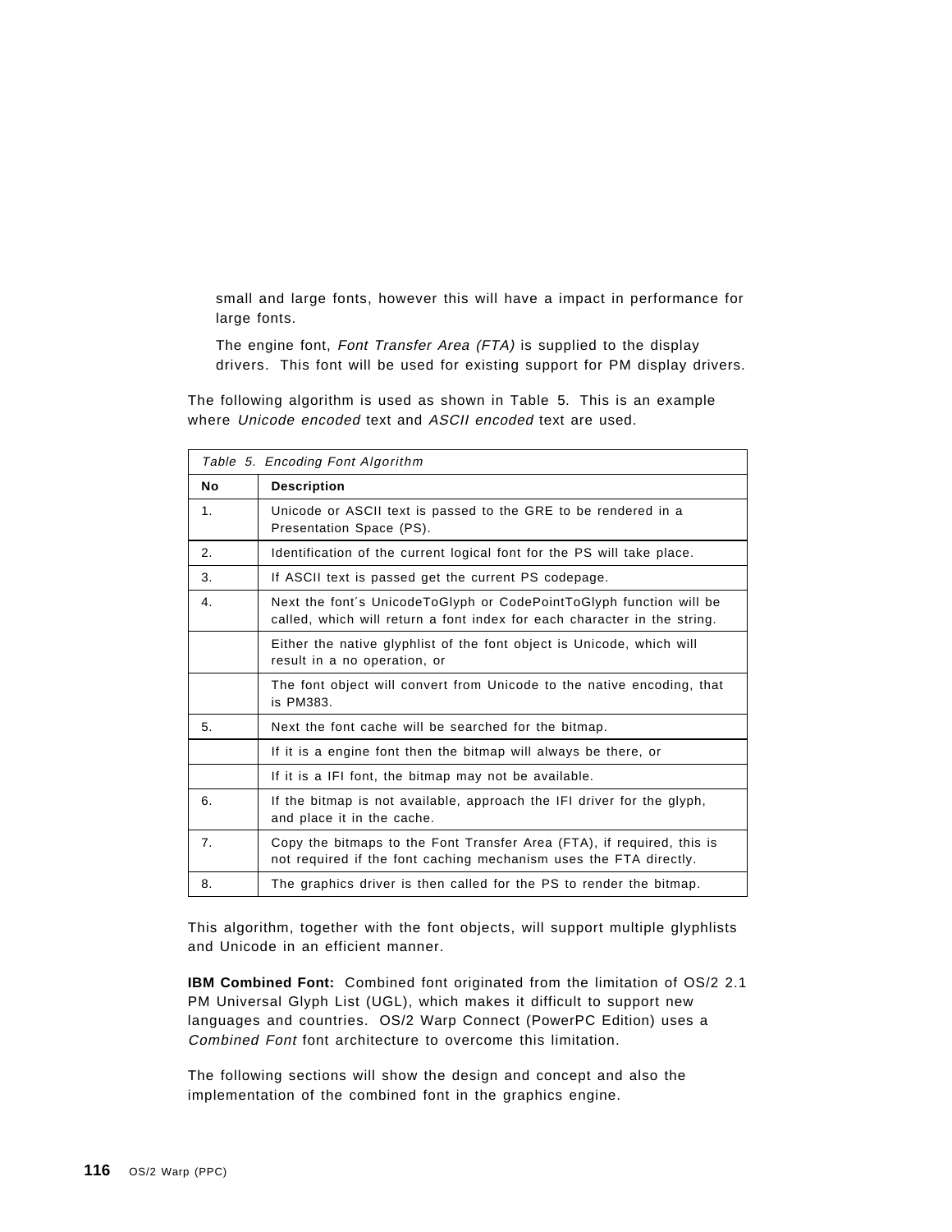small and large fonts, however this will have a impact in performance for large fonts.

The engine font, *Font Transfer Area (FTA)* is supplied to the display drivers. This font will be used for existing support for PM display drivers.

The following algorithm is used as shown in Table 5. This is an example where *Unicode encoded* text and *ASCII encoded* text are used.

*Table 5. Encoding Font Algorithm*

| No | Description |
|---|---|
| 1. | Unicode or ASCII text is passed to the GRE to be rendered in a Presentation Space (PS). |
| 2. | Identification of the current logical font for the PS will take place. |
| 3. | If ASCII text is passed get the current PS codepage. |
| 4. | Next the font´s UnicodeToGlyph or CodePointToGlyph function will be called, which will return a font index for each character in the string. |
| | Either the native glyphlist of the font object is Unicode, which will result in a no operation, or |
| | The font object will convert from Unicode to the native encoding, that is PM383. |
| 5. | Next the font cache will be searched for the bitmap. |
| | If it is a engine font then the bitmap will always be there, or |
| | If it is a IFI font, the bitmap may not be available. |
| 6. | If the bitmap is not available, approach the IFI driver for the glyph, and place it in the cache. |
| 7. | Copy the bitmaps to the Font Transfer Area (FTA), if required, this is not required if the font caching mechanism uses the FTA directly. |
| 8. | The graphics driver is then called for the PS to render the bitmap. |

This algorithm, together with the font objects, will support multiple glyphlists and Unicode in an efficient manner.

**IBM Combined Font:** Combined font originated from the limitation of OS/2 2.1 PM Universal Glyph List (UGL), which makes it difficult to support new languages and countries. OS/2 Warp Connect (PowerPC Edition) uses a *Combined Font* font architecture to overcome this limitation.

The following sections will show the design and concept and also the implementation of the combined font in the graphics engine.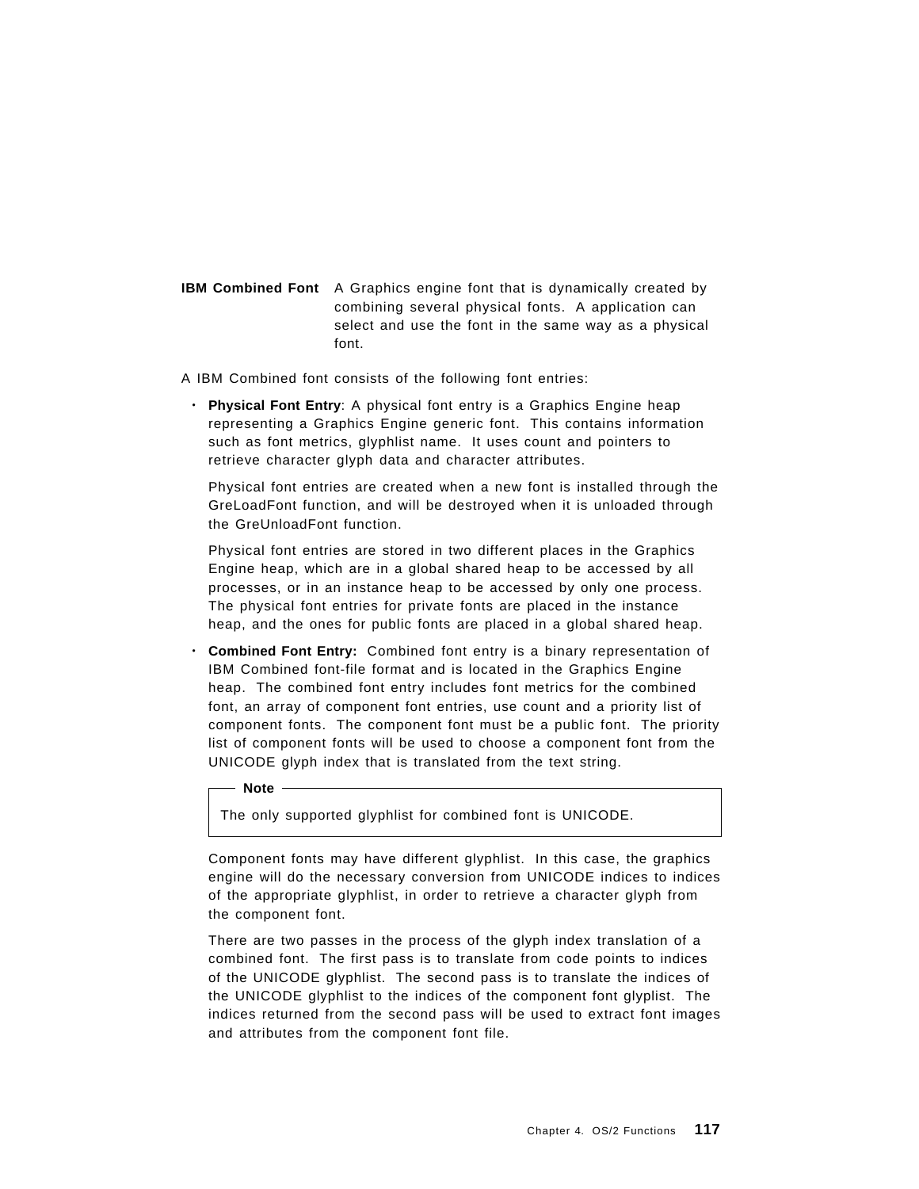**IBM Combined Font** A Graphics engine font that is dynamically created by combining several physical fonts. A application can select and use the font in the same way as a physical font.

A IBM Combined font consists of the following font entries:

- **Physical Font Entry**: A physical font entry is a Graphics Engine heap representing a Graphics Engine generic font. This contains information such as font metrics, glyphlist name. It uses count and pointers to retrieve character glyph data and character attributes.

  Physical font entries are created when a new font is installed through the GreLoadFont function, and will be destroyed when it is unloaded through the GreUnloadFont function.

  Physical font entries are stored in two different places in the Graphics Engine heap, which are in a global shared heap to be accessed by all processes, or in an instance heap to be accessed by only one process. The physical font entries for private fonts are placed in the instance heap, and the ones for public fonts are placed in a global shared heap.

- **Combined Font Entry:** Combined font entry is a binary representation of IBM Combined font-file format and is located in the Graphics Engine heap. The combined font entry includes font metrics for the combined font, an array of component font entries, use count and a priority list of component fonts. The component font must be a public font. The priority list of component fonts will be used to choose a component font from the UNICODE glyph index that is translated from the text string.

  > **Note**
  >
  > The only supported glyphlist for combined font is UNICODE.

  Component fonts may have different glyphlist. In this case, the graphics engine will do the necessary conversion from UNICODE indices to indices of the appropriate glyphlist, in order to retrieve a character glyph from the component font.

  There are two passes in the process of the glyph index translation of a combined font. The first pass is to translate from code points to indices of the UNICODE glyphlist. The second pass is to translate the indices of the UNICODE glyphlist to the indices of the component font glyplist. The indices returned from the second pass will be used to extract font images and attributes from the component font file.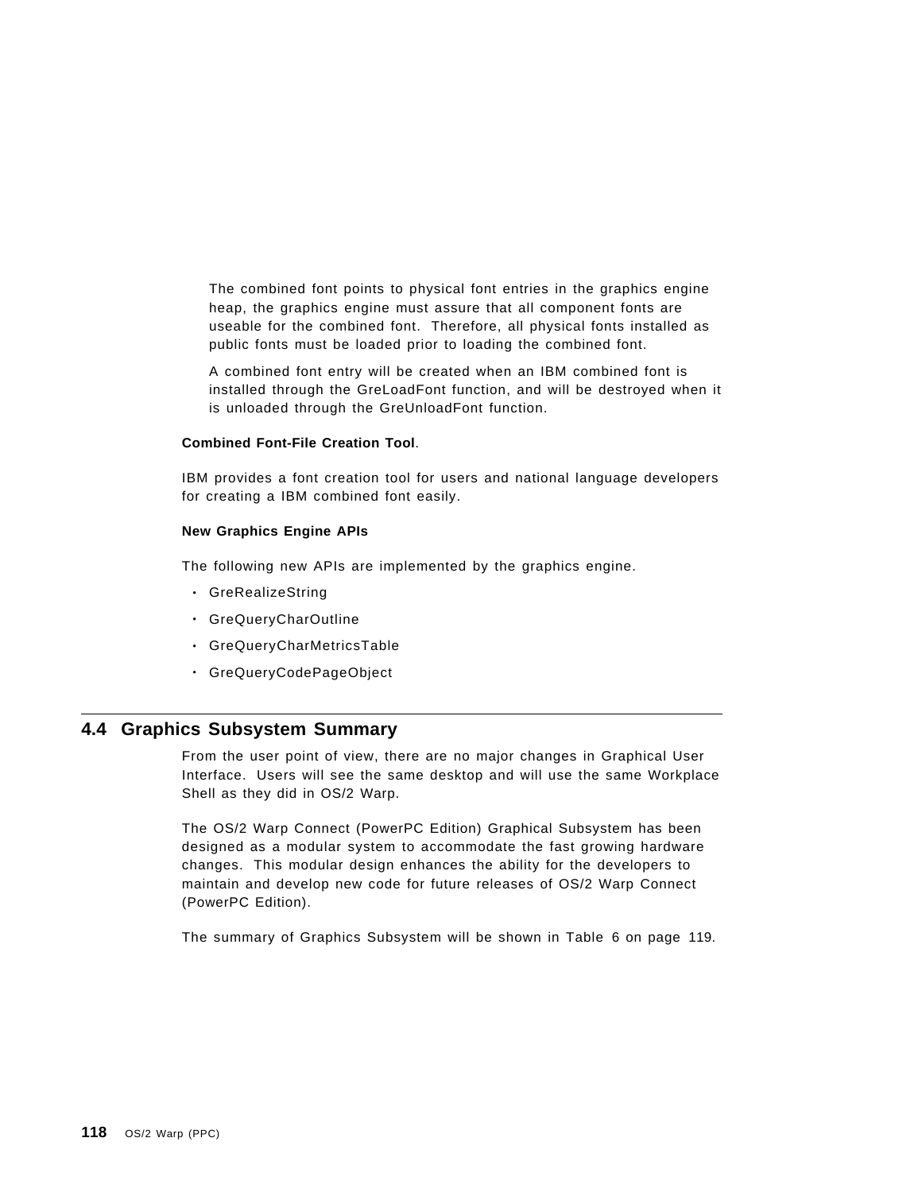The combined font points to physical font entries in the graphics engine heap, the graphics engine must assure that all component fonts are useable for the combined font. Therefore, all physical fonts installed as public fonts must be loaded prior to loading the combined font.

A combined font entry will be created when an IBM combined font is installed through the GreLoadFont function, and will be destroyed when it is unloaded through the GreUnloadFont function.

**Combined Font-File Creation Tool**.

IBM provides a font creation tool for users and national language developers for creating a IBM combined font easily.

**New Graphics Engine APIs**

The following new APIs are implemented by the graphics engine.

- GreRealizeString
- GreQueryCharOutline
- GreQueryCharMetricsTable
- GreQueryCodePageObject

## 4.4 Graphics Subsystem Summary

From the user point of view, there are no major changes in Graphical User Interface. Users will see the same desktop and will use the same Workplace Shell as they did in OS/2 Warp.

The OS/2 Warp Connect (PowerPC Edition) Graphical Subsystem has been designed as a modular system to accommodate the fast growing hardware changes. This modular design enhances the ability for the developers to maintain and develop new code for future releases of OS/2 Warp Connect (PowerPC Edition).

The summary of Graphics Subsystem will be shown in Table 6 on page 119.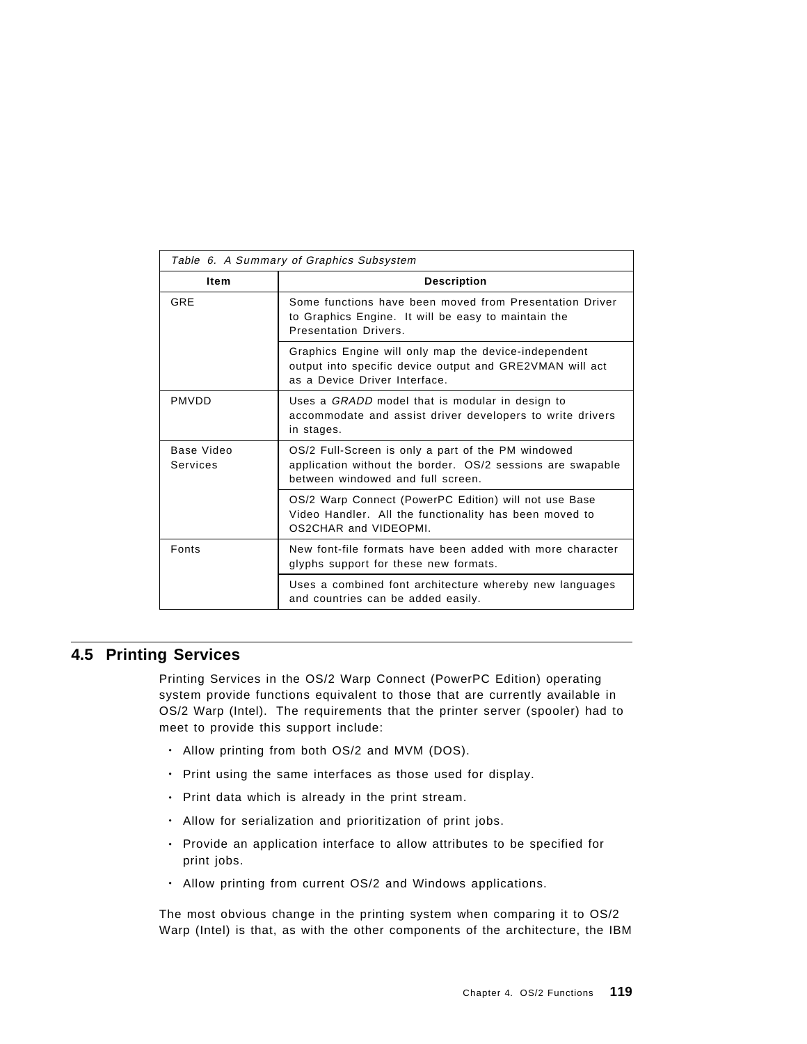Table 6. A Summary of Graphics Subsystem

| Item | Description |
| --- | --- |
| GRE | Some functions have been moved from Presentation Driver to Graphics Engine. It will be easy to maintain the Presentation Drivers. |
| | Graphics Engine will only map the device-independent output into specific device output and GRE2VMAN will act as a Device Driver Interface. |
| PMVDD | Uses a *GRADD* model that is modular in design to accommodate and assist driver developers to write drivers in stages. |
| Base Video Services | OS/2 Full-Screen is only a part of the PM windowed application without the border. OS/2 sessions are swapable between windowed and full screen. |
| | OS/2 Warp Connect (PowerPC Edition) will not use Base Video Handler. All the functionality has been moved to OS2CHAR and VIDEOPMI. |
| Fonts | New font-file formats have been added with more character glyphs support for these new formats. |
| | Uses a combined font architecture whereby new languages and countries can be added easily. |

## 4.5 Printing Services

Printing Services in the OS/2 Warp Connect (PowerPC Edition) operating system provide functions equivalent to those that are currently available in OS/2 Warp (Intel). The requirements that the printer server (spooler) had to meet to provide this support include:

- Allow printing from both OS/2 and MVM (DOS).
- Print using the same interfaces as those used for display.
- Print data which is already in the print stream.
- Allow for serialization and prioritization of print jobs.
- Provide an application interface to allow attributes to be specified for print jobs.
- Allow printing from current OS/2 and Windows applications.

The most obvious change in the printing system when comparing it to OS/2 Warp (Intel) is that, as with the other components of the architecture, the IBM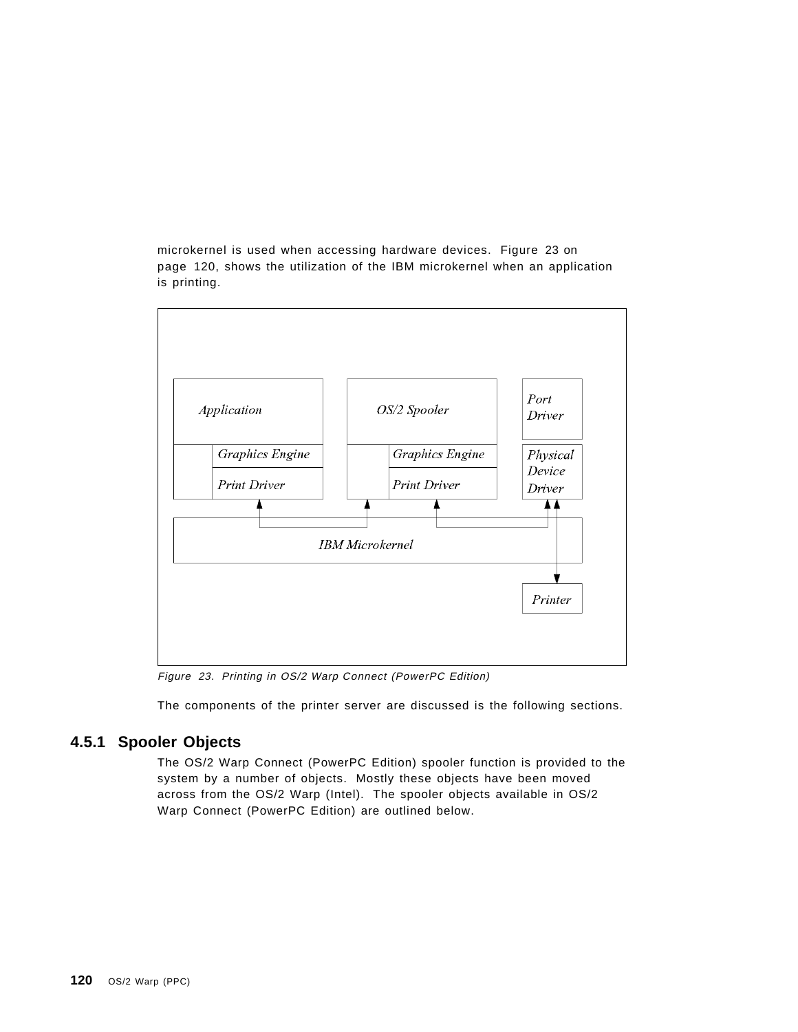microkernel is used when accessing hardware devices. Figure 23 on page 120, shows the utilization of the IBM microkernel when an application is printing.

*Figure 23. Printing in OS/2 Warp Connect (PowerPC Edition)*

The components of the printer server are discussed is the following sections.

### 4.5.1 Spooler Objects

The OS/2 Warp Connect (PowerPC Edition) spooler function is provided to the system by a number of objects. Mostly these objects have been moved across from the OS/2 Warp (Intel). The spooler objects available in OS/2 Warp Connect (PowerPC Edition) are outlined below.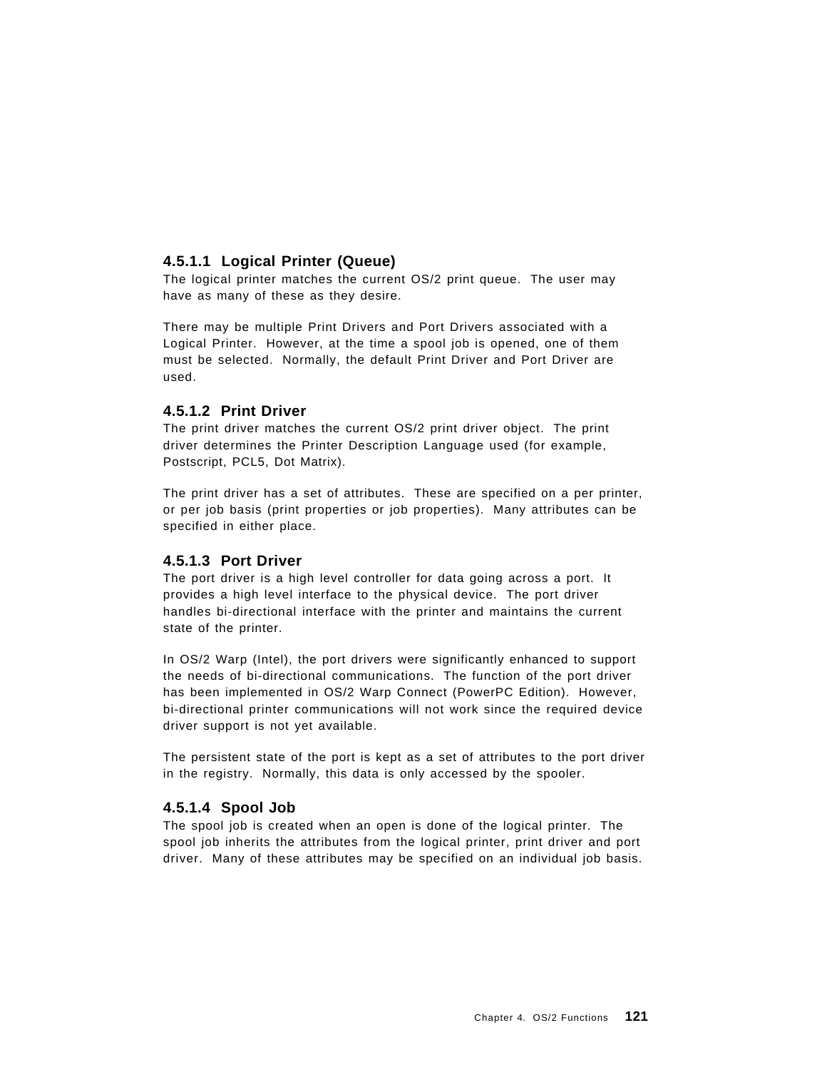#### 4.5.1.1 Logical Printer (Queue)

The logical printer matches the current OS/2 print queue. The user may have as many of these as they desire.

There may be multiple Print Drivers and Port Drivers associated with a Logical Printer. However, at the time a spool job is opened, one of them must be selected. Normally, the default Print Driver and Port Driver are used.

#### 4.5.1.2 Print Driver

The print driver matches the current OS/2 print driver object. The print driver determines the Printer Description Language used (for example, Postscript, PCL5, Dot Matrix).

The print driver has a set of attributes. These are specified on a per printer, or per job basis (print properties or job properties). Many attributes can be specified in either place.

#### 4.5.1.3 Port Driver

The port driver is a high level controller for data going across a port. It provides a high level interface to the physical device. The port driver handles bi-directional interface with the printer and maintains the current state of the printer.

In OS/2 Warp (Intel), the port drivers were significantly enhanced to support the needs of bi-directional communications. The function of the port driver has been implemented in OS/2 Warp Connect (PowerPC Edition). However, bi-directional printer communications will not work since the required device driver support is not yet available.

The persistent state of the port is kept as a set of attributes to the port driver in the registry. Normally, this data is only accessed by the spooler.

#### 4.5.1.4 Spool Job

The spool job is created when an open is done of the logical printer. The spool job inherits the attributes from the logical printer, print driver and port driver. Many of these attributes may be specified on an individual job basis.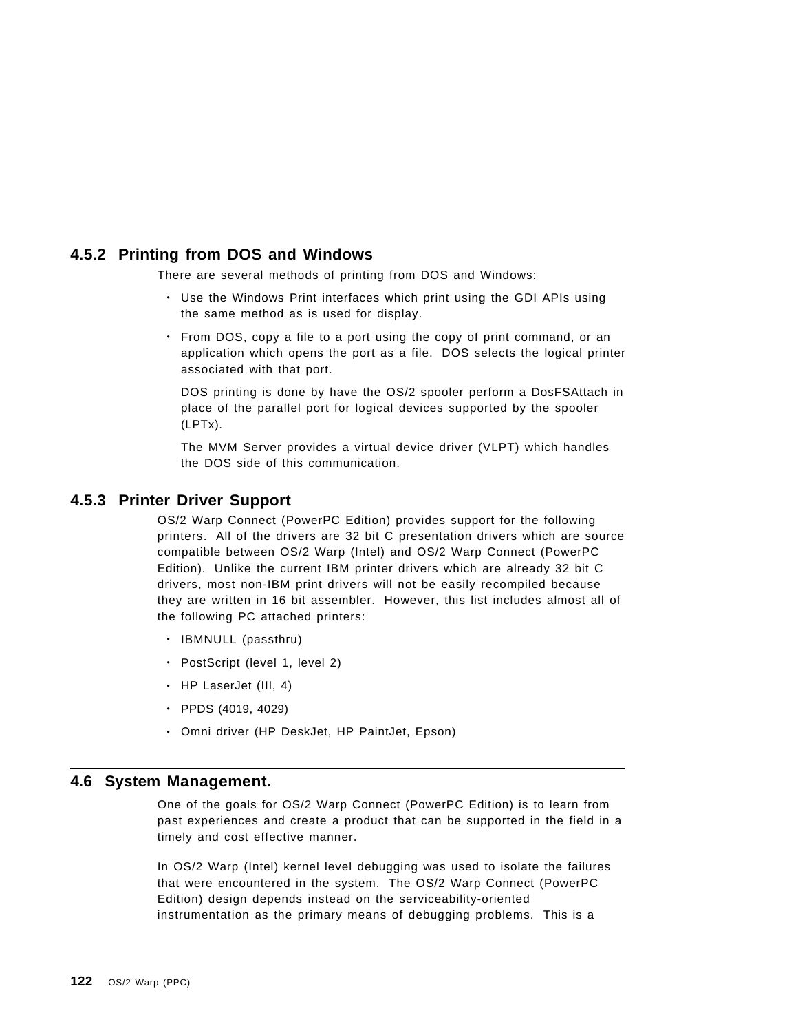### 4.5.2 Printing from DOS and Windows

There are several methods of printing from DOS and Windows:

- Use the Windows Print interfaces which print using the GDI APIs using the same method as is used for display.
- From DOS, copy a file to a port using the copy of print command, or an application which opens the port as a file. DOS selects the logical printer associated with that port.

  DOS printing is done by have the OS/2 spooler perform a DosFSAttach in place of the parallel port for logical devices supported by the spooler (LPTx).

  The MVM Server provides a virtual device driver (VLPT) which handles the DOS side of this communication.

### 4.5.3 Printer Driver Support

OS/2 Warp Connect (PowerPC Edition) provides support for the following printers. All of the drivers are 32 bit C presentation drivers which are source compatible between OS/2 Warp (Intel) and OS/2 Warp Connect (PowerPC Edition). Unlike the current IBM printer drivers which are already 32 bit C drivers, most non-IBM print drivers will not be easily recompiled because they are written in 16 bit assembler. However, this list includes almost all of the following PC attached printers:

- IBMNULL (passthru)
- PostScript (level 1, level 2)
- HP LaserJet (III, 4)
- PPDS (4019, 4029)
- Omni driver (HP DeskJet, HP PaintJet, Epson)

## 4.6 System Management.

One of the goals for OS/2 Warp Connect (PowerPC Edition) is to learn from past experiences and create a product that can be supported in the field in a timely and cost effective manner.

In OS/2 Warp (Intel) kernel level debugging was used to isolate the failures that were encountered in the system. The OS/2 Warp Connect (PowerPC Edition) design depends instead on the serviceability-oriented instrumentation as the primary means of debugging problems. This is a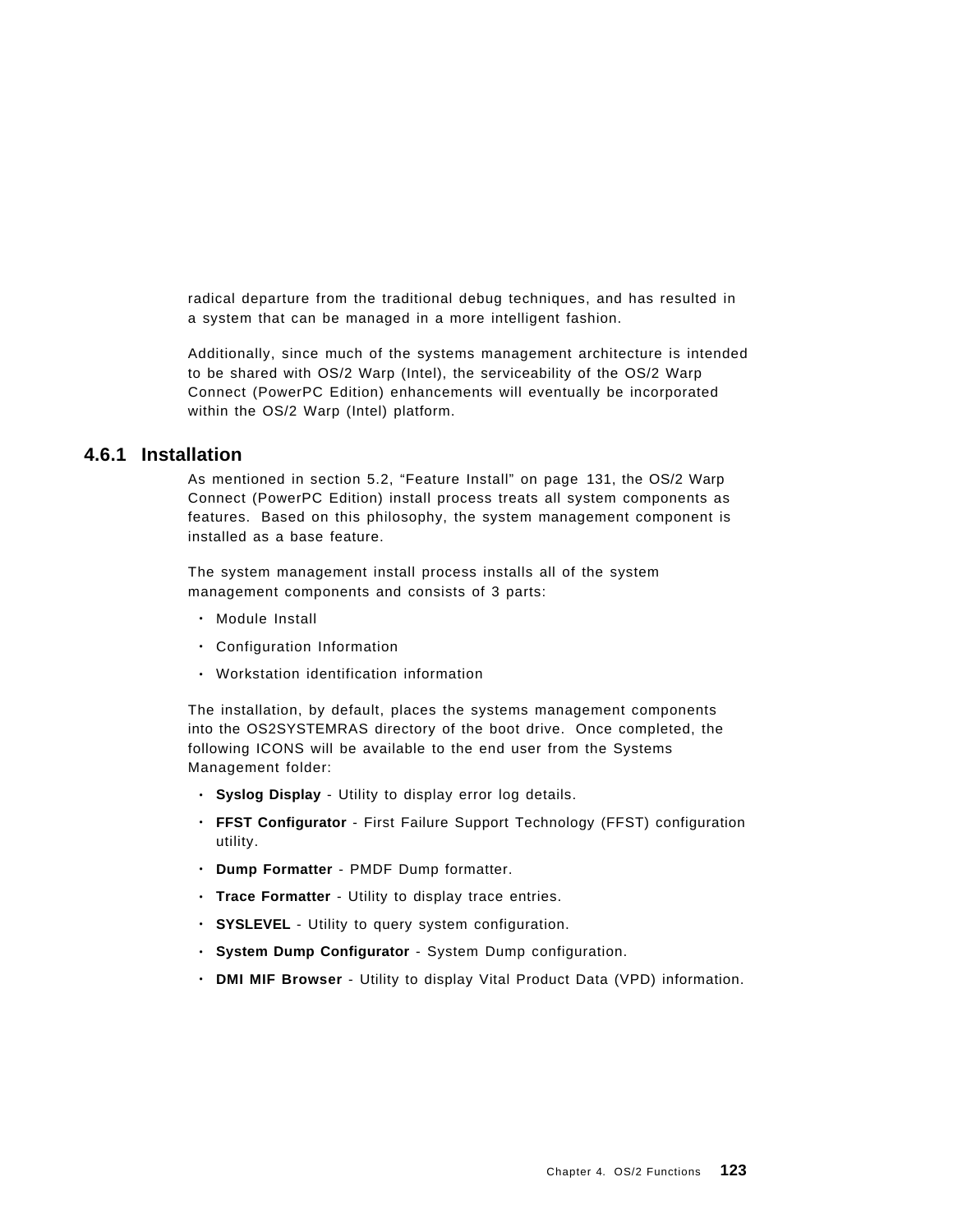radical departure from the traditional debug techniques, and has resulted in a system that can be managed in a more intelligent fashion.

Additionally, since much of the systems management architecture is intended to be shared with OS/2 Warp (Intel), the serviceability of the OS/2 Warp Connect (PowerPC Edition) enhancements will eventually be incorporated within the OS/2 Warp (Intel) platform.

### 4.6.1 Installation

As mentioned in section 5.2, “Feature Install” on page 131, the OS/2 Warp Connect (PowerPC Edition) install process treats all system components as features. Based on this philosophy, the system management component is installed as a base feature.

The system management install process installs all of the system management components and consists of 3 parts:

- Module Install
- Configuration Information
- Workstation identification information

The installation, by default, places the systems management components into the OS2SYSTEMRAS directory of the boot drive. Once completed, the following ICONS will be available to the end user from the Systems Management folder:

- **Syslog Display** - Utility to display error log details.
- **FFST Configurator** - First Failure Support Technology (FFST) configuration utility.
- **Dump Formatter** - PMDF Dump formatter.
- **Trace Formatter** - Utility to display trace entries.
- **SYSLEVEL** - Utility to query system configuration.
- **System Dump Configurator** - System Dump configuration.
- **DMI MIF Browser** - Utility to display Vital Product Data (VPD) information.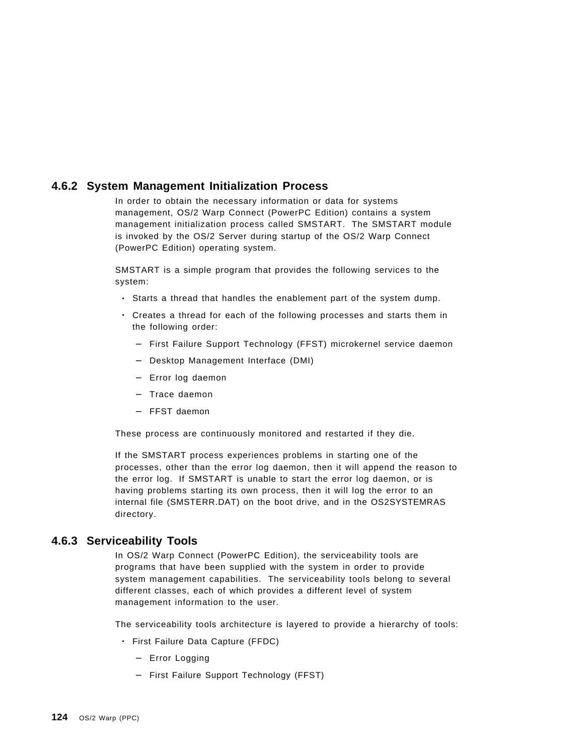### 4.6.2 System Management Initialization Process

In order to obtain the necessary information or data for systems management, OS/2 Warp Connect (PowerPC Edition) contains a system management initialization process called SMSTART. The SMSTART module is invoked by the OS/2 Server during startup of the OS/2 Warp Connect (PowerPC Edition) operating system.

SMSTART is a simple program that provides the following services to the system:

- Starts a thread that handles the enablement part of the system dump.
- Creates a thread for each of the following processes and starts them in the following order:
  - First Failure Support Technology (FFST) microkernel service daemon
  - Desktop Management Interface (DMI)
  - Error log daemon
  - Trace daemon
  - FFST daemon

These process are continuously monitored and restarted if they die.

If the SMSTART process experiences problems in starting one of the processes, other than the error log daemon, then it will append the reason to the error log. If SMSTART is unable to start the error log daemon, or is having problems starting its own process, then it will log the error to an internal file (SMSTERR.DAT) on the boot drive, and in the OS2SYSTEMRAS directory.

### 4.6.3 Serviceability Tools

In OS/2 Warp Connect (PowerPC Edition), the serviceability tools are programs that have been supplied with the system in order to provide system management capabilities. The serviceability tools belong to several different classes, each of which provides a different level of system management information to the user.

The serviceability tools architecture is layered to provide a hierarchy of tools:

- First Failure Data Capture (FFDC)
  - Error Logging
  - First Failure Support Technology (FFST)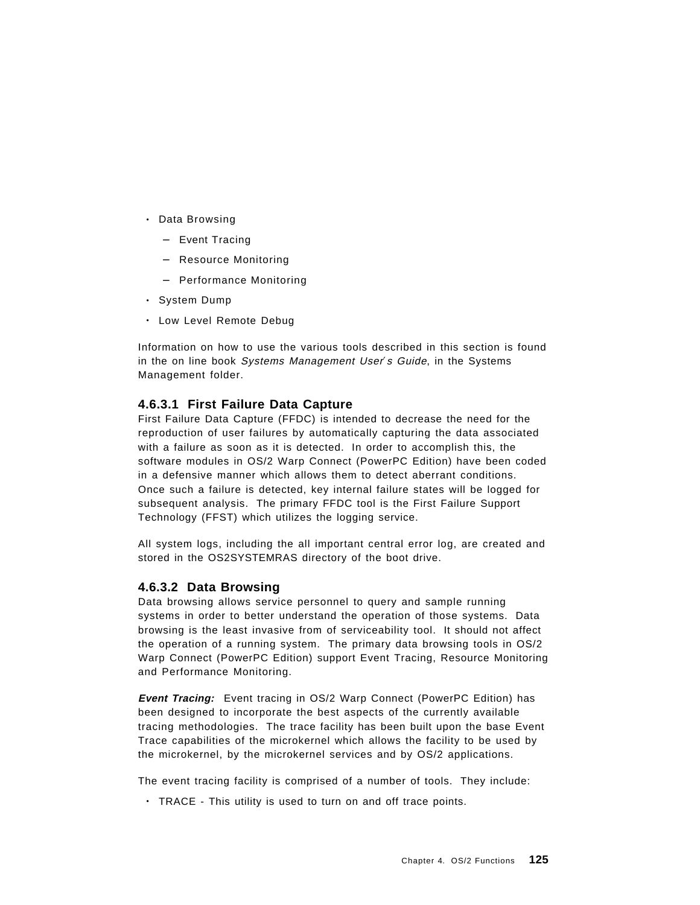- Data Browsing
  - Event Tracing
  - Resource Monitoring
  - Performance Monitoring
- System Dump
- Low Level Remote Debug

Information on how to use the various tools described in this section is found in the on line book *Systems Management User's Guide*, in the Systems Management folder.

### 4.6.3.1 First Failure Data Capture

First Failure Data Capture (FFDC) is intended to decrease the need for the reproduction of user failures by automatically capturing the data associated with a failure as soon as it is detected. In order to accomplish this, the software modules in OS/2 Warp Connect (PowerPC Edition) have been coded in a defensive manner which allows them to detect aberrant conditions. Once such a failure is detected, key internal failure states will be logged for subsequent analysis. The primary FFDC tool is the First Failure Support Technology (FFST) which utilizes the logging service.

All system logs, including the all important central error log, are created and stored in the OS2SYSTEMRAS directory of the boot drive.

### 4.6.3.2 Data Browsing

Data browsing allows service personnel to query and sample running systems in order to better understand the operation of those systems. Data browsing is the least invasive from of serviceability tool. It should not affect the operation of a running system. The primary data browsing tools in OS/2 Warp Connect (PowerPC Edition) support Event Tracing, Resource Monitoring and Performance Monitoring.

***Event Tracing:*** Event tracing in OS/2 Warp Connect (PowerPC Edition) has been designed to incorporate the best aspects of the currently available tracing methodologies. The trace facility has been built upon the base Event Trace capabilities of the microkernel which allows the facility to be used by the microkernel, by the microkernel services and by OS/2 applications.

The event tracing facility is comprised of a number of tools. They include:

- TRACE - This utility is used to turn on and off trace points.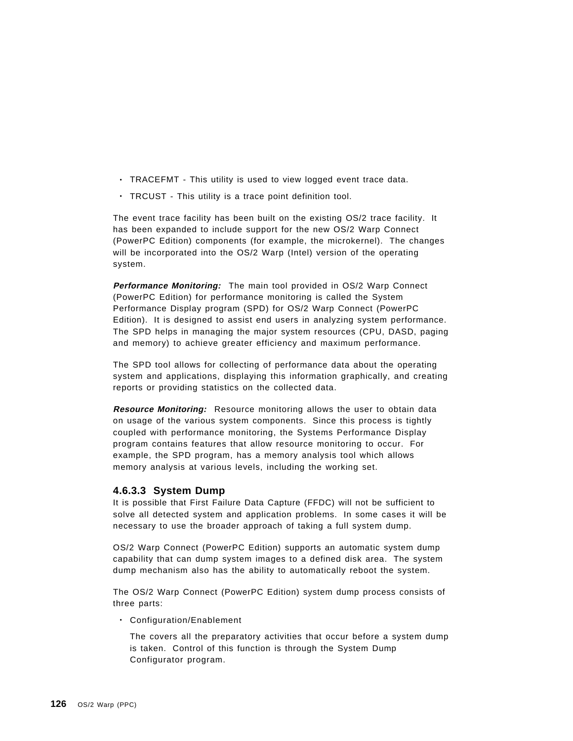- TRACEFMT - This utility is used to view logged event trace data.
- TRCUST - This utility is a trace point definition tool.

The event trace facility has been built on the existing OS/2 trace facility. It has been expanded to include support for the new OS/2 Warp Connect (PowerPC Edition) components (for example, the microkernel). The changes will be incorporated into the OS/2 Warp (Intel) version of the operating system.

***Performance Monitoring:*** The main tool provided in OS/2 Warp Connect (PowerPC Edition) for performance monitoring is called the System Performance Display program (SPD) for OS/2 Warp Connect (PowerPC Edition). It is designed to assist end users in analyzing system performance. The SPD helps in managing the major system resources (CPU, DASD, paging and memory) to achieve greater efficiency and maximum performance.

The SPD tool allows for collecting of performance data about the operating system and applications, displaying this information graphically, and creating reports or providing statistics on the collected data.

***Resource Monitoring:*** Resource monitoring allows the user to obtain data on usage of the various system components. Since this process is tightly coupled with performance monitoring, the Systems Performance Display program contains features that allow resource monitoring to occur. For example, the SPD program, has a memory analysis tool which allows memory analysis at various levels, including the working set.

#### 4.6.3.3 System Dump

It is possible that First Failure Data Capture (FFDC) will not be sufficient to solve all detected system and application problems. In some cases it will be necessary to use the broader approach of taking a full system dump.

OS/2 Warp Connect (PowerPC Edition) supports an automatic system dump capability that can dump system images to a defined disk area. The system dump mechanism also has the ability to automatically reboot the system.

The OS/2 Warp Connect (PowerPC Edition) system dump process consists of three parts:

- Configuration/Enablement

  The covers all the preparatory activities that occur before a system dump is taken. Control of this function is through the System Dump Configurator program.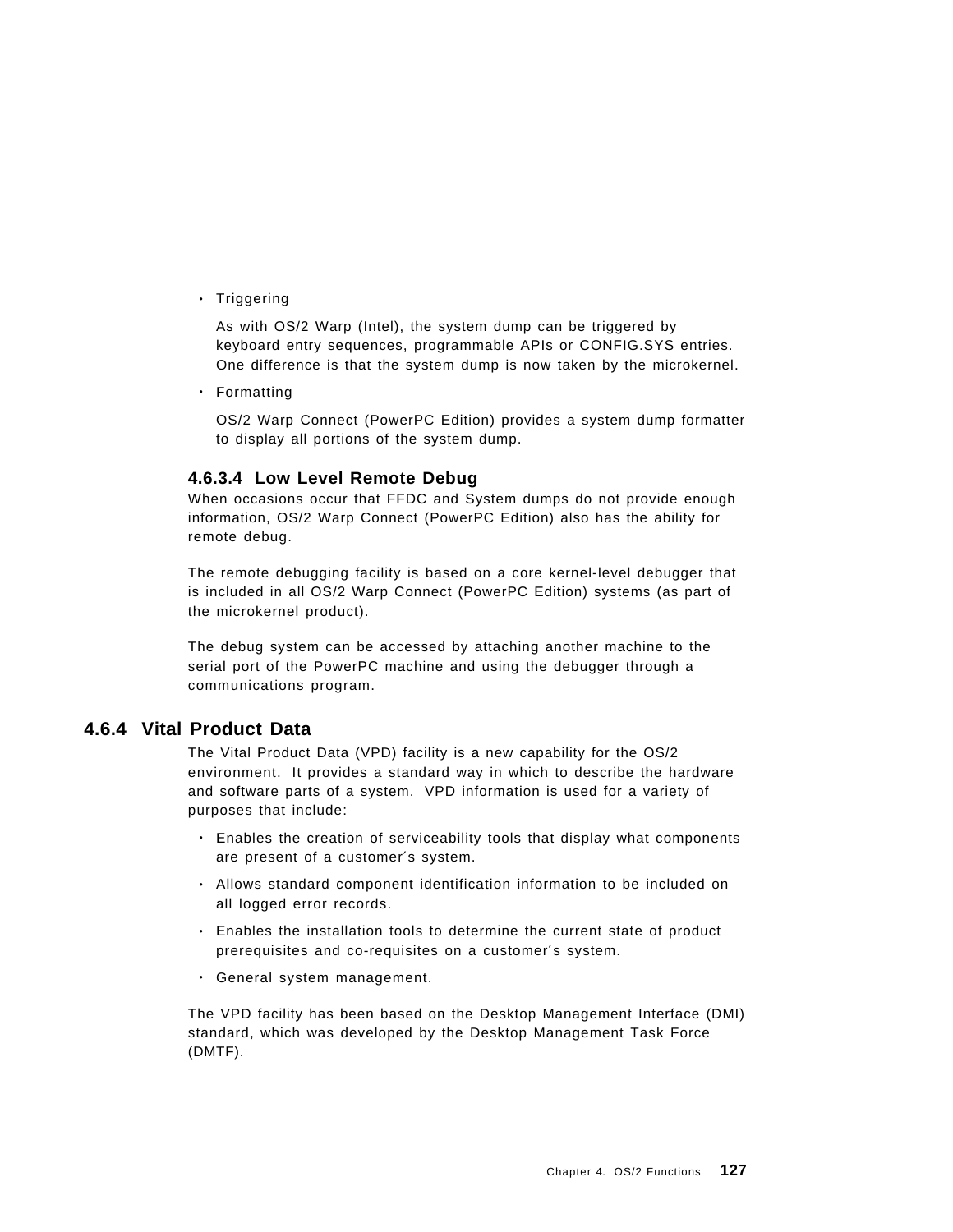- Triggering

  As with OS/2 Warp (Intel), the system dump can be triggered by keyboard entry sequences, programmable APIs or CONFIG.SYS entries. One difference is that the system dump is now taken by the microkernel.

- Formatting

  OS/2 Warp Connect (PowerPC Edition) provides a system dump formatter to display all portions of the system dump.

#### 4.6.3.4 Low Level Remote Debug

When occasions occur that FFDC and System dumps do not provide enough information, OS/2 Warp Connect (PowerPC Edition) also has the ability for remote debug.

The remote debugging facility is based on a core kernel-level debugger that is included in all OS/2 Warp Connect (PowerPC Edition) systems (as part of the microkernel product).

The debug system can be accessed by attaching another machine to the serial port of the PowerPC machine and using the debugger through a communications program.

### 4.6.4 Vital Product Data

The Vital Product Data (VPD) facility is a new capability for the OS/2 environment. It provides a standard way in which to describe the hardware and software parts of a system. VPD information is used for a variety of purposes that include:

- Enables the creation of serviceability tools that display what components are present of a customer′s system.
- Allows standard component identification information to be included on all logged error records.
- Enables the installation tools to determine the current state of product prerequisites and co-requisites on a customer′s system.
- General system management.

The VPD facility has been based on the Desktop Management Interface (DMI) standard, which was developed by the Desktop Management Task Force (DMTF).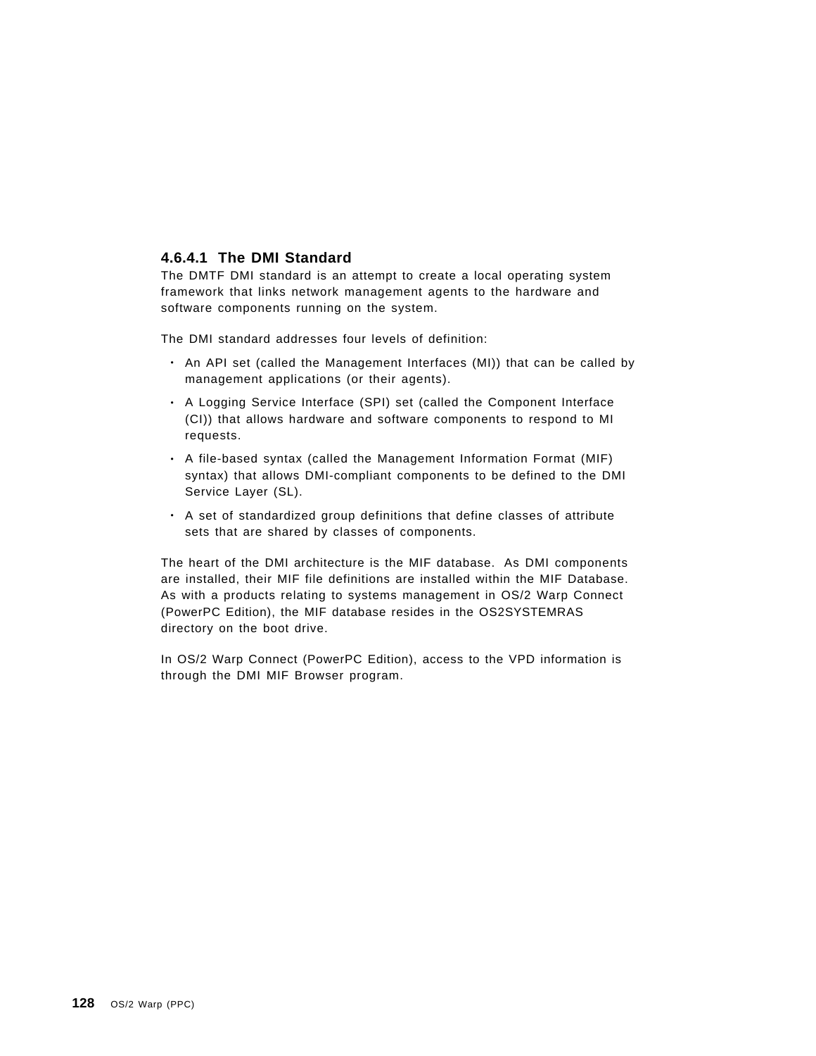#### 4.6.4.1 The DMI Standard

The DMTF DMI standard is an attempt to create a local operating system framework that links network management agents to the hardware and software components running on the system.

The DMI standard addresses four levels of definition:

- An API set (called the Management Interfaces (MI)) that can be called by management applications (or their agents).
- A Logging Service Interface (SPI) set (called the Component Interface (CI)) that allows hardware and software components to respond to MI requests.
- A file-based syntax (called the Management Information Format (MIF) syntax) that allows DMI-compliant components to be defined to the DMI Service Layer (SL).
- A set of standardized group definitions that define classes of attribute sets that are shared by classes of components.

The heart of the DMI architecture is the MIF database. As DMI components are installed, their MIF file definitions are installed within the MIF Database. As with a products relating to systems management in OS/2 Warp Connect (PowerPC Edition), the MIF database resides in the OS2SYSTEMRAS directory on the boot drive.

In OS/2 Warp Connect (PowerPC Edition), access to the VPD information is through the DMI MIF Browser program.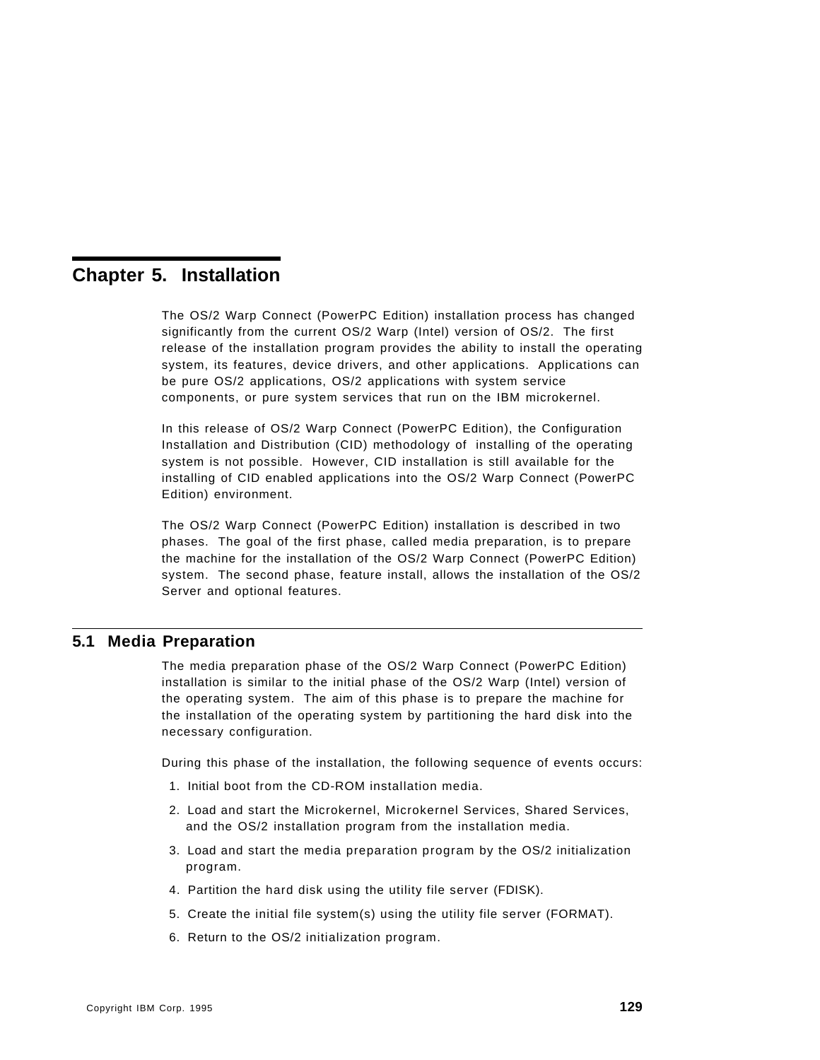# Chapter 5. Installation

The OS/2 Warp Connect (PowerPC Edition) installation process has changed significantly from the current OS/2 Warp (Intel) version of OS/2. The first release of the installation program provides the ability to install the operating system, its features, device drivers, and other applications. Applications can be pure OS/2 applications, OS/2 applications with system service components, or pure system services that run on the IBM microkernel.

In this release of OS/2 Warp Connect (PowerPC Edition), the Configuration Installation and Distribution (CID) methodology of installing of the operating system is not possible. However, CID installation is still available for the installing of CID enabled applications into the OS/2 Warp Connect (PowerPC Edition) environment.

The OS/2 Warp Connect (PowerPC Edition) installation is described in two phases. The goal of the first phase, called media preparation, is to prepare the machine for the installation of the OS/2 Warp Connect (PowerPC Edition) system. The second phase, feature install, allows the installation of the OS/2 Server and optional features.

## 5.1 Media Preparation

The media preparation phase of the OS/2 Warp Connect (PowerPC Edition) installation is similar to the initial phase of the OS/2 Warp (Intel) version of the operating system. The aim of this phase is to prepare the machine for the installation of the operating system by partitioning the hard disk into the necessary configuration.

During this phase of the installation, the following sequence of events occurs:

1. Initial boot from the CD-ROM installation media.
2. Load and start the Microkernel, Microkernel Services, Shared Services, and the OS/2 installation program from the installation media.
3. Load and start the media preparation program by the OS/2 initialization program.
4. Partition the hard disk using the utility file server (FDISK).
5. Create the initial file system(s) using the utility file server (FORMAT).
6. Return to the OS/2 initialization program.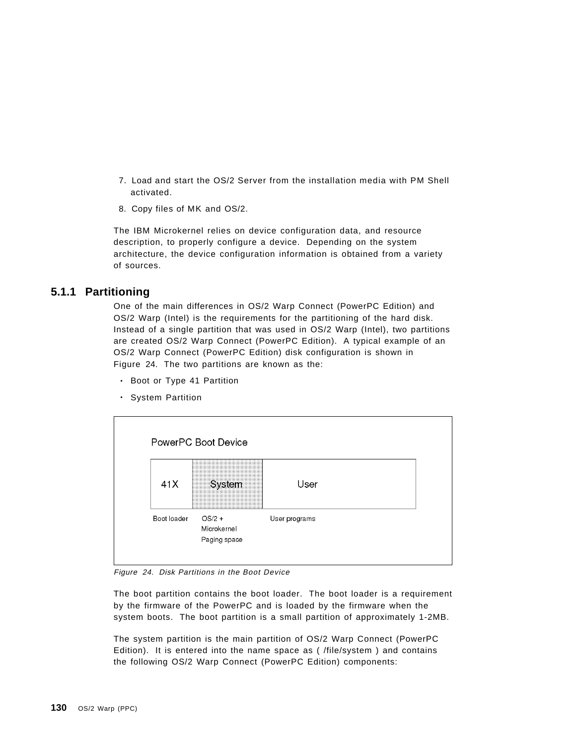7. Load and start the OS/2 Server from the installation media with PM Shell activated.
8. Copy files of MK and OS/2.

The IBM Microkernel relies on device configuration data, and resource description, to properly configure a device. Depending on the system architecture, the device configuration information is obtained from a variety of sources.

### 5.1.1 Partitioning

One of the main differences in OS/2 Warp Connect (PowerPC Edition) and OS/2 Warp (Intel) is the requirements for the partitioning of the hard disk. Instead of a single partition that was used in OS/2 Warp (Intel), two partitions are created OS/2 Warp Connect (PowerPC Edition). A typical example of an OS/2 Warp Connect (PowerPC Edition) disk configuration is shown in Figure 24. The two partitions are known as the:

- Boot or Type 41 Partition
- System Partition

PowerPC Boot Device

| 41X | System | User |
|---|---|---|
| Boot loader | OS/2 + Microkernel Paging space | User programs |

*Figure 24. Disk Partitions in the Boot Device*

The boot partition contains the boot loader. The boot loader is a requirement by the firmware of the PowerPC and is loaded by the firmware when the system boots. The boot partition is a small partition of approximately 1-2MB.

The system partition is the main partition of OS/2 Warp Connect (PowerPC Edition). It is entered into the name space as ( /file/system ) and contains the following OS/2 Warp Connect (PowerPC Edition) components: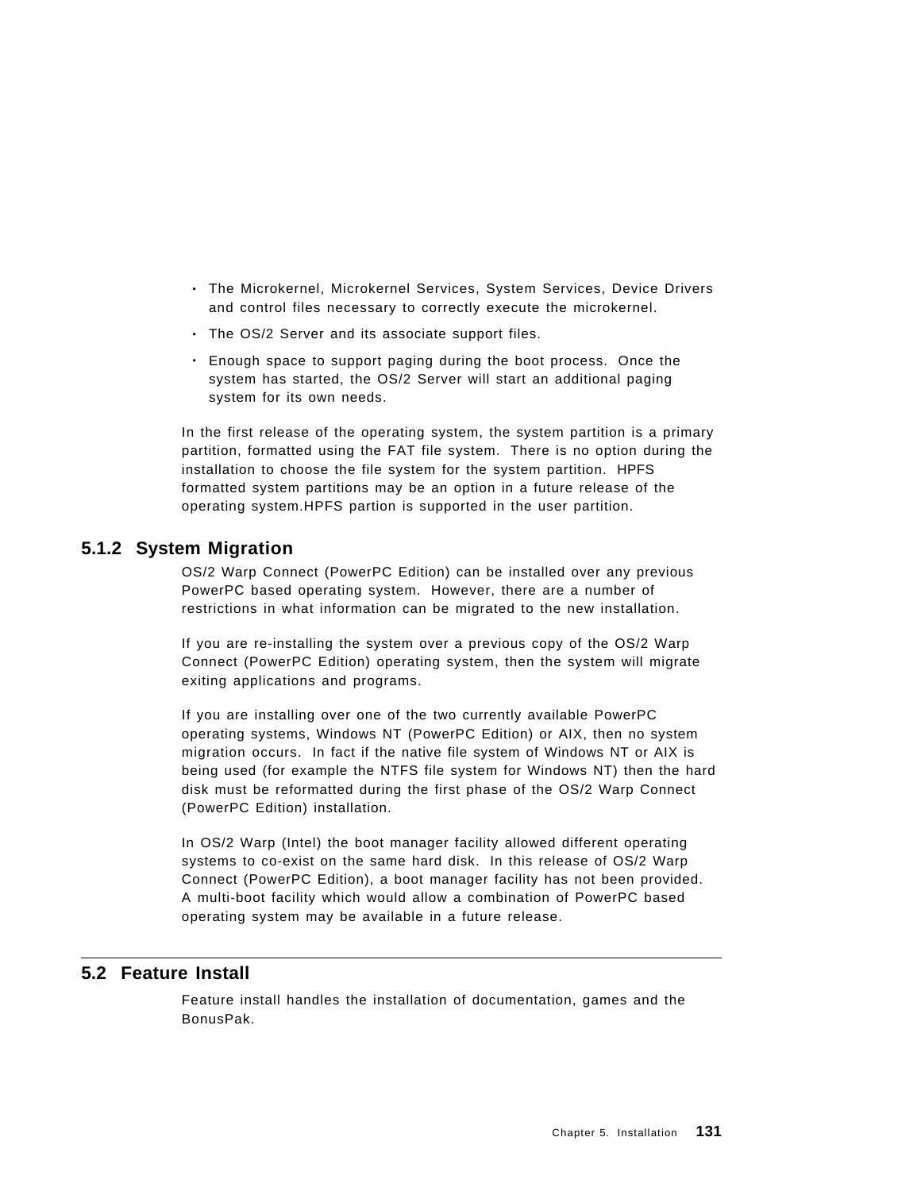- The Microkernel, Microkernel Services, System Services, Device Drivers and control files necessary to correctly execute the microkernel.
- The OS/2 Server and its associate support files.
- Enough space to support paging during the boot process. Once the system has started, the OS/2 Server will start an additional paging system for its own needs.

In the first release of the operating system, the system partition is a primary partition, formatted using the FAT file system. There is no option during the installation to choose the file system for the system partition. HPFS formatted system partitions may be an option in a future release of the operating system.HPFS partion is supported in the user partition.

### 5.1.2 System Migration

OS/2 Warp Connect (PowerPC Edition) can be installed over any previous PowerPC based operating system. However, there are a number of restrictions in what information can be migrated to the new installation.

If you are re-installing the system over a previous copy of the OS/2 Warp Connect (PowerPC Edition) operating system, then the system will migrate exiting applications and programs.

If you are installing over one of the two currently available PowerPC operating systems, Windows NT (PowerPC Edition) or AIX, then no system migration occurs. In fact if the native file system of Windows NT or AIX is being used (for example the NTFS file system for Windows NT) then the hard disk must be reformatted during the first phase of the OS/2 Warp Connect (PowerPC Edition) installation.

In OS/2 Warp (Intel) the boot manager facility allowed different operating systems to co-exist on the same hard disk. In this release of OS/2 Warp Connect (PowerPC Edition), a boot manager facility has not been provided. A multi-boot facility which would allow a combination of PowerPC based operating system may be available in a future release.

## 5.2 Feature Install

Feature install handles the installation of documentation, games and the BonusPak.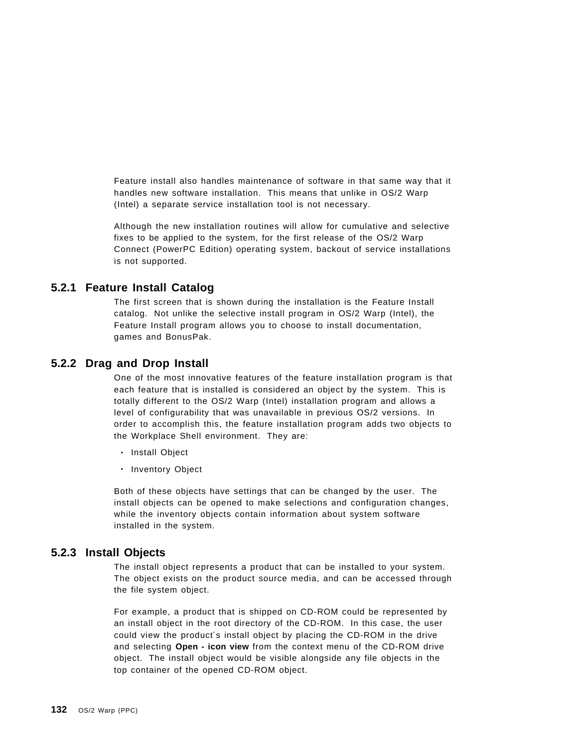Feature install also handles maintenance of software in that same way that it handles new software installation. This means that unlike in OS/2 Warp (Intel) a separate service installation tool is not necessary.

Although the new installation routines will allow for cumulative and selective fixes to be applied to the system, for the first release of the OS/2 Warp Connect (PowerPC Edition) operating system, backout of service installations is not supported.

### 5.2.1 Feature Install Catalog

The first screen that is shown during the installation is the Feature Install catalog. Not unlike the selective install program in OS/2 Warp (Intel), the Feature Install program allows you to choose to install documentation, games and BonusPak.

### 5.2.2 Drag and Drop Install

One of the most innovative features of the feature installation program is that each feature that is installed is considered an object by the system. This is totally different to the OS/2 Warp (Intel) installation program and allows a level of configurability that was unavailable in previous OS/2 versions. In order to accomplish this, the feature installation program adds two objects to the Workplace Shell environment. They are:

- Install Object
- Inventory Object

Both of these objects have settings that can be changed by the user. The install objects can be opened to make selections and configuration changes, while the inventory objects contain information about system software installed in the system.

### 5.2.3 Install Objects

The install object represents a product that can be installed to your system. The object exists on the product source media, and can be accessed through the file system object.

For example, a product that is shipped on CD-ROM could be represented by an install object in the root directory of the CD-ROM. In this case, the user could view the product´s install object by placing the CD-ROM in the drive and selecting **Open - icon view** from the context menu of the CD-ROM drive object. The install object would be visible alongside any file objects in the top container of the opened CD-ROM object.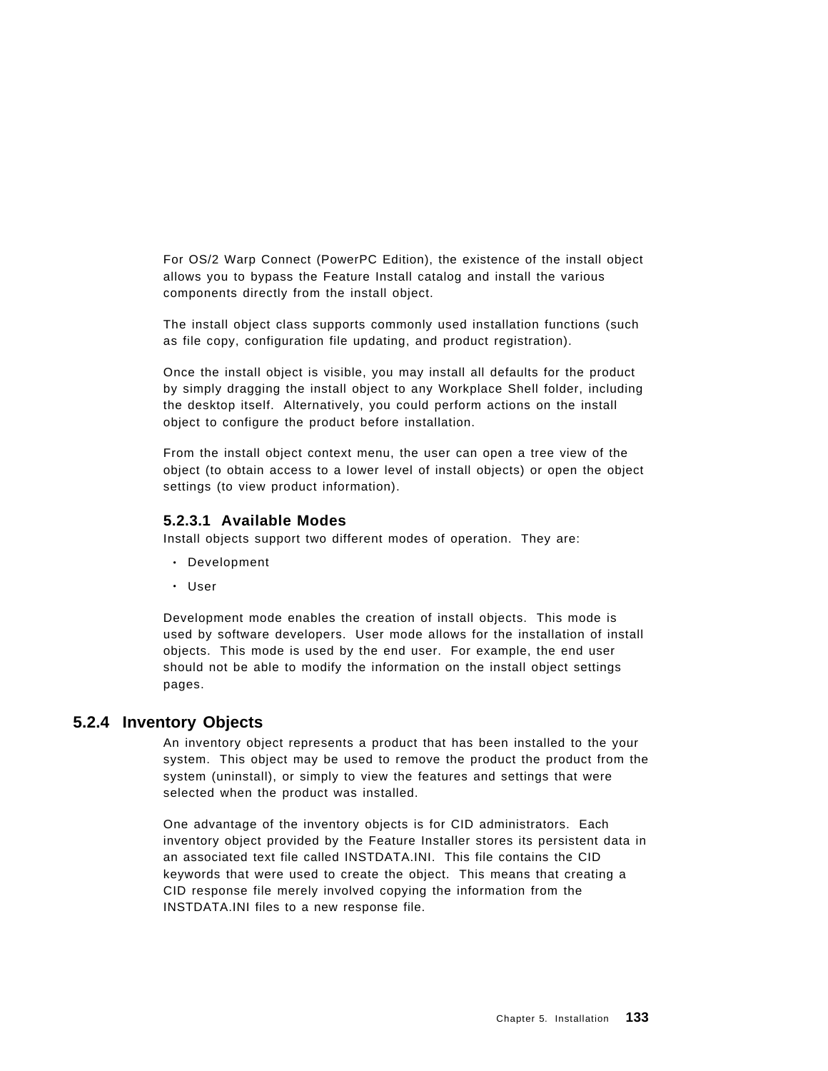For OS/2 Warp Connect (PowerPC Edition), the existence of the install object allows you to bypass the Feature Install catalog and install the various components directly from the install object.

The install object class supports commonly used installation functions (such as file copy, configuration file updating, and product registration).

Once the install object is visible, you may install all defaults for the product by simply dragging the install object to any Workplace Shell folder, including the desktop itself. Alternatively, you could perform actions on the install object to configure the product before installation.

From the install object context menu, the user can open a tree view of the object (to obtain access to a lower level of install objects) or open the object settings (to view product information).

#### 5.2.3.1 Available Modes

Install objects support two different modes of operation. They are:

- Development
- User

Development mode enables the creation of install objects. This mode is used by software developers. User mode allows for the installation of install objects. This mode is used by the end user. For example, the end user should not be able to modify the information on the install object settings pages.

### 5.2.4 Inventory Objects

An inventory object represents a product that has been installed to the your system. This object may be used to remove the product the product from the system (uninstall), or simply to view the features and settings that were selected when the product was installed.

One advantage of the inventory objects is for CID administrators. Each inventory object provided by the Feature Installer stores its persistent data in an associated text file called INSTDATA.INI. This file contains the CID keywords that were used to create the object. This means that creating a CID response file merely involved copying the information from the INSTDATA.INI files to a new response file.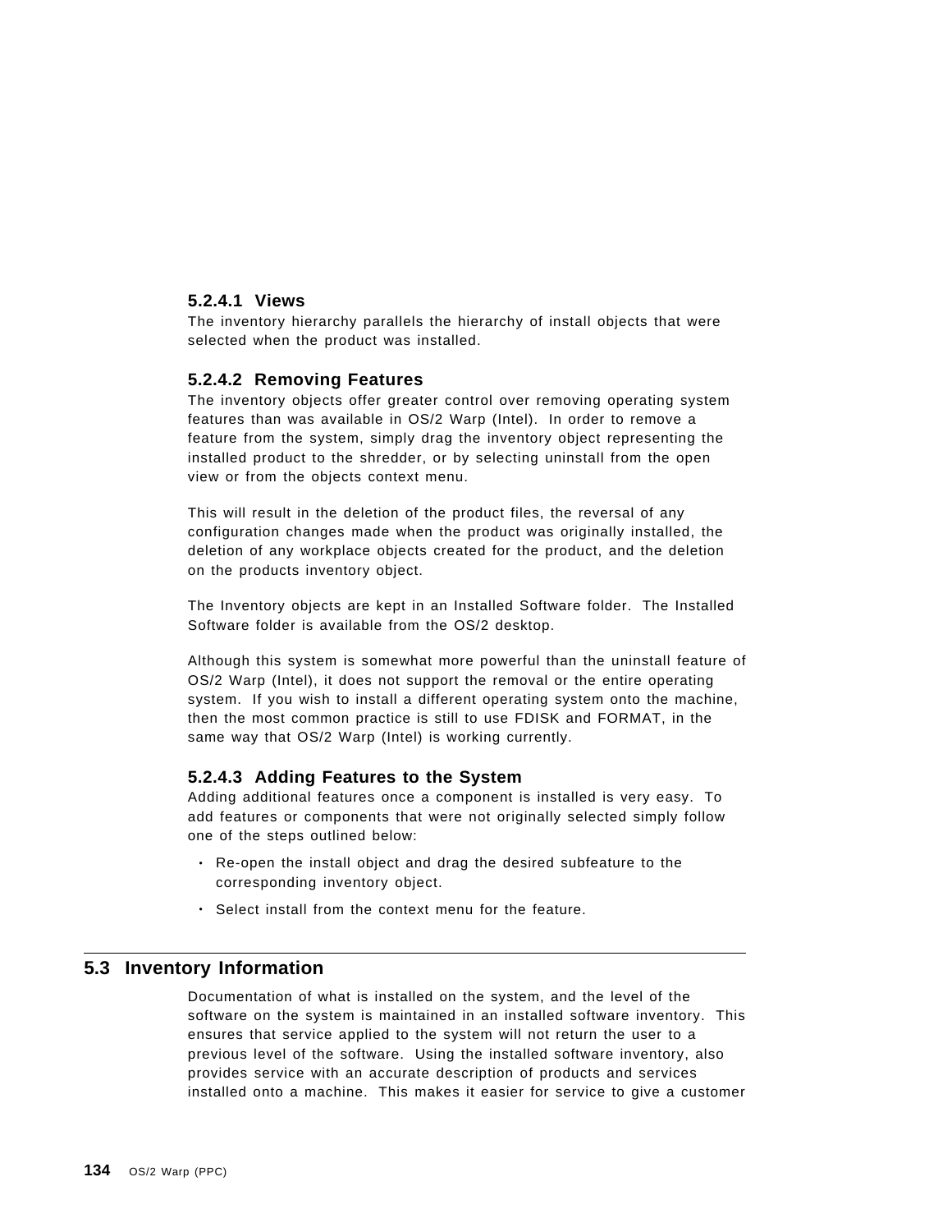#### 5.2.4.1 Views

The inventory hierarchy parallels the hierarchy of install objects that were selected when the product was installed.

#### 5.2.4.2 Removing Features

The inventory objects offer greater control over removing operating system features than was available in OS/2 Warp (Intel). In order to remove a feature from the system, simply drag the inventory object representing the installed product to the shredder, or by selecting uninstall from the open view or from the objects context menu.

This will result in the deletion of the product files, the reversal of any configuration changes made when the product was originally installed, the deletion of any workplace objects created for the product, and the deletion on the products inventory object.

The Inventory objects are kept in an Installed Software folder. The Installed Software folder is available from the OS/2 desktop.

Although this system is somewhat more powerful than the uninstall feature of OS/2 Warp (Intel), it does not support the removal or the entire operating system. If you wish to install a different operating system onto the machine, then the most common practice is still to use FDISK and FORMAT, in the same way that OS/2 Warp (Intel) is working currently.

#### 5.2.4.3 Adding Features to the System

Adding additional features once a component is installed is very easy. To add features or components that were not originally selected simply follow one of the steps outlined below:

- Re-open the install object and drag the desired subfeature to the corresponding inventory object.
- Select install from the context menu for the feature.

## 5.3 Inventory Information

Documentation of what is installed on the system, and the level of the software on the system is maintained in an installed software inventory. This ensures that service applied to the system will not return the user to a previous level of the software. Using the installed software inventory, also provides service with an accurate description of products and services installed onto a machine. This makes it easier for service to give a customer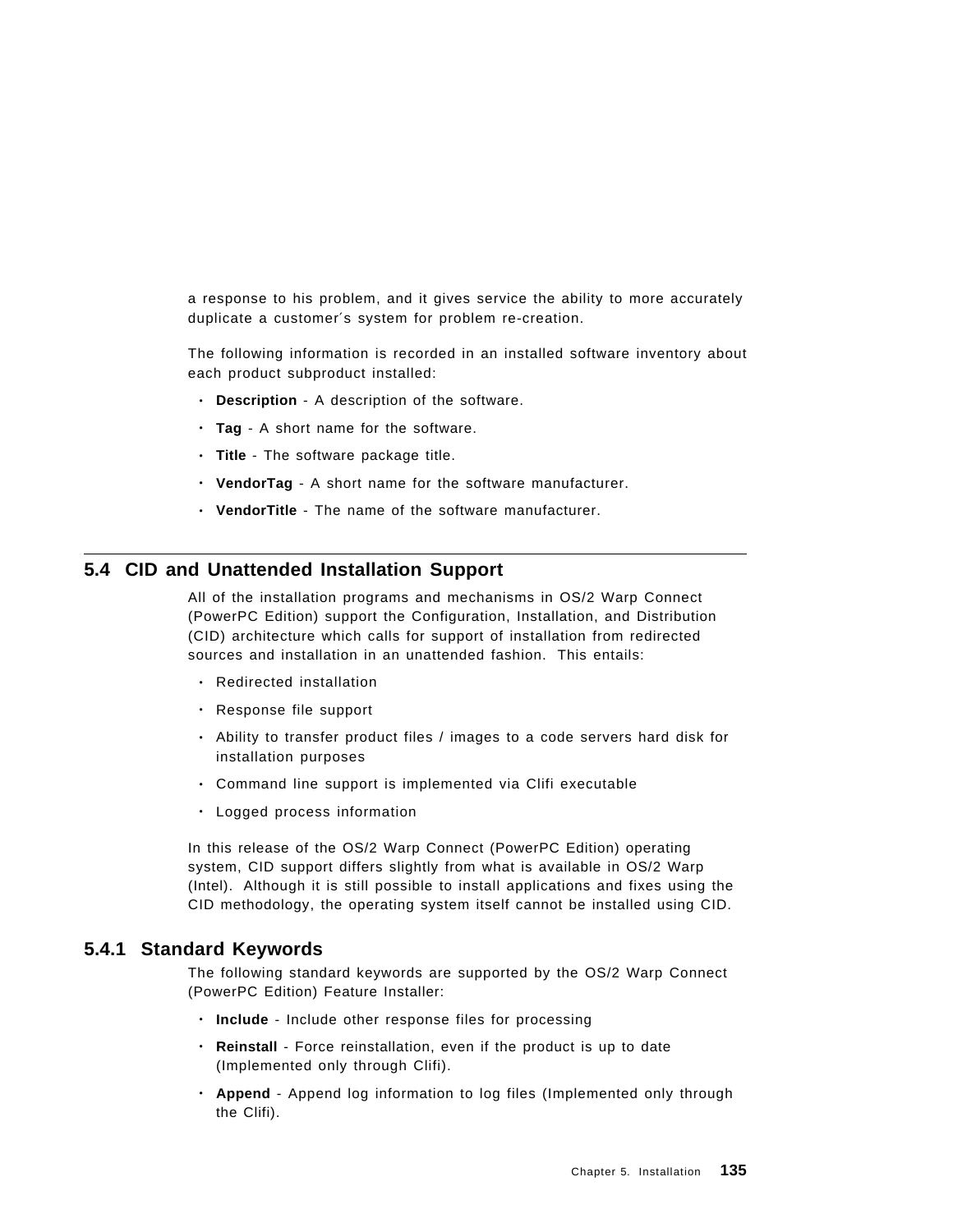a response to his problem, and it gives service the ability to more accurately duplicate a customer′s system for problem re-creation.

The following information is recorded in an installed software inventory about each product subproduct installed:

- **Description** - A description of the software.
- **Tag** - A short name for the software.
- **Title** - The software package title.
- **VendorTag** - A short name for the software manufacturer.
- **VendorTitle** - The name of the software manufacturer.

## 5.4 CID and Unattended Installation Support

All of the installation programs and mechanisms in OS/2 Warp Connect (PowerPC Edition) support the Configuration, Installation, and Distribution (CID) architecture which calls for support of installation from redirected sources and installation in an unattended fashion. This entails:

- Redirected installation
- Response file support
- Ability to transfer product files / images to a code servers hard disk for installation purposes
- Command line support is implemented via Clifi executable
- Logged process information

In this release of the OS/2 Warp Connect (PowerPC Edition) operating system, CID support differs slightly from what is available in OS/2 Warp (Intel). Although it is still possible to install applications and fixes using the CID methodology, the operating system itself cannot be installed using CID.

### 5.4.1 Standard Keywords

The following standard keywords are supported by the OS/2 Warp Connect (PowerPC Edition) Feature Installer:

- **Include** - Include other response files for processing
- **Reinstall** - Force reinstallation, even if the product is up to date (Implemented only through Clifi).
- **Append** - Append log information to log files (Implemented only through the Clifi).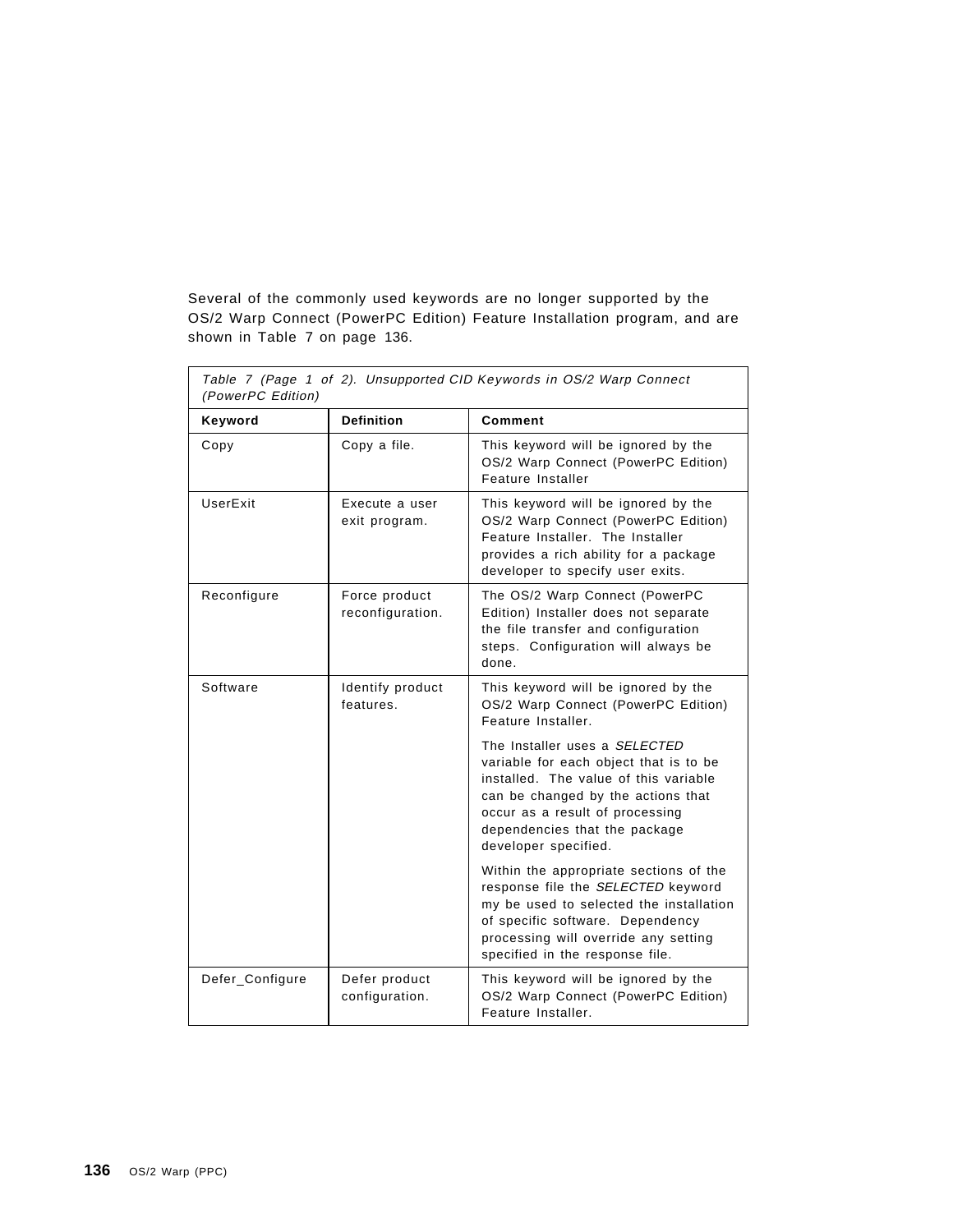Several of the commonly used keywords are no longer supported by the OS/2 Warp Connect (PowerPC Edition) Feature Installation program, and are shown in Table 7 on page 136.

*Table 7 (Page 1 of 2). Unsupported CID Keywords in OS/2 Warp Connect (PowerPC Edition)*

| Keyword | Definition | Comment |
| --- | --- | --- |
| Copy | Copy a file. | This keyword will be ignored by the OS/2 Warp Connect (PowerPC Edition) Feature Installer |
| UserExit | Execute a user exit program. | This keyword will be ignored by the OS/2 Warp Connect (PowerPC Edition) Feature Installer. The Installer provides a rich ability for a package developer to specify user exits. |
| Reconfigure | Force product reconfiguration. | The OS/2 Warp Connect (PowerPC Edition) Installer does not separate the file transfer and configuration steps. Configuration will always be done. |
| Software | Identify product features. | This keyword will be ignored by the OS/2 Warp Connect (PowerPC Edition) Feature Installer.<br><br>The Installer uses a *SELECTED* variable for each object that is to be installed. The value of this variable can be changed by the actions that occur as a result of processing dependencies that the package developer specified.<br><br>Within the appropriate sections of the response file the *SELECTED* keyword my be used to selected the installation of specific software. Dependency processing will override any setting specified in the response file. |
| Defer_Configure | Defer product configuration. | This keyword will be ignored by the OS/2 Warp Connect (PowerPC Edition) Feature Installer. |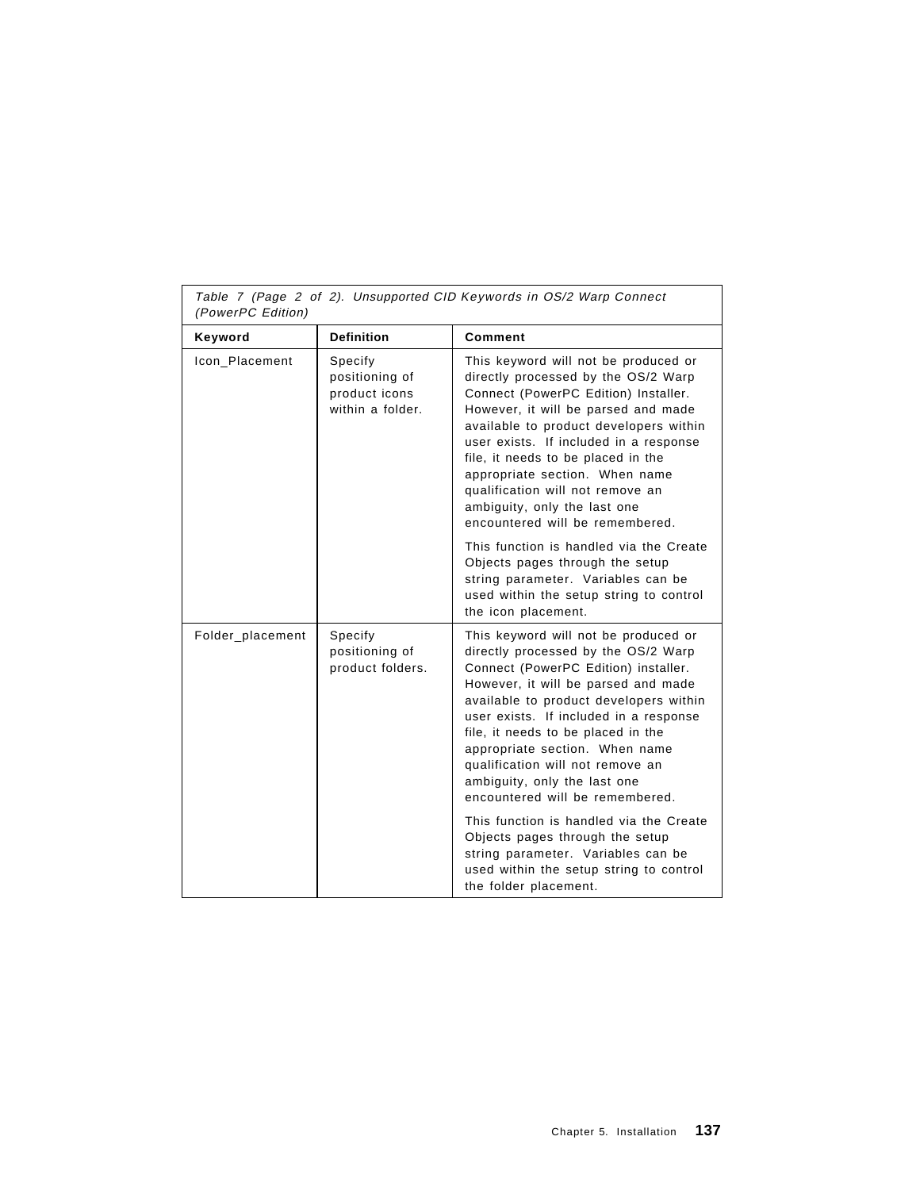Table 7 (Page 2 of 2). Unsupported CID Keywords in OS/2 Warp Connect (PowerPC Edition)

| Keyword | Definition | Comment |
| --- | --- | --- |
| Icon_Placement | Specify positioning of product icons within a folder. | This keyword will not be produced or directly processed by the OS/2 Warp Connect (PowerPC Edition) Installer. However, it will be parsed and made available to product developers within user exists. If included in a response file, it needs to be placed in the appropriate section. When name qualification will not remove an ambiguity, only the last one encountered will be remembered.<br><br>This function is handled via the Create Objects pages through the setup string parameter. Variables can be used within the setup string to control the icon placement. |
| Folder_placement | Specify positioning of product folders. | This keyword will not be produced or directly processed by the OS/2 Warp Connect (PowerPC Edition) installer. However, it will be parsed and made available to product developers within user exists. If included in a response file, it needs to be placed in the appropriate section. When name qualification will not remove an ambiguity, only the last one encountered will be remembered.<br><br>This function is handled via the Create Objects pages through the setup string parameter. Variables can be used within the setup string to control the folder placement. |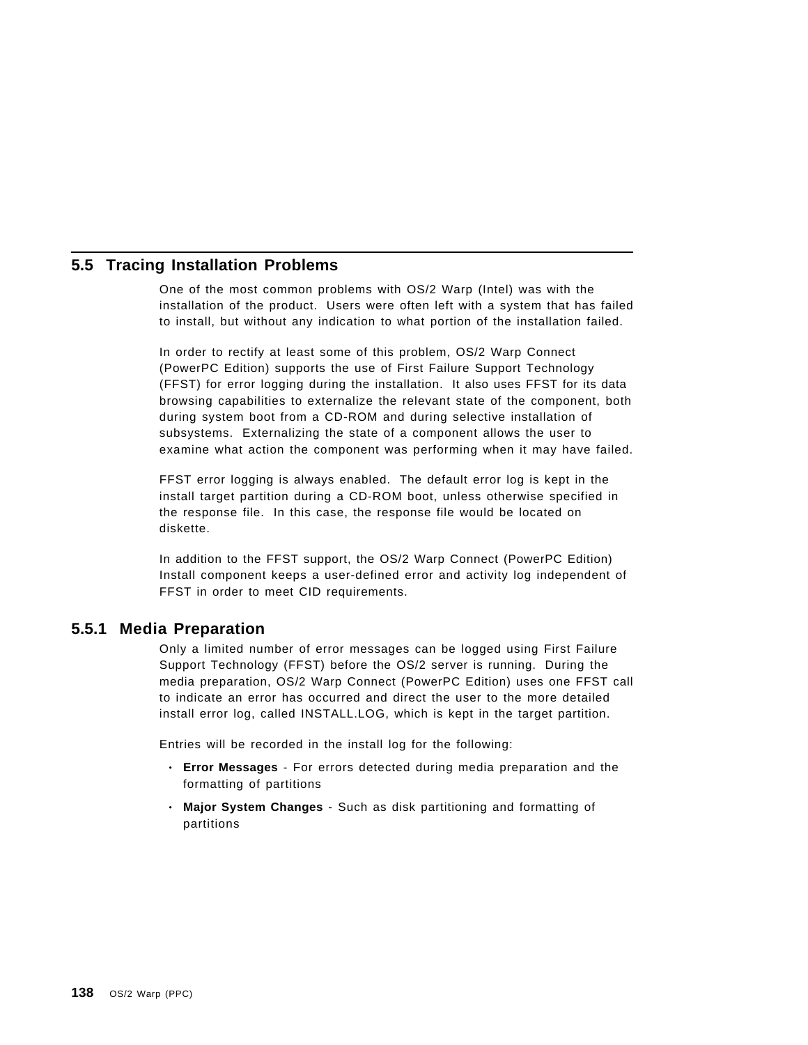## 5.5 Tracing Installation Problems

One of the most common problems with OS/2 Warp (Intel) was with the installation of the product. Users were often left with a system that has failed to install, but without any indication to what portion of the installation failed.

In order to rectify at least some of this problem, OS/2 Warp Connect (PowerPC Edition) supports the use of First Failure Support Technology (FFST) for error logging during the installation. It also uses FFST for its data browsing capabilities to externalize the relevant state of the component, both during system boot from a CD-ROM and during selective installation of subsystems. Externalizing the state of a component allows the user to examine what action the component was performing when it may have failed.

FFST error logging is always enabled. The default error log is kept in the install target partition during a CD-ROM boot, unless otherwise specified in the response file. In this case, the response file would be located on diskette.

In addition to the FFST support, the OS/2 Warp Connect (PowerPC Edition) Install component keeps a user-defined error and activity log independent of FFST in order to meet CID requirements.

### 5.5.1 Media Preparation

Only a limited number of error messages can be logged using First Failure Support Technology (FFST) before the OS/2 server is running. During the media preparation, OS/2 Warp Connect (PowerPC Edition) uses one FFST call to indicate an error has occurred and direct the user to the more detailed install error log, called INSTALL.LOG, which is kept in the target partition.

Entries will be recorded in the install log for the following:

- **Error Messages** - For errors detected during media preparation and the formatting of partitions
- **Major System Changes** - Such as disk partitioning and formatting of partitions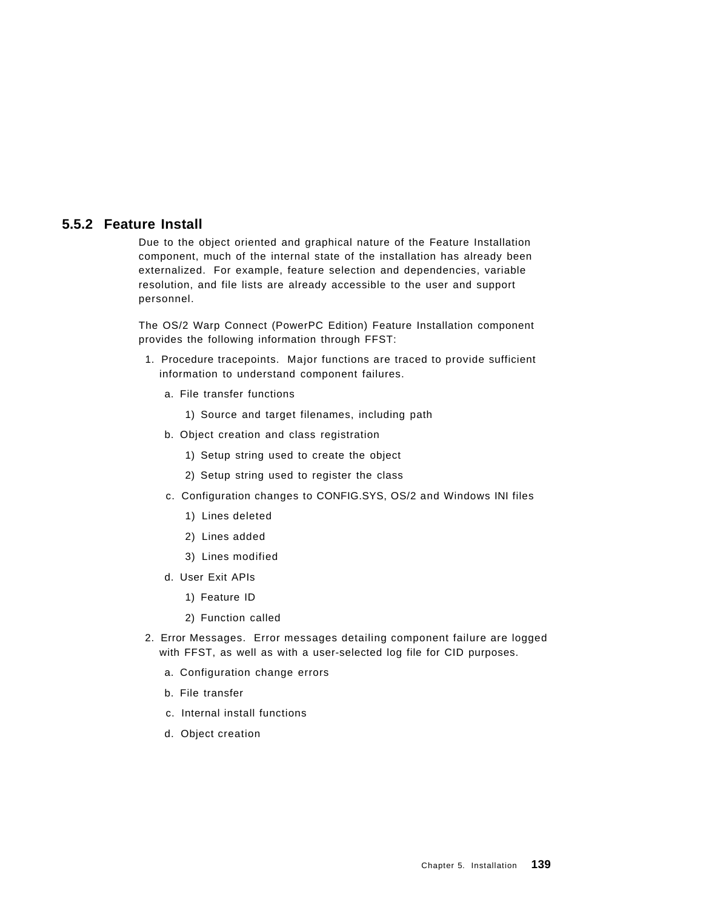### 5.5.2 Feature Install

Due to the object oriented and graphical nature of the Feature Installation component, much of the internal state of the installation has already been externalized. For example, feature selection and dependencies, variable resolution, and file lists are already accessible to the user and support personnel.

The OS/2 Warp Connect (PowerPC Edition) Feature Installation component provides the following information through FFST:

1. Procedure tracepoints. Major functions are traced to provide sufficient information to understand component failures.
   a. File transfer functions
      1) Source and target filenames, including path
   b. Object creation and class registration
      1) Setup string used to create the object
      2) Setup string used to register the class
   c. Configuration changes to CONFIG.SYS, OS/2 and Windows INI files
      1) Lines deleted
      2) Lines added
      3) Lines modified
   d. User Exit APIs
      1) Feature ID
      2) Function called
2. Error Messages. Error messages detailing component failure are logged with FFST, as well as with a user-selected log file for CID purposes.
   a. Configuration change errors
   b. File transfer
   c. Internal install functions
   d. Object creation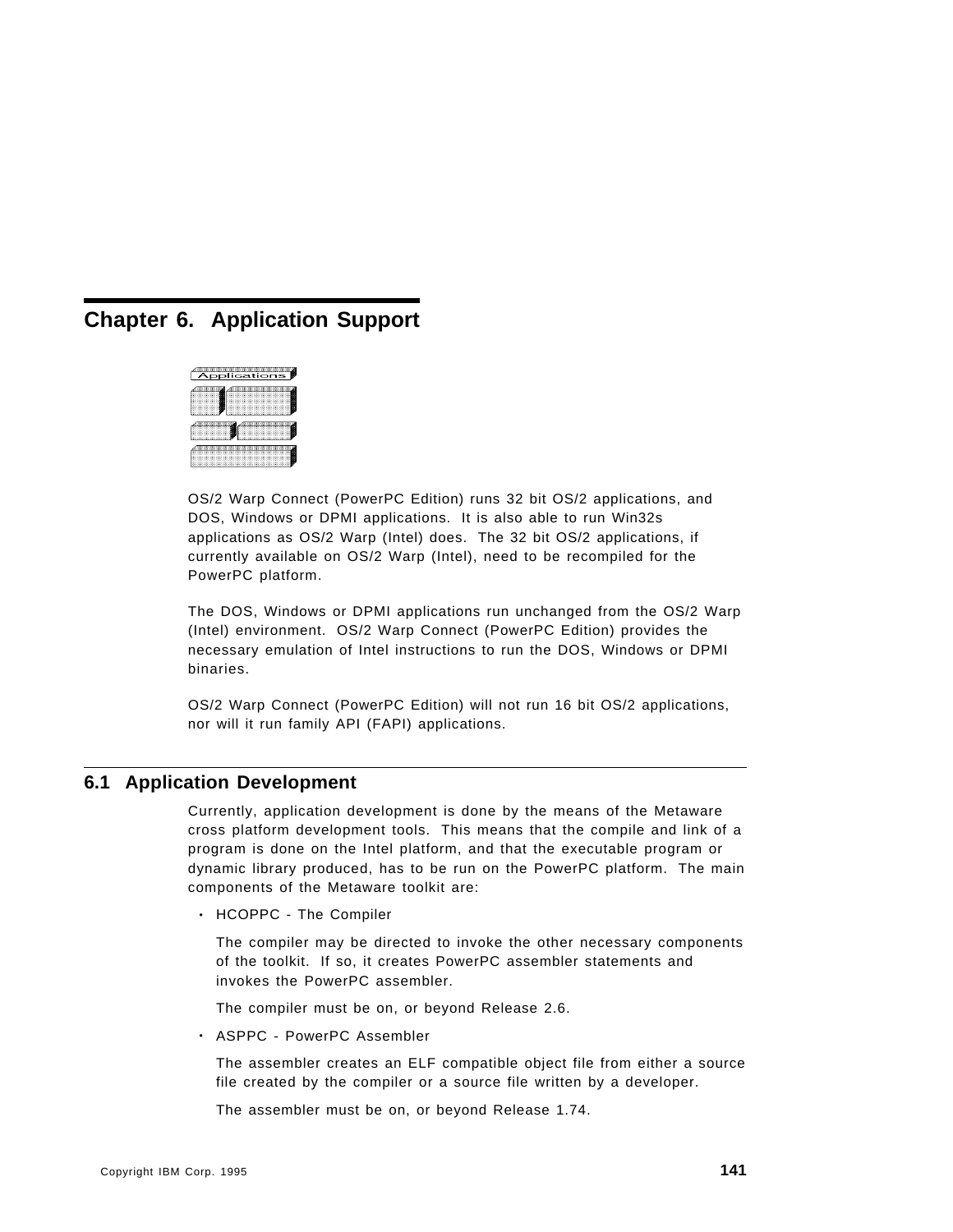# Chapter 6. Application Support

OS/2 Warp Connect (PowerPC Edition) runs 32 bit OS/2 applications, and DOS, Windows or DPMI applications. It is also able to run Win32s applications as OS/2 Warp (Intel) does. The 32 bit OS/2 applications, if currently available on OS/2 Warp (Intel), need to be recompiled for the PowerPC platform.

The DOS, Windows or DPMI applications run unchanged from the OS/2 Warp (Intel) environment. OS/2 Warp Connect (PowerPC Edition) provides the necessary emulation of Intel instructions to run the DOS, Windows or DPMI binaries.

OS/2 Warp Connect (PowerPC Edition) will not run 16 bit OS/2 applications, nor will it run family API (FAPI) applications.

## 6.1 Application Development

Currently, application development is done by the means of the Metaware cross platform development tools. This means that the compile and link of a program is done on the Intel platform, and that the executable program or dynamic library produced, has to be run on the PowerPC platform. The main components of the Metaware toolkit are:

- HCOPPC - The Compiler

  The compiler may be directed to invoke the other necessary components of the toolkit. If so, it creates PowerPC assembler statements and invokes the PowerPC assembler.

  The compiler must be on, or beyond Release 2.6.

- ASPPC - PowerPC Assembler

  The assembler creates an ELF compatible object file from either a source file created by the compiler or a source file written by a developer.

  The assembler must be on, or beyond Release 1.74.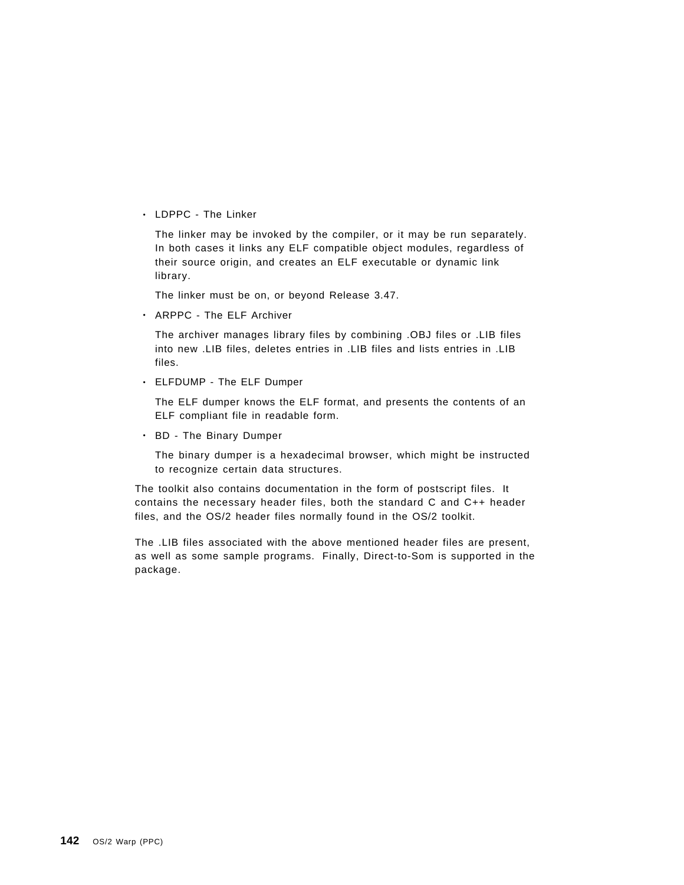- LDPPC - The Linker

  The linker may be invoked by the compiler, or it may be run separately. In both cases it links any ELF compatible object modules, regardless of their source origin, and creates an ELF executable or dynamic link library.

  The linker must be on, or beyond Release 3.47.

- ARPPC - The ELF Archiver

  The archiver manages library files by combining .OBJ files or .LIB files into new .LIB files, deletes entries in .LIB files and lists entries in .LIB files.

- ELFDUMP - The ELF Dumper

  The ELF dumper knows the ELF format, and presents the contents of an ELF compliant file in readable form.

- BD - The Binary Dumper

  The binary dumper is a hexadecimal browser, which might be instructed to recognize certain data structures.

The toolkit also contains documentation in the form of postscript files. It contains the necessary header files, both the standard C and C++ header files, and the OS/2 header files normally found in the OS/2 toolkit.

The .LIB files associated with the above mentioned header files are present, as well as some sample programs. Finally, Direct-to-Som is supported in the package.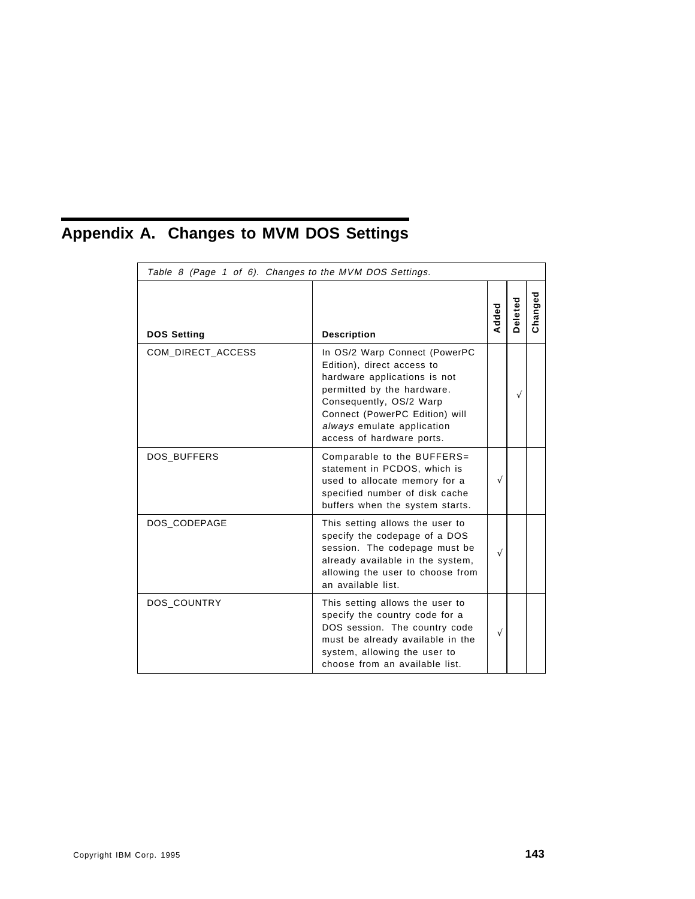# Appendix A. Changes to MVM DOS Settings

*Table 8 (Page 1 of 6). Changes to the MVM DOS Settings.*

| DOS Setting | Description | Added | Deleted | Changed |
|---|---|---|---|---|
| COM_DIRECT_ACCESS | In OS/2 Warp Connect (PowerPC Edition), direct access to hardware applications is not permitted by the hardware. Consequently, OS/2 Warp Connect (PowerPC Edition) will *always* emulate application access of hardware ports. | | √ | |
| DOS_BUFFERS | Comparable to the BUFFERS= statement in PCDOS, which is used to allocate memory for a specified number of disk cache buffers when the system starts. | √ | | |
| DOS_CODEPAGE | This setting allows the user to specify the codepage of a DOS session. The codepage must be already available in the system, allowing the user to choose from an available list. | √ | | |
| DOS_COUNTRY | This setting allows the user to specify the country code for a DOS session. The country code must be already available in the system, allowing the user to choose from an available list. | √ | | |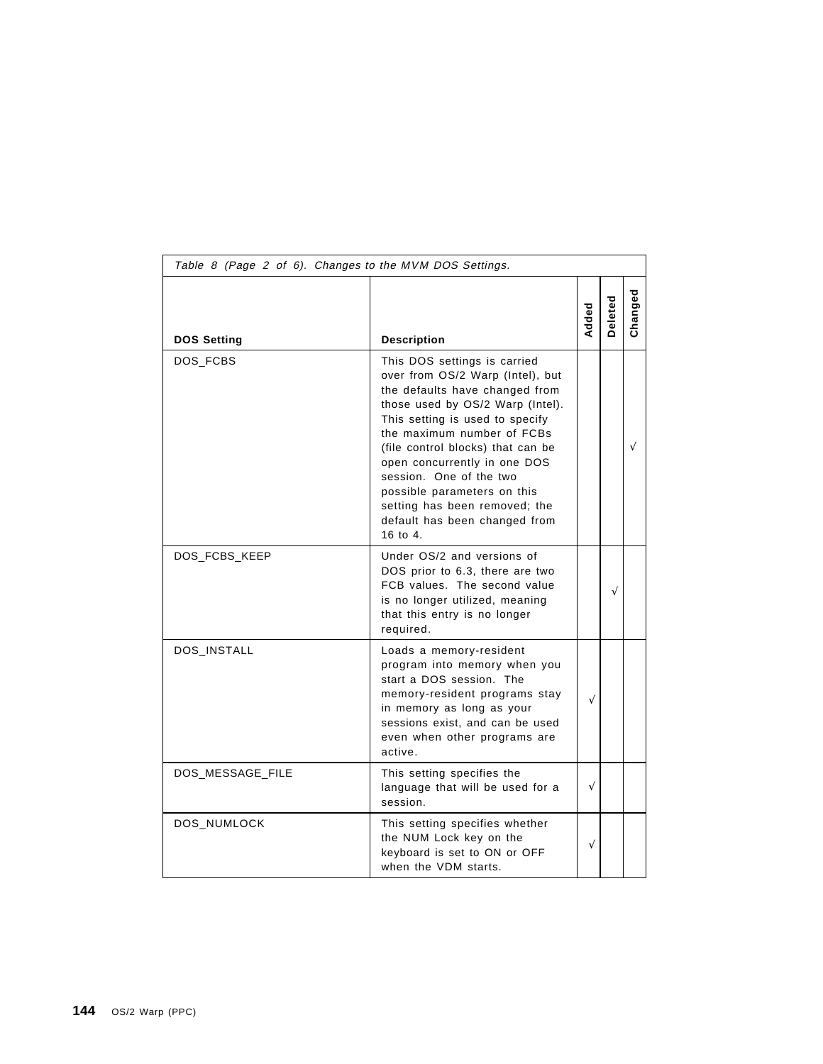| Table 8 (Page 2 of 6). Changes to the MVM DOS Settings. | | | | |
|---|---|---|---|---|
| **DOS Setting** | **Description** | **Added** | **Deleted** | **Changed** |
| DOS_FCBS | This DOS settings is carried over from OS/2 Warp (Intel), but the defaults have changed from those used by OS/2 Warp (Intel). This setting is used to specify the maximum number of FCBs (file control blocks) that can be open concurrently in one DOS session. One of the two possible parameters on this setting has been removed; the default has been changed from 16 to 4. | | | √ |
| DOS_FCBS_KEEP | Under OS/2 and versions of DOS prior to 6.3, there are two FCB values. The second value is no longer utilized, meaning that this entry is no longer required. | | √ | |
| DOS_INSTALL | Loads a memory-resident program into memory when you start a DOS session. The memory-resident programs stay in memory as long as your sessions exist, and can be used even when other programs are active. | √ | | |
| DOS_MESSAGE_FILE | This setting specifies the language that will be used for a session. | √ | | |
| DOS_NUMLOCK | This setting specifies whether the NUM Lock key on the keyboard is set to ON or OFF when the VDM starts. | √ | | |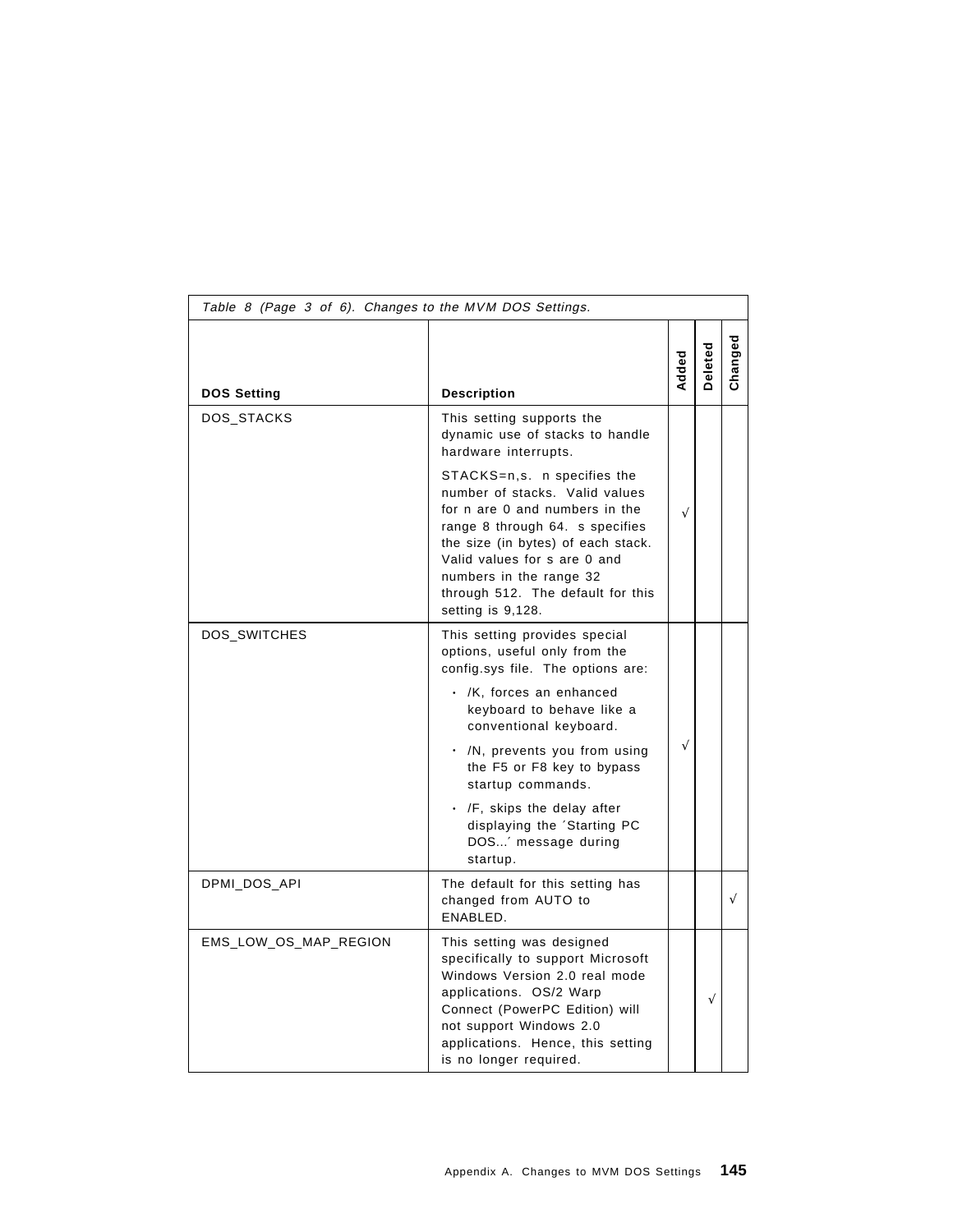*Table 8 (Page 3 of 6). Changes to the MVM DOS Settings.*

| DOS Setting | Description | Added | Deleted | Changed |
|---|---|---|---|---|
| DOS_STACKS | This setting supports the dynamic use of stacks to handle hardware interrupts.<br><br>STACKS=n,s. n specifies the number of stacks. Valid values for n are 0 and numbers in the range 8 through 64. s specifies the size (in bytes) of each stack. Valid values for s are 0 and numbers in the range 32 through 512. The default for this setting is 9,128. | √ | | |
| DOS_SWITCHES | This setting provides special options, useful only from the config.sys file. The options are:<br>• /K, forces an enhanced keyboard to behave like a conventional keyboard.<br>• /N, prevents you from using the F5 or F8 key to bypass startup commands.<br>• /F, skips the delay after displaying the ′Starting PC DOS...′ message during startup. | √ | | |
| DPMI_DOS_API | The default for this setting has changed from AUTO to ENABLED. | | | √ |
| EMS_LOW_OS_MAP_REGION | This setting was designed specifically to support Microsoft Windows Version 2.0 real mode applications. OS/2 Warp Connect (PowerPC Edition) will not support Windows 2.0 applications. Hence, this setting is no longer required. | | √ | |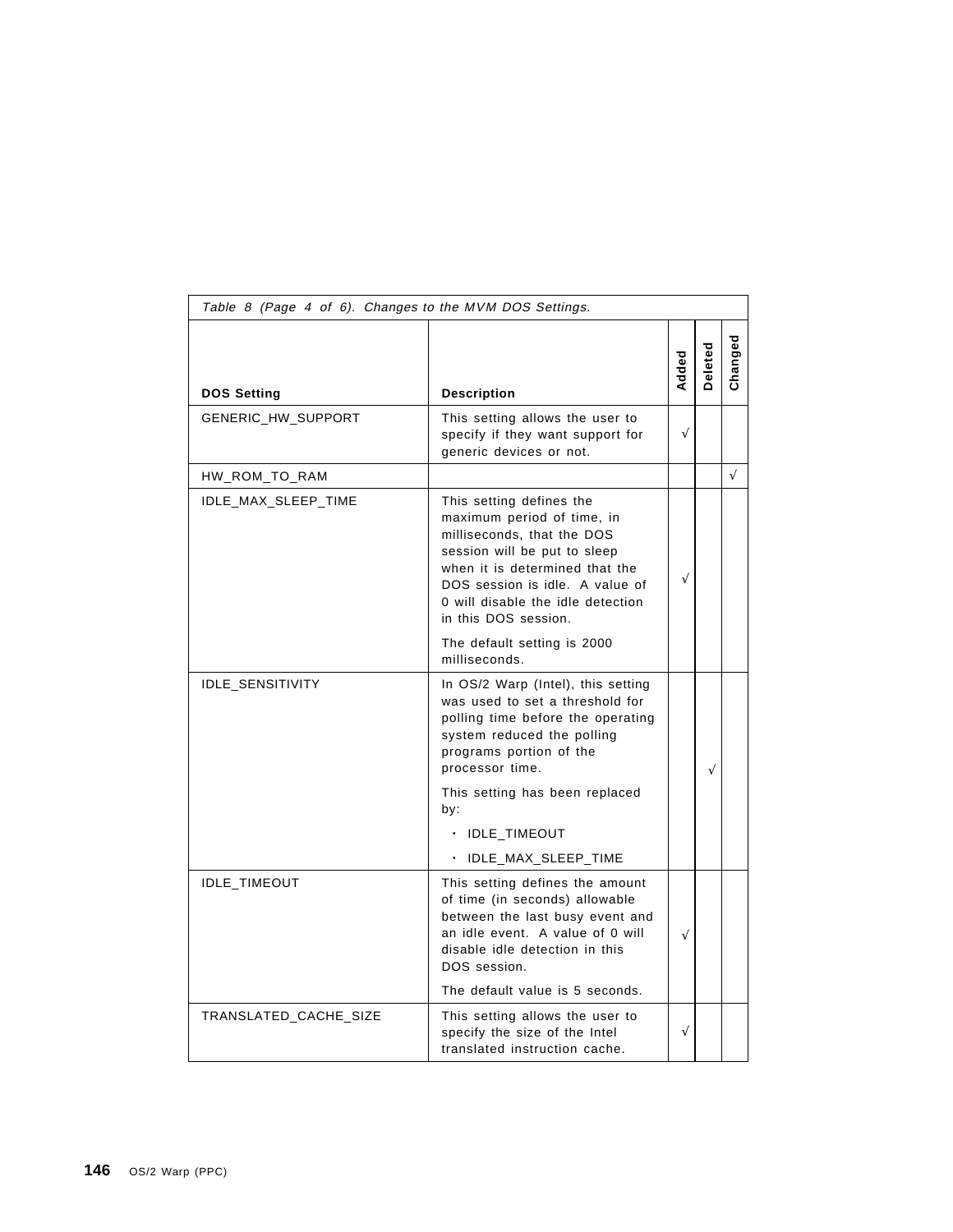*Table 8 (Page 4 of 6). Changes to the MVM DOS Settings.*

| DOS Setting | Description | Added | Deleted | Changed |
|---|---|---|---|---|
| GENERIC_HW_SUPPORT | This setting allows the user to specify if they want support for generic devices or not. | √ | | |
| HW_ROM_TO_RAM | | | | √ |
| IDLE_MAX_SLEEP_TIME | This setting defines the maximum period of time, in milliseconds, that the DOS session will be put to sleep when it is determined that the DOS session is idle. A value of 0 will disable the idle detection in this DOS session.<br><br>The default setting is 2000 milliseconds. | √ | | |
| IDLE_SENSITIVITY | In OS/2 Warp (Intel), this setting was used to set a threshold for polling time before the operating system reduced the polling programs portion of the processor time.<br><br>This setting has been replaced by:<br>• IDLE_TIMEOUT<br>• IDLE_MAX_SLEEP_TIME | | √ | |
| IDLE_TIMEOUT | This setting defines the amount of time (in seconds) allowable between the last busy event and an idle event. A value of 0 will disable idle detection in this DOS session.<br><br>The default value is 5 seconds. | √ | | |
| TRANSLATED_CACHE_SIZE | This setting allows the user to specify the size of the Intel translated instruction cache. | √ | | |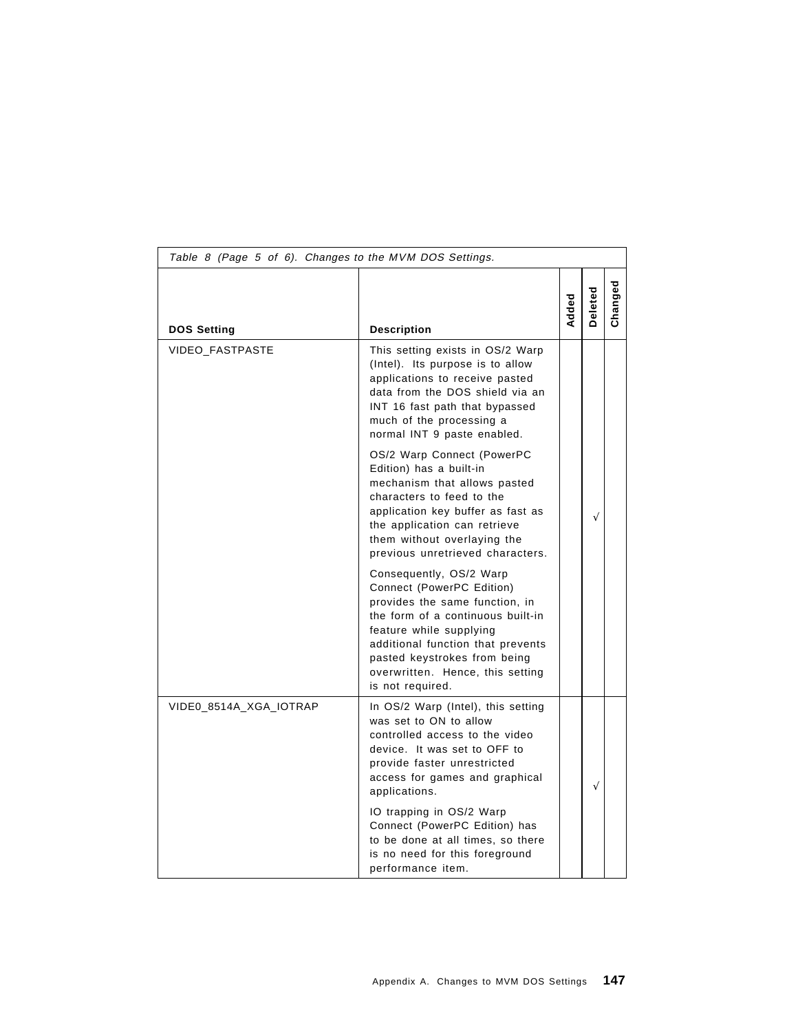| DOS Setting | Description | Added | Deleted | Changed |
|---|---|---|---|---|
| VIDEO_FASTPASTE | This setting exists in OS/2 Warp (Intel). Its purpose is to allow applications to receive pasted data from the DOS shield via an INT 16 fast path that bypassed much of the processing a normal INT 9 paste enabled. <br><br> OS/2 Warp Connect (PowerPC Edition) has a built-in mechanism that allows pasted characters to feed to the application key buffer as fast as the application can retrieve them without overlaying the previous unretrieved characters. <br><br> Consequently, OS/2 Warp Connect (PowerPC Edition) provides the same function, in the form of a continuous built-in feature while supplying additional function that prevents pasted keystrokes from being overwritten. Hence, this setting is not required. | | √ | |
| VIDE0_8514A_XGA_IOTRAP | In OS/2 Warp (Intel), this setting was set to ON to allow controlled access to the video device. It was set to OFF to provide faster unrestricted access for games and graphical applications. <br><br> IO trapping in OS/2 Warp Connect (PowerPC Edition) has to be done at all times, so there is no need for this foreground performance item. | | √ | |

*Table 8 (Page 5 of 6). Changes to the MVM DOS Settings.*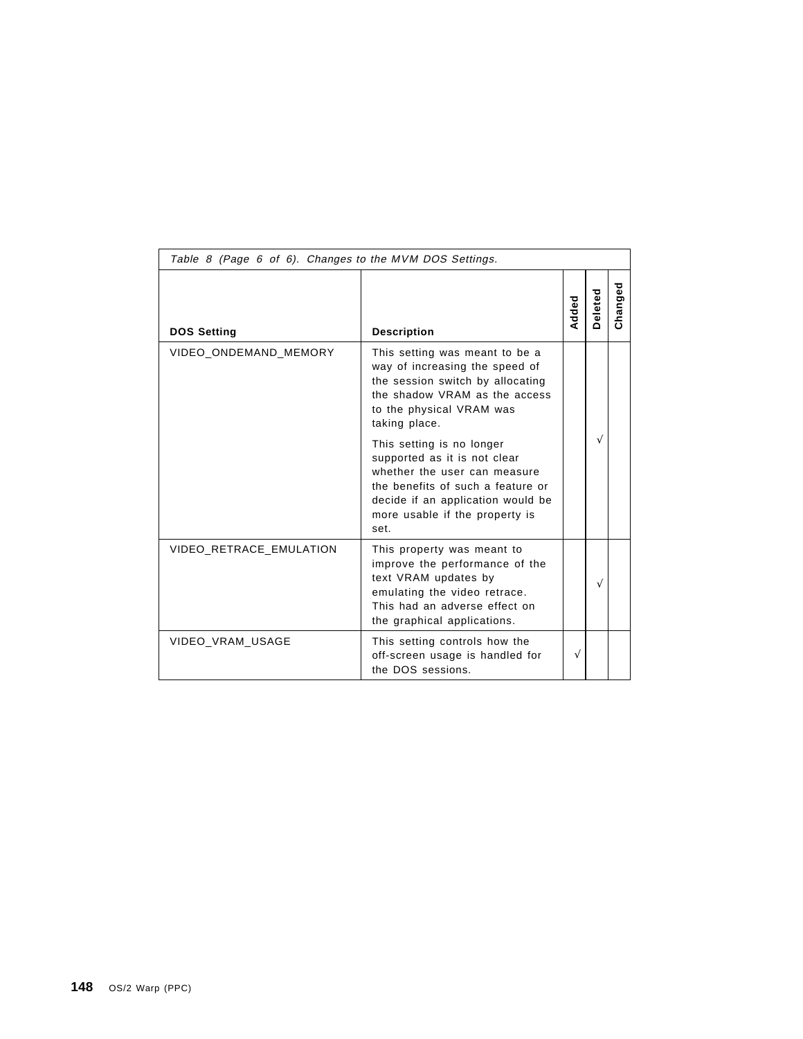*Table 8 (Page 6 of 6). Changes to the MVM DOS Settings.*

| DOS Setting | Description | Added | Deleted | Changed |
|---|---|---|---|---|
| VIDEO_ONDEMAND_MEMORY | This setting was meant to be a way of increasing the speed of the session switch by allocating the shadow VRAM as the access to the physical VRAM was taking place. This setting is no longer supported as it is not clear whether the user can measure the benefits of such a feature or decide if an application would be more usable if the property is set. | | √ | |
| VIDEO_RETRACE_EMULATION | This property was meant to improve the performance of the text VRAM updates by emulating the video retrace. This had an adverse effect on the graphical applications. | | √ | |
| VIDEO_VRAM_USAGE | This setting controls how the off-screen usage is handled for the DOS sessions. | √ | | |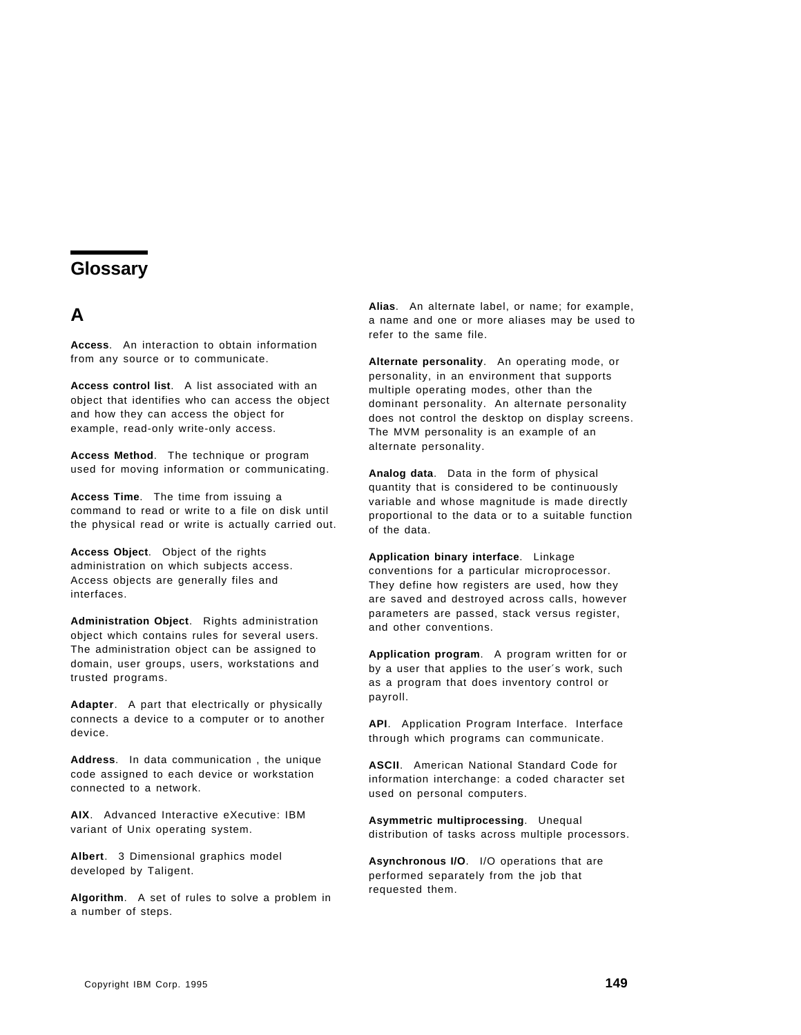# Glossary

## A

**Access**. An interaction to obtain information from any source or to communicate.

**Access control list**. A list associated with an object that identifies who can access the object and how they can access the object for example, read-only write-only access.

**Access Method**. The technique or program used for moving information or communicating.

**Access Time**. The time from issuing a command to read or write to a file on disk until the physical read or write is actually carried out.

**Access Object**. Object of the rights administration on which subjects access. Access objects are generally files and interfaces.

**Administration Object**. Rights administration object which contains rules for several users. The administration object can be assigned to domain, user groups, users, workstations and trusted programs.

**Adapter**. A part that electrically or physically connects a device to a computer or to another device.

**Address**. In data communication , the unique code assigned to each device or workstation connected to a network.

**AIX**. Advanced Interactive eXecutive: IBM variant of Unix operating system.

**Albert**. 3 Dimensional graphics model developed by Taligent.

**Algorithm**. A set of rules to solve a problem in a number of steps.

**Alias**. An alternate label, or name; for example, a name and one or more aliases may be used to refer to the same file.

**Alternate personality**. An operating mode, or personality, in an environment that supports multiple operating modes, other than the dominant personality. An alternate personality does not control the desktop on display screens. The MVM personality is an example of an alternate personality.

**Analog data**. Data in the form of physical quantity that is considered to be continuously variable and whose magnitude is made directly proportional to the data or to a suitable function of the data.

**Application binary interface**. Linkage conventions for a particular microprocessor. They define how registers are used, how they are saved and destroyed across calls, however parameters are passed, stack versus register, and other conventions.

**Application program**. A program written for or by a user that applies to the user´s work, such as a program that does inventory control or payroll.

**API**. Application Program Interface. Interface through which programs can communicate.

**ASCII**. American National Standard Code for information interchange: a coded character set used on personal computers.

**Asymmetric multiprocessing**. Unequal distribution of tasks across multiple processors.

**Asynchronous I/O**. I/O operations that are performed separately from the job that requested them.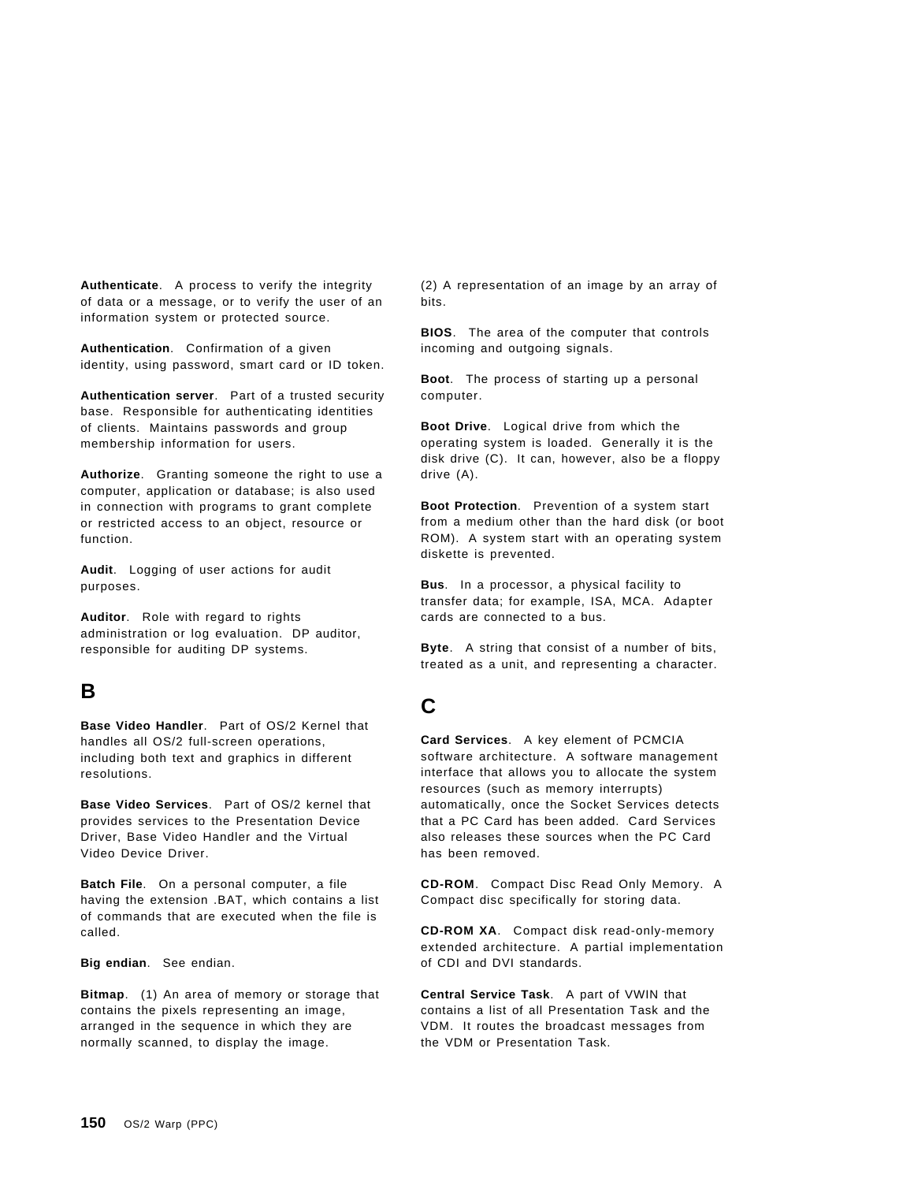**Authenticate**. A process to verify the integrity of data or a message, or to verify the user of an information system or protected source.

**Authentication**. Confirmation of a given identity, using password, smart card or ID token.

**Authentication server**. Part of a trusted security base. Responsible for authenticating identities of clients. Maintains passwords and group membership information for users.

**Authorize**. Granting someone the right to use a computer, application or database; is also used in connection with programs to grant complete or restricted access to an object, resource or function.

**Audit**. Logging of user actions for audit purposes.

**Auditor**. Role with regard to rights administration or log evaluation. DP auditor, responsible for auditing DP systems.

## B

**Base Video Handler**. Part of OS/2 Kernel that handles all OS/2 full-screen operations, including both text and graphics in different resolutions.

**Base Video Services**. Part of OS/2 kernel that provides services to the Presentation Device Driver, Base Video Handler and the Virtual Video Device Driver.

**Batch File**. On a personal computer, a file having the extension .BAT, which contains a list of commands that are executed when the file is called.

**Big endian**. See endian.

**Bitmap**. (1) An area of memory or storage that contains the pixels representing an image, arranged in the sequence in which they are normally scanned, to display the image. (2) A representation of an image by an array of bits.

**BIOS**. The area of the computer that controls incoming and outgoing signals.

**Boot**. The process of starting up a personal computer.

**Boot Drive**. Logical drive from which the operating system is loaded. Generally it is the disk drive (C). It can, however, also be a floppy drive (A).

**Boot Protection**. Prevention of a system start from a medium other than the hard disk (or boot ROM). A system start with an operating system diskette is prevented.

**Bus**. In a processor, a physical facility to transfer data; for example, ISA, MCA. Adapter cards are connected to a bus.

**Byte**. A string that consist of a number of bits, treated as a unit, and representing a character.

## C

**Card Services**. A key element of PCMCIA software architecture. A software management interface that allows you to allocate the system resources (such as memory interrupts) automatically, once the Socket Services detects that a PC Card has been added. Card Services also releases these sources when the PC Card has been removed.

**CD-ROM**. Compact Disc Read Only Memory. A Compact disc specifically for storing data.

**CD-ROM XA**. Compact disk read-only-memory extended architecture. A partial implementation of CDI and DVI standards.

**Central Service Task**. A part of VWIN that contains a list of all Presentation Task and the VDM. It routes the broadcast messages from the VDM or Presentation Task.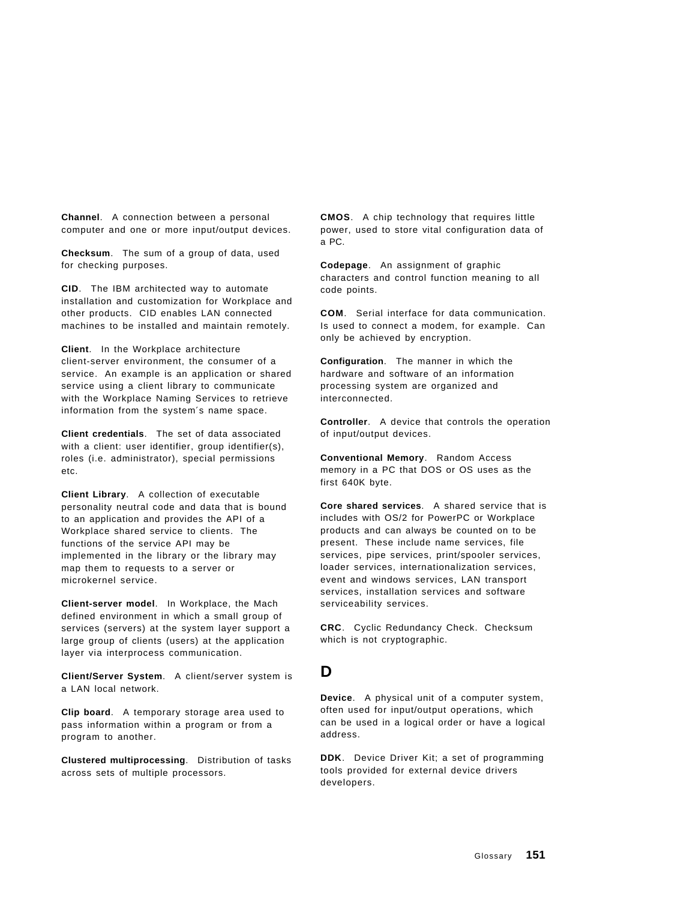**Channel**. A connection between a personal computer and one or more input/output devices.

**Checksum**. The sum of a group of data, used for checking purposes.

**CID**. The IBM architected way to automate installation and customization for Workplace and other products. CID enables LAN connected machines to be installed and maintain remotely.

**Client**. In the Workplace architecture client-server environment, the consumer of a service. An example is an application or shared service using a client library to communicate with the Workplace Naming Services to retrieve information from the system´s name space.

**Client credentials**. The set of data associated with a client: user identifier, group identifier(s), roles (i.e. administrator), special permissions etc.

**Client Library**. A collection of executable personality neutral code and data that is bound to an application and provides the API of a Workplace shared service to clients. The functions of the service API may be implemented in the library or the library may map them to requests to a server or microkernel service.

**Client-server model**. In Workplace, the Mach defined environment in which a small group of services (servers) at the system layer support a large group of clients (users) at the application layer via interprocess communication.

**Client/Server System**. A client/server system is a LAN local network.

**Clip board**. A temporary storage area used to pass information within a program or from a program to another.

**Clustered multiprocessing**. Distribution of tasks across sets of multiple processors.

**CMOS**. A chip technology that requires little power, used to store vital configuration data of a PC.

**Codepage**. An assignment of graphic characters and control function meaning to all code points.

**COM**. Serial interface for data communication. Is used to connect a modem, for example. Can only be achieved by encryption.

**Configuration**. The manner in which the hardware and software of an information processing system are organized and interconnected.

**Controller**. A device that controls the operation of input/output devices.

**Conventional Memory**. Random Access memory in a PC that DOS or OS uses as the first 640K byte.

**Core shared services**. A shared service that is includes with OS/2 for PowerPC or Workplace products and can always be counted on to be present. These include name services, file services, pipe services, print/spooler services, loader services, internationalization services, event and windows services, LAN transport services, installation services and software serviceability services.

**CRC**. Cyclic Redundancy Check. Checksum which is not cryptographic.

## D

**Device**. A physical unit of a computer system, often used for input/output operations, which can be used in a logical order or have a logical address.

**DDK**. Device Driver Kit; a set of programming tools provided for external device drivers developers.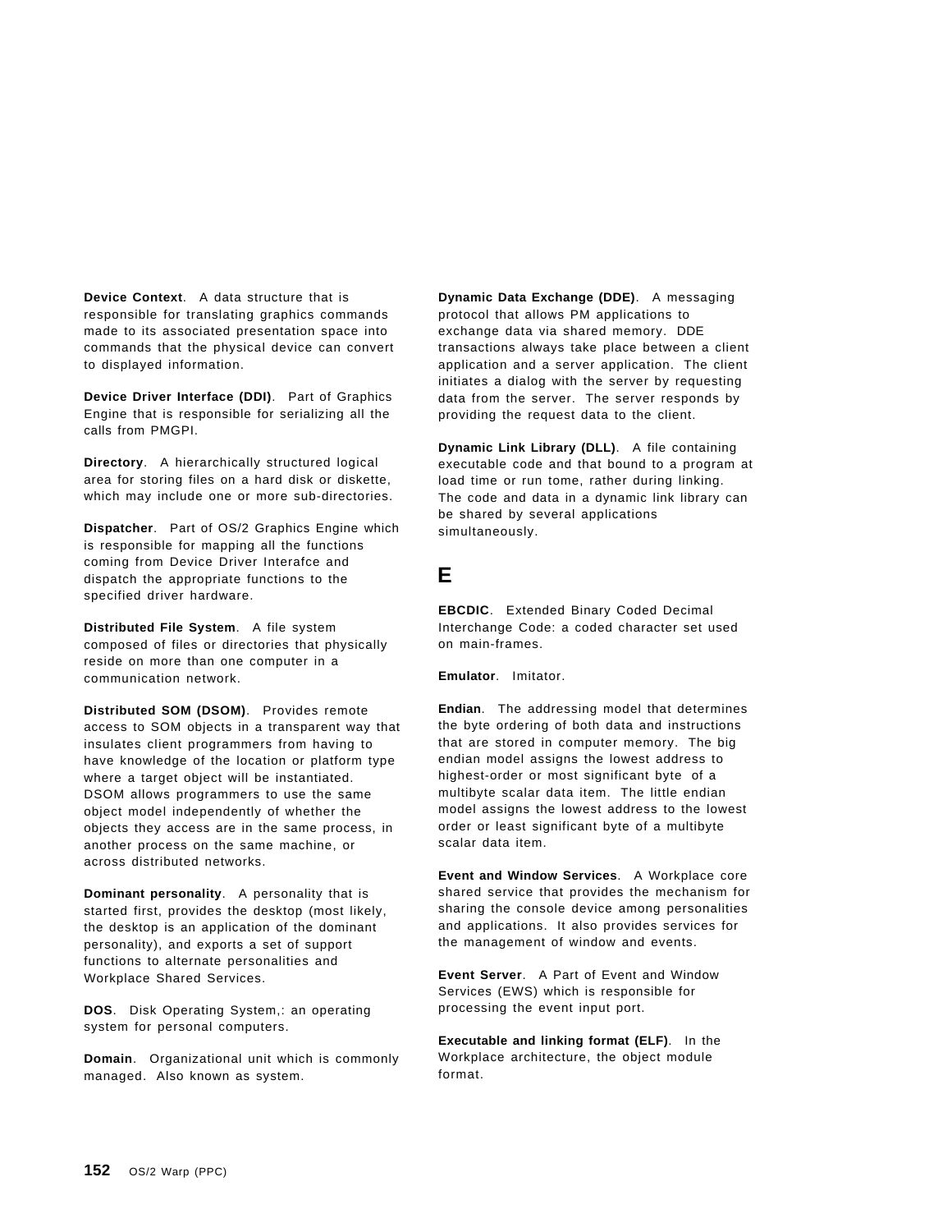**Device Context**. A data structure that is responsible for translating graphics commands made to its associated presentation space into commands that the physical device can convert to displayed information.

**Device Driver Interface (DDI)**. Part of Graphics Engine that is responsible for serializing all the calls from PMGPI.

**Directory**. A hierarchically structured logical area for storing files on a hard disk or diskette, which may include one or more sub-directories.

**Dispatcher**. Part of OS/2 Graphics Engine which is responsible for mapping all the functions coming from Device Driver Interafce and dispatch the appropriate functions to the specified driver hardware.

**Distributed File System**. A file system composed of files or directories that physically reside on more than one computer in a communication network.

**Distributed SOM (DSOM)**. Provides remote access to SOM objects in a transparent way that insulates client programmers from having to have knowledge of the location or platform type where a target object will be instantiated. DSOM allows programmers to use the same object model independently of whether the objects they access are in the same process, in another process on the same machine, or across distributed networks.

**Dominant personality**. A personality that is started first, provides the desktop (most likely, the desktop is an application of the dominant personality), and exports a set of support functions to alternate personalities and Workplace Shared Services.

**DOS**. Disk Operating System,: an operating system for personal computers.

**Domain**. Organizational unit which is commonly managed. Also known as system.

**Dynamic Data Exchange (DDE)**. A messaging protocol that allows PM applications to exchange data via shared memory. DDE transactions always take place between a client application and a server application. The client initiates a dialog with the server by requesting data from the server. The server responds by providing the request data to the client.

**Dynamic Link Library (DLL)**. A file containing executable code and that bound to a program at load time or run tome, rather during linking. The code and data in a dynamic link library can be shared by several applications simultaneously.

## E

**EBCDIC**. Extended Binary Coded Decimal Interchange Code: a coded character set used on main-frames.

**Emulator**. Imitator.

**Endian**. The addressing model that determines the byte ordering of both data and instructions that are stored in computer memory. The big endian model assigns the lowest address to highest-order or most significant byte of a multibyte scalar data item. The little endian model assigns the lowest address to the lowest order or least significant byte of a multibyte scalar data item.

**Event and Window Services**. A Workplace core shared service that provides the mechanism for sharing the console device among personalities and applications. It also provides services for the management of window and events.

**Event Server**. A Part of Event and Window Services (EWS) which is responsible for processing the event input port.

**Executable and linking format (ELF)**. In the Workplace architecture, the object module format.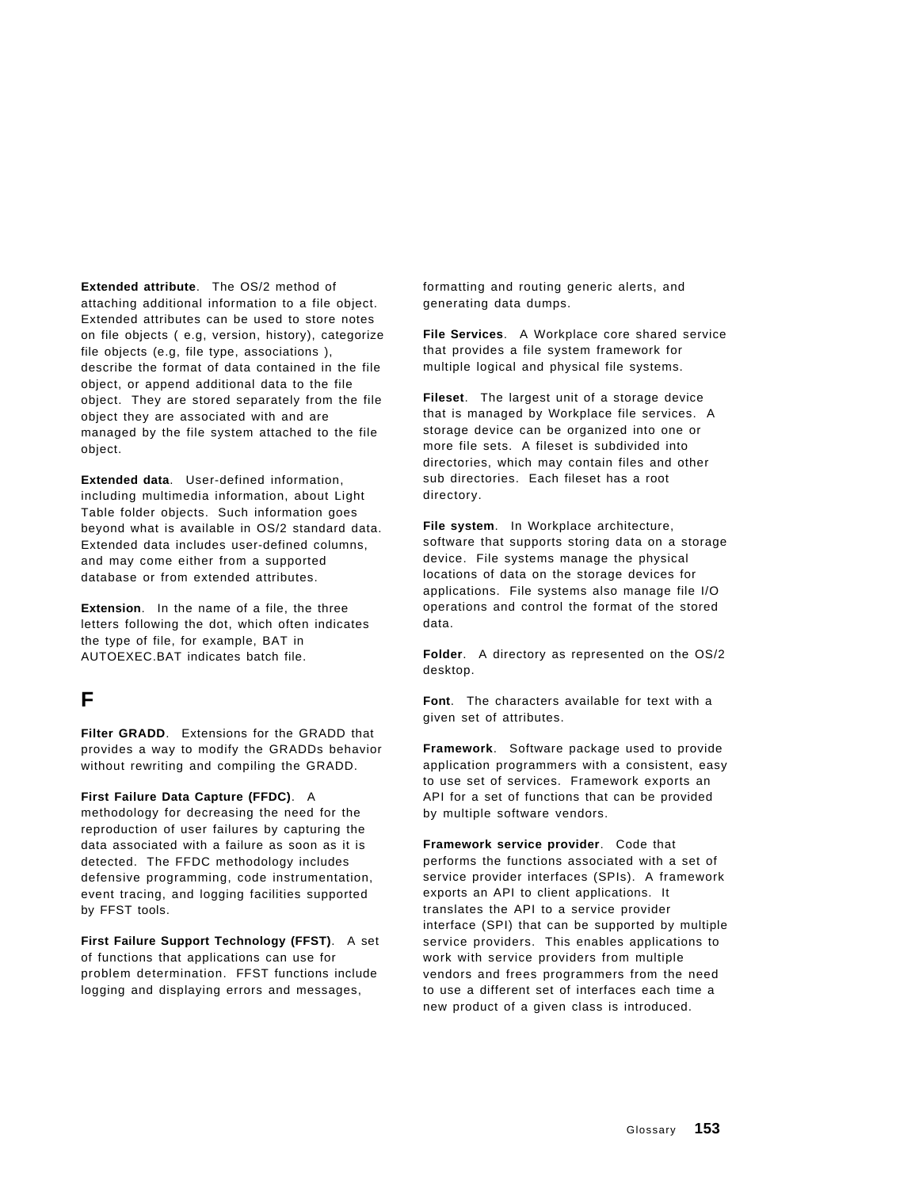**Extended attribute**. The OS/2 method of attaching additional information to a file object. Extended attributes can be used to store notes on file objects ( e.g, version, history), categorize file objects (e.g, file type, associations ), describe the format of data contained in the file object, or append additional data to the file object. They are stored separately from the file object they are associated with and are managed by the file system attached to the file object.

**Extended data**. User-defined information, including multimedia information, about Light Table folder objects. Such information goes beyond what is available in OS/2 standard data. Extended data includes user-defined columns, and may come either from a supported database or from extended attributes.

**Extension**. In the name of a file, the three letters following the dot, which often indicates the type of file, for example, BAT in AUTOEXEC.BAT indicates batch file.

## F

**Filter GRADD**. Extensions for the GRADD that provides a way to modify the GRADDs behavior without rewriting and compiling the GRADD.

**First Failure Data Capture (FFDC)**. A methodology for decreasing the need for the reproduction of user failures by capturing the data associated with a failure as soon as it is detected. The FFDC methodology includes defensive programming, code instrumentation, event tracing, and logging facilities supported by FFST tools.

**First Failure Support Technology (FFST)**. A set of functions that applications can use for problem determination. FFST functions include logging and displaying errors and messages, formatting and routing generic alerts, and generating data dumps.

**File Services**. A Workplace core shared service that provides a file system framework for multiple logical and physical file systems.

**Fileset**. The largest unit of a storage device that is managed by Workplace file services. A storage device can be organized into one or more file sets. A fileset is subdivided into directories, which may contain files and other sub directories. Each fileset has a root directory.

**File system**. In Workplace architecture, software that supports storing data on a storage device. File systems manage the physical locations of data on the storage devices for applications. File systems also manage file I/O operations and control the format of the stored data.

**Folder**. A directory as represented on the OS/2 desktop.

**Font**. The characters available for text with a given set of attributes.

**Framework**. Software package used to provide application programmers with a consistent, easy to use set of services. Framework exports an API for a set of functions that can be provided by multiple software vendors.

**Framework service provider**. Code that performs the functions associated with a set of service provider interfaces (SPIs). A framework exports an API to client applications. It translates the API to a service provider interface (SPI) that can be supported by multiple service providers. This enables applications to work with service providers from multiple vendors and frees programmers from the need to use a different set of interfaces each time a new product of a given class is introduced.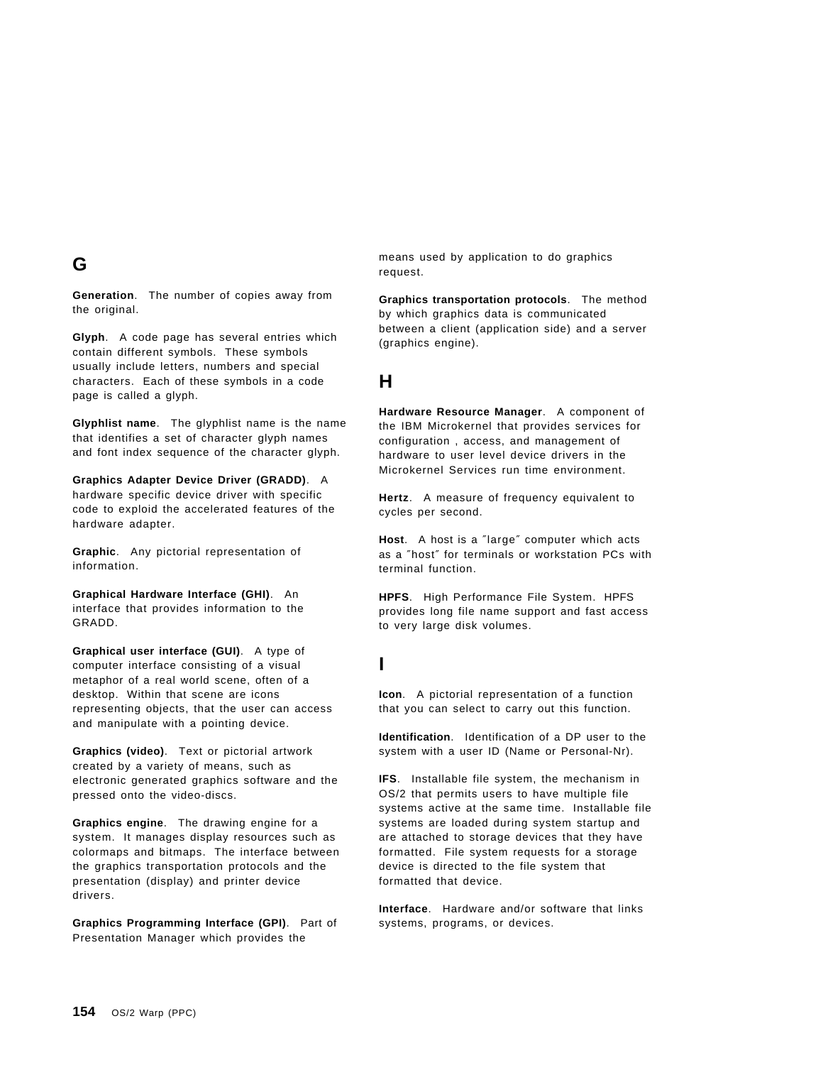## G

**Generation**. The number of copies away from the original.

**Glyph**. A code page has several entries which contain different symbols. These symbols usually include letters, numbers and special characters. Each of these symbols in a code page is called a glyph.

**Glyphlist name**. The glyphlist name is the name that identifies a set of character glyph names and font index sequence of the character glyph.

**Graphics Adapter Device Driver (GRADD)**. A hardware specific device driver with specific code to exploit the accelerated features of the hardware adapter.

**Graphic**. Any pictorial representation of information.

**Graphical Hardware Interface (GHI)**. An interface that provides information to the GRADD.

**Graphical user interface (GUI)**. A type of computer interface consisting of a visual metaphor of a real world scene, often of a desktop. Within that scene are icons representing objects, that the user can access and manipulate with a pointing device.

**Graphics (video)**. Text or pictorial artwork created by a variety of means, such as electronic generated graphics software and the pressed onto the video-discs.

**Graphics engine**. The drawing engine for a system. It manages display resources such as colormaps and bitmaps. The interface between the graphics transportation protocols and the presentation (display) and printer device drivers.

**Graphics Programming Interface (GPI)**. Part of Presentation Manager which provides the means used by application to do graphics request.

**Graphics transportation protocols**. The method by which graphics data is communicated between a client (application side) and a server (graphics engine).

## H

**Hardware Resource Manager**. A component of the IBM Microkernel that provides services for configuration , access, and management of hardware to user level device drivers in the Microkernel Services run time environment.

**Hertz**. A measure of frequency equivalent to cycles per second.

**Host**. A host is a ″large″ computer which acts as a ″host″ for terminals or workstation PCs with terminal function.

**HPFS**. High Performance File System. HPFS provides long file name support and fast access to very large disk volumes.

## I

**Icon**. A pictorial representation of a function that you can select to carry out this function.

**Identification**. Identification of a DP user to the system with a user ID (Name or Personal-Nr).

**IFS**. Installable file system, the mechanism in OS/2 that permits users to have multiple file systems active at the same time. Installable file systems are loaded during system startup and are attached to storage devices that they have formatted. File system requests for a storage device is directed to the file system that formatted that device.

**Interface**. Hardware and/or software that links systems, programs, or devices.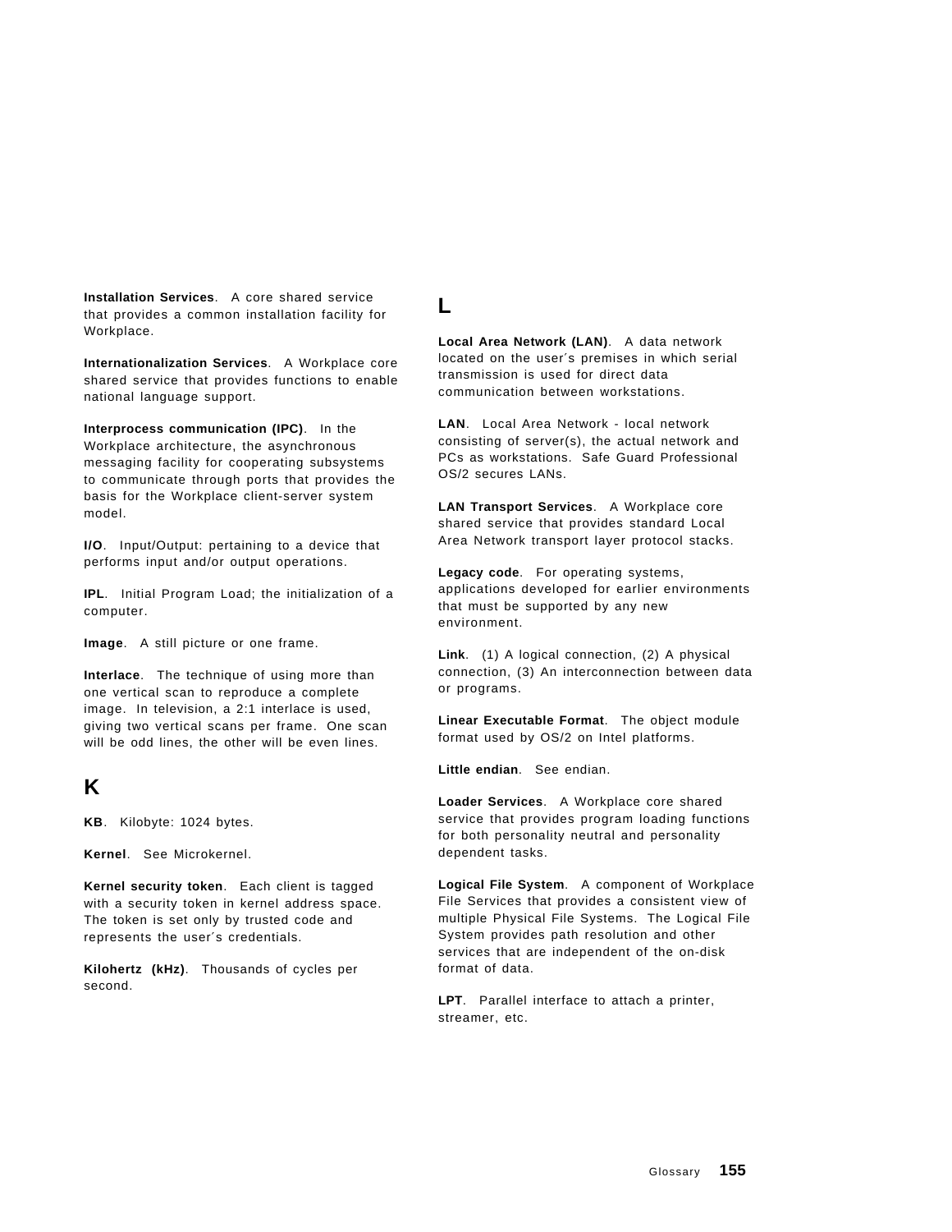**Installation Services**. A core shared service that provides a common installation facility for Workplace.

**Internationalization Services**. A Workplace core shared service that provides functions to enable national language support.

**Interprocess communication (IPC)**. In the Workplace architecture, the asynchronous messaging facility for cooperating subsystems to communicate through ports that provides the basis for the Workplace client-server system model.

**I/O**. Input/Output: pertaining to a device that performs input and/or output operations.

**IPL**. Initial Program Load; the initialization of a computer.

**Image**. A still picture or one frame.

**Interlace**. The technique of using more than one vertical scan to reproduce a complete image. In television, a 2:1 interlace is used, giving two vertical scans per frame. One scan will be odd lines, the other will be even lines.

## K

**KB**. Kilobyte: 1024 bytes.

**Kernel**. See Microkernel.

**Kernel security token**. Each client is tagged with a security token in kernel address space. The token is set only by trusted code and represents the user´s credentials.

**Kilohertz (kHz)**. Thousands of cycles per second.

## L

**Local Area Network (LAN)**. A data network located on the user´s premises in which serial transmission is used for direct data communication between workstations.

**LAN**. Local Area Network - local network consisting of server(s), the actual network and PCs as workstations. Safe Guard Professional OS/2 secures LANs.

**LAN Transport Services**. A Workplace core shared service that provides standard Local Area Network transport layer protocol stacks.

**Legacy code**. For operating systems, applications developed for earlier environments that must be supported by any new environment.

**Link**. (1) A logical connection, (2) A physical connection, (3) An interconnection between data or programs.

**Linear Executable Format**. The object module format used by OS/2 on Intel platforms.

**Little endian**. See endian.

**Loader Services**. A Workplace core shared service that provides program loading functions for both personality neutral and personality dependent tasks.

**Logical File System**. A component of Workplace File Services that provides a consistent view of multiple Physical File Systems. The Logical File System provides path resolution and other services that are independent of the on-disk format of data.

**LPT**. Parallel interface to attach a printer, streamer, etc.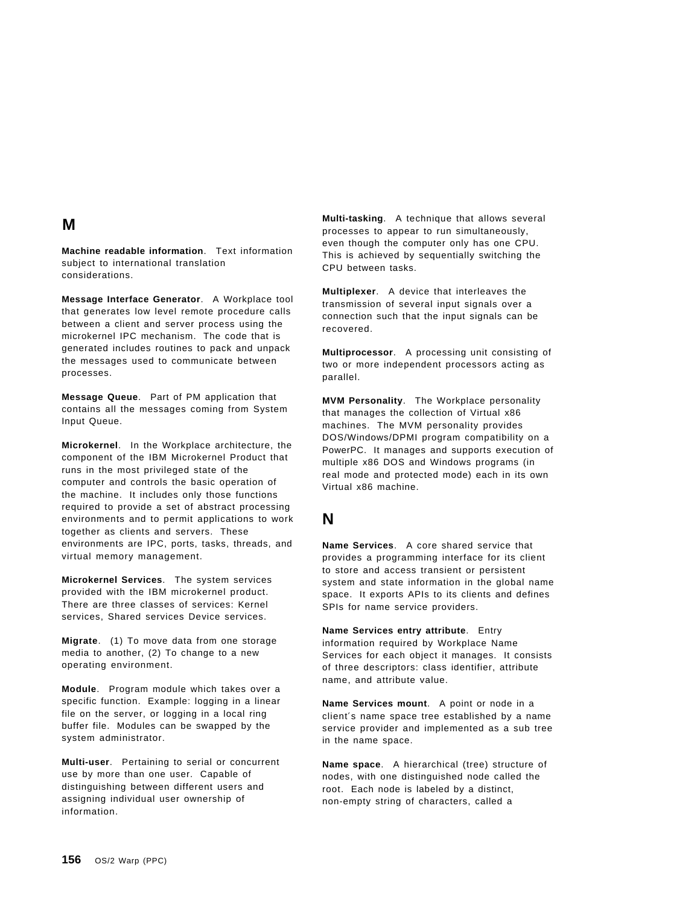## M

**Machine readable information**. Text information subject to international translation considerations.

**Message Interface Generator**. A Workplace tool that generates low level remote procedure calls between a client and server process using the microkernel IPC mechanism. The code that is generated includes routines to pack and unpack the messages used to communicate between processes.

**Message Queue**. Part of PM application that contains all the messages coming from System Input Queue.

**Microkernel**. In the Workplace architecture, the component of the IBM Microkernel Product that runs in the most privileged state of the computer and controls the basic operation of the machine. It includes only those functions required to provide a set of abstract processing environments and to permit applications to work together as clients and servers. These environments are IPC, ports, tasks, threads, and virtual memory management.

**Microkernel Services**. The system services provided with the IBM microkernel product. There are three classes of services: Kernel services, Shared services Device services.

**Migrate**. (1) To move data from one storage media to another, (2) To change to a new operating environment.

**Module**. Program module which takes over a specific function. Example: logging in a linear file on the server, or logging in a local ring buffer file. Modules can be swapped by the system administrator.

**Multi-user**. Pertaining to serial or concurrent use by more than one user. Capable of distinguishing between different users and assigning individual user ownership of information.

**Multi-tasking**. A technique that allows several processes to appear to run simultaneously, even though the computer only has one CPU. This is achieved by sequentially switching the CPU between tasks.

**Multiplexer**. A device that interleaves the transmission of several input signals over a connection such that the input signals can be recovered.

**Multiprocessor**. A processing unit consisting of two or more independent processors acting as parallel.

**MVM Personality**. The Workplace personality that manages the collection of Virtual x86 machines. The MVM personality provides DOS/Windows/DPMI program compatibility on a PowerPC. It manages and supports execution of multiple x86 DOS and Windows programs (in real mode and protected mode) each in its own Virtual x86 machine.

## N

**Name Services**. A core shared service that provides a programming interface for its client to store and access transient or persistent system and state information in the global name space. It exports APIs to its clients and defines SPIs for name service providers.

**Name Services entry attribute**. Entry information required by Workplace Name Services for each object it manages. It consists of three descriptors: class identifier, attribute name, and attribute value.

**Name Services mount**. A point or node in a client′s name space tree established by a name service provider and implemented as a sub tree in the name space.

**Name space**. A hierarchical (tree) structure of nodes, with one distinguished node called the root. Each node is labeled by a distinct, non-empty string of characters, called a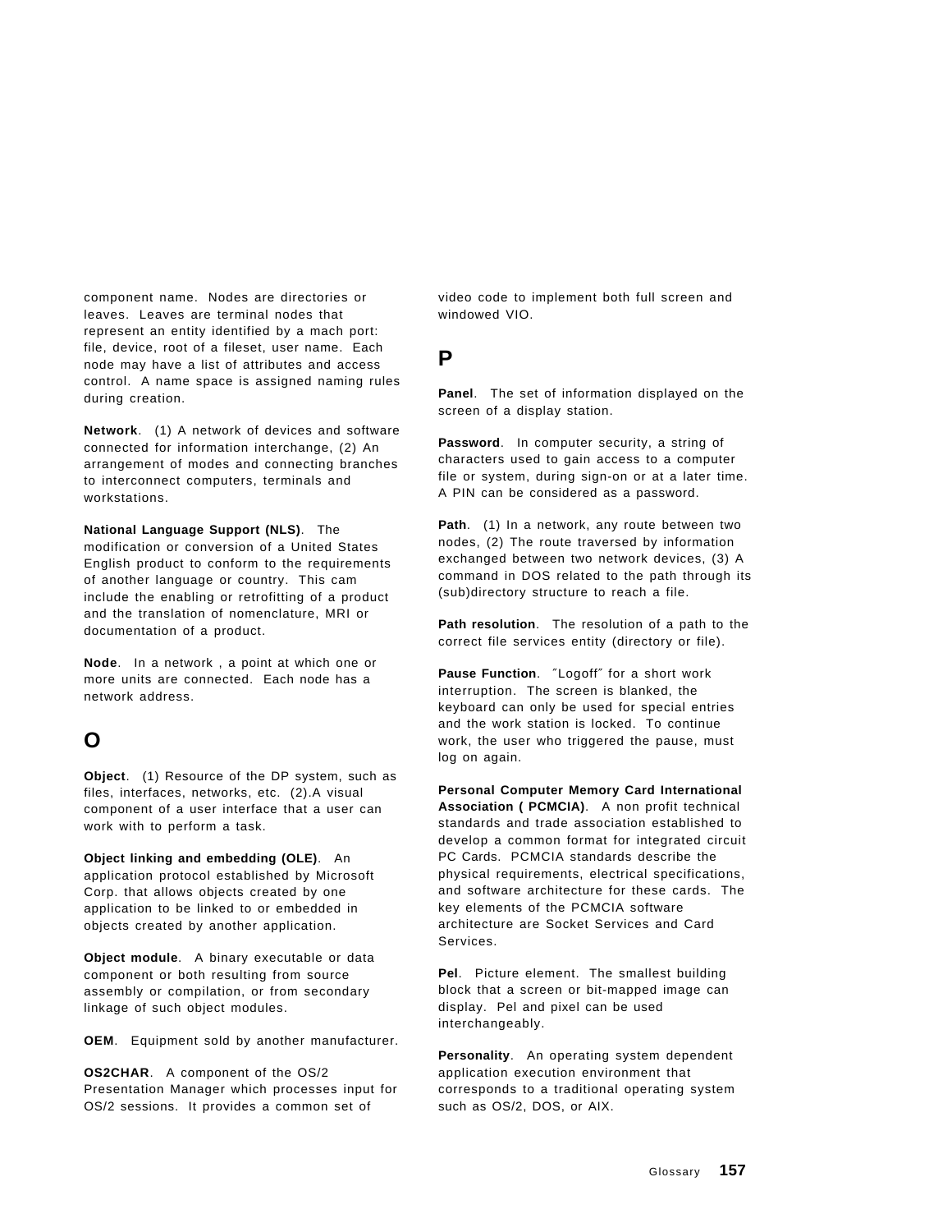component name. Nodes are directories or leaves. Leaves are terminal nodes that represent an entity identified by a mach port: file, device, root of a fileset, user name. Each node may have a list of attributes and access control. A name space is assigned naming rules during creation.

**Network**. (1) A network of devices and software connected for information interchange, (2) An arrangement of modes and connecting branches to interconnect computers, terminals and workstations.

**National Language Support (NLS)**. The modification or conversion of a United States English product to conform to the requirements of another language or country. This cam include the enabling or retrofitting of a product and the translation of nomenclature, MRI or documentation of a product.

**Node**. In a network , a point at which one or more units are connected. Each node has a network address.

## O

**Object**. (1) Resource of the DP system, such as files, interfaces, networks, etc. (2).A visual component of a user interface that a user can work with to perform a task.

**Object linking and embedding (OLE)**. An application protocol established by Microsoft Corp. that allows objects created by one application to be linked to or embedded in objects created by another application.

**Object module**. A binary executable or data component or both resulting from source assembly or compilation, or from secondary linkage of such object modules.

**OEM**. Equipment sold by another manufacturer.

**OS2CHAR**. A component of the OS/2 Presentation Manager which processes input for OS/2 sessions. It provides a common set of video code to implement both full screen and windowed VIO.

## P

**Panel**. The set of information displayed on the screen of a display station.

**Password**. In computer security, a string of characters used to gain access to a computer file or system, during sign-on or at a later time. A PIN can be considered as a password.

**Path**. (1) In a network, any route between two nodes, (2) The route traversed by information exchanged between two network devices, (3) A command in DOS related to the path through its (sub)directory structure to reach a file.

**Path resolution**. The resolution of a path to the correct file services entity (directory or file).

**Pause Function**. ″Logoff″ for a short work interruption. The screen is blanked, the keyboard can only be used for special entries and the work station is locked. To continue work, the user who triggered the pause, must log on again.

**Personal Computer Memory Card International Association ( PCMCIA)**. A non profit technical standards and trade association established to develop a common format for integrated circuit PC Cards. PCMCIA standards describe the physical requirements, electrical specifications, and software architecture for these cards. The key elements of the PCMCIA software architecture are Socket Services and Card Services.

**Pel**. Picture element. The smallest building block that a screen or bit-mapped image can display. Pel and pixel can be used interchangeably.

**Personality**. An operating system dependent application execution environment that corresponds to a traditional operating system such as OS/2, DOS, or AIX.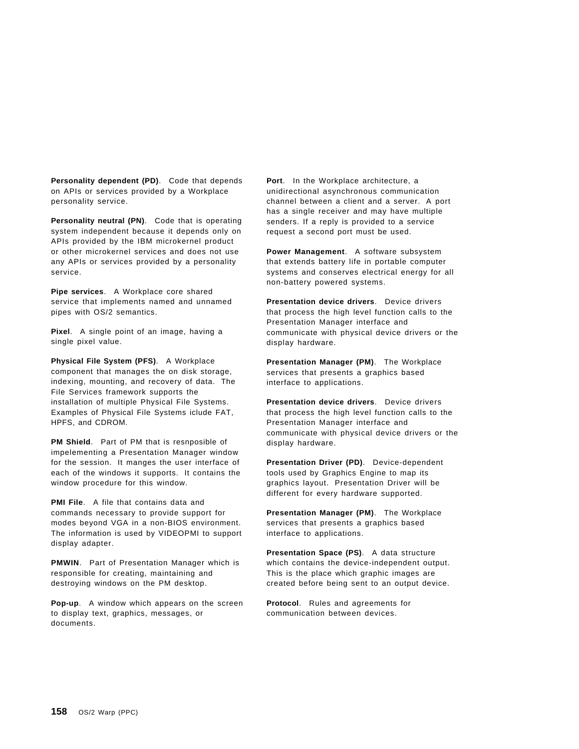**Personality dependent (PD)**. Code that depends on APIs or services provided by a Workplace personality service.

**Personality neutral (PN)**. Code that is operating system independent because it depends only on APIs provided by the IBM microkernel product or other microkernel services and does not use any APIs or services provided by a personality service.

**Pipe services**. A Workplace core shared service that implements named and unnamed pipes with OS/2 semantics.

**Pixel**. A single point of an image, having a single pixel value.

**Physical File System (PFS)**. A Workplace component that manages the on disk storage, indexing, mounting, and recovery of data. The File Services framework supports the installation of multiple Physical File Systems. Examples of Physical File Systems iclude FAT, HPFS, and CDROM.

**PM Shield**. Part of PM that is resnposible of impelementing a Presentation Manager window for the session. It manges the user interface of each of the windows it supports. It contains the window procedure for this window.

**PMI File**. A file that contains data and commands necessary to provide support for modes beyond VGA in a non-BIOS environment. The information is used by VIDEOPMI to support display adapter.

**PMWIN**. Part of Presentation Manager which is responsible for creating, maintaining and destroying windows on the PM desktop.

**Pop-up**. A window which appears on the screen to display text, graphics, messages, or documents.

**Port**. In the Workplace architecture, a unidirectional asynchronous communication channel between a client and a server. A port has a single receiver and may have multiple senders. If a reply is provided to a service request a second port must be used.

**Power Management**. A software subsystem that extends battery life in portable computer systems and conserves electrical energy for all non-battery powered systems.

**Presentation device drivers**. Device drivers that process the high level function calls to the Presentation Manager interface and communicate with physical device drivers or the display hardware.

**Presentation Manager (PM)**. The Workplace services that presents a graphics based interface to applications.

**Presentation device drivers**. Device drivers that process the high level function calls to the Presentation Manager interface and communicate with physical device drivers or the display hardware.

**Presentation Driver (PD)**. Device-dependent tools used by Graphics Engine to map its graphics layout. Presentation Driver will be different for every hardware supported.

**Presentation Manager (PM)**. The Workplace services that presents a graphics based interface to applications.

**Presentation Space (PS)**. A data structure which contains the device-independent output. This is the place which graphic images are created before being sent to an output device.

**Protocol**. Rules and agreements for communication between devices.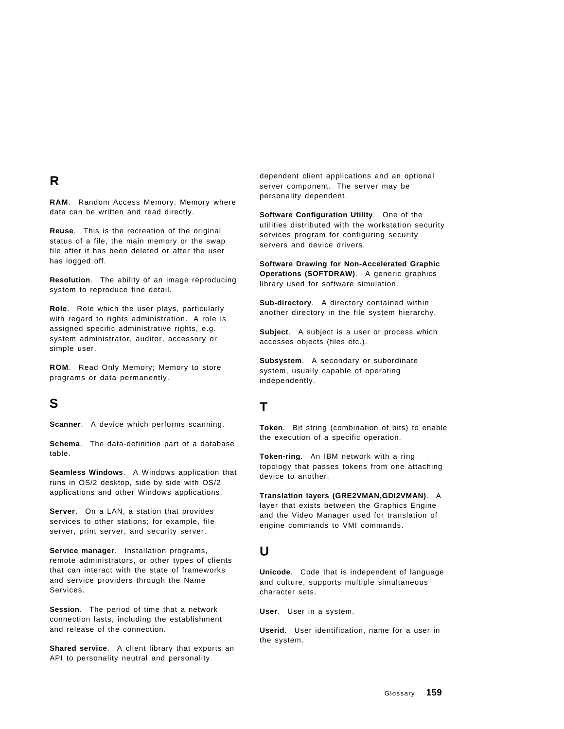## R

**RAM**. Random Access Memory: Memory where data can be written and read directly.

**Reuse**. This is the recreation of the original status of a file, the main memory or the swap file after it has been deleted or after the user has logged off.

**Resolution**. The ability of an image reproducing system to reproduce fine detail.

**Role**. Role which the user plays, particularly with regard to rights administration. A role is assigned specific administrative rights, e.g. system administrator, auditor, accessory or simple user.

**ROM**. Read Only Memory; Memory to store programs or data permanently.

## S

**Scanner**. A device which performs scanning.

**Schema**. The data-definition part of a database table.

**Seamless Windows**. A Windows application that runs in OS/2 desktop, side by side with OS/2 applications and other Windows applications.

**Server**. On a LAN, a station that provides services to other stations; for example, file server, print server, and security server.

**Service manager**. Installation programs, remote administrators, or other types of clients that can interact with the state of frameworks and service providers through the Name Services.

**Session**. The period of time that a network connection lasts, including the establishment and release of the connection.

**Shared service**. A client library that exports an API to personality neutral and personality dependent client applications and an optional server component. The server may be personality dependent.

**Software Configuration Utility**. One of the utilities distributed with the workstation security services program for configuring security servers and device drivers.

**Software Drawing for Non-Accelerated Graphic Operations (SOFTDRAW)**. A generic graphics library used for software simulation.

**Sub-directory**. A directory contained within another directory in the file system hierarchy.

**Subject**. A subject is a user or process which accesses objects (files etc.).

**Subsystem**. A secondary or subordinate system, usually capable of operating independently.

## T

**Token**. Bit string (combination of bits) to enable the execution of a specific operation.

**Token-ring**. An IBM network with a ring topology that passes tokens from one attaching device to another.

**Translation layers (GRE2VMAN,GDI2VMAN)**. A layer that exists between the Graphics Engine and the Video Manager used for translation of engine commands to VMI commands.

## U

**Unicode**. Code that is independent of language and culture, supports multiple simultaneous character sets.

**User**. User in a system.

**Userid**. User identification, name for a user in the system.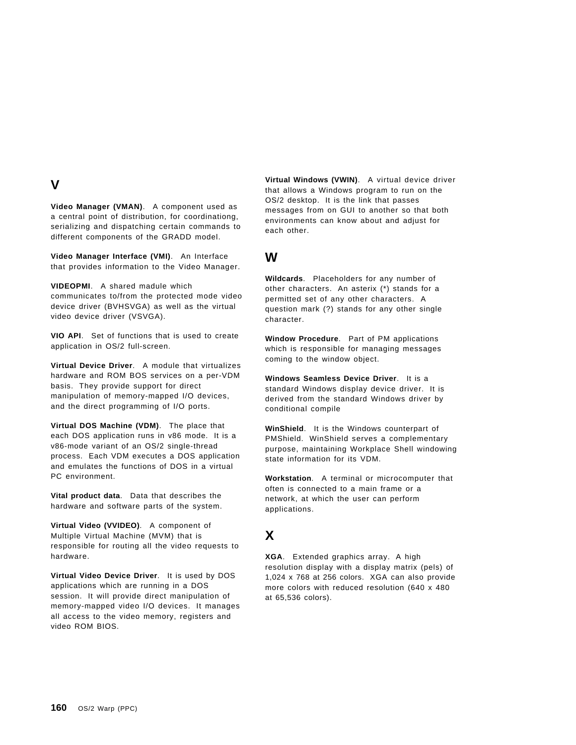## V

**Video Manager (VMAN)**. A component used as a central point of distribution, for coordinationg, serializing and dispatching certain commands to different components of the GRADD model.

**Video Manager Interface (VMI)**. An Interface that provides information to the Video Manager.

**VIDEOPMI**. A shared madule which communicates to/from the protected mode video device driver (BVHSVGA) as well as the virtual video device driver (VSVGA).

**VIO API**. Set of functions that is used to create application in OS/2 full-screen.

**Virtual Device Driver**. A module that virtualizes hardware and ROM BOS services on a per-VDM basis. They provide support for direct manipulation of memory-mapped I/O devices, and the direct programming of I/O ports.

**Virtual DOS Machine (VDM)**. The place that each DOS application runs in v86 mode. It is a v86-mode variant of an OS/2 single-thread process. Each VDM executes a DOS application and emulates the functions of DOS in a virtual PC environment.

**Vital product data**. Data that describes the hardware and software parts of the system.

**Virtual Video (VVIDEO)**. A component of Multiple Virtual Machine (MVM) that is responsible for routing all the video requests to hardware.

**Virtual Video Device Driver**. It is used by DOS applications which are running in a DOS session. It will provide direct manipulation of memory-mapped video I/O devices. It manages all access to the video memory, registers and video ROM BIOS.

**Virtual Windows (VWIN)**. A virtual device driver that allows a Windows program to run on the OS/2 desktop. It is the link that passes messages from on GUI to another so that both environments can know about and adjust for each other.

## W

**Wildcards**. Placeholders for any number of other characters. An asterix (*) stands for a permitted set of any other characters. A question mark (?) stands for any other single character.

**Window Procedure**. Part of PM applications which is responsible for managing messages coming to the window object.

**Windows Seamless Device Driver**. It is a standard Windows display device driver. It is derived from the standard Windows driver by conditional compile

**WinShield**. It is the Windows counterpart of PMShield. WinShield serves a complementary purpose, maintaining Workplace Shell windowing state information for its VDM.

**Workstation**. A terminal or microcomputer that often is connected to a main frame or a network, at which the user can perform applications.

## X

**XGA**. Extended graphics array. A high resolution display with a display matrix (pels) of 1,024 x 768 at 256 colors. XGA can also provide more colors with reduced resolution (640 x 480 at 65,536 colors).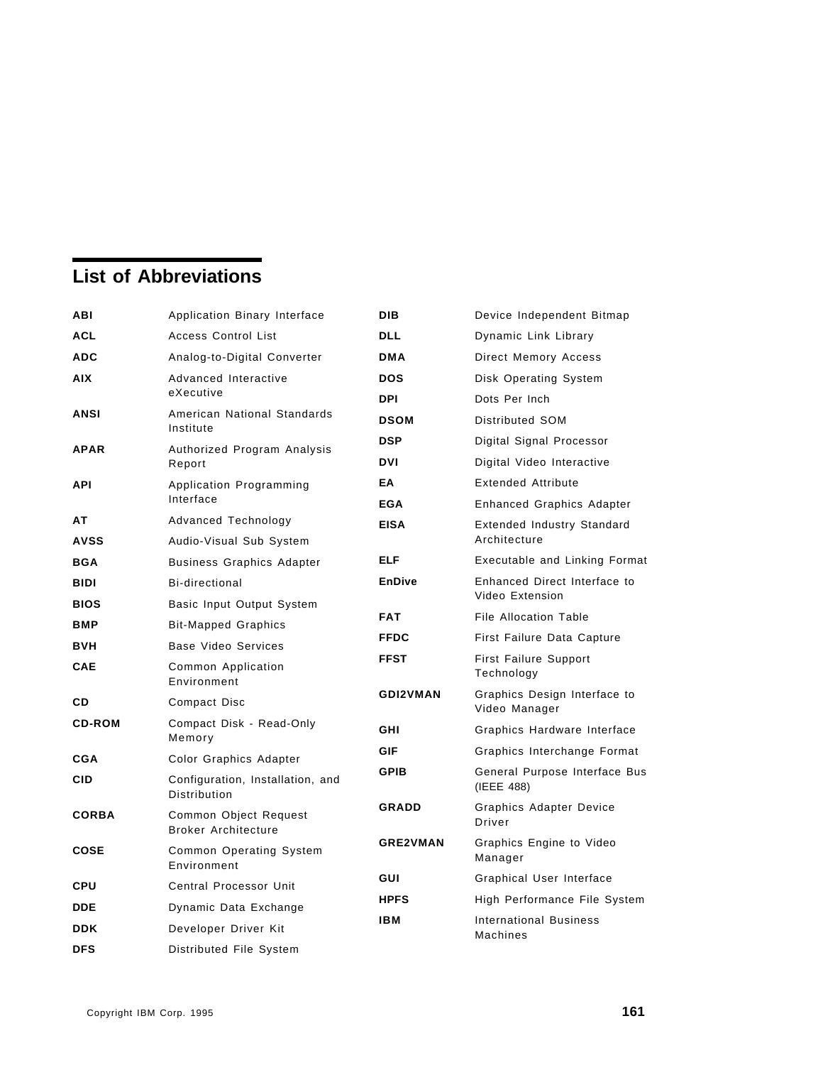# List of Abbreviations

| | |
|---|---|
| **ABI** | Application Binary Interface |
| **ACL** | Access Control List |
| **ADC** | Analog-to-Digital Converter |
| **AIX** | Advanced Interactive eXecutive |
| **ANSI** | American National Standards Institute |
| **APAR** | Authorized Program Analysis Report |
| **API** | Application Programming Interface |
| **AT** | Advanced Technology |
| **AVSS** | Audio-Visual Sub System |
| **BGA** | Business Graphics Adapter |
| **BIDI** | Bi-directional |
| **BIOS** | Basic Input Output System |
| **BMP** | Bit-Mapped Graphics |
| **BVH** | Base Video Services |
| **CAE** | Common Application Environment |
| **CD** | Compact Disc |
| **CD-ROM** | Compact Disk - Read-Only Memory |
| **CGA** | Color Graphics Adapter |
| **CID** | Configuration, Installation, and Distribution |
| **CORBA** | Common Object Request Broker Architecture |
| **COSE** | Common Operating System Environment |
| **CPU** | Central Processor Unit |
| **DDE** | Dynamic Data Exchange |
| **DDK** | Developer Driver Kit |
| **DFS** | Distributed File System |
| **DIB** | Device Independent Bitmap |
| **DLL** | Dynamic Link Library |
| **DMA** | Direct Memory Access |
| **DOS** | Disk Operating System |
| **DPI** | Dots Per Inch |
| **DSOM** | Distributed SOM |
| **DSP** | Digital Signal Processor |
| **DVI** | Digital Video Interactive |
| **EA** | Extended Attribute |
| **EGA** | Enhanced Graphics Adapter |
| **EISA** | Extended Industry Standard Architecture |
| **ELF** | Executable and Linking Format |
| **EnDive** | Enhanced Direct Interface to Video Extension |
| **FAT** | File Allocation Table |
| **FFDC** | First Failure Data Capture |
| **FFST** | First Failure Support Technology |
| **GDI2VMAN** | Graphics Design Interface to Video Manager |
| **GHI** | Graphics Hardware Interface |
| **GIF** | Graphics Interchange Format |
| **GPIB** | General Purpose Interface Bus (IEEE 488) |
| **GRADD** | Graphics Adapter Device Driver |
| **GRE2VMAN** | Graphics Engine to Video Manager |
| **GUI** | Graphical User Interface |
| **HPFS** | High Performance File System |
| **IBM** | International Business Machines |

Copyright IBM Corp. 1995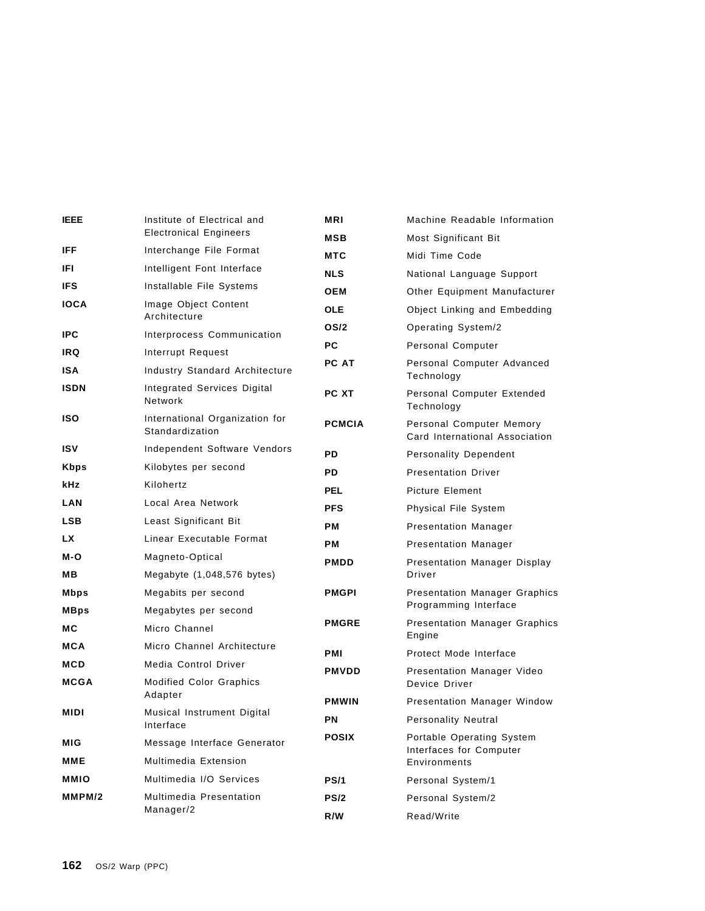| | |
|---|---|
| **IEEE** | Institute of Electrical and Electronical Engineers |
| **IFF** | Interchange File Format |
| **IFI** | Intelligent Font Interface |
| **IFS** | Installable File Systems |
| **IOCA** | Image Object Content Architecture |
| **IPC** | Interprocess Communication |
| **IRQ** | Interrupt Request |
| **ISA** | Industry Standard Architecture |
| **ISDN** | Integrated Services Digital Network |
| **ISO** | International Organization for Standardization |
| **ISV** | Independent Software Vendors |
| **Kbps** | Kilobytes per second |
| **kHz** | Kilohertz |
| **LAN** | Local Area Network |
| **LSB** | Least Significant Bit |
| **LX** | Linear Executable Format |
| **M-O** | Magneto-Optical |
| **MB** | Megabyte (1,048,576 bytes) |
| **Mbps** | Megabits per second |
| **MBps** | Megabytes per second |
| **MC** | Micro Channel |
| **MCA** | Micro Channel Architecture |
| **MCD** | Media Control Driver |
| **MCGA** | Modified Color Graphics Adapter |
| **MIDI** | Musical Instrument Digital Interface |
| **MIG** | Message Interface Generator |
| **MME** | Multimedia Extension |
| **MMIO** | Multimedia I/O Services |
| **MMPM/2** | Multimedia Presentation Manager/2 |
| **MRI** | Machine Readable Information |
| **MSB** | Most Significant Bit |
| **MTC** | Midi Time Code |
| **NLS** | National Language Support |
| **OEM** | Other Equipment Manufacturer |
| **OLE** | Object Linking and Embedding |
| **OS/2** | Operating System/2 |
| **PC** | Personal Computer |
| **PC AT** | Personal Computer Advanced Technology |
| **PC XT** | Personal Computer Extended Technology |
| **PCMCIA** | Personal Computer Memory Card International Association |
| **PD** | Personality Dependent |
| **PD** | Presentation Driver |
| **PEL** | Picture Element |
| **PFS** | Physical File System |
| **PM** | Presentation Manager |
| **PM** | Presentation Manager |
| **PMDD** | Presentation Manager Display Driver |
| **PMGPI** | Presentation Manager Graphics Programming Interface |
| **PMGRE** | Presentation Manager Graphics Engine |
| **PMI** | Protect Mode Interface |
| **PMVDD** | Presentation Manager Video Device Driver |
| **PMWIN** | Presentation Manager Window |
| **PN** | Personality Neutral |
| **POSIX** | Portable Operating System Interfaces for Computer Environments |
| **PS/1** | Personal System/1 |
| **PS/2** | Personal System/2 |
| **R/W** | Read/Write |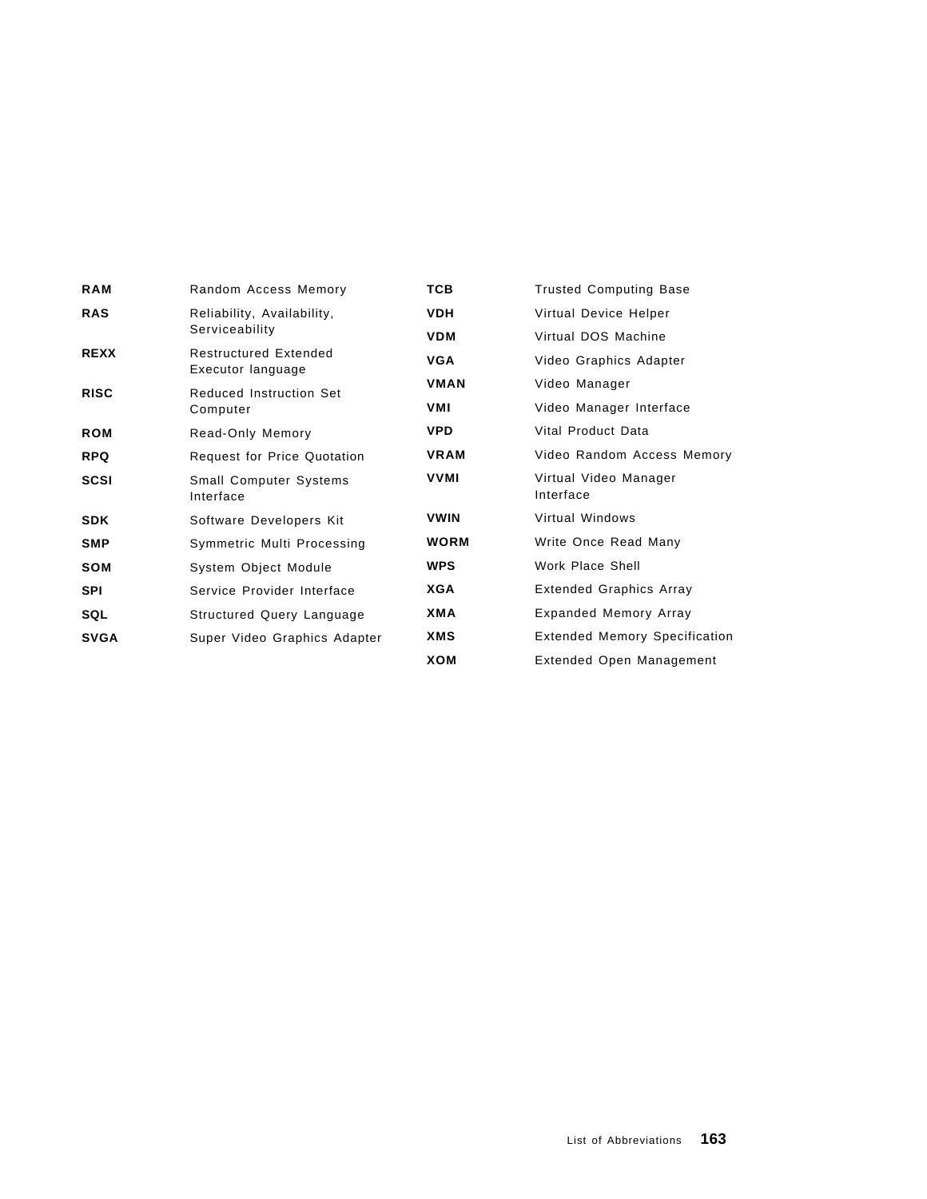| | |
|---|---|
| **RAM** | Random Access Memory |
| **RAS** | Reliability, Availability, Serviceability |
| **REXX** | Restructured Extended Executor language |
| **RISC** | Reduced Instruction Set Computer |
| **ROM** | Read-Only Memory |
| **RPQ** | Request for Price Quotation |
| **SCSI** | Small Computer Systems Interface |
| **SDK** | Software Developers Kit |
| **SMP** | Symmetric Multi Processing |
| **SOM** | System Object Module |
| **SPI** | Service Provider Interface |
| **SQL** | Structured Query Language |
| **SVGA** | Super Video Graphics Adapter |
| **TCB** | Trusted Computing Base |
| **VDH** | Virtual Device Helper |
| **VDM** | Virtual DOS Machine |
| **VGA** | Video Graphics Adapter |
| **VMAN** | Video Manager |
| **VMI** | Video Manager Interface |
| **VPD** | Vital Product Data |
| **VRAM** | Video Random Access Memory |
| **VVMI** | Virtual Video Manager Interface |
| **VWIN** | Virtual Windows |
| **WORM** | Write Once Read Many |
| **WPS** | Work Place Shell |
| **XGA** | Extended Graphics Array |
| **XMA** | Expanded Memory Array |
| **XMS** | Extended Memory Specification |
| **XOM** | Extended Open Management |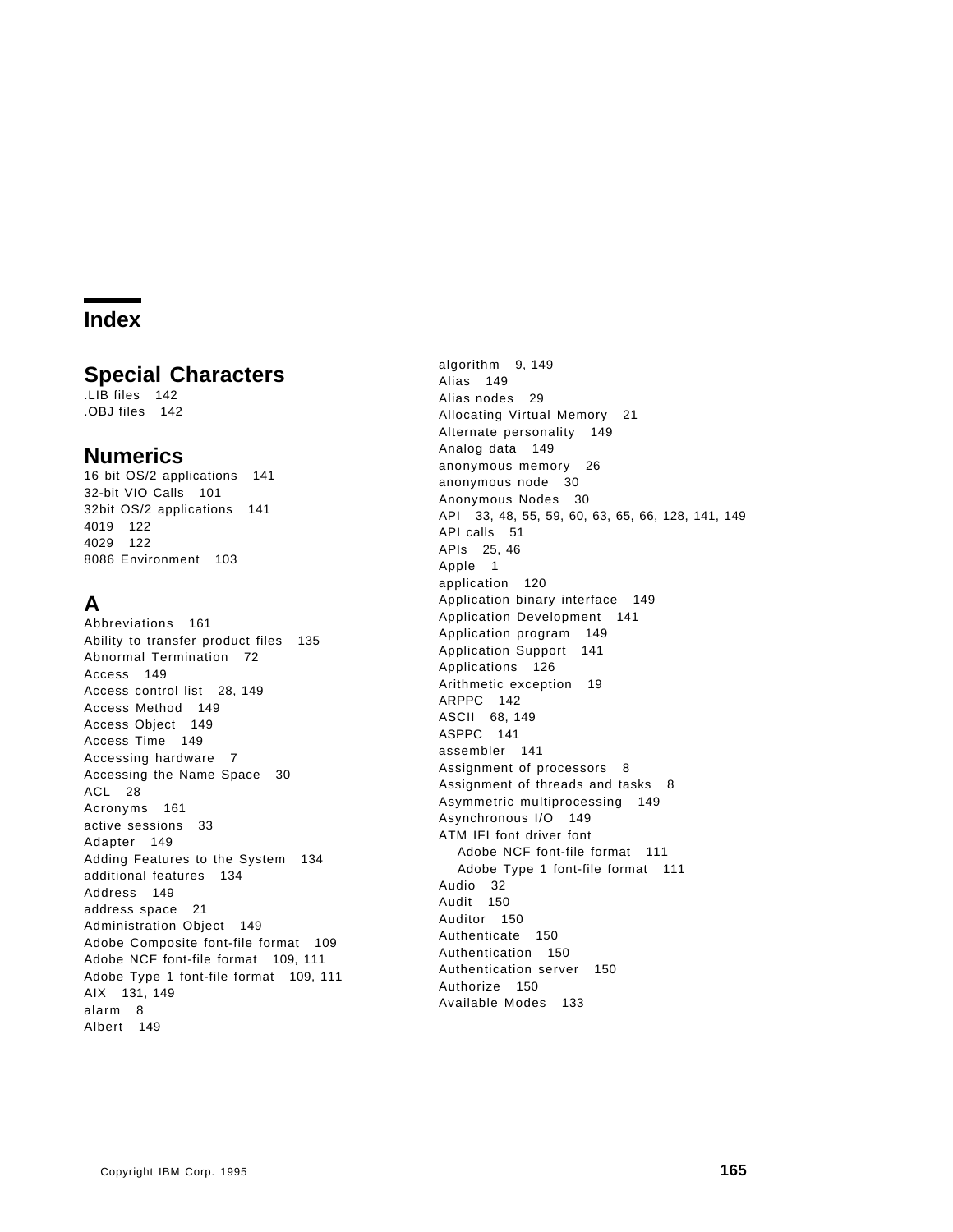# Index

## Special Characters

.LIB files 142
.OBJ files 142

## Numerics

16 bit OS/2 applications 141
32-bit VIO Calls 101
32bit OS/2 applications 141
4019 122
4029 122
8086 Environment 103

## A

Abbreviations 161
Ability to transfer product files 135
Abnormal Termination 72
Access 149
Access control list 28, 149
Access Method 149
Access Object 149
Access Time 149
Accessing hardware 7
Accessing the Name Space 30
ACL 28
Acronyms 161
active sessions 33
Adapter 149
Adding Features to the System 134
additional features 134
Address 149
address space 21
Administration Object 149
Adobe Composite font-file format 109
Adobe NCF font-file format 109, 111
Adobe Type 1 font-file format 109, 111
AIX 131, 149
alarm 8
Albert 149
algorithm 9, 149
Alias 149
Alias nodes 29
Allocating Virtual Memory 21
Alternate personality 149
Analog data 149
anonymous memory 26
anonymous node 30
Anonymous Nodes 30
API 33, 48, 55, 59, 60, 63, 65, 66, 128, 141, 149
API calls 51
APIs 25, 46
Apple 1
application 120
Application binary interface 149
Application Development 141
Application program 149
Application Support 141
Applications 126
Arithmetic exception 19
ARPPC 142
ASCII 68, 149
ASPPC 141
assembler 141
Assignment of processors 8
Assignment of threads and tasks 8
Asymmetric multiprocessing 149
Asynchronous I/O 149
ATM IFI font driver font
  Adobe NCF font-file format 111
  Adobe Type 1 font-file format 111
Audio 32
Audit 150
Auditor 150
Authenticate 150
Authentication 150
Authentication server 150
Authorize 150
Available Modes 133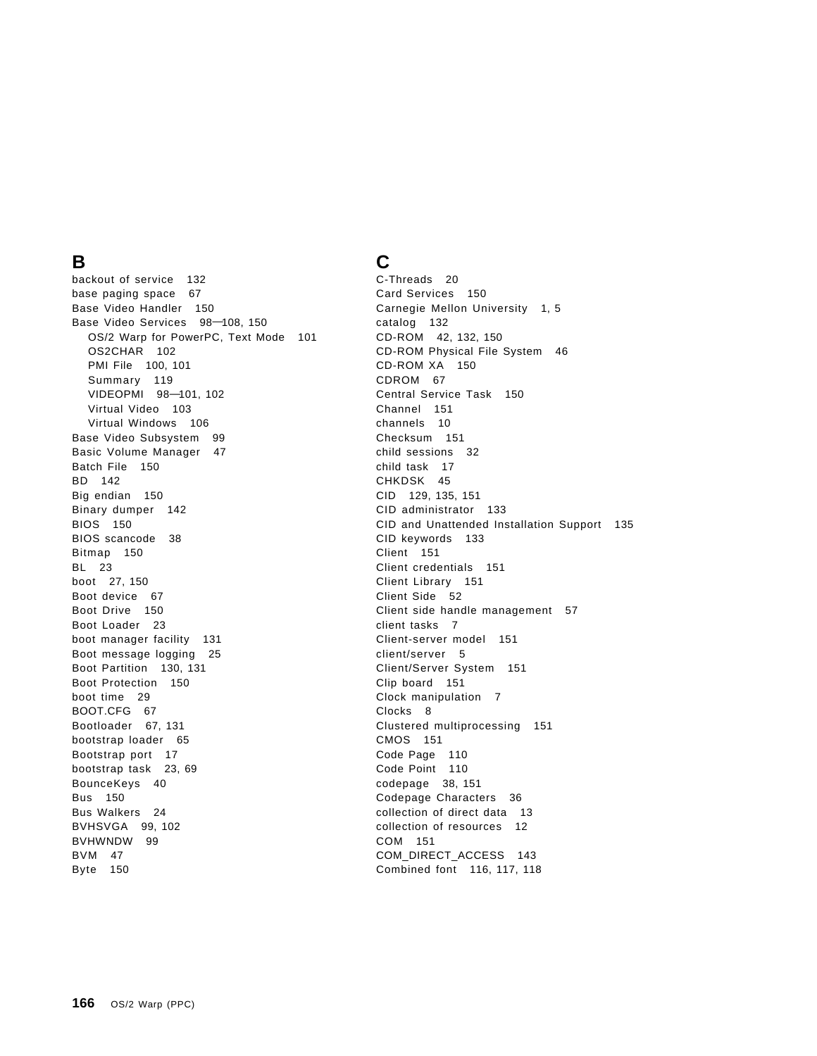## B

backout of service 132
base paging space 67
Base Video Handler 150
Base Video Services 98—108, 150
- OS/2 Warp for PowerPC, Text Mode 101
- OS2CHAR 102
- PMI File 100, 101
- Summary 119
- VIDEOPMI 98—101, 102
- Virtual Video 103
- Virtual Windows 106

Base Video Subsystem 99
Basic Volume Manager 47
Batch File 150
BD 142
Big endian 150
Binary dumper 142
BIOS 150
BIOS scancode 38
Bitmap 150
BL 23
boot 27, 150
Boot device 67
Boot Drive 150
Boot Loader 23
boot manager facility 131
Boot message logging 25
Boot Partition 130, 131
Boot Protection 150
boot time 29
BOOT.CFG 67
Bootloader 67, 131
bootstrap loader 65
Bootstrap port 17
bootstrap task 23, 69
BounceKeys 40
Bus 150
Bus Walkers 24
BVHSVGA 99, 102
BVHWNDW 99
BVM 47
Byte 150

## C

C-Threads 20
Card Services 150
Carnegie Mellon University 1, 5
catalog 132
CD-ROM 42, 132, 150
CD-ROM Physical File System 46
CD-ROM XA 150
CDROM 67
Central Service Task 150
Channel 151
channels 10
Checksum 151
child sessions 32
child task 17
CHKDSK 45
CID 129, 135, 151
CID administrator 133
CID and Unattended Installation Support 135
CID keywords 133
Client 151
Client credentials 151
Client Library 151
Client Side 52
Client side handle management 57
client tasks 7
Client-server model 151
client/server 5
Client/Server System 151
Clip board 151
Clock manipulation 7
Clocks 8
Clustered multiprocessing 151
CMOS 151
Code Page 110
Code Point 110
codepage 38, 151
Codepage Characters 36
collection of direct data 13
collection of resources 12
COM 151
COM_DIRECT_ACCESS 143
Combined font 116, 117, 118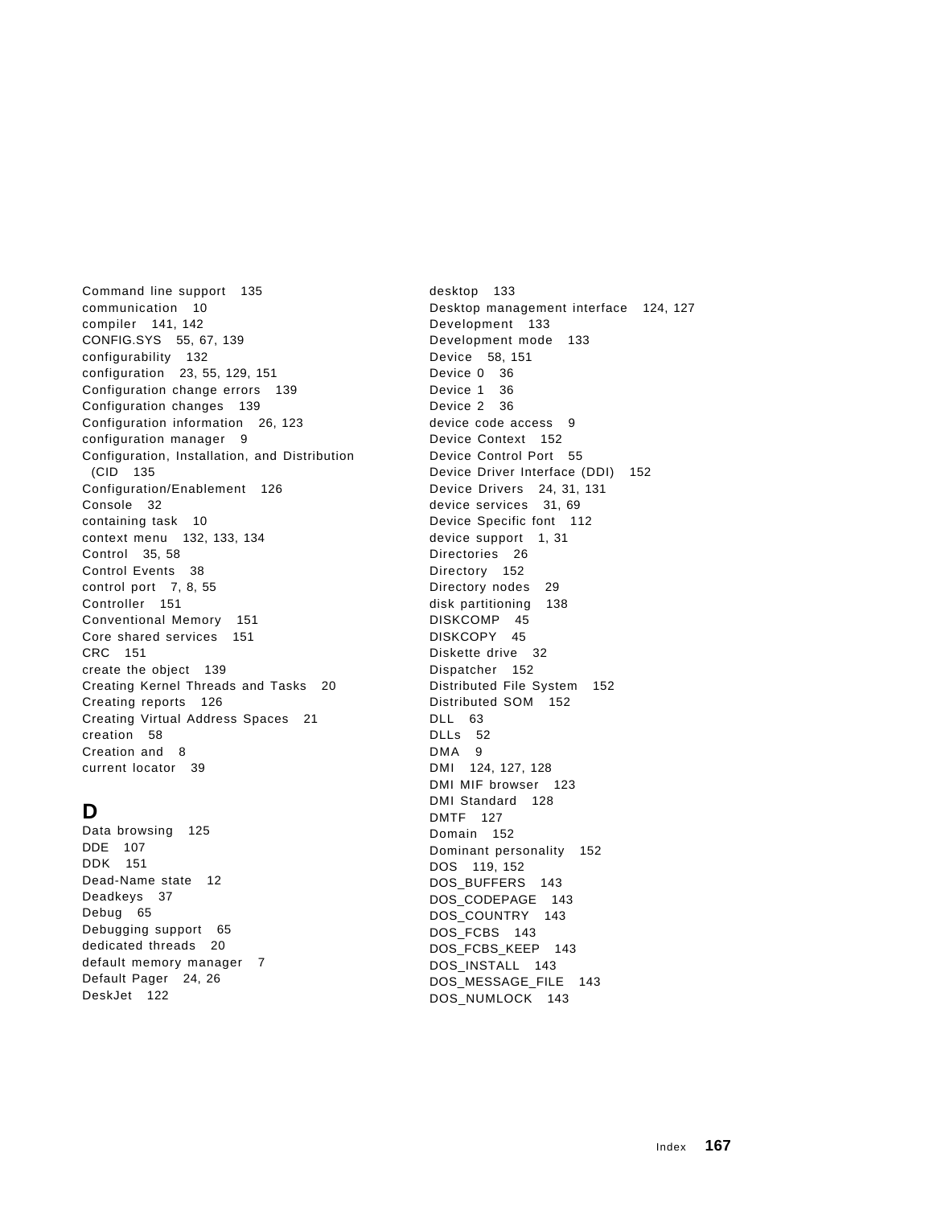Command line support 135
communication 10
compiler 141, 142
CONFIG.SYS 55, 67, 139
configurability 132
configuration 23, 55, 129, 151
Configuration change errors 139
Configuration changes 139
Configuration information 26, 123
configuration manager 9
Configuration, Installation, and Distribution (CID 135
Configuration/Enablement 126
Console 32
containing task 10
context menu 132, 133, 134
Control 35, 58
Control Events 38
control port 7, 8, 55
Controller 151
Conventional Memory 151
Core shared services 151
CRC 151
create the object 139
Creating Kernel Threads and Tasks 20
Creating reports 126
Creating Virtual Address Spaces 21
creation 58
Creation and 8
current locator 39

## D

Data browsing 125
DDE 107
DDK 151
Dead-Name state 12
Deadkeys 37
Debug 65
Debugging support 65
dedicated threads 20
default memory manager 7
Default Pager 24, 26
DeskJet 122
desktop 133
Desktop management interface 124, 127
Development 133
Development mode 133
Device 58, 151
Device 0 36
Device 1 36
Device 2 36
device code access 9
Device Context 152
Device Control Port 55
Device Driver Interface (DDI) 152
Device Drivers 24, 31, 131
device services 31, 69
Device Specific font 112
device support 1, 31
Directories 26
Directory 152
Directory nodes 29
disk partitioning 138
DISKCOMP 45
DISKCOPY 45
Diskette drive 32
Dispatcher 152
Distributed File System 152
Distributed SOM 152
DLL 63
DLLs 52
DMA 9
DMI 124, 127, 128
DMI MIF browser 123
DMI Standard 128
DMTF 127
Domain 152
Dominant personality 152
DOS 119, 152
DOS_BUFFERS 143
DOS_CODEPAGE 143
DOS_COUNTRY 143
DOS_FCBS 143
DOS_FCBS_KEEP 143
DOS_INSTALL 143
DOS_MESSAGE_FILE 143
DOS_NUMLOCK 143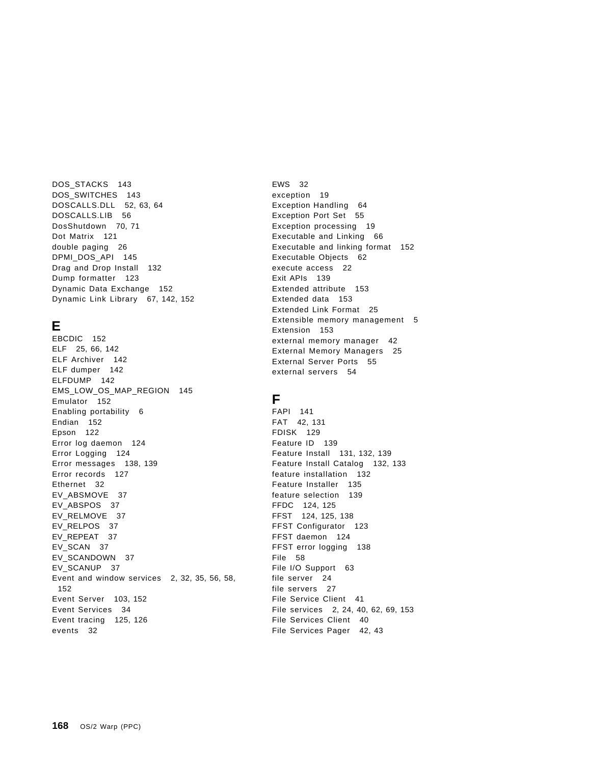DOS_STACKS 143
DOS_SWITCHES 143
DOSCALLS.DLL 52, 63, 64
DOSCALLS.LIB 56
DosShutdown 70, 71
Dot Matrix 121
double paging 26
DPMI_DOS_API 145
Drag and Drop Install 132
Dump formatter 123
Dynamic Data Exchange 152
Dynamic Link Library 67, 142, 152

## E

EBCDIC 152
ELF 25, 66, 142
ELF Archiver 142
ELF dumper 142
ELFDUMP 142
EMS_LOW_OS_MAP_REGION 145
Emulator 152
Enabling portability 6
Endian 152
Epson 122
Error log daemon 124
Error Logging 124
Error messages 138, 139
Error records 127
Ethernet 32
EV_ABSMOVE 37
EV_ABSPOS 37
EV_RELMOVE 37
EV_RELPOS 37
EV_REPEAT 37
EV_SCAN 37
EV_SCANDOWN 37
EV_SCANUP 37
Event and window services 2, 32, 35, 56, 58, 152
Event Server 103, 152
Event Services 34
Event tracing 125, 126
events 32
EWS 32
exception 19
Exception Handling 64
Exception Port Set 55
Exception processing 19
Executable and Linking 66
Executable and linking format 152
Executable Objects 62
execute access 22
Exit APIs 139
Extended attribute 153
Extended data 153
Extended Link Format 25
Extensible memory management 5
Extension 153
external memory manager 42
External Memory Managers 25
External Server Ports 55
external servers 54

## F

FAPI 141
FAT 42, 131
FDISK 129
Feature ID 139
Feature Install 131, 132, 139
Feature Install Catalog 132, 133
feature installation 132
Feature Installer 135
feature selection 139
FFDC 124, 125
FFST 124, 125, 138
FFST Configurator 123
FFST daemon 124
FFST error logging 138
File 58
File I/O Support 63
file server 24
file servers 27
File Service Client 41
File services 2, 24, 40, 62, 69, 153
File Services Client 40
File Services Pager 42, 43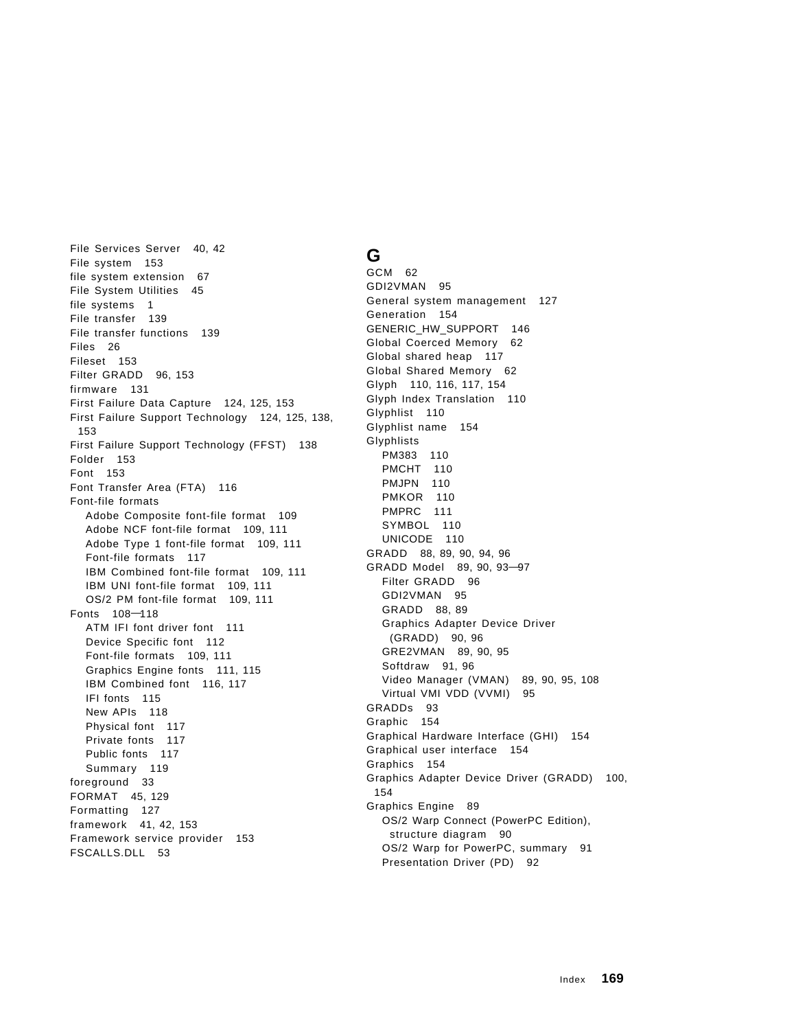File Services Server 40, 42
File system 153
file system extension 67
File System Utilities 45
file systems 1
File transfer 139
File transfer functions 139
Files 26
Fileset 153
Filter GRADD 96, 153
firmware 131
First Failure Data Capture 124, 125, 153
First Failure Support Technology 124, 125, 138, 153
First Failure Support Technology (FFST) 138
Folder 153
Font 153
Font Transfer Area (FTA) 116
Font-file formats
- Adobe Composite font-file format 109
- Adobe NCF font-file format 109, 111
- Adobe Type 1 font-file format 109, 111
- Font-file formats 117
- IBM Combined font-file format 109, 111
- IBM UNI font-file format 109, 111
- OS/2 PM font-file format 109, 111

Fonts 108—118
- ATM IFI font driver font 111
- Device Specific font 112
- Font-file formats 109, 111
- Graphics Engine fonts 111, 115
- IBM Combined font 116, 117
- IFI fonts 115
- New APIs 118
- Physical font 117
- Private fonts 117
- Public fonts 117
- Summary 119

foreground 33
FORMAT 45, 129
Formatting 127
framework 41, 42, 153
Framework service provider 153
FSCALLS.DLL 53

## G

GCM 62
GDI2VMAN 95
General system management 127
Generation 154
GENERIC_HW_SUPPORT 146
Global Coerced Memory 62
Global shared heap 117
Global Shared Memory 62
Glyph 110, 116, 117, 154
Glyph Index Translation 110
Glyphlist 110
Glyphlist name 154
Glyphlists
- PM383 110
- PMCHT 110
- PMJPN 110
- PMKOR 110
- PMPRC 111
- SYMBOL 110
- UNICODE 110

GRADD 88, 89, 90, 94, 96
GRADD Model 89, 90, 93—97
- Filter GRADD 96
- GDI2VMAN 95
- GRADD 88, 89
- Graphics Adapter Device Driver (GRADD) 90, 96
- GRE2VMAN 89, 90, 95
- Softdraw 91, 96
- Video Manager (VMAN) 89, 90, 95, 108
- Virtual VMI VDD (VVMI) 95

GRADDs 93
Graphic 154
Graphical Hardware Interface (GHI) 154
Graphical user interface 154
Graphics 154
Graphics Adapter Device Driver (GRADD) 100, 154
Graphics Engine 89
- OS/2 Warp Connect (PowerPC Edition), structure diagram 90
- OS/2 Warp for PowerPC, summary 91
- Presentation Driver (PD) 92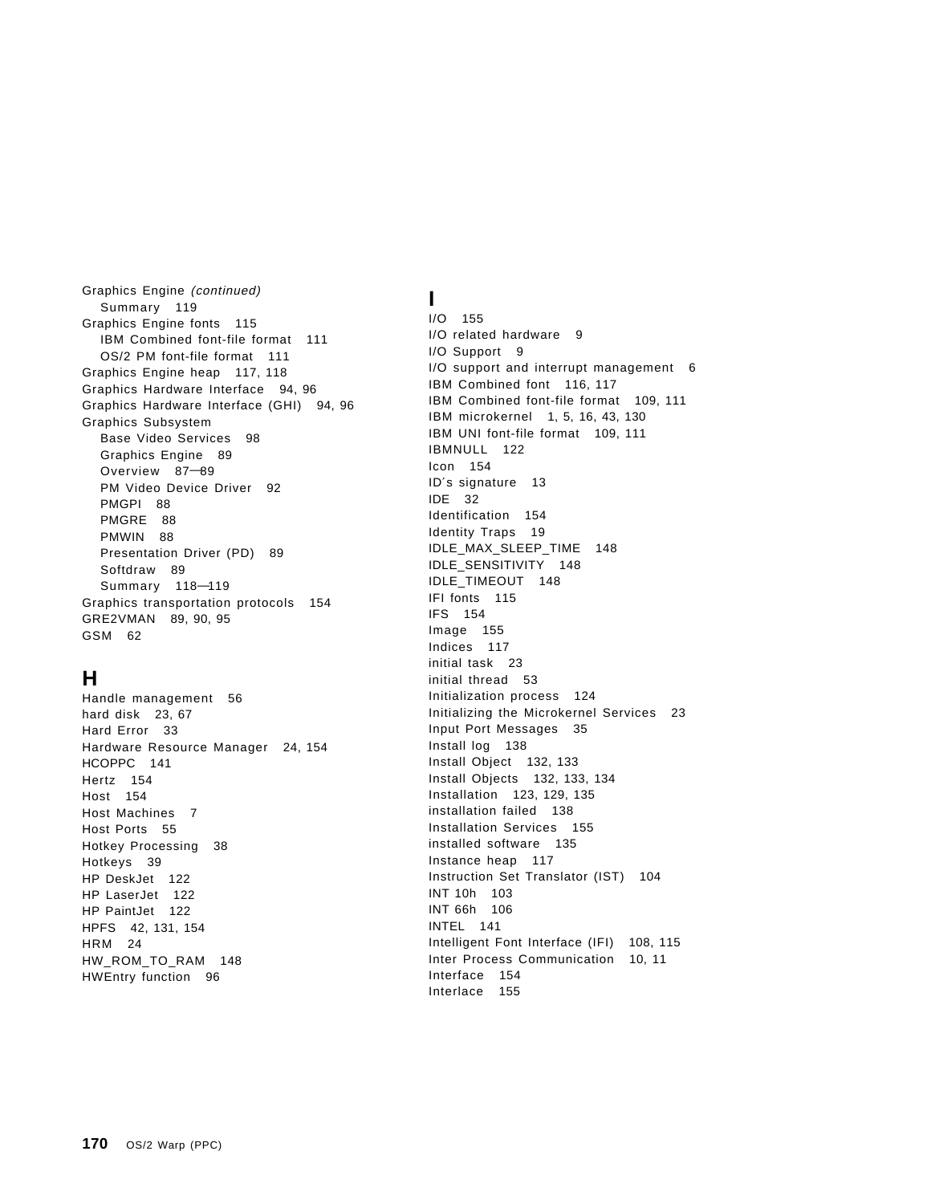Graphics Engine *(continued)*
- Summary 119

Graphics Engine fonts 115
- IBM Combined font-file format 111
- OS/2 PM font-file format 111

Graphics Engine heap 117, 118
Graphics Hardware Interface 94, 96
Graphics Hardware Interface (GHI) 94, 96
Graphics Subsystem
- Base Video Services 98
- Graphics Engine 89
- Overview 87—89
- PM Video Device Driver 92
- PMGPI 88
- PMGRE 88
- PMWIN 88
- Presentation Driver (PD) 89
- Softdraw 89
- Summary 118—119

Graphics transportation protocols 154
GRE2VMAN 89, 90, 95
GSM 62

## H

Handle management 56
hard disk 23, 67
Hard Error 33
Hardware Resource Manager 24, 154
HCOPPC 141
Hertz 154
Host 154
Host Machines 7
Host Ports 55
Hotkey Processing 38
Hotkeys 39
HP DeskJet 122
HP LaserJet 122
HP PaintJet 122
HPFS 42, 131, 154
HRM 24
HW_ROM_TO_RAM 148
HWEntry function 96

## I

I/O 155
I/O related hardware 9
I/O Support 9
I/O support and interrupt management 6
IBM Combined font 116, 117
IBM Combined font-file format 109, 111
IBM microkernel 1, 5, 16, 43, 130
IBM UNI font-file format 109, 111
IBMNULL 122
Icon 154
ID´s signature 13
IDE 32
Identification 154
Identity Traps 19
IDLE_MAX_SLEEP_TIME 148
IDLE_SENSITIVITY 148
IDLE_TIMEOUT 148
IFI fonts 115
IFS 154
Image 155
Indices 117
initial task 23
initial thread 53
Initialization process 124
Initializing the Microkernel Services 23
Input Port Messages 35
Install log 138
Install Object 132, 133
Install Objects 132, 133, 134
Installation 123, 129, 135
installation failed 138
Installation Services 155
installed software 135
Instance heap 117
Instruction Set Translator (IST) 104
INT 10h 103
INT 66h 106
INTEL 141
Intelligent Font Interface (IFI) 108, 115
Inter Process Communication 10, 11
Interface 154
Interlace 155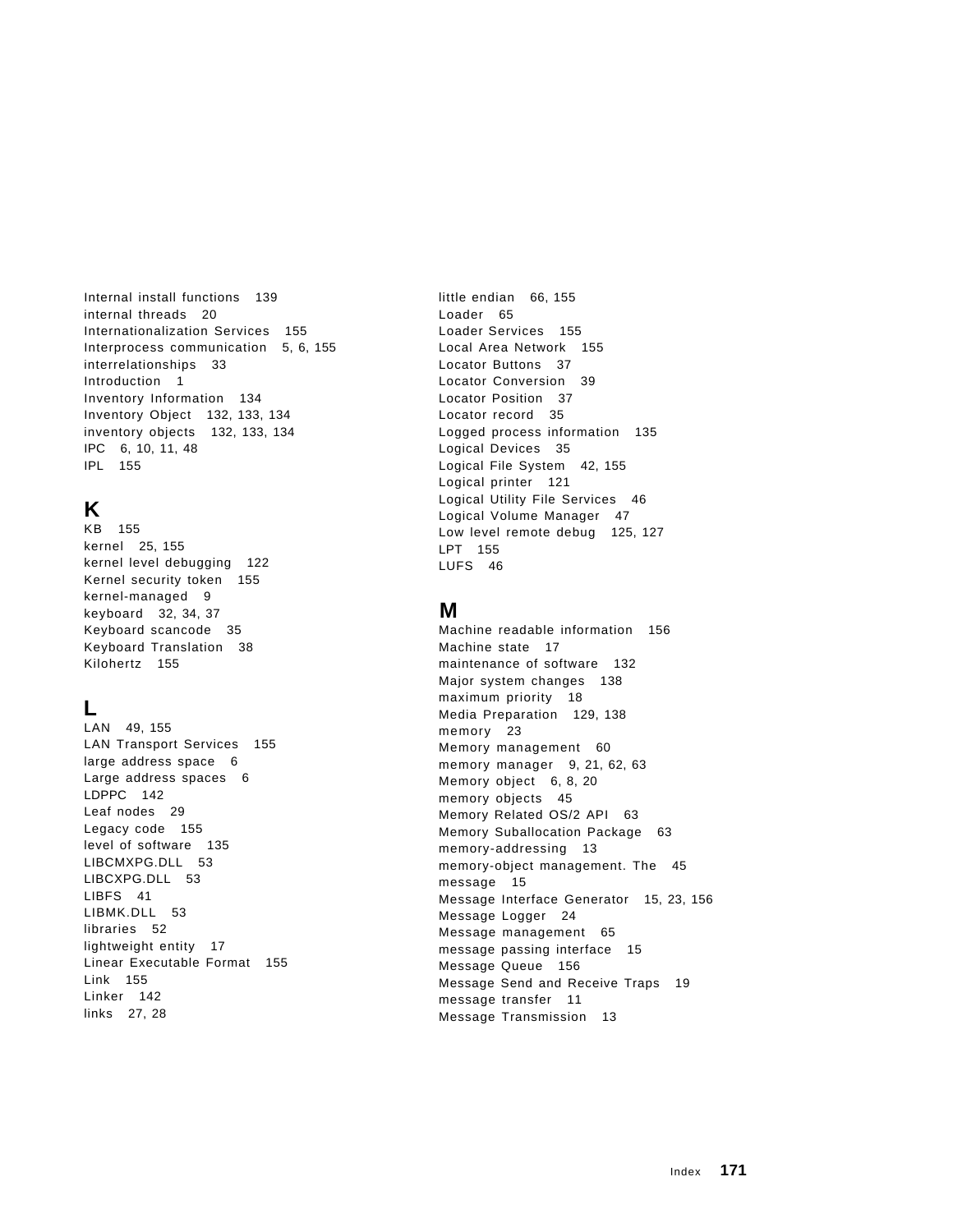Internal install functions 139
internal threads 20
Internationalization Services 155
Interprocess communication 5, 6, 155
interrelationships 33
Introduction 1
Inventory Information 134
Inventory Object 132, 133, 134
inventory objects 132, 133, 134
IPC 6, 10, 11, 48
IPL 155

## K

KB 155
kernel 25, 155
kernel level debugging 122
Kernel security token 155
kernel-managed 9
keyboard 32, 34, 37
Keyboard scancode 35
Keyboard Translation 38
Kilohertz 155

## L

LAN 49, 155
LAN Transport Services 155
large address space 6
Large address spaces 6
LDPPC 142
Leaf nodes 29
Legacy code 155
level of software 135
LIBCMXPG.DLL 53
LIBCXPG.DLL 53
LIBFS 41
LIBMK.DLL 53
libraries 52
lightweight entity 17
Linear Executable Format 155
Link 155
Linker 142
links 27, 28
little endian 66, 155
Loader 65
Loader Services 155
Local Area Network 155
Locator Buttons 37
Locator Conversion 39
Locator Position 37
Locator record 35
Logged process information 135
Logical Devices 35
Logical File System 42, 155
Logical printer 121
Logical Utility File Services 46
Logical Volume Manager 47
Low level remote debug 125, 127
LPT 155
LUFS 46

## M

Machine readable information 156
Machine state 17
maintenance of software 132
Major system changes 138
maximum priority 18
Media Preparation 129, 138
memory 23
Memory management 60
memory manager 9, 21, 62, 63
Memory object 6, 8, 20
memory objects 45
Memory Related OS/2 API 63
Memory Suballocation Package 63
memory-addressing 13
memory-object management. The 45
message 15
Message Interface Generator 15, 23, 156
Message Logger 24
Message management 65
message passing interface 15
Message Queue 156
Message Send and Receive Traps 19
message transfer 11
Message Transmission 13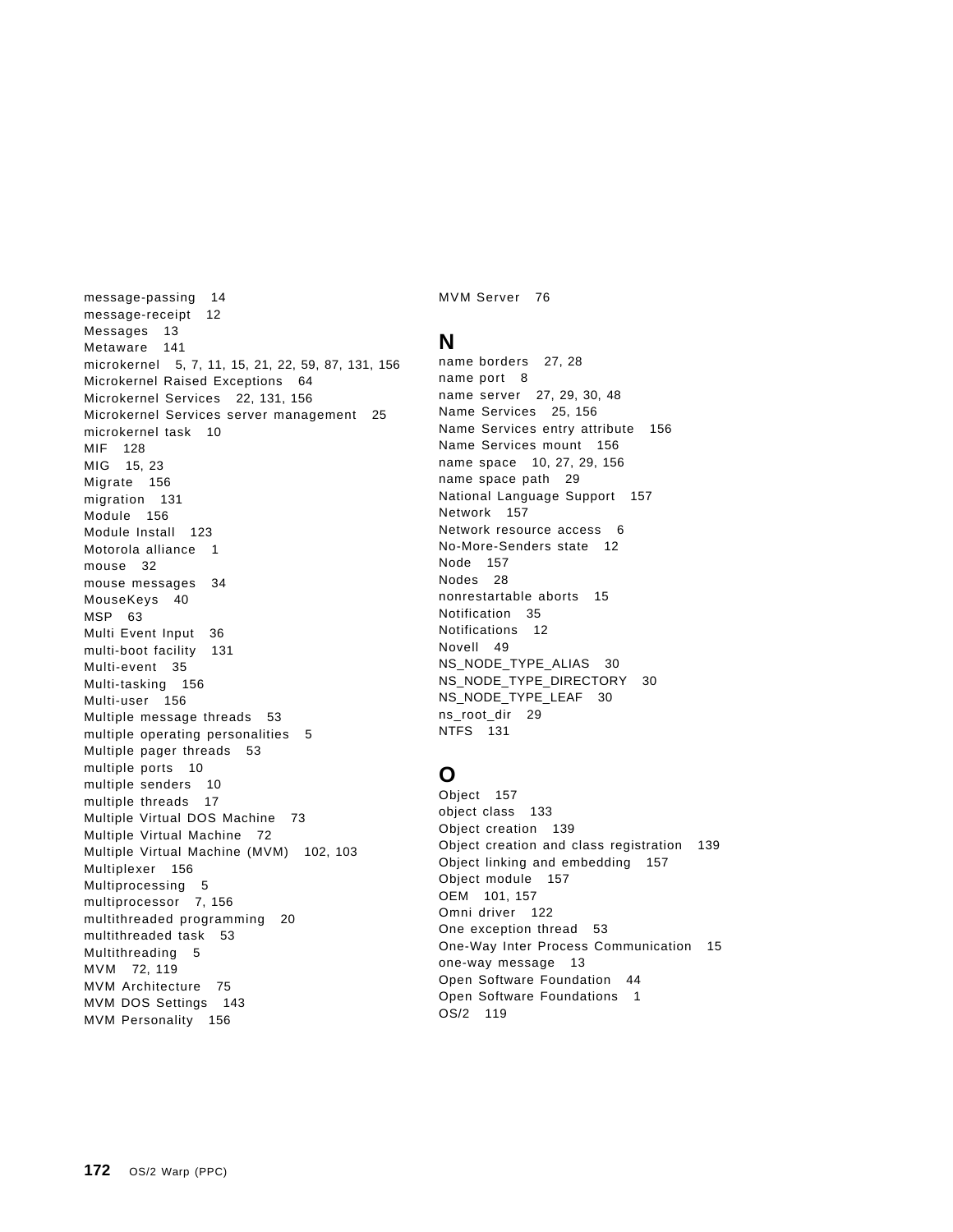message-passing 14
message-receipt 12
Messages 13
Metaware 141
microkernel 5, 7, 11, 15, 21, 22, 59, 87, 131, 156
Microkernel Raised Exceptions 64
Microkernel Services 22, 131, 156
Microkernel Services server management 25
microkernel task 10
MIF 128
MIG 15, 23
Migrate 156
migration 131
Module 156
Module Install 123
Motorola alliance 1
mouse 32
mouse messages 34
MouseKeys 40
MSP 63
Multi Event Input 36
multi-boot facility 131
Multi-event 35
Multi-tasking 156
Multi-user 156
Multiple message threads 53
multiple operating personalities 5
Multiple pager threads 53
multiple ports 10
multiple senders 10
multiple threads 17
Multiple Virtual DOS Machine 73
Multiple Virtual Machine 72
Multiple Virtual Machine (MVM) 102, 103
Multiplexer 156
Multiprocessing 5
multiprocessor 7, 156
multithreaded programming 20
multithreaded task 53
Multithreading 5
MVM 72, 119
MVM Architecture 75
MVM DOS Settings 143
MVM Personality 156
MVM Server 76

## N

name borders 27, 28
name port 8
name server 27, 29, 30, 48
Name Services 25, 156
Name Services entry attribute 156
Name Services mount 156
name space 10, 27, 29, 156
name space path 29
National Language Support 157
Network 157
Network resource access 6
No-More-Senders state 12
Node 157
Nodes 28
nonrestartable aborts 15
Notification 35
Notifications 12
Novell 49
NS_NODE_TYPE_ALIAS 30
NS_NODE_TYPE_DIRECTORY 30
NS_NODE_TYPE_LEAF 30
ns_root_dir 29
NTFS 131

## O

Object 157
object class 133
Object creation 139
Object creation and class registration 139
Object linking and embedding 157
Object module 157
OEM 101, 157
Omni driver 122
One exception thread 53
One-Way Inter Process Communication 15
one-way message 13
Open Software Foundation 44
Open Software Foundations 1
OS/2 119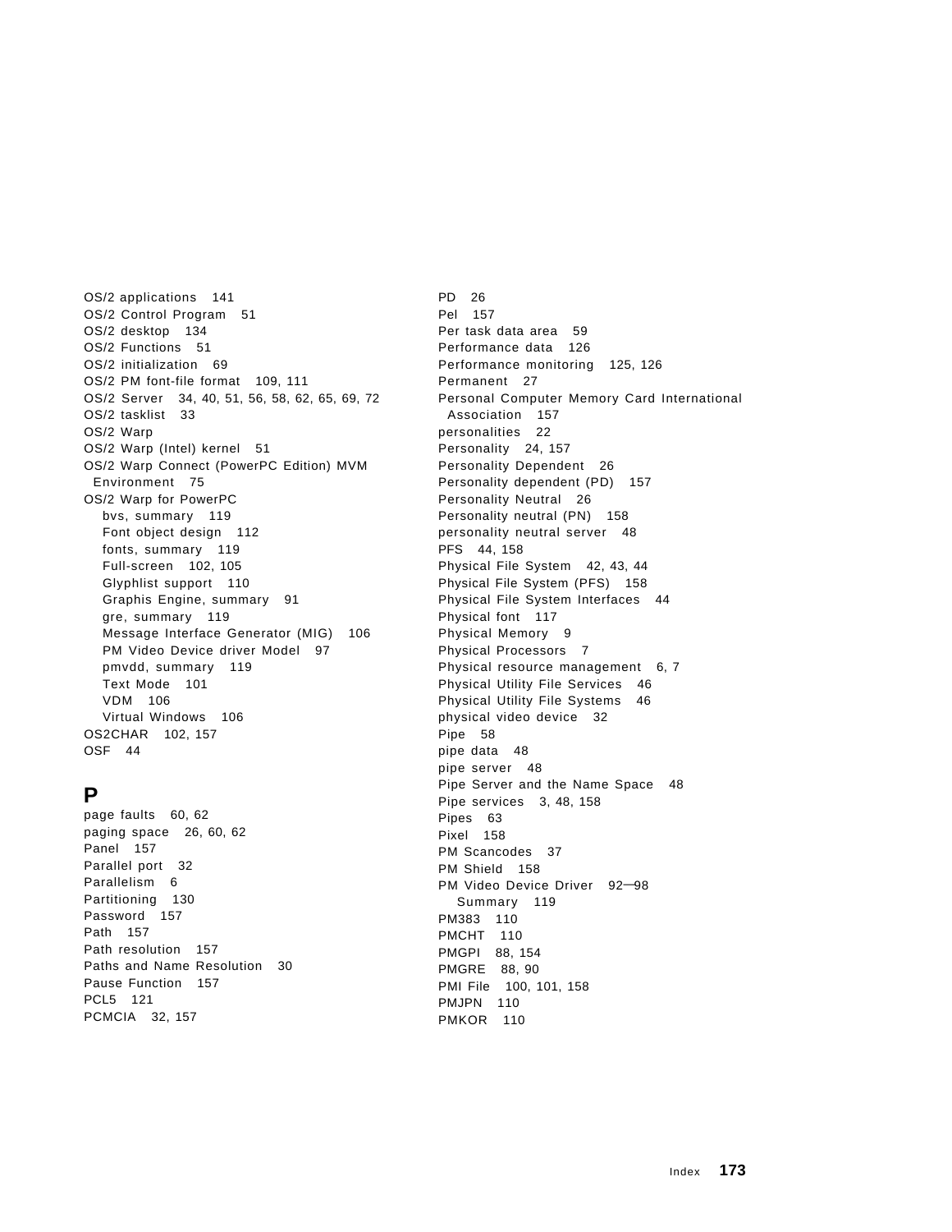OS/2 applications 141
OS/2 Control Program 51
OS/2 desktop 134
OS/2 Functions 51
OS/2 initialization 69
OS/2 PM font-file format 109, 111
OS/2 Server 34, 40, 51, 56, 58, 62, 65, 69, 72
OS/2 tasklist 33
OS/2 Warp
OS/2 Warp (Intel) kernel 51
OS/2 Warp Connect (PowerPC Edition) MVM Environment 75
OS/2 Warp for PowerPC
- bvs, summary 119
- Font object design 112
- fonts, summary 119
- Full-screen 102, 105
- Glyphlist support 110
- Graphis Engine, summary 91
- gre, summary 119
- Message Interface Generator (MIG) 106
- PM Video Device driver Model 97
- pmvdd, summary 119
- Text Mode 101
- VDM 106
- Virtual Windows 106

OS2CHAR 102, 157
OSF 44

## P

page faults 60, 62
paging space 26, 60, 62
Panel 157
Parallel port 32
Parallelism 6
Partitioning 130
Password 157
Path 157
Path resolution 157
Paths and Name Resolution 30
Pause Function 157
PCL5 121
PCMCIA 32, 157
PD 26
Pel 157
Per task data area 59
Performance data 126
Performance monitoring 125, 126
Permanent 27
Personal Computer Memory Card International Association 157
personalities 22
Personality 24, 157
Personality Dependent 26
Personality dependent (PD) 157
Personality Neutral 26
Personality neutral (PN) 158
personality neutral server 48
PFS 44, 158
Physical File System 42, 43, 44
Physical File System (PFS) 158
Physical File System Interfaces 44
Physical font 117
Physical Memory 9
Physical Processors 7
Physical resource management 6, 7
Physical Utility File Services 46
Physical Utility File Systems 46
physical video device 32
Pipe 58
pipe data 48
pipe server 48
Pipe Server and the Name Space 48
Pipe services 3, 48, 158
Pipes 63
Pixel 158
PM Scancodes 37
PM Shield 158
PM Video Device Driver 92—98
- Summary 119

PM383 110
PMCHT 110
PMGPI 88, 154
PMGRE 88, 90
PMI File 100, 101, 158
PMJPN 110
PMKOR 110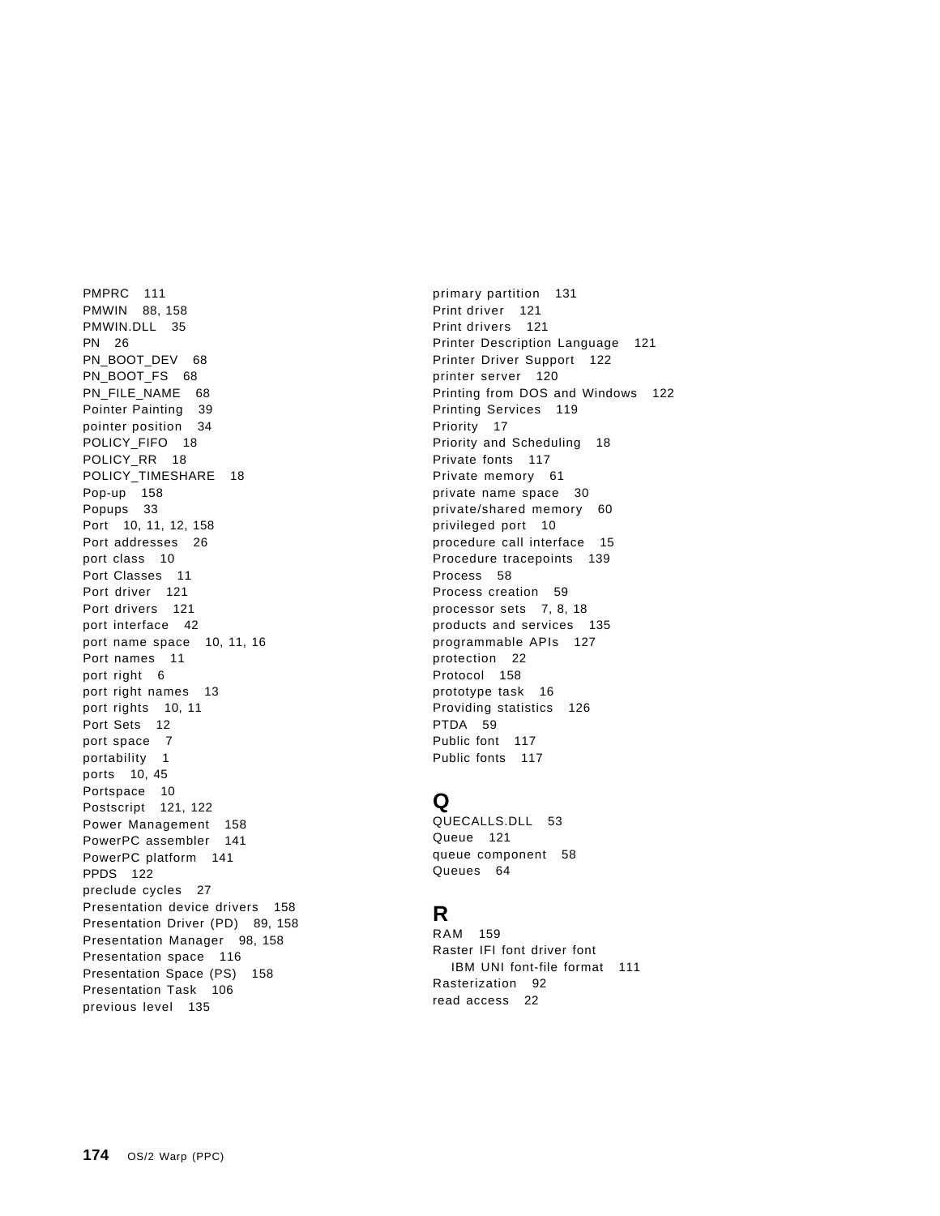PMPRC 111
PMWIN 88, 158
PMWIN.DLL 35
PN 26
PN_BOOT_DEV 68
PN_BOOT_FS 68
PN_FILE_NAME 68
Pointer Painting 39
pointer position 34
POLICY_FIFO 18
POLICY_RR 18
POLICY_TIMESHARE 18
Pop-up 158
Popups 33
Port 10, 11, 12, 158
Port addresses 26
port class 10
Port Classes 11
Port driver 121
Port drivers 121
port interface 42
port name space 10, 11, 16
Port names 11
port right 6
port right names 13
port rights 10, 11
Port Sets 12
port space 7
portability 1
ports 10, 45
Portspace 10
Postscript 121, 122
Power Management 158
PowerPC assembler 141
PowerPC platform 141
PPDS 122
preclude cycles 27
Presentation device drivers 158
Presentation Driver (PD) 89, 158
Presentation Manager 98, 158
Presentation space 116
Presentation Space (PS) 158
Presentation Task 106
previous level 135
primary partition 131
Print driver 121
Print drivers 121
Printer Description Language 121
Printer Driver Support 122
printer server 120
Printing from DOS and Windows 122
Printing Services 119
Priority 17
Priority and Scheduling 18
Private fonts 117
Private memory 61
private name space 30
private/shared memory 60
privileged port 10
procedure call interface 15
Procedure tracepoints 139
Process 58
Process creation 59
processor sets 7, 8, 18
products and services 135
programmable APIs 127
protection 22
Protocol 158
prototype task 16
Providing statistics 126
PTDA 59
Public font 117
Public fonts 117

## Q

QUECALLS.DLL 53
Queue 121
queue component 58
Queues 64

## R

RAM 159
Raster IFI font driver font
    IBM UNI font-file format 111
Rasterization 92
read access 22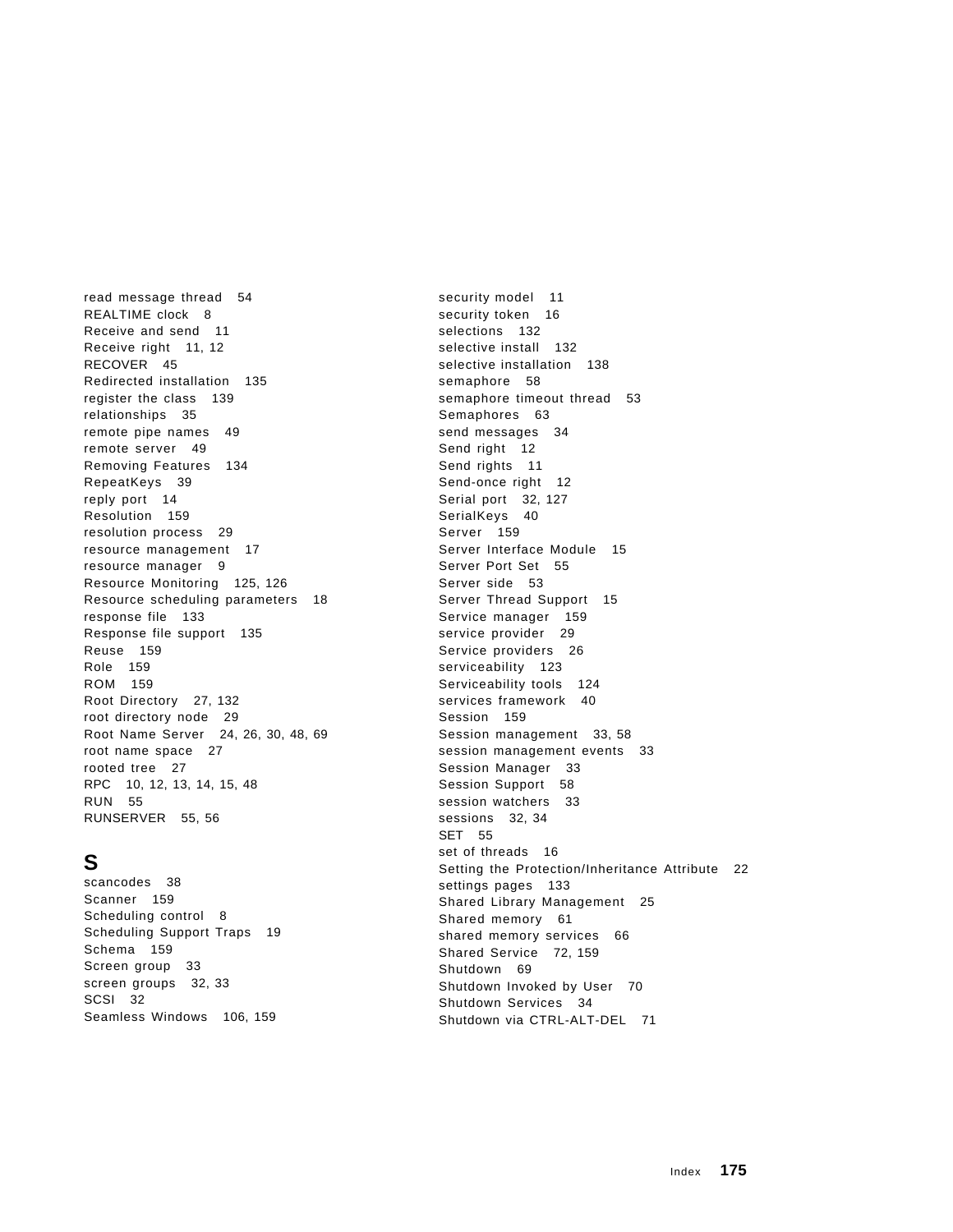read message thread 54
REALTIME clock 8
Receive and send 11
Receive right 11, 12
RECOVER 45
Redirected installation 135
register the class 139
relationships 35
remote pipe names 49
remote server 49
Removing Features 134
RepeatKeys 39
reply port 14
Resolution 159
resolution process 29
resource management 17
resource manager 9
Resource Monitoring 125, 126
Resource scheduling parameters 18
response file 133
Response file support 135
Reuse 159
Role 159
ROM 159
Root Directory 27, 132
root directory node 29
Root Name Server 24, 26, 30, 48, 69
root name space 27
rooted tree 27
RPC 10, 12, 13, 14, 15, 48
RUN 55
RUNSERVER 55, 56

## S

scancodes 38
Scanner 159
Scheduling control 8
Scheduling Support Traps 19
Schema 159
Screen group 33
screen groups 32, 33
SCSI 32
Seamless Windows 106, 159
security model 11
security token 16
selections 132
selective install 132
selective installation 138
semaphore 58
semaphore timeout thread 53
Semaphores 63
send messages 34
Send right 12
Send rights 11
Send-once right 12
Serial port 32, 127
SerialKeys 40
Server 159
Server Interface Module 15
Server Port Set 55
Server side 53
Server Thread Support 15
Service manager 159
service provider 29
Service providers 26
serviceability 123
Serviceability tools 124
services framework 40
Session 159
Session management 33, 58
session management events 33
Session Manager 33
Session Support 58
session watchers 33
sessions 32, 34
SET 55
set of threads 16
Setting the Protection/Inheritance Attribute 22
settings pages 133
Shared Library Management 25
Shared memory 61
shared memory services 66
Shared Service 72, 159
Shutdown 69
Shutdown Invoked by User 70
Shutdown Services 34
Shutdown via CTRL-ALT-DEL 71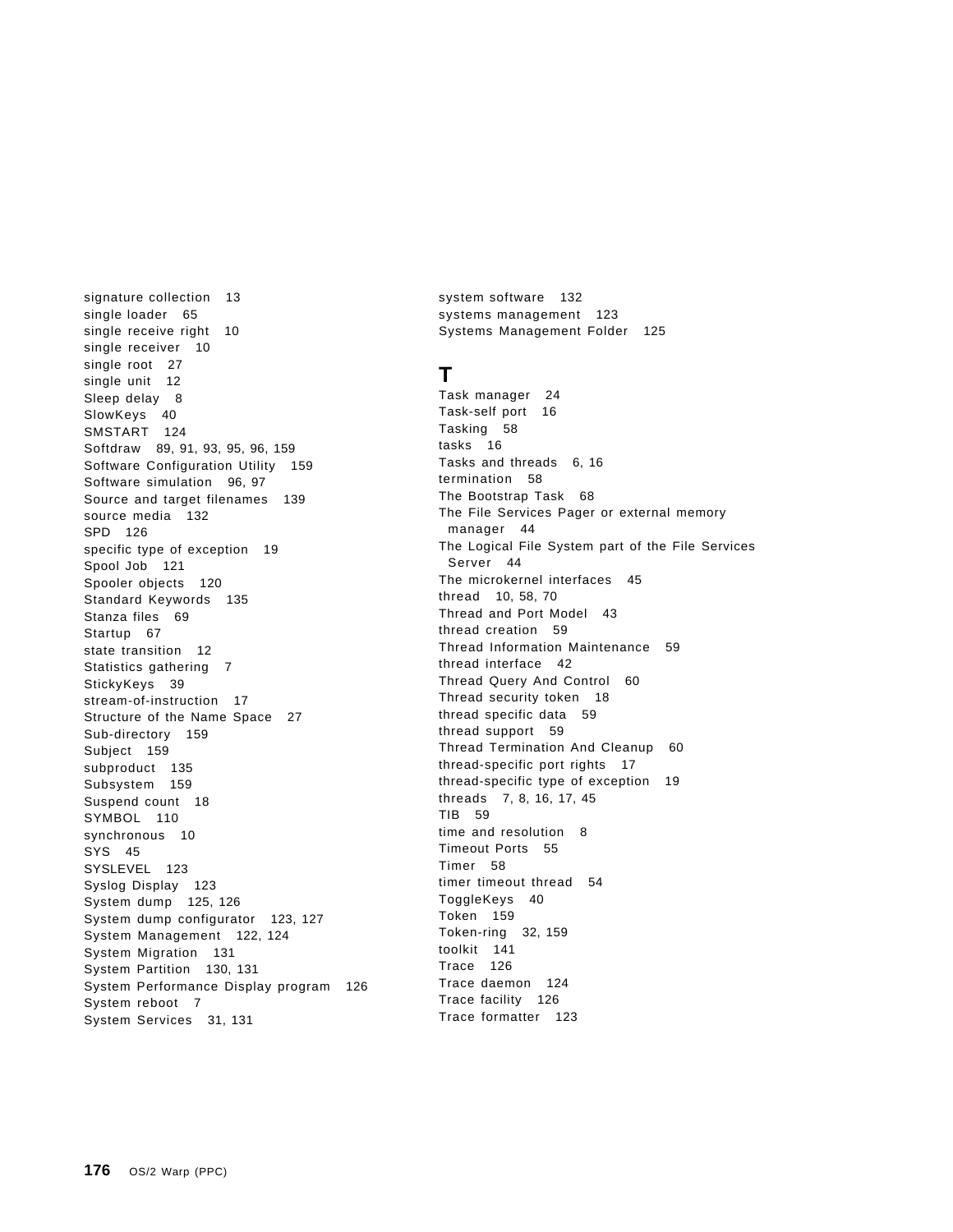signature collection 13
single loader 65
single receive right 10
single receiver 10
single root 27
single unit 12
Sleep delay 8
SlowKeys 40
SMSTART 124
Softdraw 89, 91, 93, 95, 96, 159
Software Configuration Utility 159
Software simulation 96, 97
Source and target filenames 139
source media 132
SPD 126
specific type of exception 19
Spool Job 121
Spooler objects 120
Standard Keywords 135
Stanza files 69
Startup 67
state transition 12
Statistics gathering 7
StickyKeys 39
stream-of-instruction 17
Structure of the Name Space 27
Sub-directory 159
Subject 159
subproduct 135
Subsystem 159
Suspend count 18
SYMBOL 110
synchronous 10
SYS 45
SYSLEVEL 123
Syslog Display 123
System dump 125, 126
System dump configurator 123, 127
System Management 122, 124
System Migration 131
System Partition 130, 131
System Performance Display program 126
System reboot 7
System Services 31, 131
system software 132
systems management 123
Systems Management Folder 125

## T

Task manager 24
Task-self port 16
Tasking 58
tasks 16
Tasks and threads 6, 16
termination 58
The Bootstrap Task 68
The File Services Pager or external memory manager 44
The Logical File System part of the File Services Server 44
The microkernel interfaces 45
thread 10, 58, 70
Thread and Port Model 43
thread creation 59
Thread Information Maintenance 59
thread interface 42
Thread Query And Control 60
Thread security token 18
thread specific data 59
thread support 59
Thread Termination And Cleanup 60
thread-specific port rights 17
thread-specific type of exception 19
threads 7, 8, 16, 17, 45
TIB 59
time and resolution 8
Timeout Ports 55
Timer 58
timer timeout thread 54
ToggleKeys 40
Token 159
Token-ring 32, 159
toolkit 141
Trace 126
Trace daemon 124
Trace facility 126
Trace formatter 123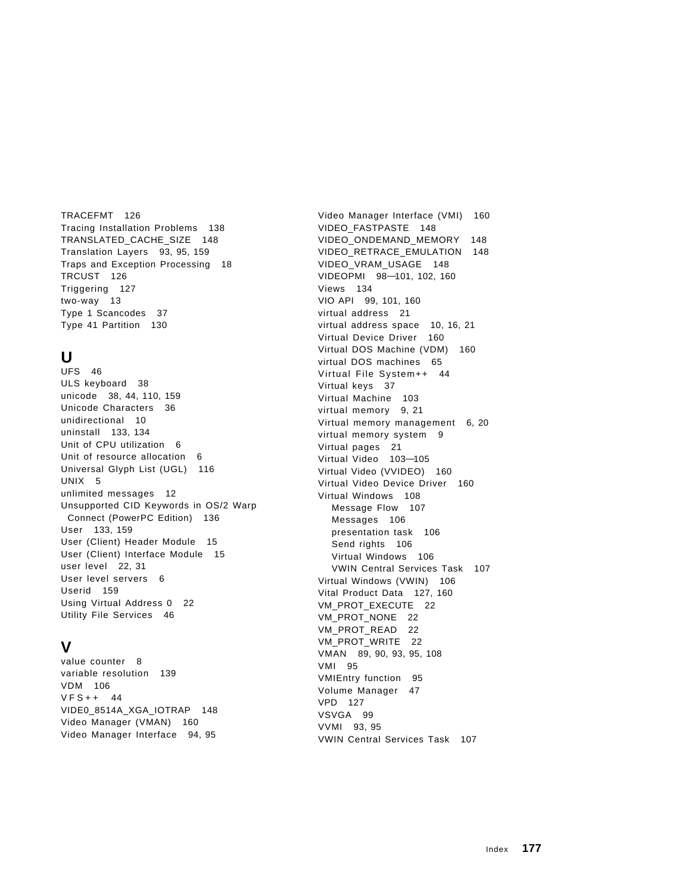TRACEFMT 126
Tracing Installation Problems 138
TRANSLATED_CACHE_SIZE 148
Translation Layers 93, 95, 159
Traps and Exception Processing 18
TRCUST 126
Triggering 127
two-way 13
Type 1 Scancodes 37
Type 41 Partition 130

## U

UFS 46
ULS keyboard 38
unicode 38, 44, 110, 159
Unicode Characters 36
unidirectional 10
uninstall 133, 134
Unit of CPU utilization 6
Unit of resource allocation 6
Universal Glyph List (UGL) 116
UNIX 5
unlimited messages 12
Unsupported CID Keywords in OS/2 Warp Connect (PowerPC Edition) 136
User 133, 159
User (Client) Header Module 15
User (Client) Interface Module 15
user level 22, 31
User level servers 6
Userid 159
Using Virtual Address 0 22
Utility File Services 46

## V

value counter 8
variable resolution 139
VDM 106
VFS++ 44
VIDE0_8514A_XGA_IOTRAP 148
Video Manager (VMAN) 160
Video Manager Interface 94, 95
Video Manager Interface (VMI) 160
VIDEO_FASTPASTE 148
VIDEO_ONDEMAND_MEMORY 148
VIDEO_RETRACE_EMULATION 148
VIDEO_VRAM_USAGE 148
VIDEOPMI 98—101, 102, 160
Views 134
VIO API 99, 101, 160
virtual address 21
virtual address space 10, 16, 21
Virtual Device Driver 160
Virtual DOS Machine (VDM) 160
virtual DOS machines 65
Virtual File System++ 44
Virtual keys 37
Virtual Machine 103
virtual memory 9, 21
Virtual memory management 6, 20
virtual memory system 9
Virtual pages 21
Virtual Video 103—105
Virtual Video (VVIDEO) 160
Virtual Video Device Driver 160
Virtual Windows 108
  Message Flow 107
  Messages 106
  presentation task 106
  Send rights 106
  Virtual Windows 106
  VWIN Central Services Task 107
Virtual Windows (VWIN) 106
Vital Product Data 127, 160
VM_PROT_EXECUTE 22
VM_PROT_NONE 22
VM_PROT_READ 22
VM_PROT_WRITE 22
VMAN 89, 90, 93, 95, 108
VMI 95
VMIEntry function 95
Volume Manager 47
VPD 127
VSVGA 99
VVMI 93, 95
VWIN Central Services Task 107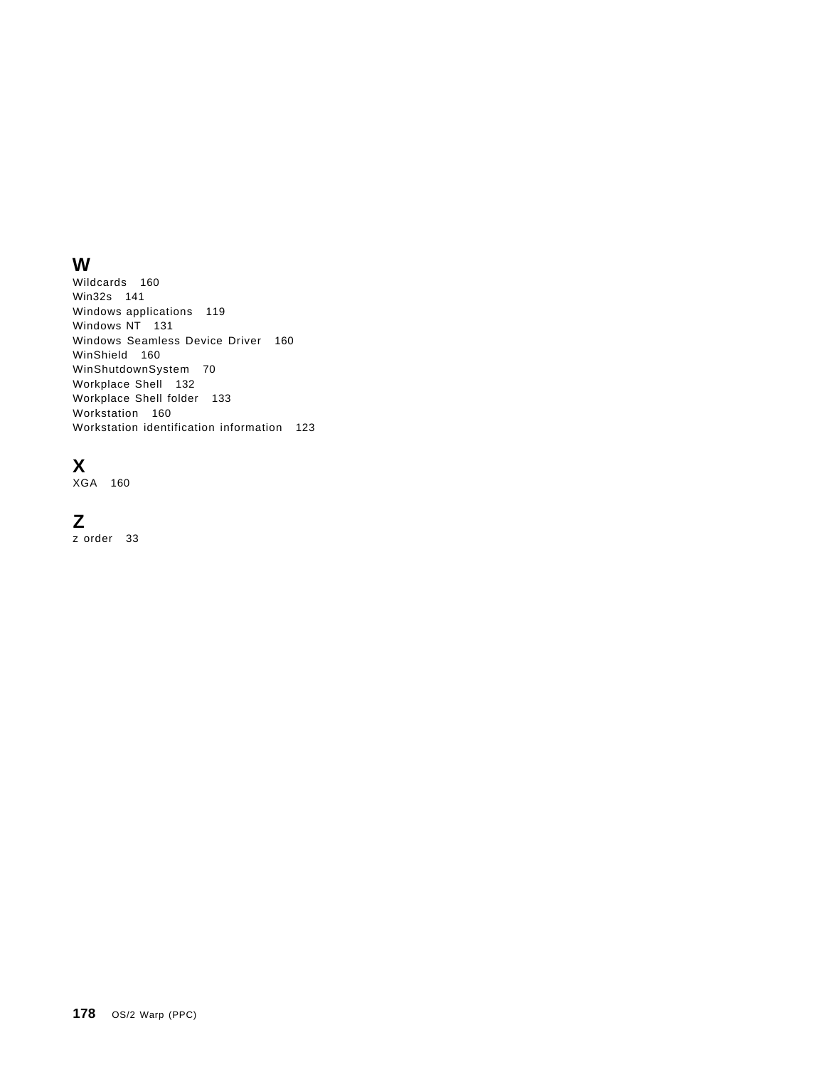## W

Wildcards 160
Win32s 141
Windows applications 119
Windows NT 131
Windows Seamless Device Driver 160
WinShield 160
WinShutdownSystem 70
Workplace Shell 132
Workplace Shell folder 133
Workstation 160
Workstation identification information 123

## X

XGA 160

## Z

z order 33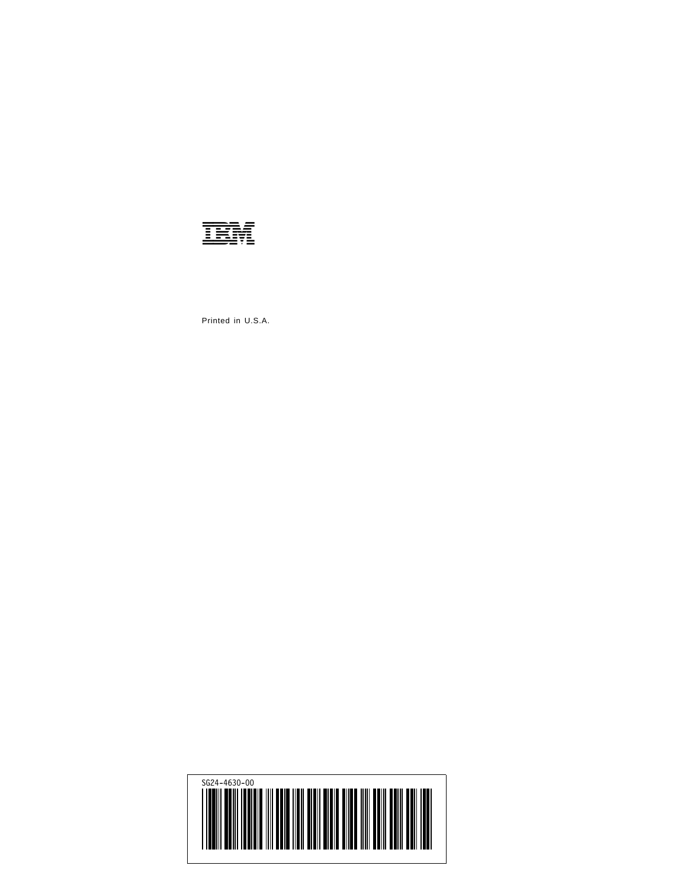IBM

Printed in U.S.A.

SG24-4630-00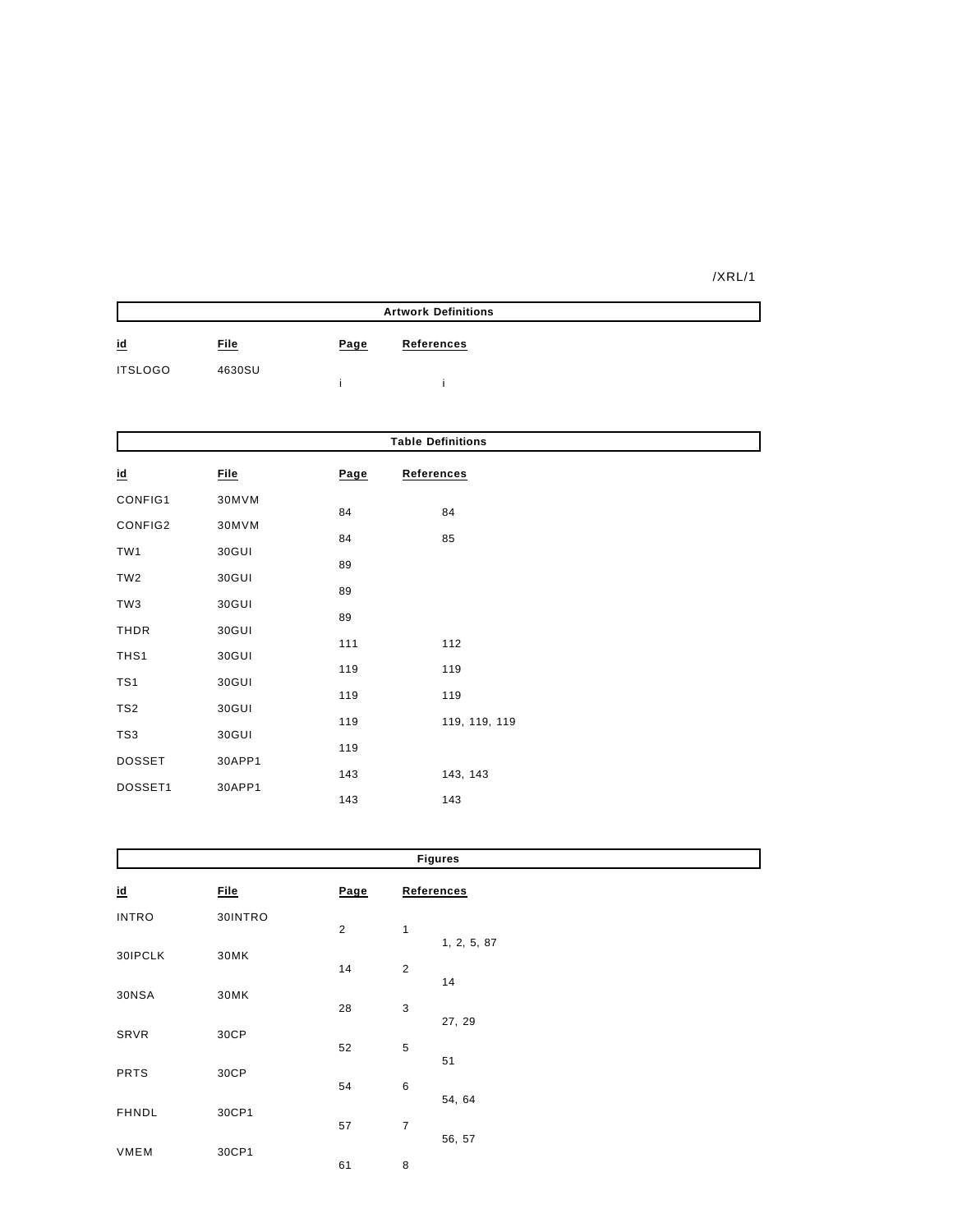/XRL/1

**Artwork Definitions**

| id | File | Page | References |
|---|---|---|---|
| ITSLOGO | 4630SU | i | i |

**Table Definitions**

| id | File | Page | References |
|---|---|---|---|
| CONFIG1 | 30MVM | 84 | 84 |
| CONFIG2 | 30MVM | 84 | 85 |
| TW1 | 30GUI | 89 | |
| TW2 | 30GUI | 89 | |
| TW3 | 30GUI | 89 | |
| THDR | 30GUI | 111 | 112 |
| THS1 | 30GUI | 119 | 119 |
| TS1 | 30GUI | 119 | 119 |
| TS2 | 30GUI | 119 | 119, 119, 119 |
| TS3 | 30GUI | 119 | |
| DOSSET | 30APP1 | 143 | 143, 143 |
| DOSSET1 | 30APP1 | 143 | 143 |

**Figures**

| id | File | Page | References |
|---|---|---|---|
| INTRO | 30INTRO | 2 | 1<br>1, 2, 5, 87 |
| 30IPCLK | 30MK | 14 | 2<br>14 |
| 30NSA | 30MK | 28 | 3<br>27, 29 |
| SRVR | 30CP | 52 | 5<br>51 |
| PRTS | 30CP | 54 | 6<br>54, 64 |
| FHNDL | 30CP1 | 57 | 7<br>56, 57 |
| VMEM | 30CP1 | 61 | 8 |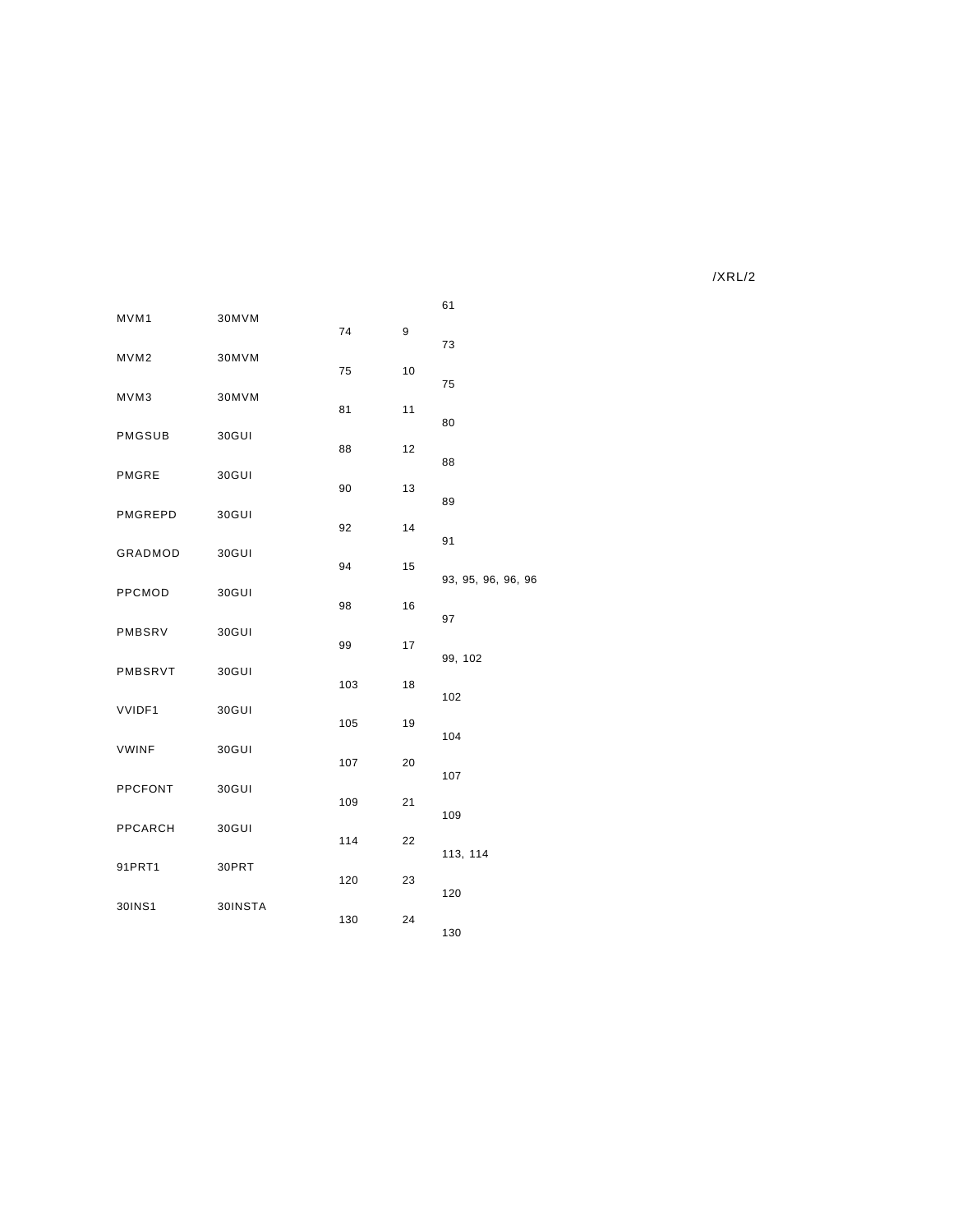/XRL/2

| | | | | |
|---|---|---|---|---|
| | | | | 61 |
| MVM1 | 30MVM | 74 | 9 | 73 |
| MVM2 | 30MVM | 75 | 10 | 75 |
| MVM3 | 30MVM | 81 | 11 | 80 |
| PMGSUB | 30GUI | 88 | 12 | 88 |
| PMGRE | 30GUI | 90 | 13 | 89 |
| PMGREPD | 30GUI | 92 | 14 | 91 |
| GRADMOD | 30GUI | 94 | 15 | 93, 95, 96, 96, 96 |
| PPCMOD | 30GUI | 98 | 16 | 97 |
| PMBSRV | 30GUI | 99 | 17 | 99, 102 |
| PMBSRVT | 30GUI | 103 | 18 | 102 |
| VVIDF1 | 30GUI | 105 | 19 | 104 |
| VWINF | 30GUI | 107 | 20 | 107 |
| PPCFONT | 30GUI | 109 | 21 | 109 |
| PPCARCH | 30GUI | 114 | 22 | 113, 114 |
| 91PRT1 | 30PRT | 120 | 23 | 120 |
| 30INS1 | 30INSTA | 130 | 24 | 130 |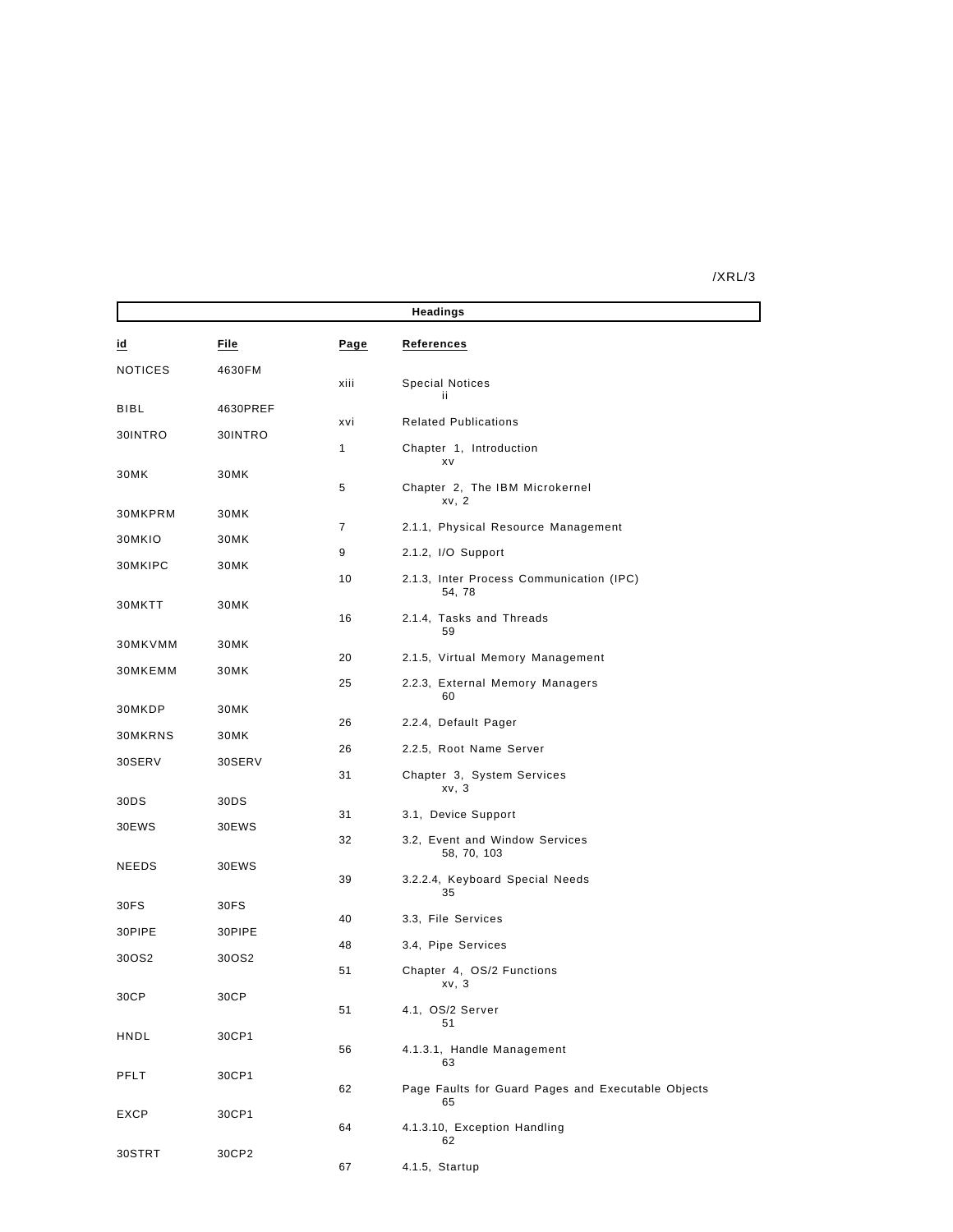| Headings | | | |
|---|---|---|---|
| **id** | **File** | **Page** | **References** |
| NOTICES | 4630FM | xiii | Special Notices<br>ii |
| BIBL | 4630PREF | xvi | Related Publications |
| 30INTRO | 30INTRO | 1 | Chapter 1, Introduction<br>xv |
| 30MK | 30MK | 5 | Chapter 2, The IBM Microkernel<br>xv, 2 |
| 30MKPRM | 30MK | 7 | 2.1.1, Physical Resource Management |
| 30MKIO | 30MK | 9 | 2.1.2, I/O Support |
| 30MKIPC | 30MK | 10 | 2.1.3, Inter Process Communication (IPC)<br>54, 78 |
| 30MKTT | 30MK | 16 | 2.1.4, Tasks and Threads<br>59 |
| 30MKVMM | 30MK | 20 | 2.1.5, Virtual Memory Management |
| 30MKEMM | 30MK | 25 | 2.2.3, External Memory Managers<br>60 |
| 30MKDP | 30MK | 26 | 2.2.4, Default Pager |
| 30MKRNS | 30MK | 26 | 2.2.5, Root Name Server |
| 30SERV | 30SERV | 31 | Chapter 3, System Services<br>xv, 3 |
| 30DS | 30DS | 31 | 3.1, Device Support |
| 30EWS | 30EWS | 32 | 3.2, Event and Window Services<br>58, 70, 103 |
| NEEDS | 30EWS | 39 | 3.2.2.4, Keyboard Special Needs<br>35 |
| 30FS | 30FS | 40 | 3.3, File Services |
| 30PIPE | 30PIPE | 48 | 3.4, Pipe Services |
| 30OS2 | 30OS2 | 51 | Chapter 4, OS/2 Functions<br>xv, 3 |
| 30CP | 30CP | 51 | 4.1, OS/2 Server<br>51 |
| HNDL | 30CP1 | 56 | 4.1.3.1, Handle Management<br>63 |
| PFLT | 30CP1 | 62 | Page Faults for Guard Pages and Executable Objects<br>65 |
| EXCP | 30CP1 | 64 | 4.1.3.10, Exception Handling<br>62 |
| 30STRT | 30CP2 | 67 | 4.1.5, Startup |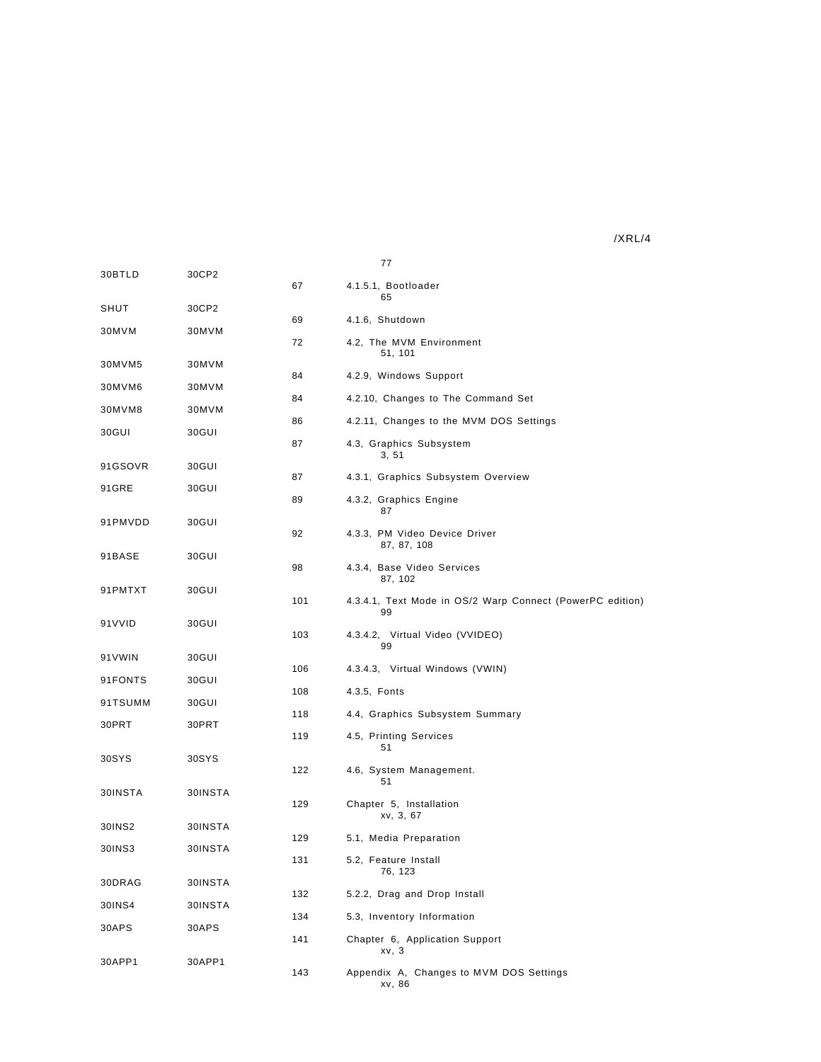/XRL/4

| | | | |
|---|---|---|---|
| | | | 77 |
| 30BTLD | 30CP2 | 67 | 4.1.5.1, Bootloader<br>65 |
| SHUT | 30CP2 | 69 | 4.1.6, Shutdown |
| 30MVM | 30MVM | 72 | 4.2, The MVM Environment<br>51, 101 |
| 30MVM5 | 30MVM | 84 | 4.2.9, Windows Support |
| 30MVM6 | 30MVM | 84 | 4.2.10, Changes to The Command Set |
| 30MVM8 | 30MVM | 86 | 4.2.11, Changes to the MVM DOS Settings |
| 30GUI | 30GUI | 87 | 4.3, Graphics Subsystem<br>3, 51 |
| 91GSOVR | 30GUI | 87 | 4.3.1, Graphics Subsystem Overview |
| 91GRE | 30GUI | 89 | 4.3.2, Graphics Engine<br>87 |
| 91PMVDD | 30GUI | 92 | 4.3.3, PM Video Device Driver<br>87, 87, 108 |
| 91BASE | 30GUI | 98 | 4.3.4, Base Video Services<br>87, 102 |
| 91PMTXT | 30GUI | 101 | 4.3.4.1, Text Mode in OS/2 Warp Connect (PowerPC edition)<br>99 |
| 91VVID | 30GUI | 103 | 4.3.4.2, Virtual Video (VVIDEO)<br>99 |
| 91VWIN | 30GUI | 106 | 4.3.4.3, Virtual Windows (VWIN) |
| 91FONTS | 30GUI | 108 | 4.3.5, Fonts |
| 91TSUMM | 30GUI | 118 | 4.4, Graphics Subsystem Summary |
| 30PRT | 30PRT | 119 | 4.5, Printing Services<br>51 |
| 30SYS | 30SYS | 122 | 4.6, System Management.<br>51 |
| 30INSTA | 30INSTA | 129 | Chapter 5, Installation<br>xv, 3, 67 |
| 30INS2 | 30INSTA | 129 | 5.1, Media Preparation |
| 30INS3 | 30INSTA | 131 | 5.2, Feature Install<br>76, 123 |
| 30DRAG | 30INSTA | 132 | 5.2.2, Drag and Drop Install |
| 30INS4 | 30INSTA | 134 | 5.3, Inventory Information |
| 30APS | 30APS | 141 | Chapter 6, Application Support<br>xv, 3 |
| 30APP1 | 30APP1 | 143 | Appendix A, Changes to MVM DOS Settings<br>xv, 86 |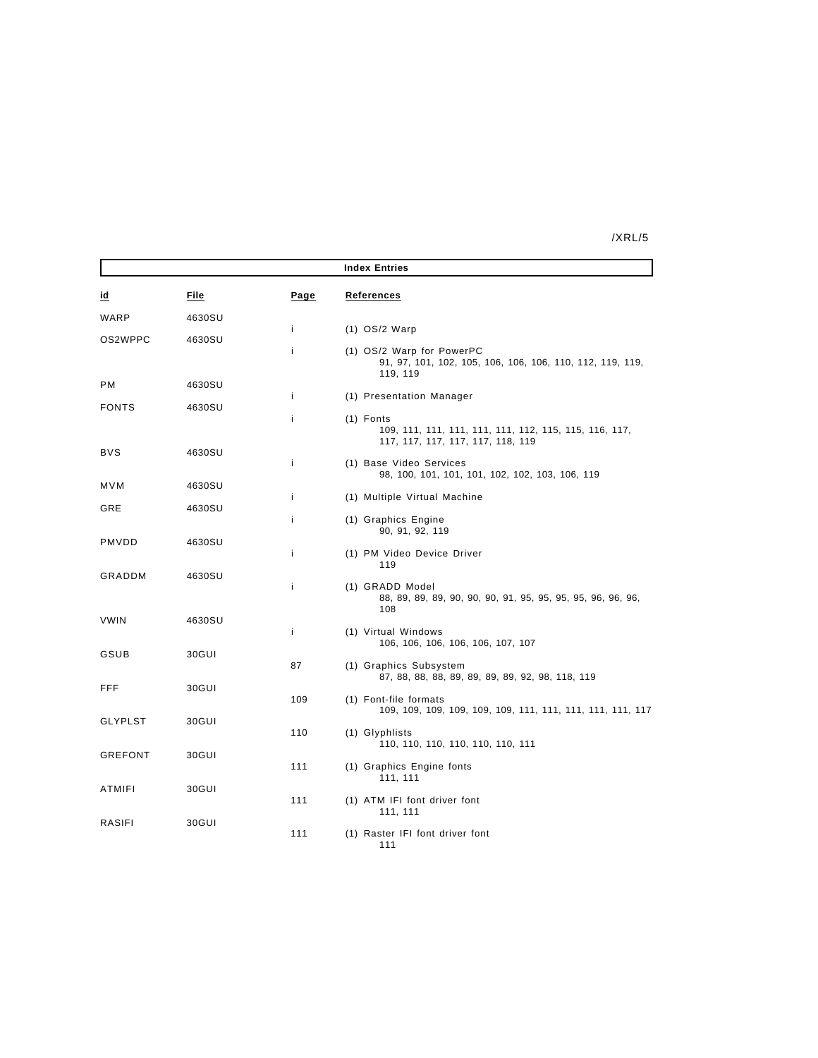/XRL/5

## Index Entries

| id | File | Page | References |
|---|---|---|---|
| WARP | 4630SU | i | (1) OS/2 Warp |
| OS2WPPC | 4630SU | i | (1) OS/2 Warp for PowerPC<br>91, 97, 101, 102, 105, 106, 106, 106, 110, 112, 119, 119, 119, 119 |
| PM | 4630SU | i | (1) Presentation Manager |
| FONTS | 4630SU | i | (1) Fonts<br>109, 111, 111, 111, 111, 111, 112, 115, 115, 116, 117, 117, 117, 117, 117, 117, 118, 119 |
| BVS | 4630SU | i | (1) Base Video Services<br>98, 100, 101, 101, 101, 102, 102, 103, 106, 119 |
| MVM | 4630SU | i | (1) Multiple Virtual Machine |
| GRE | 4630SU | i | (1) Graphics Engine<br>90, 91, 92, 119 |
| PMVDD | 4630SU | i | (1) PM Video Device Driver<br>119 |
| GRADDM | 4630SU | i | (1) GRADD Model<br>88, 89, 89, 89, 90, 90, 90, 91, 95, 95, 95, 95, 96, 96, 96, 108 |
| VWIN | 4630SU | i | (1) Virtual Windows<br>106, 106, 106, 106, 106, 107, 107 |
| GSUB | 30GUI | 87 | (1) Graphics Subsystem<br>87, 88, 88, 88, 89, 89, 89, 89, 92, 98, 118, 119 |
| FFF | 30GUI | 109 | (1) Font-file formats<br>109, 109, 109, 109, 109, 111, 111, 111, 111, 111, 117 |
| GLYPLST | 30GUI | 110 | (1) Glyphlists<br>110, 110, 110, 110, 110, 110, 111 |
| GREFONT | 30GUI | 111 | (1) Graphics Engine fonts<br>111, 111 |
| ATMIFI | 30GUI | 111 | (1) ATM IFI font driver font<br>111, 111 |
| RASIFI | 30GUI | 111 | (1) Raster IFI font driver font<br>111 |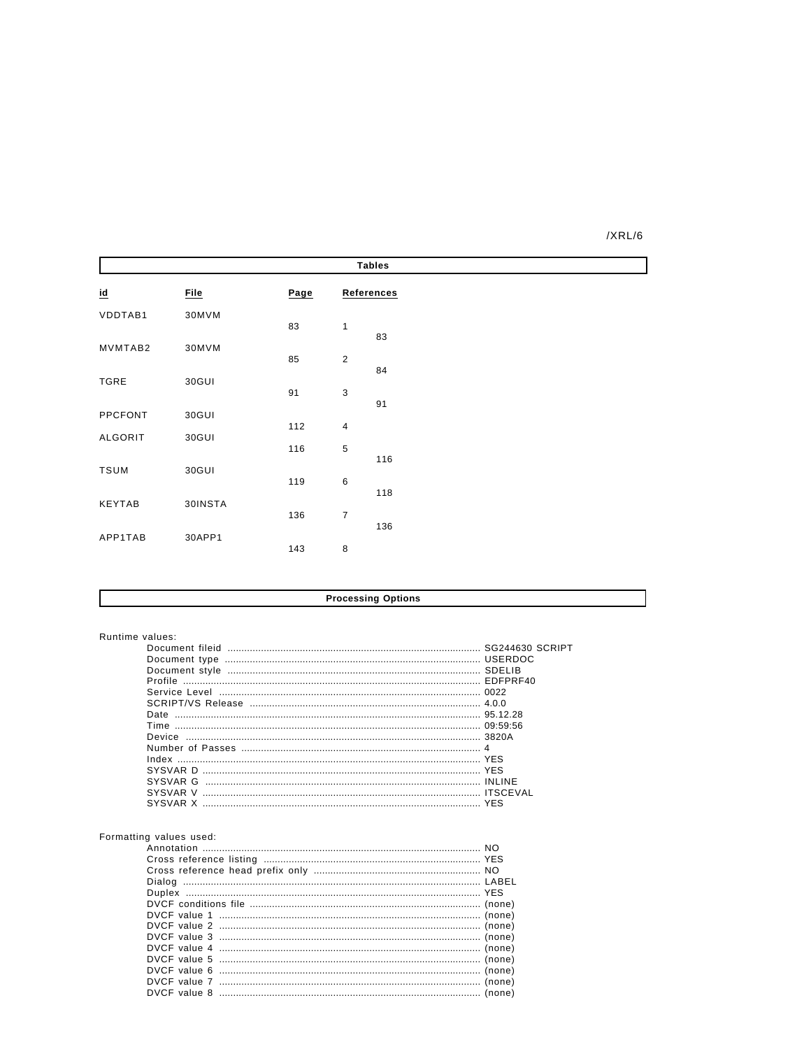## Tables

| id | File | Page | References |
|---|---|---|---|
| VDDTAB1 | 30MVM | 83 | 1<br>83 |
| MVMTAB2 | 30MVM | 85 | 2<br>84 |
| TGRE | 30GUI | 91 | 3<br>91 |
| PPCFONT | 30GUI | 112 | 4 |
| ALGORIT | 30GUI | 116 | 5<br>116 |
| TSUM | 30GUI | 119 | 6<br>118 |
| KEYTAB | 30INSTA | 136 | 7<br>136 |
| APP1TAB | 30APP1 | 143 | 8 |

## Processing Options

Runtime values:

- Document fileid ........ SG244630 SCRIPT
- Document type ........ USERDOC
- Document style ........ SDELIB
- Profile ........ EDFPRF40
- Service Level ........ 0022
- SCRIPT/VS Release ........ 4.0.0
- Date ........ 95.12.28
- Time ........ 09:59:56
- Device ........ 3820A
- Number of Passes ........ 4
- Index ........ YES
- SYSVAR D ........ YES
- SYSVAR G ........ INLINE
- SYSVAR V ........ ITSCEVAL
- SYSVAR X ........ YES

Formatting values used:

- Annotation ........ NO
- Cross reference listing ........ YES
- Cross reference head prefix only ........ NO
- Dialog ........ LABEL
- Duplex ........ YES
- DVCF conditions file ........ (none)
- DVCF value 1 ........ (none)
- DVCF value 2 ........ (none)
- DVCF value 3 ........ (none)
- DVCF value 4 ........ (none)
- DVCF value 5 ........ (none)
- DVCF value 6 ........ (none)
- DVCF value 7 ........ (none)
- DVCF value 8 ........ (none)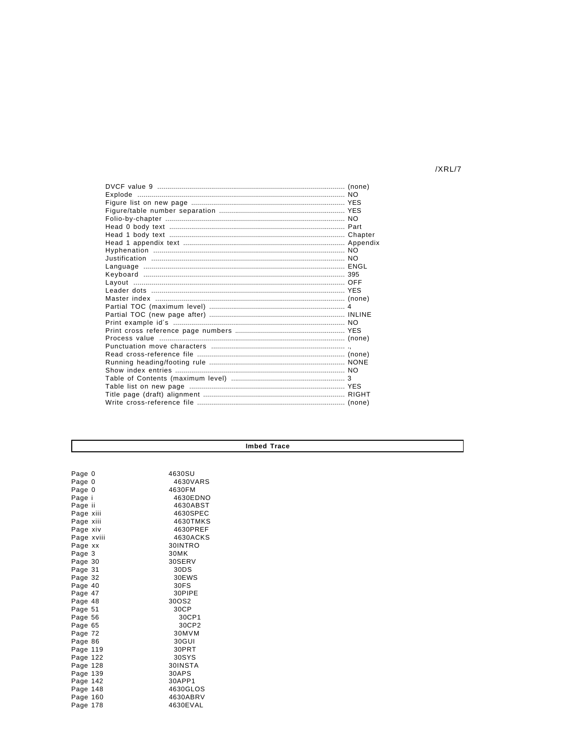/XRL/7

| | |
|---|---|
| DVCF value 9 | (none) |
| Explode | NO |
| Figure list on new page | YES |
| Figure/table number separation | YES |
| Folio-by-chapter | NO |
| Head 0 body text | Part |
| Head 1 body text | Chapter |
| Head 1 appendix text | Appendix |
| Hyphenation | NO |
| Justification | NO |
| Language | ENGL |
| Keyboard | 395 |
| Layout | OFF |
| Leader dots | YES |
| Master index | (none) |
| Partial TOC (maximum level) | 4 |
| Partial TOC (new page after) | INLINE |
| Print example id′s | NO |
| Print cross reference page numbers | YES |
| Process value | (none) |
| Punctuation move characters | ., |
| Read cross-reference file | (none) |
| Running heading/footing rule | NONE |
| Show index entries | NO |
| Table of Contents (maximum level) | 3 |
| Table list on new page | YES |
| Title page (draft) alignment | RIGHT |
| Write cross-reference file | (none) |

**Imbed Trace**

| | |
|---|---|
| Page 0 | 4630SU |
| Page 0 | 4630VARS |
| Page 0 | 4630FM |
| Page i | 4630EDNO |
| Page ii | 4630ABST |
| Page xiii | 4630SPEC |
| Page xiii | 4630TMKS |
| Page xiv | 4630PREF |
| Page xviii | 4630ACKS |
| Page xx | 30INTRO |
| Page 3 | 30MK |
| Page 30 | 30SERV |
| Page 31 | 30DS |
| Page 32 | 30EWS |
| Page 40 | 30FS |
| Page 47 | 30PIPE |
| Page 48 | 30OS2 |
| Page 51 | 30CP |
| Page 56 | 30CP1 |
| Page 65 | 30CP2 |
| Page 72 | 30MVM |
| Page 86 | 30GUI |
| Page 119 | 30PRT |
| Page 122 | 30SYS |
| Page 128 | 30INSTA |
| Page 139 | 30APS |
| Page 142 | 30APP1 |
| Page 148 | 4630GLOS |
| Page 160 | 4630ABRV |
| Page 178 | 4630EVAL |